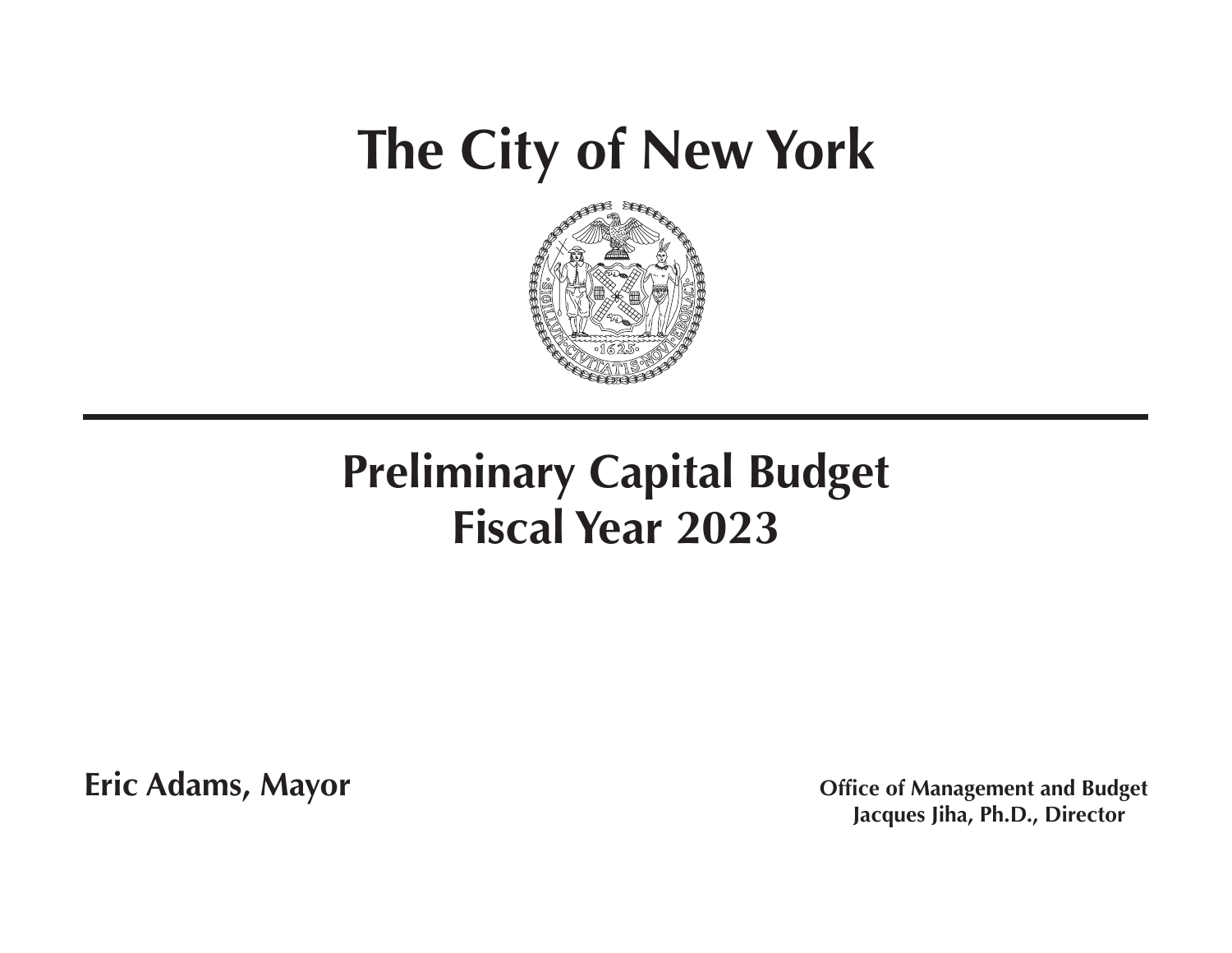# The City of New York

## Preliminary Capital Budget
## Fiscal Year 2023

**Eric Adams, Mayor**

**Office of Management and Budget**
**Jacques Jiha, Ph.D., Director**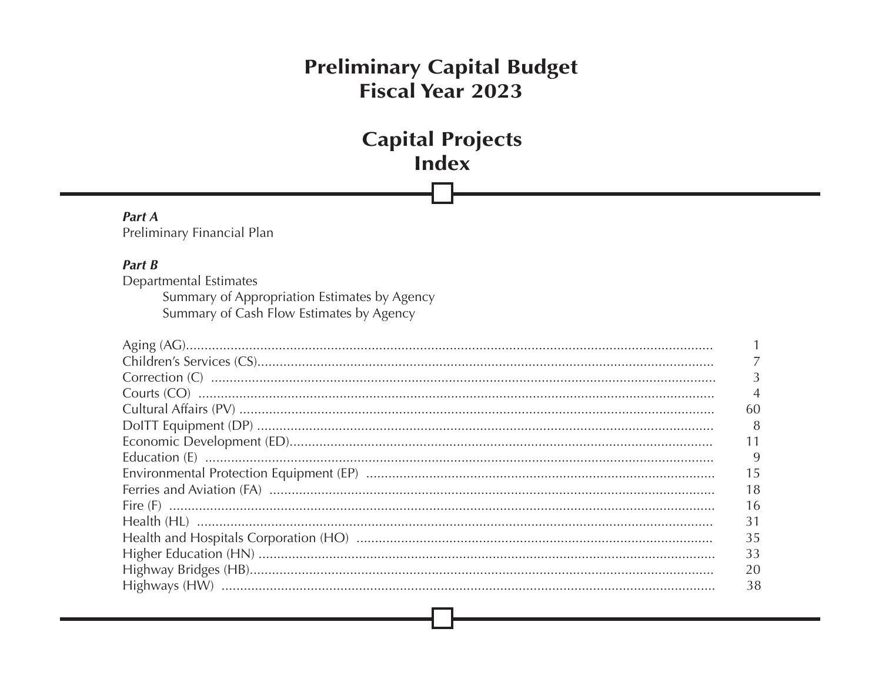# Preliminary Capital Budget
# Fiscal Year 2023

## Capital Projects
## Index

***Part A***
Preliminary Financial Plan

***Part B***
Departmental Estimates
- Summary of Appropriation Estimates by Agency
- Summary of Cash Flow Estimates by Agency

| | |
|---|---|
| Aging (AG) | 1 |
| Children's Services (CS) | 7 |
| Correction (C) | 3 |
| Courts (CO) | 4 |
| Cultural Affairs (PV) | 60 |
| DoITT Equipment (DP) | 8 |
| Economic Development (ED) | 11 |
| Education (E) | 9 |
| Environmental Protection Equipment (EP) | 15 |
| Ferries and Aviation (FA) | 18 |
| Fire (F) | 16 |
| Health (HL) | 31 |
| Health and Hospitals Corporation (HO) | 35 |
| Higher Education (HN) | 33 |
| Highway Bridges (HB) | 20 |
| Highways (HW) | 38 |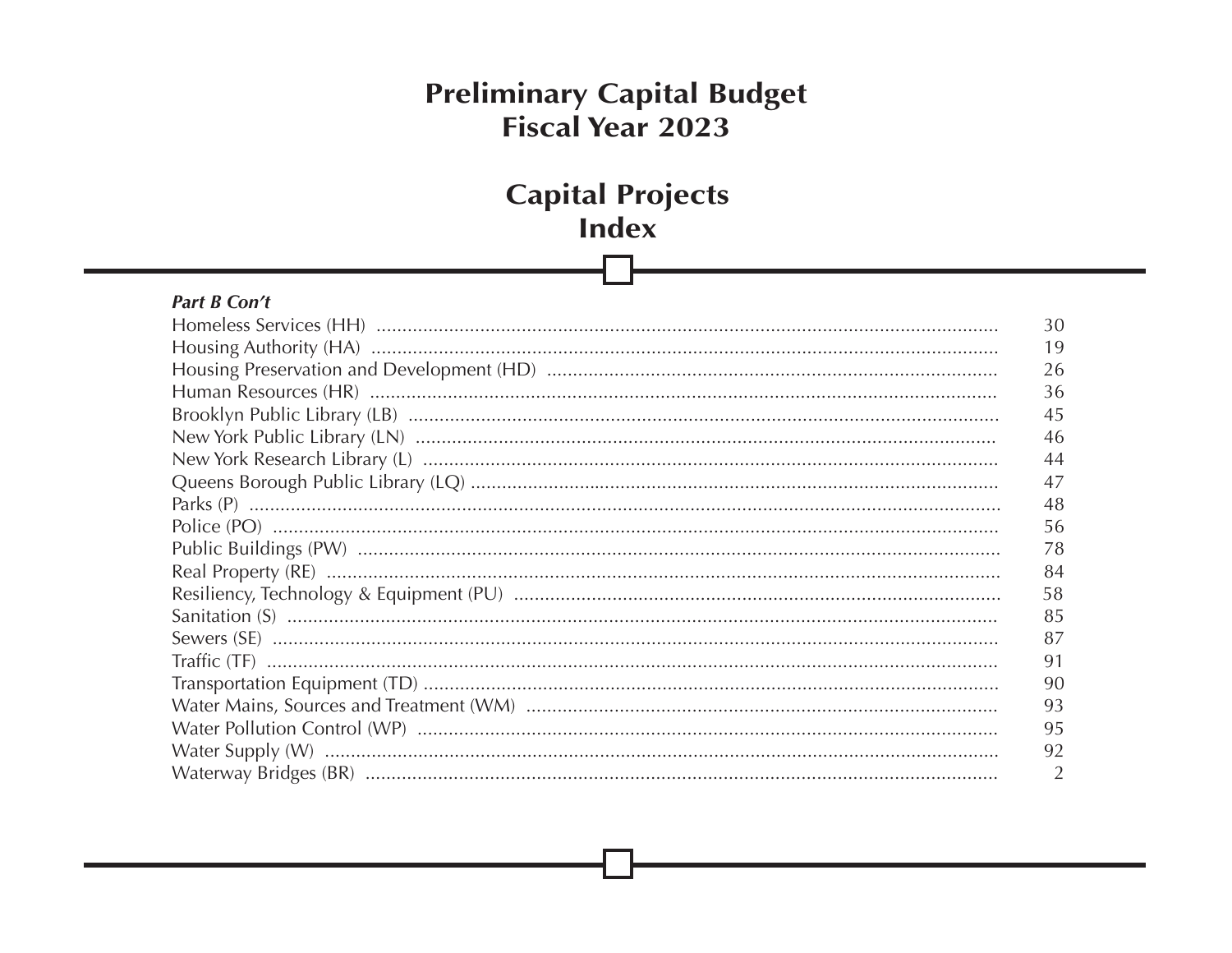# Preliminary Capital Budget
# Fiscal Year 2023

## Capital Projects
## Index

***Part B Con't***

| | |
|---|---|
| Homeless Services (HH) | 30 |
| Housing Authority (HA) | 19 |
| Housing Preservation and Development (HD) | 26 |
| Human Resources (HR) | 36 |
| Brooklyn Public Library (LB) | 45 |
| New York Public Library (LN) | 46 |
| New York Research Library (L) | 44 |
| Queens Borough Public Library (LQ) | 47 |
| Parks (P) | 48 |
| Police (PO) | 56 |
| Public Buildings (PW) | 78 |
| Real Property (RE) | 84 |
| Resiliency, Technology & Equipment (PU) | 58 |
| Sanitation (S) | 85 |
| Sewers (SE) | 87 |
| Traffic (TF) | 91 |
| Transportation Equipment (TD) | 90 |
| Water Mains, Sources and Treatment (WM) | 93 |
| Water Pollution Control (WP) | 95 |
| Water Supply (W) | 92 |
| Waterway Bridges (BR) | 2 |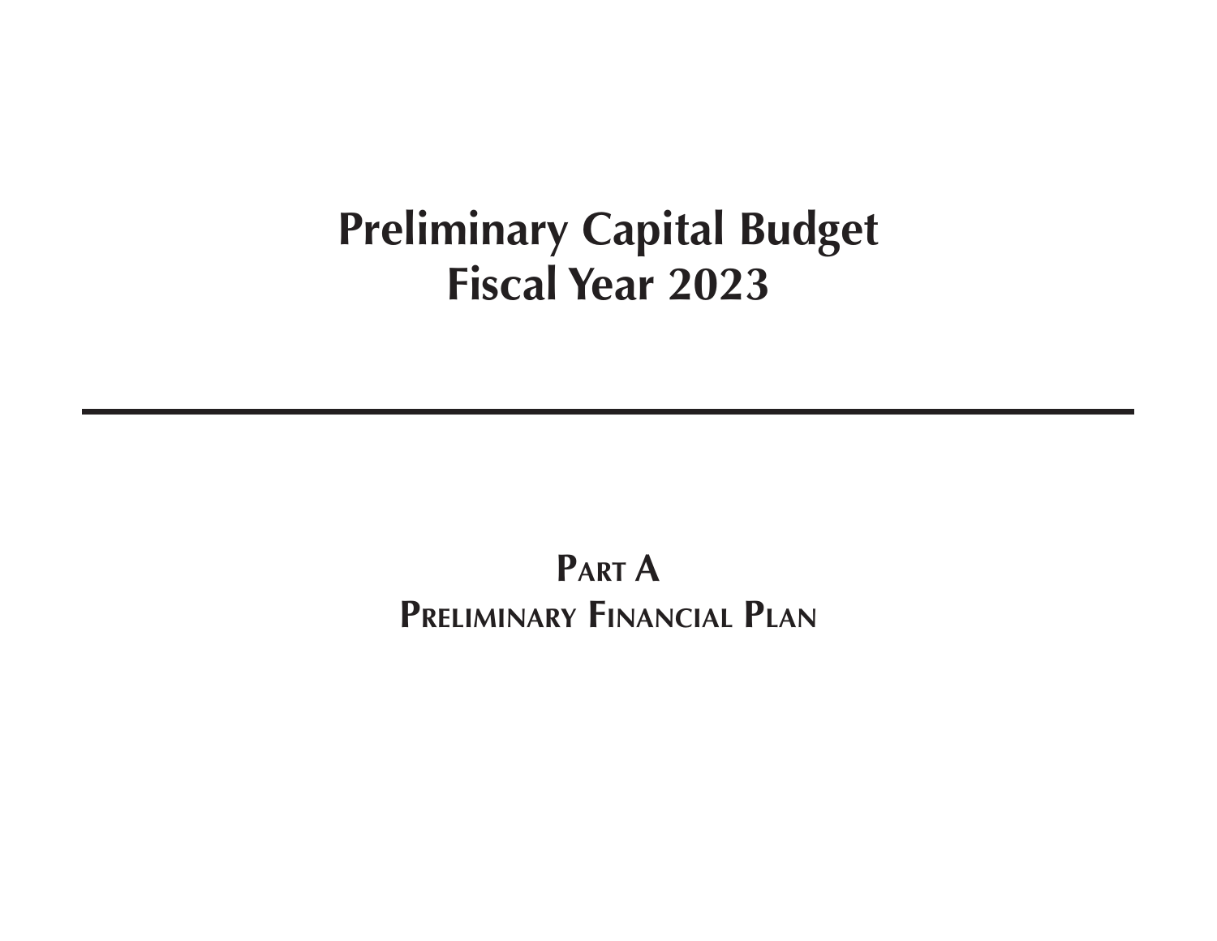# Preliminary Capital Budget
# Fiscal Year 2023

---

## Part A
## Preliminary Financial Plan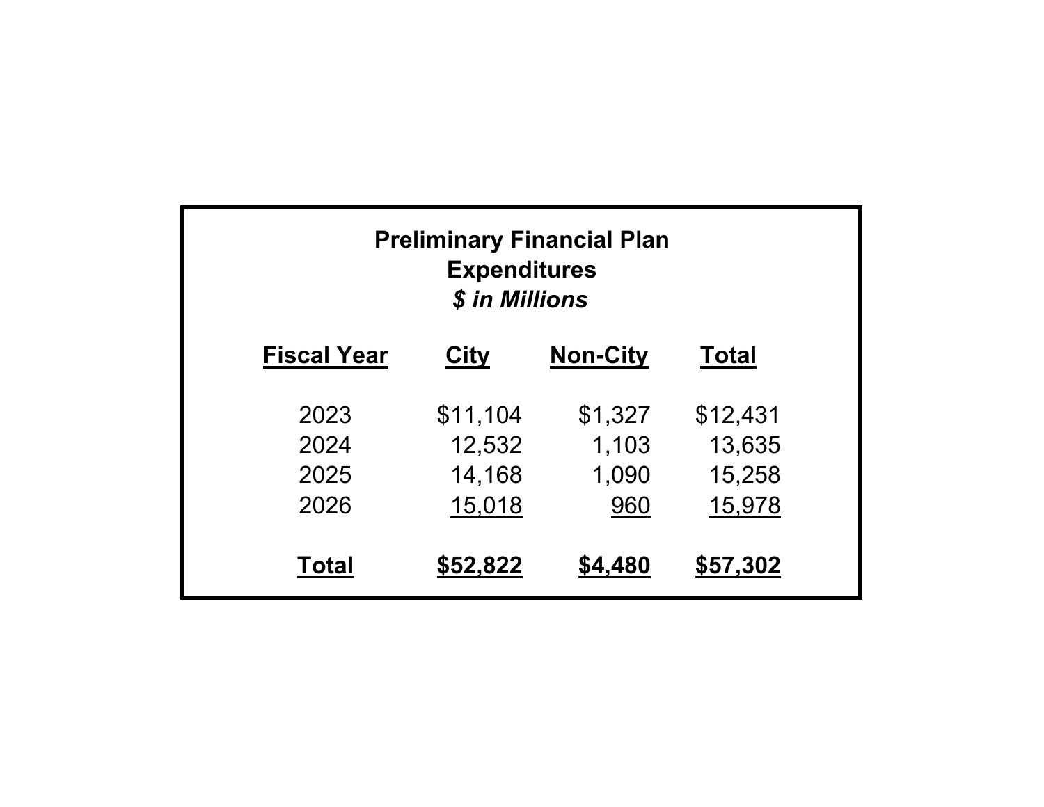**Preliminary Financial Plan**
**Expenditures**
***$ in Millions***

| Fiscal Year | City | Non-City | Total |
|---|---|---|---|
| 2023 | $11,104 | $1,327 | $12,431 |
| 2024 | 12,532 | 1,103 | 13,635 |
| 2025 | 14,168 | 1,090 | 15,258 |
| 2026 | 15,018 | 960 | 15,978 |
| **Total** | **$52,822** | **$4,480** | **$57,302** |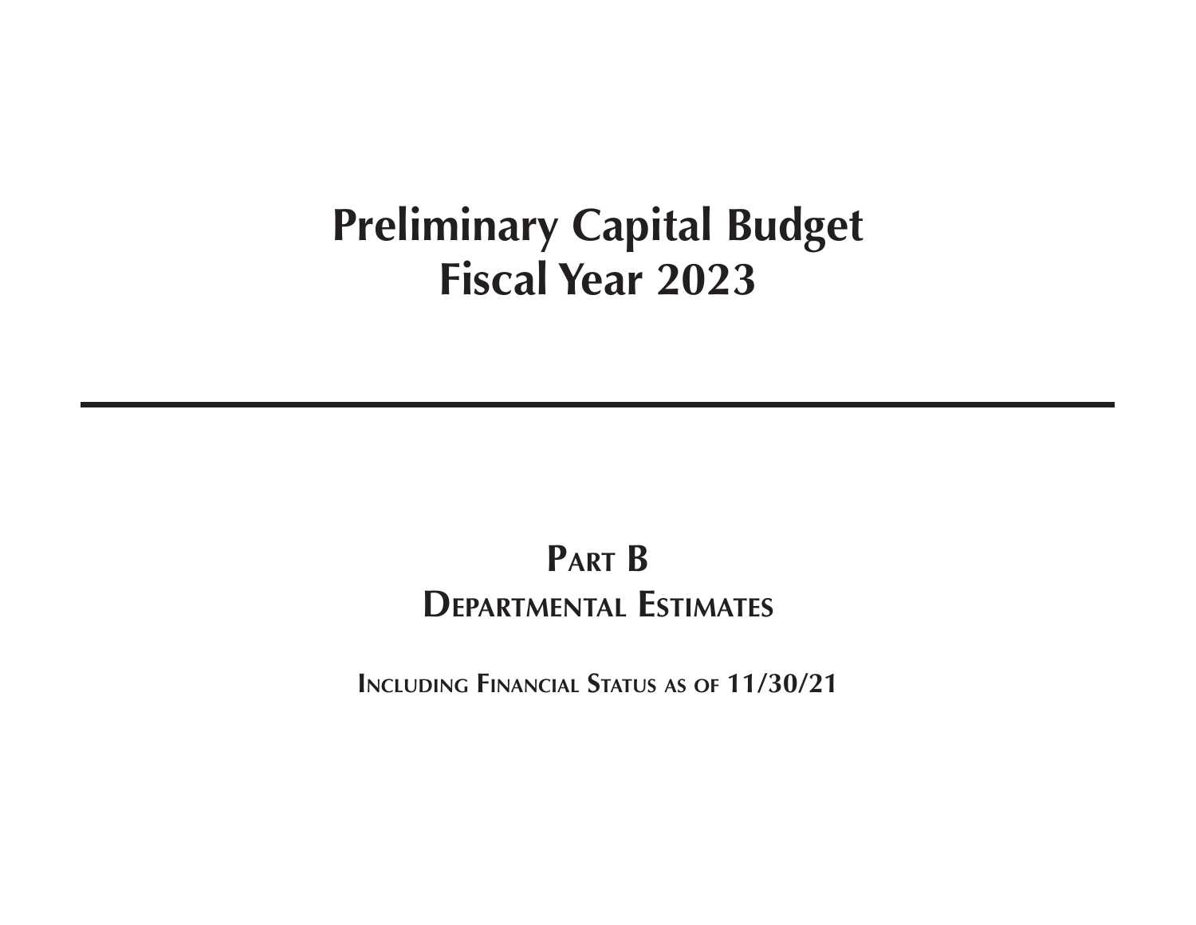# Preliminary Capital Budget
# Fiscal Year 2023

---

## Part B
## Departmental Estimates

**Including Financial Status as of 11/30/21**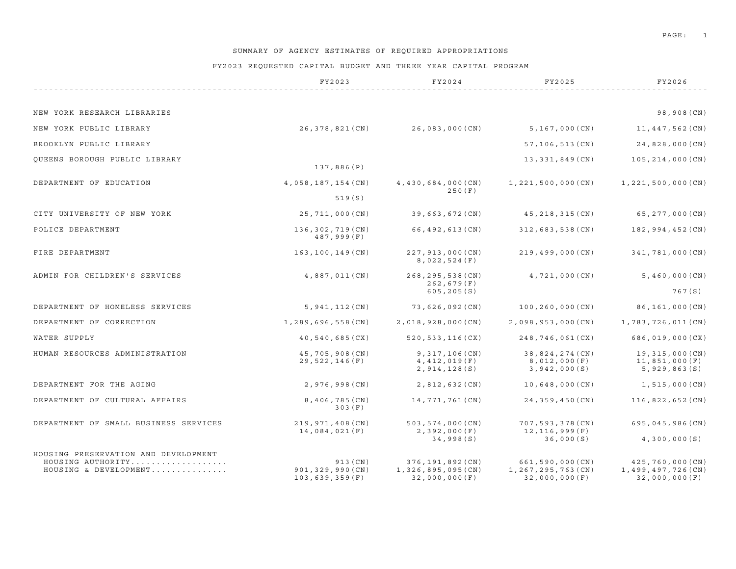## SUMMARY OF AGENCY ESTIMATES OF REQUIRED APPROPRIATIONS

### FY2023 REQUESTED CAPITAL BUDGET AND THREE YEAR CAPITAL PROGRAM

| | FY2023 | FY2024 | FY2025 | FY2026 |
|---|---|---|---|---|
| NEW YORK RESEARCH LIBRARIES | | | | 98,908(CN) |
| NEW YORK PUBLIC LIBRARY | 26,378,821(CN) | 26,083,000(CN) | 5,167,000(CN) | 11,447,562(CN) |
| BROOKLYN PUBLIC LIBRARY | | | 57,106,513(CN) | 24,828,000(CN) |
| QUEENS BOROUGH PUBLIC LIBRARY | 137,886(P) | | 13,331,849(CN) | 105,214,000(CN) |
| DEPARTMENT OF EDUCATION | 4,058,187,154(CN)<br>519(S) | 4,430,684,000(CN)<br>250(F) | 1,221,500,000(CN) | 1,221,500,000(CN) |
| CITY UNIVERSITY OF NEW YORK | 25,711,000(CN) | 39,663,672(CN) | 45,218,315(CN) | 65,277,000(CN) |
| POLICE DEPARTMENT | 136,302,719(CN)<br>487,999(F) | 66,492,613(CN) | 312,683,538(CN) | 182,994,452(CN) |
| FIRE DEPARTMENT | 163,100,149(CN) | 227,913,000(CN)<br>8,022,524(F) | 219,499,000(CN) | 341,781,000(CN) |
| ADMIN FOR CHILDREN'S SERVICES | 4,887,011(CN) | 268,295,538(CN)<br>262,679(F)<br>605,205(S) | 4,721,000(CN) | 5,460,000(CN)<br>767(S) |
| DEPARTMENT OF HOMELESS SERVICES | 5,941,112(CN) | 73,626,092(CN) | 100,260,000(CN) | 86,161,000(CN) |
| DEPARTMENT OF CORRECTION | 1,289,696,558(CN) | 2,018,928,000(CN) | 2,098,953,000(CN) | 1,783,726,011(CN) |
| WATER SUPPLY | 40,540,685(CX) | 520,533,116(CX) | 248,746,061(CX) | 686,019,000(CX) |
| HUMAN RESOURCES ADMINISTRATION | 45,705,908(CN)<br>29,522,146(F) | 9,317,106(CN)<br>4,412,019(F)<br>2,914,128(S) | 38,824,274(CN)<br>8,012,000(F)<br>3,942,000(S) | 19,315,000(CN)<br>11,851,000(F)<br>5,929,863(S) |
| DEPARTMENT FOR THE AGING | 2,976,998(CN) | 2,812,632(CN) | 10,648,000(CN) | 1,515,000(CN) |
| DEPARTMENT OF CULTURAL AFFAIRS | 8,406,785(CN)<br>303(F) | 14,771,761(CN) | 24,359,450(CN) | 116,822,652(CN) |
| DEPARTMENT OF SMALL BUSINESS SERVICES | 219,971,408(CN)<br>14,084,021(F) | 503,574,000(CN)<br>2,392,000(F)<br>34,998(S) | 707,593,378(CN)<br>12,116,999(F)<br>36,000(S) | 695,045,986(CN)<br>4,300,000(S) |
| HOUSING PRESERVATION AND DEVELOPMENT | | | | |
| HOUSING AUTHORITY.................. | 913(CN) | 376,191,892(CN) | 661,590,000(CN) | 425,760,000(CN) |
| HOUSING & DEVELOPMENT.............. | 901,329,990(CN)<br>103,639,359(F) | 1,326,895,095(CN)<br>32,000,000(F) | 1,267,295,763(CN)<br>32,000,000(F) | 1,499,497,726(CN)<br>32,000,000(F) |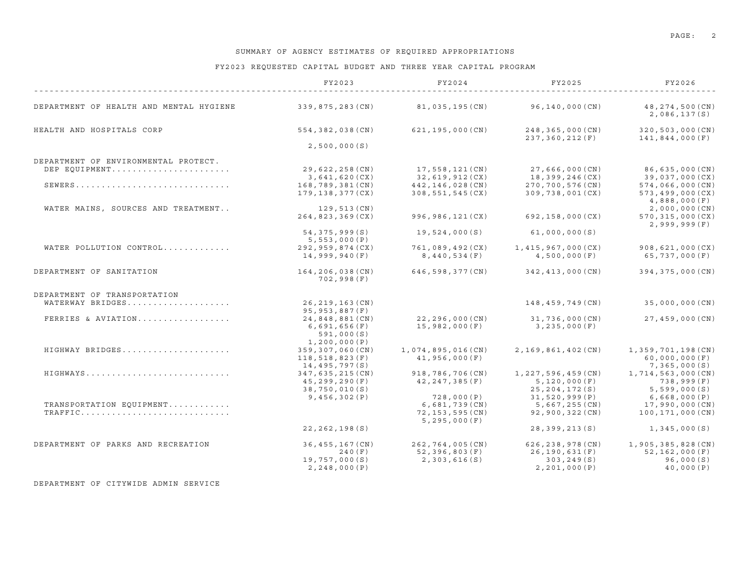# SUMMARY OF AGENCY ESTIMATES OF REQUIRED APPROPRIATIONS

## FY2023 REQUESTED CAPITAL BUDGET AND THREE YEAR CAPITAL PROGRAM

| | FY2023 | FY2024 | FY2025 | FY2026 |
|---|---|---|---|---|
| DEPARTMENT OF HEALTH AND MENTAL HYGIENE | 339,875,283(CN) | 81,035,195(CN) | 96,140,000(CN) | 48,274,500(CN) |
| | | | | 2,086,137(S) |
| HEALTH AND HOSPITALS CORP | 554,382,038(CN) | 621,195,000(CN) | 248,365,000(CN) | 320,503,000(CN) |
| | | | 237,360,212(F) | 141,844,000(F) |
| | 2,500,000(S) | | | |
| DEPARTMENT OF ENVIRONMENTAL PROTECT. | | | | |
| DEP EQUIPMENT...................... | 29,622,258(CN) | 17,558,121(CN) | 27,666,000(CN) | 86,635,000(CN) |
| | 3,641,620(CX) | 32,619,912(CX) | 18,399,246(CX) | 39,037,000(CX) |
| SEWERS............................. | 168,789,381(CN) | 442,146,028(CN) | 270,700,576(CN) | 574,066,000(CN) |
| | 179,138,377(CX) | 308,551,545(CX) | 309,738,001(CX) | 573,499,000(CX) |
| | | | | 4,888,000(F) |
| WATER MAINS, SOURCES AND TREATMENT.. | 129,513(CN) | | | 2,000,000(CN) |
| | 264,823,369(CX) | 996,986,121(CX) | 692,158,000(CX) | 570,315,000(CX) |
| | | | | 2,999,999(F) |
| | 54,375,999(S) | 19,524,000(S) | 61,000,000(S) | |
| | 5,553,000(P) | | | |
| WATER POLLUTION CONTROL............ | 292,959,874(CX) | 761,089,492(CX) | 1,415,967,000(CX) | 908,621,000(CX) |
| | 14,999,940(F) | 8,440,534(F) | 4,500,000(F) | 65,737,000(F) |
| DEPARTMENT OF SANITATION | 164,206,038(CN) | 646,598,377(CN) | 342,413,000(CN) | 394,375,000(CN) |
| | 702,998(F) | | | |
| DEPARTMENT OF TRANSPORTATION | | | | |
| WATERWAY BRIDGES................... | 26,219,163(CN) | | 148,459,749(CN) | 35,000,000(CN) |
| | 95,953,887(F) | | | |
| FERRIES & AVIATION................. | 24,848,881(CN) | 22,296,000(CN) | 31,736,000(CN) | 27,459,000(CN) |
| | 6,691,656(F) | 15,982,000(F) | 3,235,000(F) | |
| | 591,000(S) | | | |
| | 1,200,000(P) | | | |
| HIGHWAY BRIDGES.................... | 359,307,060(CN) | 1,074,895,016(CN) | 2,169,861,402(CN) | 1,359,701,198(CN) |
| | 118,518,823(F) | 41,956,000(F) | | 60,000,000(F) |
| | 14,495,797(S) | | | 7,365,000(S) |
| HIGHWAYS........................... | 347,635,215(CN) | 918,786,706(CN) | 1,227,596,459(CN) | 1,714,563,000(CN) |
| | 45,299,290(F) | 42,247,385(F) | 5,120,000(F) | 738,999(F) |
| | 38,750,010(S) | | 25,204,172(S) | 5,599,000(S) |
| | 9,456,302(P) | 728,000(P) | 31,520,999(P) | 6,668,000(P) |
| TRANSPORTATION EQUIPMENT........... | | 6,681,739(CN) | 5,667,255(CN) | 17,990,000(CN) |
| TRAFFIC............................ | | 72,153,595(CN) | 92,900,322(CN) | 100,171,000(CN) |
| | | 5,295,000(F) | | |
| | 22,262,198(S) | | 28,399,213(S) | 1,345,000(S) |
| DEPARTMENT OF PARKS AND RECREATION | 36,455,167(CN) | 262,764,005(CN) | 626,238,978(CN) | 1,905,385,828(CN) |
| | 240(F) | 52,396,803(F) | 26,190,631(F) | 52,162,000(F) |
| | 19,757,000(S) | 2,303,616(S) | 303,249(S) | 96,000(S) |
| | 2,248,000(P) | | 2,201,000(P) | 40,000(P) |
| DEPARTMENT OF CITYWIDE ADMIN SERVICE | | | | |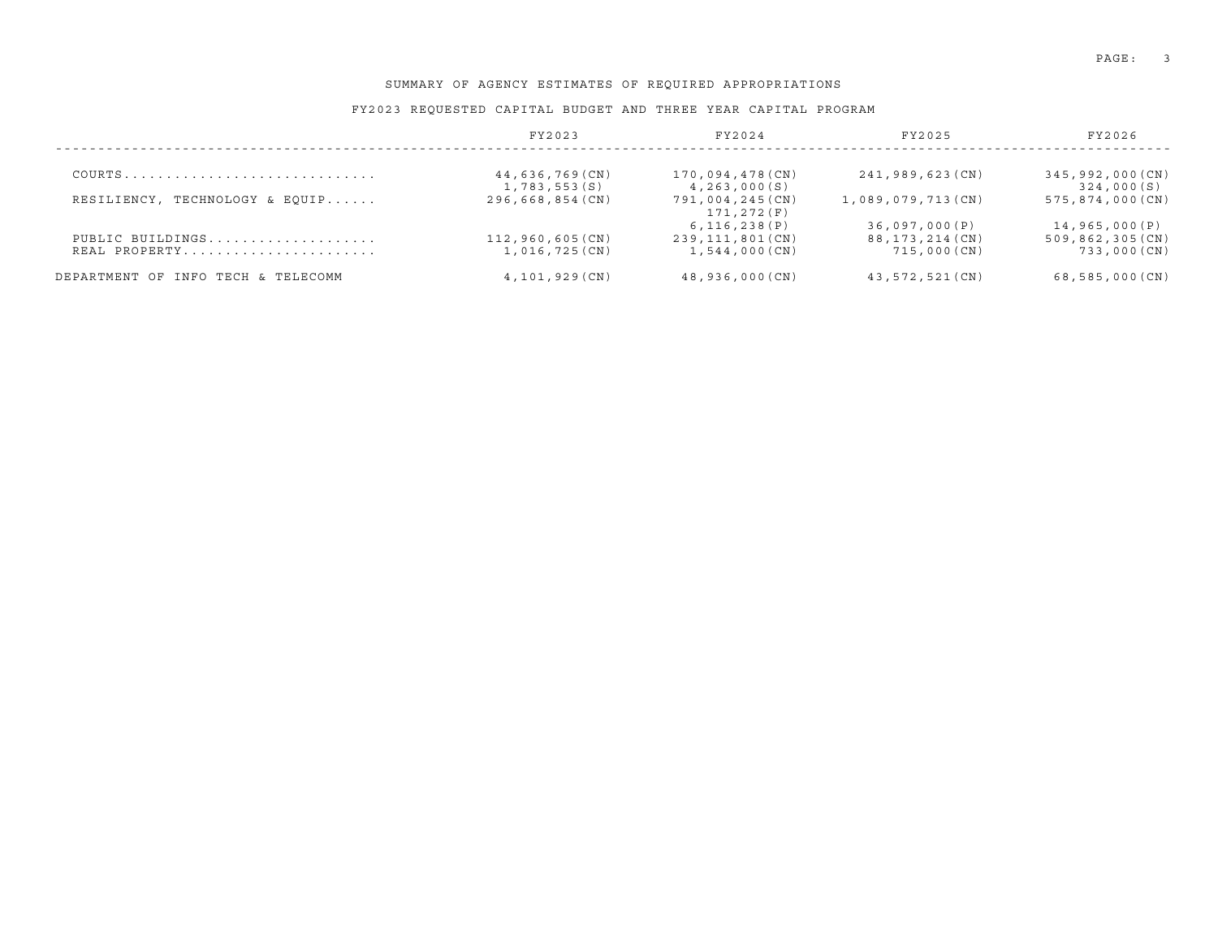## SUMMARY OF AGENCY ESTIMATES OF REQUIRED APPROPRIATIONS

### FY2023 REQUESTED CAPITAL BUDGET AND THREE YEAR CAPITAL PROGRAM

| | FY2023 | FY2024 | FY2025 | FY2026 |
|---|---|---|---|---|
| COURTS.............................. | 44,636,769(CN) | 170,094,478(CN) | 241,989,623(CN) | 345,992,000(CN) |
| | 1,783,553(S) | 4,263,000(S) | | 324,000(S) |
| RESILIENCY, TECHNOLOGY & EQUIP...... | 296,668,854(CN) | 791,004,245(CN) | 1,089,079,713(CN) | 575,874,000(CN) |
| | | 171,272(F) | | |
| | | 6,116,238(P) | 36,097,000(P) | 14,965,000(P) |
| PUBLIC BUILDINGS.................... | 112,960,605(CN) | 239,111,801(CN) | 88,173,214(CN) | 509,862,305(CN) |
| REAL PROPERTY....................... | 1,016,725(CN) | 1,544,000(CN) | 715,000(CN) | 733,000(CN) |
| DEPARTMENT OF INFO TECH & TELECOMM | 4,101,929(CN) | 48,936,000(CN) | 43,572,521(CN) | 68,585,000(CN) |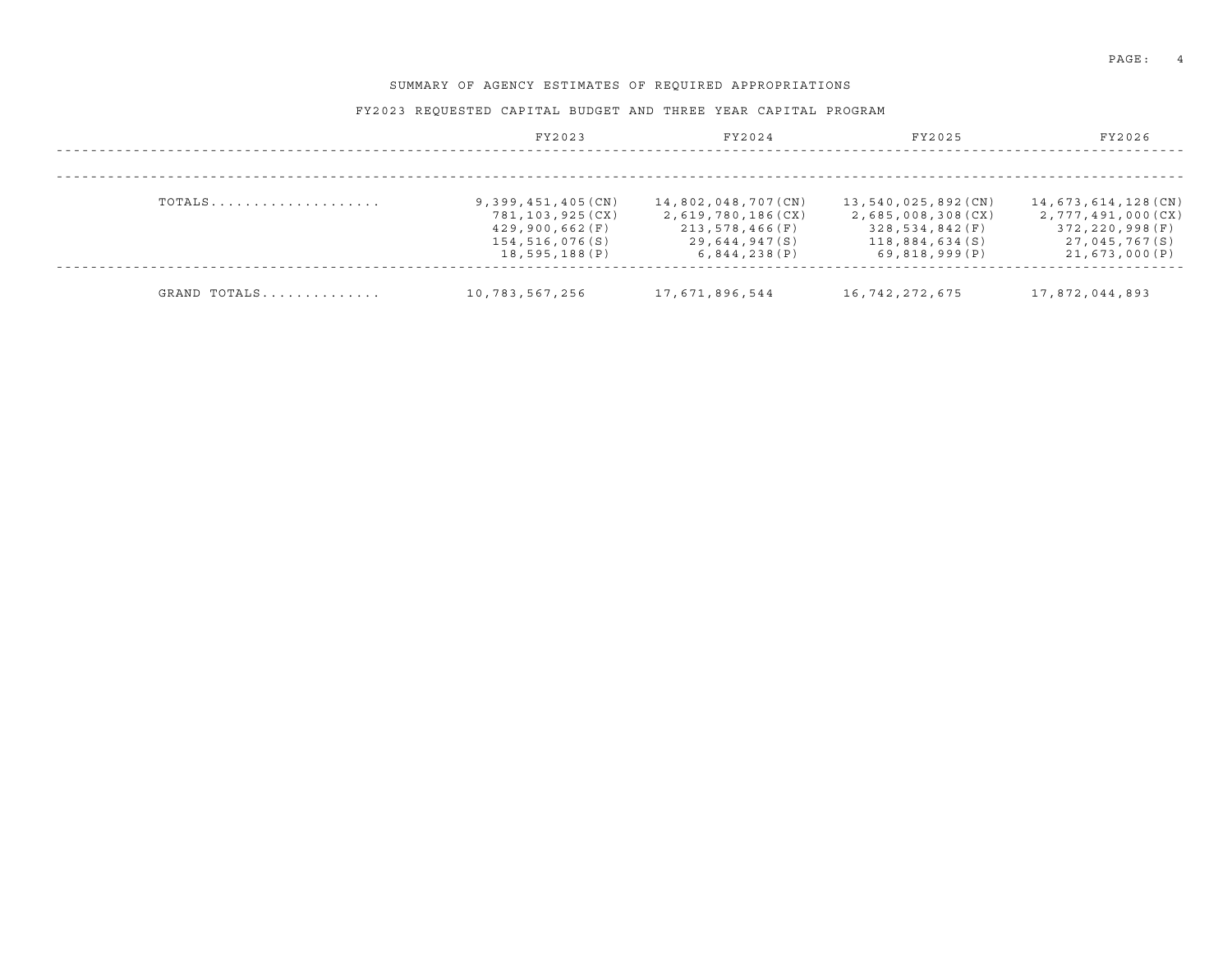# SUMMARY OF AGENCY ESTIMATES OF REQUIRED APPROPRIATIONS

## FY2023 REQUESTED CAPITAL BUDGET AND THREE YEAR CAPITAL PROGRAM

| | FY2023 | FY2024 | FY2025 | FY2026 |
|---|---|---|---|---|
| TOTALS.................... | 9,399,451,405(CN) | 14,802,048,707(CN) | 13,540,025,892(CN) | 14,673,614,128(CN) |
| | 781,103,925(CX) | 2,619,780,186(CX) | 2,685,008,308(CX) | 2,777,491,000(CX) |
| | 429,900,662(F) | 213,578,466(F) | 328,534,842(F) | 372,220,998(F) |
| | 154,516,076(S) | 29,644,947(S) | 118,884,634(S) | 27,045,767(S) |
| | 18,595,188(P) | 6,844,238(P) | 69,818,999(P) | 21,673,000(P) |
| GRAND TOTALS............. | 10,783,567,256 | 17,671,896,544 | 16,742,272,675 | 17,872,044,893 |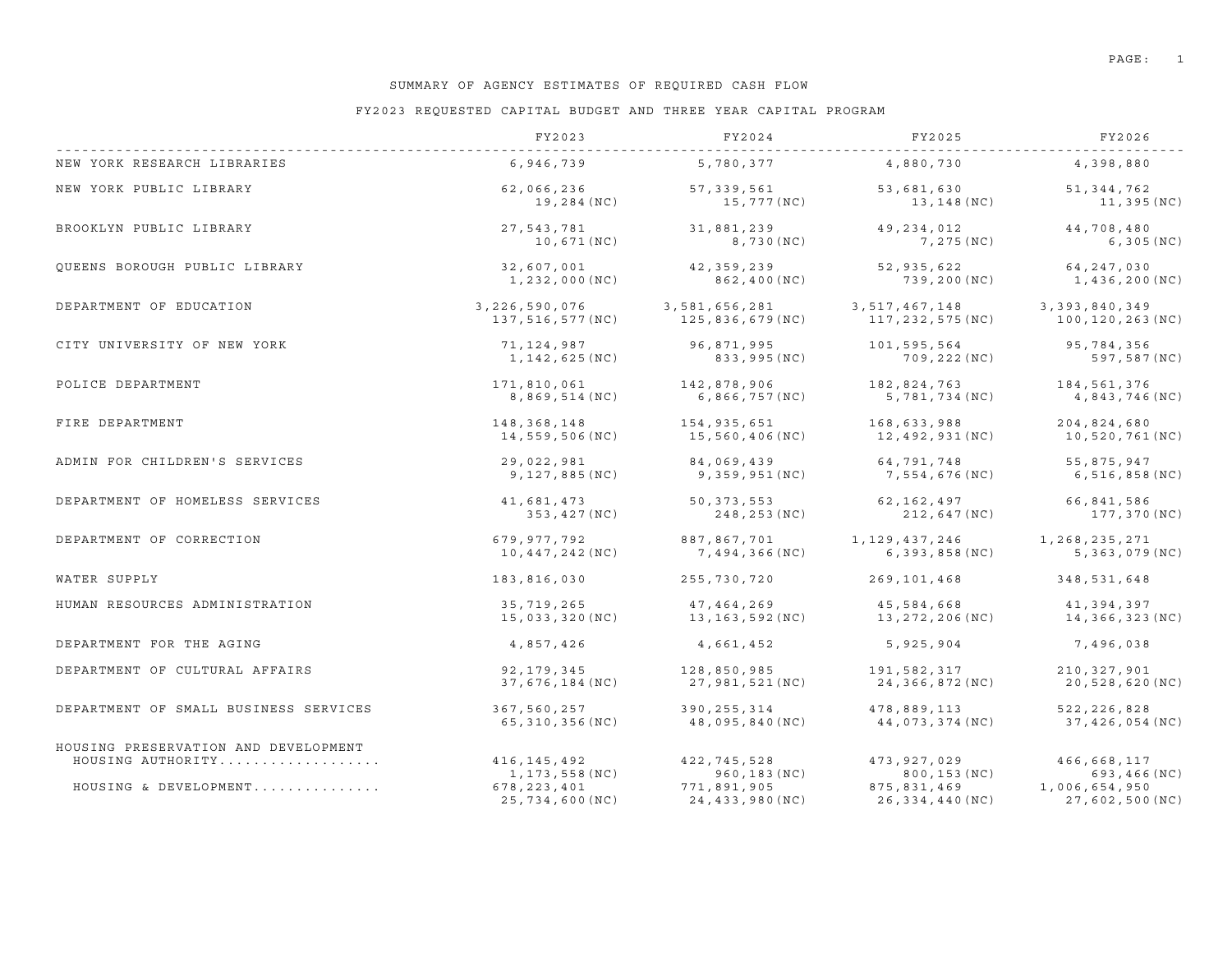# SUMMARY OF AGENCY ESTIMATES OF REQUIRED CASH FLOW

## FY2023 REQUESTED CAPITAL BUDGET AND THREE YEAR CAPITAL PROGRAM

| | FY2023 | FY2024 | FY2025 | FY2026 |
|---|---|---|---|---|
| NEW YORK RESEARCH LIBRARIES | 6,946,739 | 5,780,377 | 4,880,730 | 4,398,880 |
| NEW YORK PUBLIC LIBRARY | 62,066,236 | 57,339,561 | 53,681,630 | 51,344,762 |
| | 19,284(NC) | 15,777(NC) | 13,148(NC) | 11,395(NC) |
| BROOKLYN PUBLIC LIBRARY | 27,543,781 | 31,881,239 | 49,234,012 | 44,708,480 |
| | 10,671(NC) | 8,730(NC) | 7,275(NC) | 6,305(NC) |
| QUEENS BOROUGH PUBLIC LIBRARY | 32,607,001 | 42,359,239 | 52,935,622 | 64,247,030 |
| | 1,232,000(NC) | 862,400(NC) | 739,200(NC) | 1,436,200(NC) |
| DEPARTMENT OF EDUCATION | 3,226,590,076 | 3,581,656,281 | 3,517,467,148 | 3,393,840,349 |
| | 137,516,577(NC) | 125,836,679(NC) | 117,232,575(NC) | 100,120,263(NC) |
| CITY UNIVERSITY OF NEW YORK | 71,124,987 | 96,871,995 | 101,595,564 | 95,784,356 |
| | 1,142,625(NC) | 833,995(NC) | 709,222(NC) | 597,587(NC) |
| POLICE DEPARTMENT | 171,810,061 | 142,878,906 | 182,824,763 | 184,561,376 |
| | 8,869,514(NC) | 6,866,757(NC) | 5,781,734(NC) | 4,843,746(NC) |
| FIRE DEPARTMENT | 148,368,148 | 154,935,651 | 168,633,988 | 204,824,680 |
| | 14,559,506(NC) | 15,560,406(NC) | 12,492,931(NC) | 10,520,761(NC) |
| ADMIN FOR CHILDREN'S SERVICES | 29,022,981 | 84,069,439 | 64,791,748 | 55,875,947 |
| | 9,127,885(NC) | 9,359,951(NC) | 7,554,676(NC) | 6,516,858(NC) |
| DEPARTMENT OF HOMELESS SERVICES | 41,681,473 | 50,373,553 | 62,162,497 | 66,841,586 |
| | 353,427(NC) | 248,253(NC) | 212,647(NC) | 177,370(NC) |
| DEPARTMENT OF CORRECTION | 679,977,792 | 887,867,701 | 1,129,437,246 | 1,268,235,271 |
| | 10,447,242(NC) | 7,494,366(NC) | 6,393,858(NC) | 5,363,079(NC) |
| WATER SUPPLY | 183,816,030 | 255,730,720 | 269,101,468 | 348,531,648 |
| HUMAN RESOURCES ADMINISTRATION | 35,719,265 | 47,464,269 | 45,584,668 | 41,394,397 |
| | 15,033,320(NC) | 13,163,592(NC) | 13,272,206(NC) | 14,366,323(NC) |
| DEPARTMENT FOR THE AGING | 4,857,426 | 4,661,452 | 5,925,904 | 7,496,038 |
| DEPARTMENT OF CULTURAL AFFAIRS | 92,179,345 | 128,850,985 | 191,582,317 | 210,327,901 |
| | 37,676,184(NC) | 27,981,521(NC) | 24,366,872(NC) | 20,528,620(NC) |
| DEPARTMENT OF SMALL BUSINESS SERVICES | 367,560,257 | 390,255,314 | 478,889,113 | 522,226,828 |
| | 65,310,356(NC) | 48,095,840(NC) | 44,073,374(NC) | 37,426,054(NC) |
| HOUSING PRESERVATION AND DEVELOPMENT | | | | |
| HOUSING AUTHORITY.................. | 416,145,492 | 422,745,528 | 473,927,029 | 466,668,117 |
| | 1,173,558(NC) | 960,183(NC) | 800,153(NC) | 693,466(NC) |
| HOUSING & DEVELOPMENT.............. | 678,223,401 | 771,891,905 | 875,831,469 | 1,006,654,950 |
| | 25,734,600(NC) | 24,433,980(NC) | 26,334,440(NC) | 27,602,500(NC) |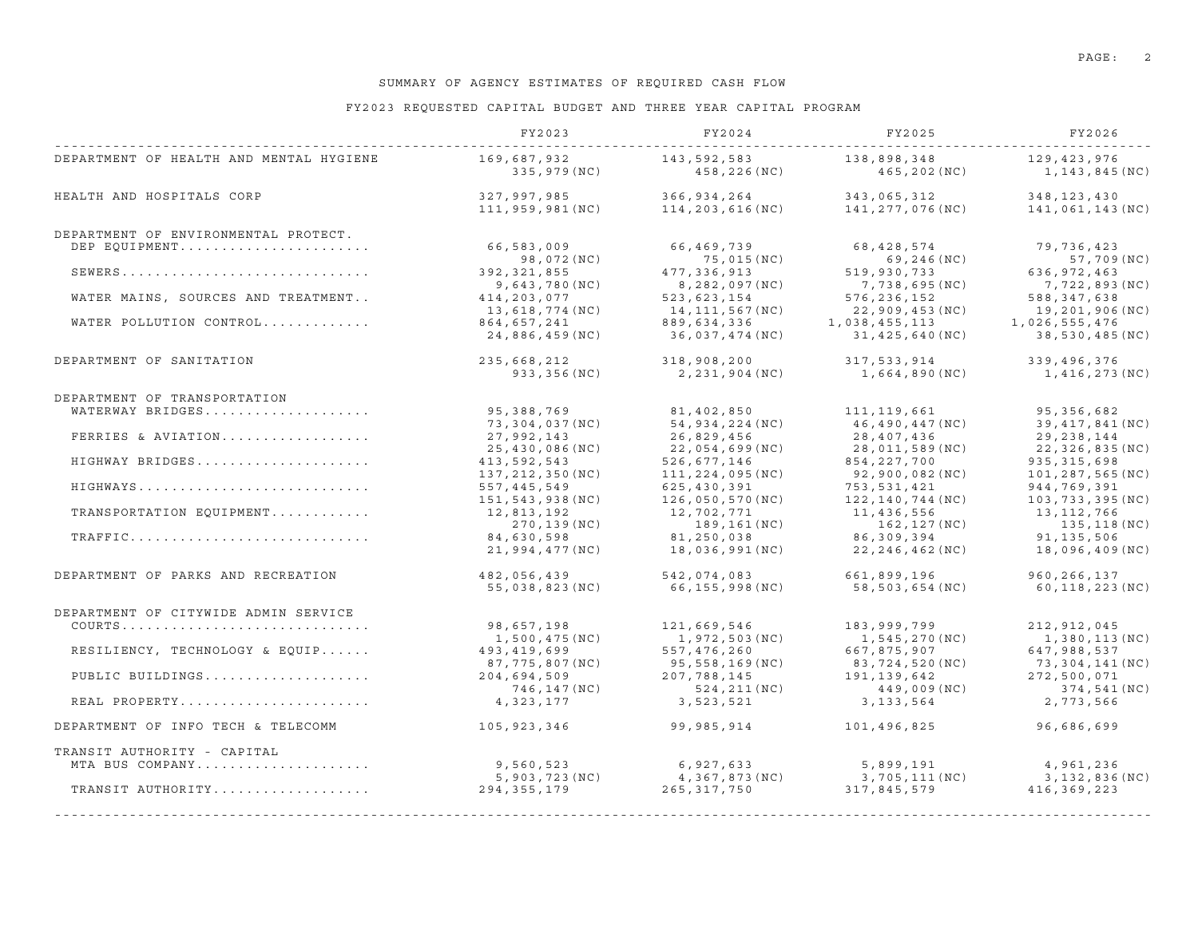# SUMMARY OF AGENCY ESTIMATES OF REQUIRED CASH FLOW

## FY2023 REQUESTED CAPITAL BUDGET AND THREE YEAR CAPITAL PROGRAM

| | FY2023 | FY2024 | FY2025 | FY2026 |
|---|---|---|---|---|
| DEPARTMENT OF HEALTH AND MENTAL HYGIENE | 169,687,932 | 143,592,583 | 138,898,348 | 129,423,976 |
| | 335,979(NC) | 458,226(NC) | 465,202(NC) | 1,143,845(NC) |
| HEALTH AND HOSPITALS CORP | 327,997,985 | 366,934,264 | 343,065,312 | 348,123,430 |
| | 111,959,981(NC) | 114,203,616(NC) | 141,277,076(NC) | 141,061,143(NC) |
| DEPARTMENT OF ENVIRONMENTAL PROTECT. | | | | |
| DEP EQUIPMENT....................... | 66,583,009 | 66,469,739 | 68,428,574 | 79,736,423 |
| | 98,072(NC) | 75,015(NC) | 69,246(NC) | 57,709(NC) |
| SEWERS.............................. | 392,321,855 | 477,336,913 | 519,930,733 | 636,972,463 |
| | 9,643,780(NC) | 8,282,097(NC) | 7,738,695(NC) | 7,722,893(NC) |
| WATER MAINS, SOURCES AND TREATMENT.. | 414,203,077 | 523,623,154 | 576,236,152 | 588,347,638 |
| | 13,618,774(NC) | 14,111,567(NC) | 22,909,453(NC) | 19,201,906(NC) |
| WATER POLLUTION CONTROL............. | 864,657,241 | 889,634,336 | 1,038,455,113 | 1,026,555,476 |
| | 24,886,459(NC) | 36,037,474(NC) | 31,425,640(NC) | 38,530,485(NC) |
| DEPARTMENT OF SANITATION | 235,668,212 | 318,908,200 | 317,533,914 | 339,496,376 |
| | 933,356(NC) | 2,231,904(NC) | 1,664,890(NC) | 1,416,273(NC) |
| DEPARTMENT OF TRANSPORTATION | | | | |
| WATERWAY BRIDGES.................... | 95,388,769 | 81,402,850 | 111,119,661 | 95,356,682 |
| | 73,304,037(NC) | 54,934,224(NC) | 46,490,447(NC) | 39,417,841(NC) |
| FERRIES & AVIATION.................. | 27,992,143 | 26,829,456 | 28,407,436 | 29,238,144 |
| | 25,430,086(NC) | 22,054,699(NC) | 28,011,589(NC) | 22,326,835(NC) |
| HIGHWAY BRIDGES..................... | 413,592,543 | 526,677,146 | 854,227,700 | 935,315,698 |
| | 137,212,350(NC) | 111,224,095(NC) | 92,900,082(NC) | 101,287,565(NC) |
| HIGHWAYS............................ | 557,445,549 | 625,430,391 | 753,531,421 | 944,769,391 |
| | 151,543,938(NC) | 126,050,570(NC) | 122,140,744(NC) | 103,733,395(NC) |
| TRANSPORTATION EQUIPMENT............ | 12,813,192 | 12,702,771 | 11,436,556 | 13,112,766 |
| | 270,139(NC) | 189,161(NC) | 162,127(NC) | 135,118(NC) |
| TRAFFIC............................. | 84,630,598 | 81,250,038 | 86,309,394 | 91,135,506 |
| | 21,994,477(NC) | 18,036,991(NC) | 22,246,462(NC) | 18,096,409(NC) |
| DEPARTMENT OF PARKS AND RECREATION | 482,056,439 | 542,074,083 | 661,899,196 | 960,266,137 |
| | 55,038,823(NC) | 66,155,998(NC) | 58,503,654(NC) | 60,118,223(NC) |
| DEPARTMENT OF CITYWIDE ADMIN SERVICE | | | | |
| COURTS.............................. | 98,657,198 | 121,669,546 | 183,999,799 | 212,912,045 |
| | 1,500,475(NC) | 1,972,503(NC) | 1,545,270(NC) | 1,380,113(NC) |
| RESILIENCY, TECHNOLOGY & EQUIP...... | 493,419,699 | 557,476,260 | 667,875,907 | 647,988,537 |
| | 87,775,807(NC) | 95,558,169(NC) | 83,724,520(NC) | 73,304,141(NC) |
| PUBLIC BUILDINGS.................... | 204,694,509 | 207,788,145 | 191,139,642 | 272,500,071 |
| | 746,147(NC) | 524,211(NC) | 449,009(NC) | 374,541(NC) |
| REAL PROPERTY....................... | 4,323,177 | 3,523,521 | 3,133,564 | 2,773,566 |
| DEPARTMENT OF INFO TECH & TELECOMM | 105,923,346 | 99,985,914 | 101,496,825 | 96,686,699 |
| TRANSIT AUTHORITY - CAPITAL | | | | |
| MTA BUS COMPANY..................... | 9,560,523 | 6,927,633 | 5,899,191 | 4,961,236 |
| | 5,903,723(NC) | 4,367,873(NC) | 3,705,111(NC) | 3,132,836(NC) |
| TRANSIT AUTHORITY................... | 294,355,179 | 265,317,750 | 317,845,579 | 416,369,223 |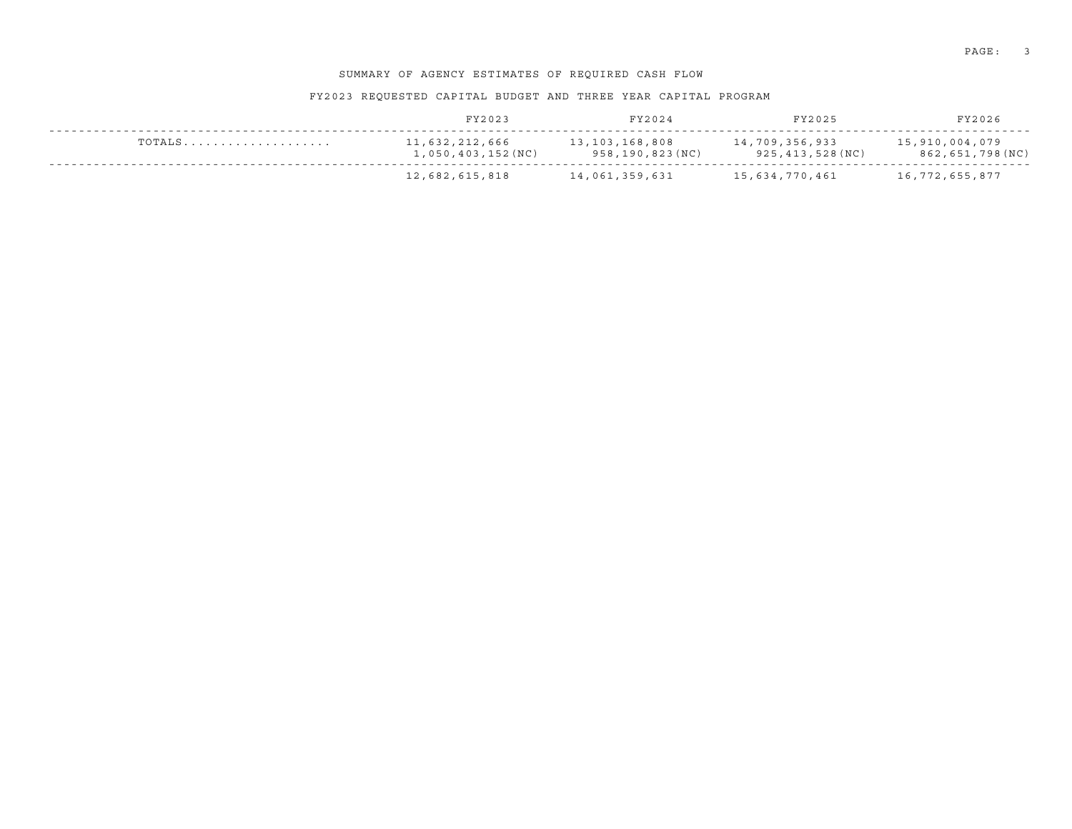SUMMARY OF AGENCY ESTIMATES OF REQUIRED CASH FLOW

FY2023 REQUESTED CAPITAL BUDGET AND THREE YEAR CAPITAL PROGRAM

| | FY2023 | FY2024 | FY2025 | FY2026 |
|---|---|---|---|---|
| TOTALS.................... | 11,632,212,666<br>1,050,403,152(NC) | 13,103,168,808<br>958,190,823(NC) | 14,709,356,933<br>925,413,528(NC) | 15,910,004,079<br>862,651,798(NC) |
| | 12,682,615,818 | 14,061,359,631 | 15,634,770,461 | 16,772,655,877 |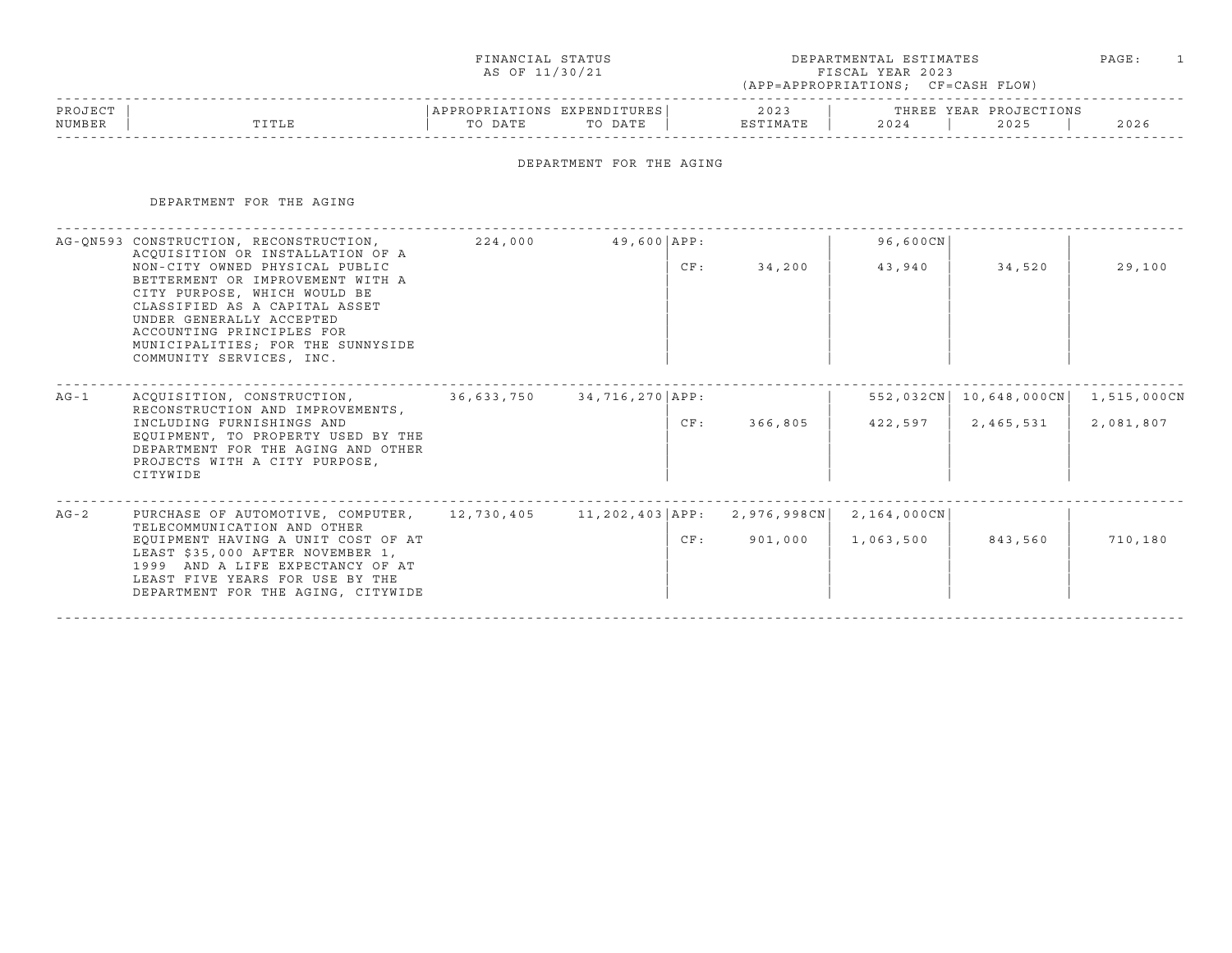FINANCIAL STATUS
AS OF 11/30/21

DEPARTMENTAL ESTIMATES
FISCAL YEAR 2023
(APP=APPROPRIATIONS; CF=CASH FLOW)

# DEPARTMENT FOR THE AGING

## DEPARTMENT FOR THE AGING

| PROJECT NUMBER | TITLE | APPROPRIATIONS TO DATE | EXPENDITURES TO DATE | | 2023 ESTIMATE | 2024 | 2025 | 2026 |
|---|---|---|---|---|---|---|---|---|
| AG-QN593 | CONSTRUCTION, RECONSTRUCTION, ACQUISITION OR INSTALLATION OF A NON-CITY OWNED PHYSICAL PUBLIC BETTERMENT OR IMPROVEMENT WITH A CITY PURPOSE, WHICH WOULD BE CLASSIFIED AS A CAPITAL ASSET UNDER GENERALLY ACCEPTED ACCOUNTING PRINCIPLES FOR MUNICIPALITIES; FOR THE SUNNYSIDE COMMUNITY SERVICES, INC. | 224,000 | 49,600 | APP: | | 96,600CN | | |
| | | | | CF: | 34,200 | 43,940 | 34,520 | 29,100 |
| AG-1 | ACQUISITION, CONSTRUCTION, RECONSTRUCTION AND IMPROVEMENTS, INCLUDING FURNISHINGS AND EQUIPMENT, TO PROPERTY USED BY THE DEPARTMENT FOR THE AGING AND OTHER PROJECTS WITH A CITY PURPOSE, CITYWIDE | 36,633,750 | 34,716,270 | APP: | | 552,032CN | 10,648,000CN | 1,515,000CN |
| | | | | CF: | 366,805 | 422,597 | 2,465,531 | 2,081,807 |
| AG-2 | PURCHASE OF AUTOMOTIVE, COMPUTER, TELECOMMUNICATION AND OTHER EQUIPMENT HAVING A UNIT COST OF AT LEAST $35,000 AFTER NOVEMBER 1, 1999 AND A LIFE EXPECTANCY OF AT LEAST FIVE YEARS FOR USE BY THE DEPARTMENT FOR THE AGING, CITYWIDE | 12,730,405 | 11,202,403 | APP: | 2,976,998CN | 2,164,000CN | | |
| | | | | CF: | 901,000 | 1,063,500 | 843,560 | 710,180 |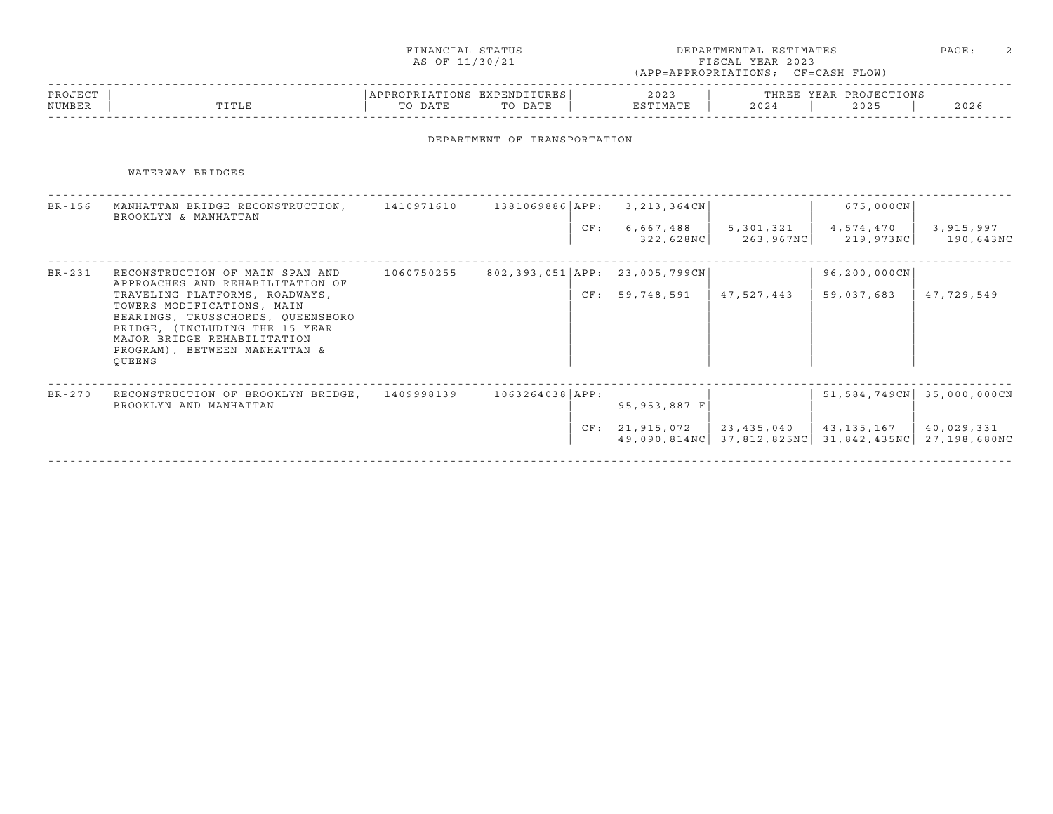FINANCIAL STATUS AS OF 11/30/21

DEPARTMENTAL ESTIMATES FISCAL YEAR 2023 (APP=APPROPRIATIONS; CF=CASH FLOW)

## DEPARTMENT OF TRANSPORTATION

### WATERWAY BRIDGES

| PROJECT NUMBER | TITLE | APPROPRIATIONS TO DATE | EXPENDITURES TO DATE | | 2023 ESTIMATE | THREE YEAR PROJECTIONS 2024 | 2025 | 2026 |
|---|---|---|---|---|---|---|---|---|
| BR-156 | MANHATTAN BRIDGE RECONSTRUCTION, BROOKLYN & MANHATTAN | 1410971610 | 1381069886 | APP: | 3,213,364CN | | 675,000CN | |
| | | | | CF: | 6,667,488<br>322,628NC | 5,301,321<br>263,967NC | 4,574,470<br>219,973NC | 3,915,997<br>190,643NC |
| BR-231 | RECONSTRUCTION OF MAIN SPAN AND APPROACHES AND REHABILITATION OF TRAVELING PLATFORMS, ROADWAYS, TOWERS MODIFICATIONS, MAIN BEARINGS, TRUSSCHORDS, QUEENSBORO BRIDGE, (INCLUDING THE 15 YEAR MAJOR BRIDGE REHABILITATION PROGRAM), BETWEEN MANHATTAN & QUEENS | 1060750255 | 802,393,051 | APP: | 23,005,799CN | | 96,200,000CN | |
| | | | | CF: | 59,748,591 | 47,527,443 | 59,037,683 | 47,729,549 |
| BR-270 | RECONSTRUCTION OF BROOKLYN BRIDGE, BROOKLYN AND MANHATTAN | 1409998139 | 1063264038 | APP: | 95,953,887 F | | 51,584,749CN | 35,000,000CN |
| | | | | CF: | 21,915,072<br>49,090,814NC | 23,435,040<br>37,812,825NC | 43,135,167<br>31,842,435NC | 40,029,331<br>27,198,680NC |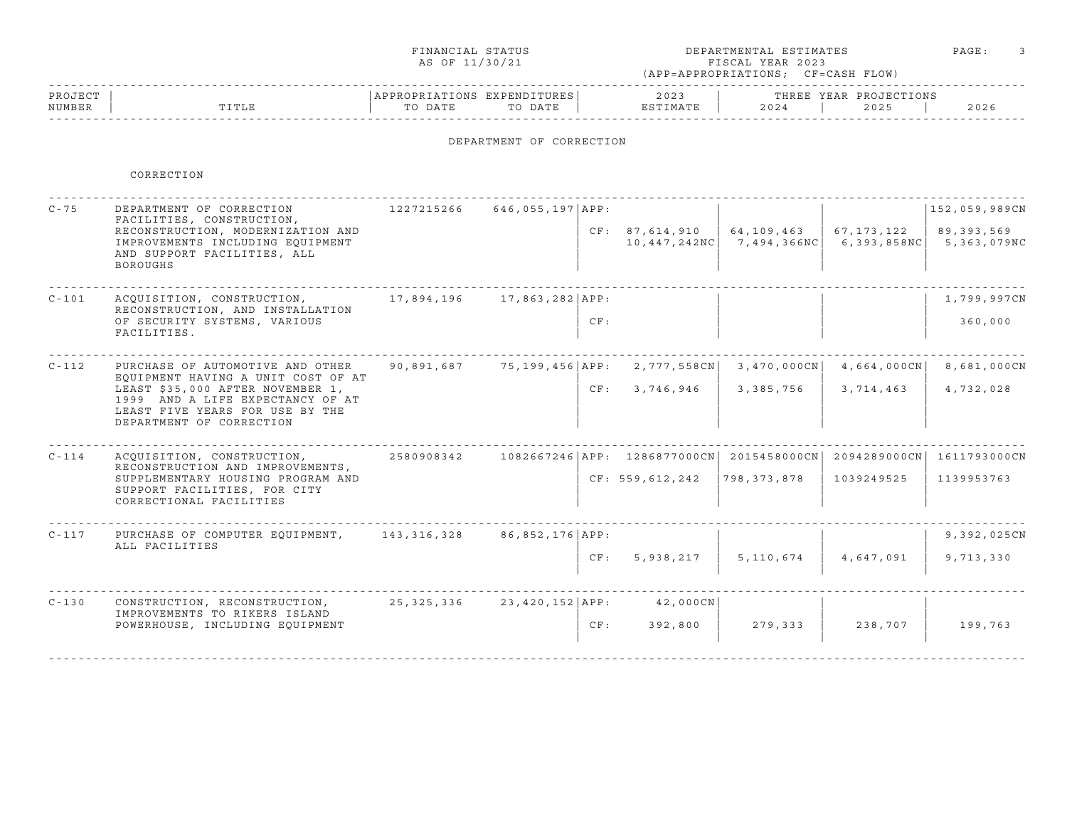FINANCIAL STATUS
AS OF 11/30/21

DEPARTMENTAL ESTIMATES
FISCAL YEAR 2023
(APP=APPROPRIATIONS; CF=CASH FLOW)

# DEPARTMENT OF CORRECTION

## CORRECTION

| PROJECT NUMBER | TITLE | APPROPRIATIONS TO DATE | EXPENDITURES TO DATE | | 2023 ESTIMATE | THREE YEAR PROJECTIONS 2024 | 2025 | 2026 |
|---|---|---|---|---|---|---|---|---|
| C-75 | DEPARTMENT OF CORRECTION FACILITIES, CONSTRUCTION, RECONSTRUCTION, MODERNIZATION AND IMPROVEMENTS INCLUDING EQUIPMENT AND SUPPORT FACILITIES, ALL BOROUGHS | 1227215266 | 646,055,197 | APP: | | | | 152,059,989CN |
| | | | | CF: | 87,614,910 | 64,109,463 | 67,173,122 | 89,393,569 |
| | | | | | 10,447,242NC | 7,494,366NC | 6,393,858NC | 5,363,079NC |
| C-101 | ACQUISITION, CONSTRUCTION, RECONSTRUCTION, AND INSTALLATION OF SECURITY SYSTEMS, VARIOUS FACILITIES. | 17,894,196 | 17,863,282 | APP: | | | | 1,799,997CN |
| | | | | CF: | | | | 360,000 |
| C-112 | PURCHASE OF AUTOMOTIVE AND OTHER EQUIPMENT HAVING A UNIT COST OF AT LEAST $35,000 AFTER NOVEMBER 1, 1999 AND A LIFE EXPECTANCY OF AT LEAST FIVE YEARS FOR USE BY THE DEPARTMENT OF CORRECTION | 90,891,687 | 75,199,456 | APP: | 2,777,558CN | 3,470,000CN | 4,664,000CN | 8,681,000CN |
| | | | | CF: | 3,746,946 | 3,385,756 | 3,714,463 | 4,732,028 |
| C-114 | ACQUISITION, CONSTRUCTION, RECONSTRUCTION AND IMPROVEMENTS, SUPPLEMENTARY HOUSING PROGRAM AND SUPPORT FACILITIES, FOR CITY CORRECTIONAL FACILITIES | 2580908342 | 1082667246 | APP: | 1286877000CN | 2015458000CN | 2094289000CN | 1611793000CN |
| | | | | CF: | 559,612,242 | 798,373,878 | 1039249525 | 1139953763 |
| C-117 | PURCHASE OF COMPUTER EQUIPMENT, ALL FACILITIES | 143,316,328 | 86,852,176 | APP: | | | | 9,392,025CN |
| | | | | CF: | 5,938,217 | 5,110,674 | 4,647,091 | 9,713,330 |
| C-130 | CONSTRUCTION, RECONSTRUCTION, IMPROVEMENTS TO RIKERS ISLAND POWERHOUSE, INCLUDING EQUIPMENT | 25,325,336 | 23,420,152 | APP: | 42,000CN | | | |
| | | | | CF: | 392,800 | 279,333 | 238,707 | 199,763 |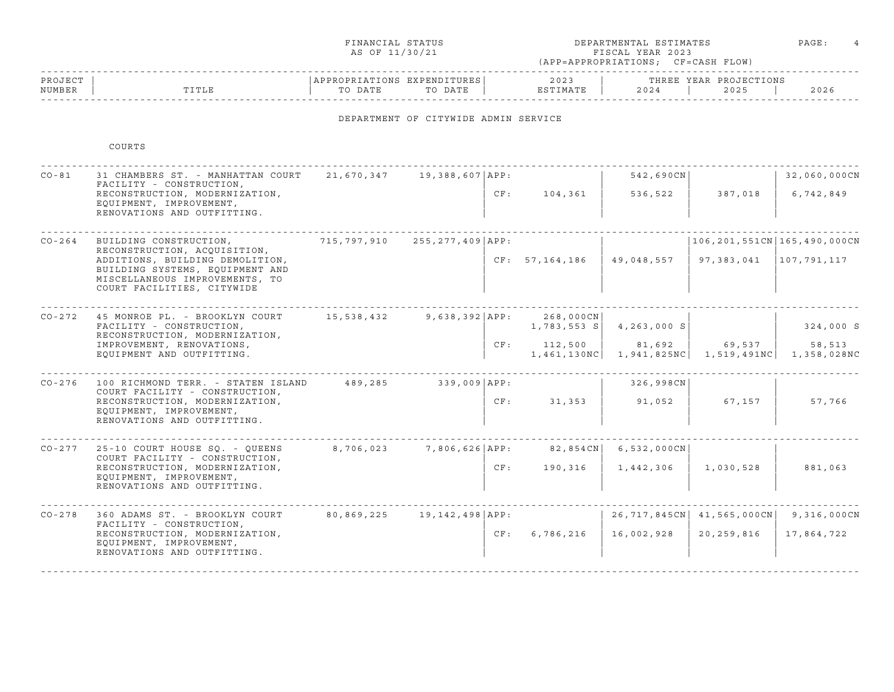FINANCIAL STATUS
AS OF 11/30/21

DEPARTMENTAL ESTIMATES
FISCAL YEAR 2023
(APP=APPROPRIATIONS; CF=CASH FLOW)

## DEPARTMENT OF CITYWIDE ADMIN SERVICE

### COURTS

| PROJECT NUMBER | TITLE | APPROPRIATIONS TO DATE | EXPENDITURES TO DATE | | 2023 ESTIMATE | 2024 | 2025 | 2026 |
|---|---|---|---|---|---|---|---|---|
| | | | | | | THREE YEAR PROJECTIONS | | |
| CO-81 | 31 CHAMBERS ST. - MANHATTAN COURT FACILITY - CONSTRUCTION, RECONSTRUCTION, MODERNIZATION, EQUIPMENT, IMPROVEMENT, RENOVATIONS AND OUTFITTING. | 21,670,347 | 19,388,607 | APP: | | 542,690CN | | 32,060,000CN |
| | | | | CF: | 104,361 | 536,522 | 387,018 | 6,742,849 |
| CO-264 | BUILDING CONSTRUCTION, RECONSTRUCTION, ACQUISITION, ADDITIONS, BUILDING DEMOLITION, BUILDING SYSTEMS, EQUIPMENT AND MISCELLANEOUS IMPROVEMENTS, TO COURT FACILITIES, CITYWIDE | 715,797,910 | 255,277,409 | APP: | | | 106,201,551CN | 165,490,000CN |
| | | | | CF: | 57,164,186 | 49,048,557 | 97,383,041 | 107,791,117 |
| CO-272 | 45 MONROE PL. - BROOKLYN COURT FACILITY - CONSTRUCTION, RECONSTRUCTION, MODERNIZATION, IMPROVEMENT, RENOVATIONS, EQUIPMENT AND OUTFITTING. | 15,538,432 | 9,638,392 | APP: | 268,000CN | | | |
| | | | | | 1,783,553 S | 4,263,000 S | | 324,000 S |
| | | | | CF: | 112,500 | 81,692 | 69,537 | 58,513 |
| | | | | | 1,461,130NC | 1,941,825NC | 1,519,491NC | 1,358,028NC |
| CO-276 | 100 RICHMOND TERR. - STATEN ISLAND COURT FACILITY - CONSTRUCTION, RECONSTRUCTION, MODERNIZATION, EQUIPMENT, IMPROVEMENT, RENOVATIONS AND OUTFITTING. | 489,285 | 339,009 | APP: | | 326,998CN | | |
| | | | | CF: | 31,353 | 91,052 | 67,157 | 57,766 |
| CO-277 | 25-10 COURT HOUSE SQ. - QUEENS COURT FACILITY - CONSTRUCTION, RECONSTRUCTION, MODERNIZATION, EQUIPMENT, IMPROVEMENT, RENOVATIONS AND OUTFITTING. | 8,706,023 | 7,806,626 | APP: | 82,854CN | 6,532,000CN | | |
| | | | | CF: | 190,316 | 1,442,306 | 1,030,528 | 881,063 |
| CO-278 | 360 ADAMS ST. - BROOKLYN COURT FACILITY - CONSTRUCTION, RECONSTRUCTION, MODERNIZATION, EQUIPMENT, IMPROVEMENT, RENOVATIONS AND OUTFITTING. | 80,869,225 | 19,142,498 | APP: | | 26,717,845CN | 41,565,000CN | 9,316,000CN |
| | | | | CF: | 6,786,216 | 16,002,928 | 20,259,816 | 17,864,722 |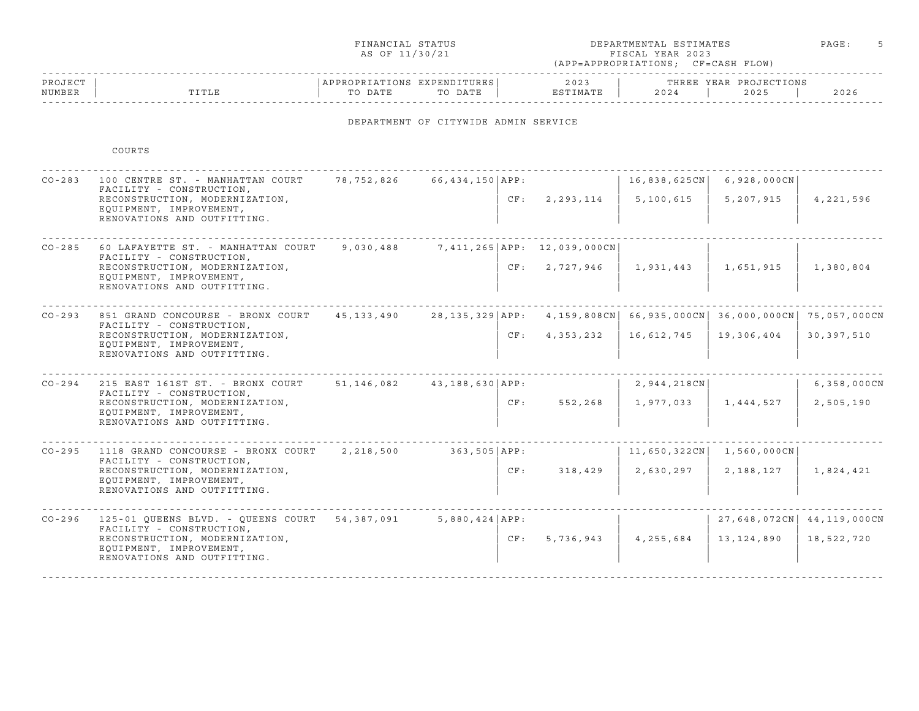FINANCIAL STATUS
AS OF 11/30/21

DEPARTMENTAL ESTIMATES
FISCAL YEAR 2023
(APP=APPROPRIATIONS; CF=CASH FLOW)

## DEPARTMENT OF CITYWIDE ADMIN SERVICE

### COURTS

| PROJECT NUMBER | TITLE | APPROPRIATIONS TO DATE | EXPENDITURES TO DATE | | 2023 ESTIMATE | 2024 | 2025 | 2026 |
|---|---|---|---|---|---|---|---|---|
| CO-283 | 100 CENTRE ST. - MANHATTAN COURT FACILITY - CONSTRUCTION, RECONSTRUCTION, MODERNIZATION, EQUIPMENT, IMPROVEMENT, RENOVATIONS AND OUTFITTING. | 78,752,826 | 66,434,150 | APP: | | 16,838,625CN | 6,928,000CN | |
| | | | | CF: | 2,293,114 | 5,100,615 | 5,207,915 | 4,221,596 |
| CO-285 | 60 LAFAYETTE ST. - MANHATTAN COURT FACILITY - CONSTRUCTION, RECONSTRUCTION, MODERNIZATION, EQUIPMENT, IMPROVEMENT, RENOVATIONS AND OUTFITTING. | 9,030,488 | 7,411,265 | APP: | 12,039,000CN | | | |
| | | | | CF: | 2,727,946 | 1,931,443 | 1,651,915 | 1,380,804 |
| CO-293 | 851 GRAND CONCOURSE - BRONX COURT FACILITY - CONSTRUCTION, RECONSTRUCTION, MODERNIZATION, EQUIPMENT, IMPROVEMENT, RENOVATIONS AND OUTFITTING. | 45,133,490 | 28,135,329 | APP: | 4,159,808CN | 66,935,000CN | 36,000,000CN | 75,057,000CN |
| | | | | CF: | 4,353,232 | 16,612,745 | 19,306,404 | 30,397,510 |
| CO-294 | 215 EAST 161ST ST. - BRONX COURT FACILITY - CONSTRUCTION, RECONSTRUCTION, MODERNIZATION, EQUIPMENT, IMPROVEMENT, RENOVATIONS AND OUTFITTING. | 51,146,082 | 43,188,630 | APP: | | 2,944,218CN | | 6,358,000CN |
| | | | | CF: | 552,268 | 1,977,033 | 1,444,527 | 2,505,190 |
| CO-295 | 1118 GRAND CONCOURSE - BRONX COURT FACILITY - CONSTRUCTION, RECONSTRUCTION, MODERNIZATION, EQUIPMENT, IMPROVEMENT, RENOVATIONS AND OUTFITTING. | 2,218,500 | 363,505 | APP: | | 11,650,322CN | 1,560,000CN | |
| | | | | CF: | 318,429 | 2,630,297 | 2,188,127 | 1,824,421 |
| CO-296 | 125-01 QUEENS BLVD. - QUEENS COURT FACILITY - CONSTRUCTION, RECONSTRUCTION, MODERNIZATION, EQUIPMENT, IMPROVEMENT, RENOVATIONS AND OUTFITTING. | 54,387,091 | 5,880,424 | APP: | | | 27,648,072CN | 44,119,000CN |
| | | | | CF: | 5,736,943 | 4,255,684 | 13,124,890 | 18,522,720 |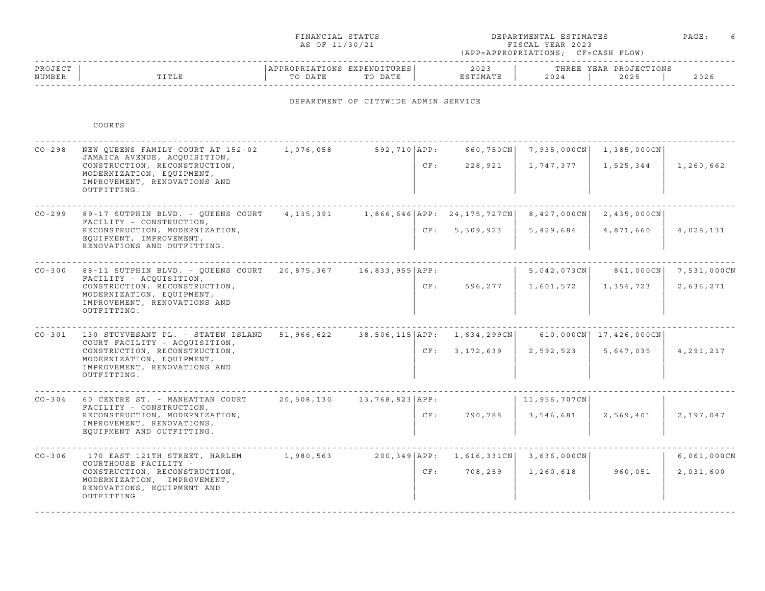FINANCIAL STATUS
AS OF 11/30/21

DEPARTMENTAL ESTIMATES
FISCAL YEAR 2023
(APP=APPROPRIATIONS; CF=CASH FLOW)

## DEPARTMENT OF CITYWIDE ADMIN SERVICE

### COURTS

| PROJECT NUMBER | TITLE | APPROPRIATIONS TO DATE | EXPENDITURES TO DATE | | 2023 ESTIMATE | 2024 | 2025 | 2026 |
|---|---|---|---|---|---|---|---|---|
| CO-298 | NEW QUEENS FAMILY COURT AT 152-02 JAMAICA AVENUE, ACQUISITION, CONSTRUCTION, RECONSTRUCTION, MODERNIZATION, EQUIPMENT, IMPROVEMENT, RENOVATIONS AND OUTFITTING. | 1,076,058 | 592,710 | APP: | 660,750CN | 7,935,000CN | 1,385,000CN | |
| | | | | CF: | 228,921 | 1,747,377 | 1,525,344 | 1,260,662 |
| CO-299 | 89-17 SUTPHIN BLVD. - QUEENS COURT FACILITY - CONSTRUCTION, RECONSTRUCTION, MODERNIZATION, EQUIPMENT, IMPROVEMENT, RENOVATIONS AND OUTFITTING. | 4,135,391 | 1,866,646 | APP: | 24,175,727CN | 8,427,000CN | 2,435,000CN | |
| | | | | CF: | 5,309,923 | 5,429,684 | 4,871,660 | 4,028,131 |
| CO-300 | 88-11 SUTPHIN BLVD. - QUEENS COURT FACILITY - ACQUISITION, CONSTRUCTION, RECONSTRUCTION, MODERNIZATION, EQUIPMENT, IMPROVEMENT, RENOVATIONS AND OUTFITTING. | 20,875,367 | 16,833,955 | APP: | | 5,042,073CN | 841,000CN | 7,531,000CN |
| | | | | CF: | 596,277 | 1,601,572 | 1,354,723 | 2,636,271 |
| CO-301 | 130 STUYVESANT PL. - STATEN ISLAND COURT FACILITY - ACQUISITION, CONSTRUCTION, RECONSTRUCTION, MODERNIZATION, EQUIPMENT, IMPROVEMENT, RENOVATIONS AND OUTFITTING. | 51,966,622 | 38,506,115 | APP: | 1,634,299CN | 610,000CN | 17,426,000CN | |
| | | | | CF: | 3,172,639 | 2,592,523 | 5,647,035 | 4,291,217 |
| CO-304 | 60 CENTRE ST. - MANHATTAN COURT FACILITY - CONSTRUCTION, RECONSTRUCTION, MODERNIZATION, IMPROVEMENT, RENOVATIONS, EQUIPMENT AND OUTFITTING. | 20,508,130 | 13,768,823 | APP: | | 11,956,707CN | | |
| | | | | CF: | 790,788 | 3,546,681 | 2,569,401 | 2,197,047 |
| CO-306 | 170 EAST 121TH STREET, HARLEM COURTHOUSE FACILITY - CONSTRUCTION, RECONSTRUCTION, MODERNIZATION, IMPROVEMENT, RENOVATIONS, EQUIPMENT AND OUTFITTING | 1,980,563 | 200,349 | APP: | 1,616,331CN | 3,636,000CN | | 6,061,000CN |
| | | | | CF: | 708,259 | 1,260,618 | 960,051 | 2,031,600 |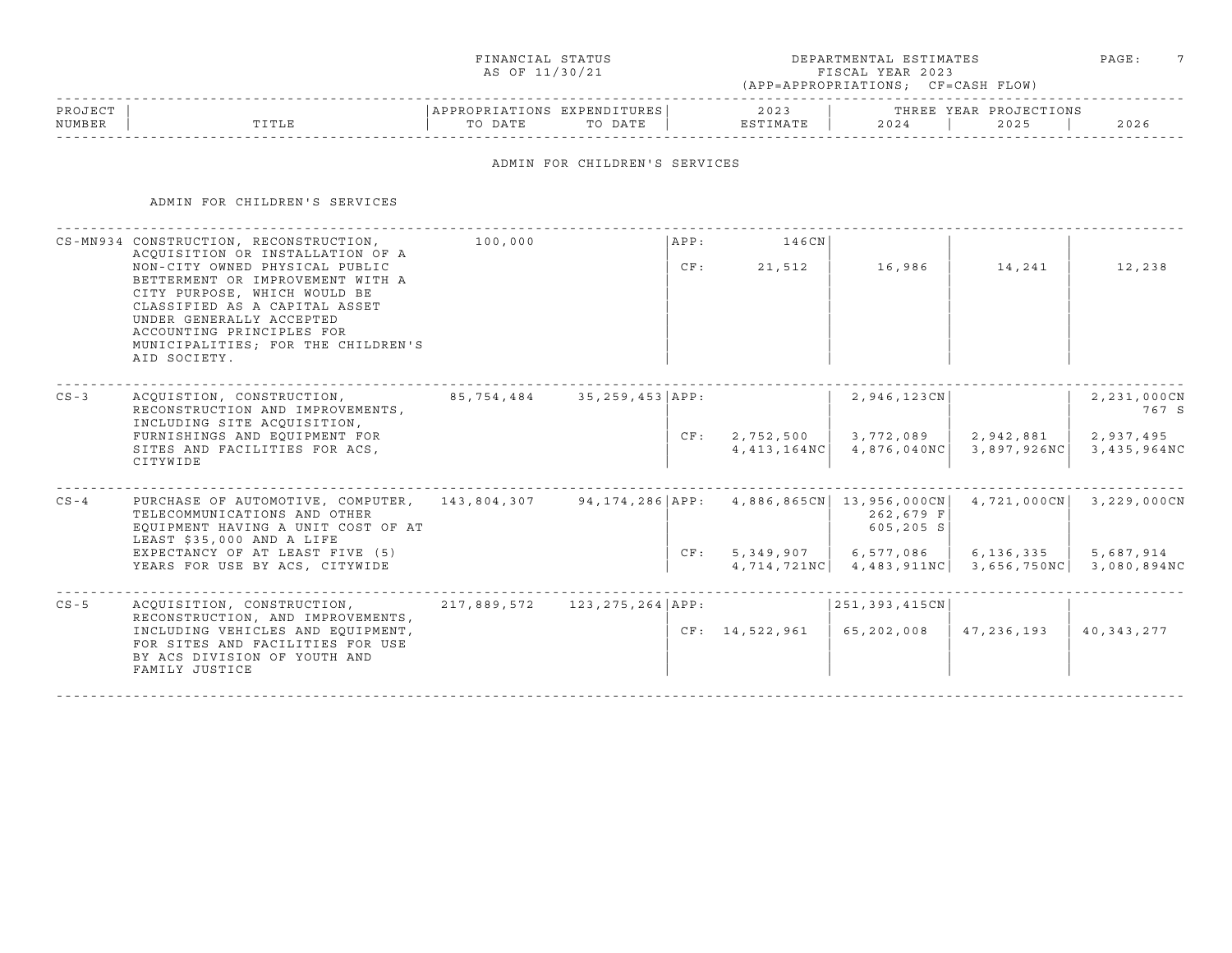FINANCIAL STATUS
AS OF 11/30/21

DEPARTMENTAL ESTIMATES
FISCAL YEAR 2023
(APP=APPROPRIATIONS; CF=CASH FLOW)

## ADMIN FOR CHILDREN'S SERVICES

### ADMIN FOR CHILDREN'S SERVICES

| PROJECT NUMBER | TITLE | APPROPRIATIONS TO DATE | EXPENDITURES TO DATE | | 2023 ESTIMATE | 2024 | 2025 | 2026 |
|---|---|---|---|---|---|---|---|---|
| | | | | | | THREE YEAR PROJECTIONS | | |
| CS-MN934 | CONSTRUCTION, RECONSTRUCTION, ACQUISITION OR INSTALLATION OF A NON-CITY OWNED PHYSICAL PUBLIC BETTERMENT OR IMPROVEMENT WITH A CITY PURPOSE, WHICH WOULD BE CLASSIFIED AS A CAPITAL ASSET UNDER GENERALLY ACCEPTED ACCOUNTING PRINCIPLES FOR MUNICIPALITIES; FOR THE CHILDREN'S AID SOCIETY. | 100,000 | | APP: | 146CN | | | |
| | | | | CF: | 21,512 | 16,986 | 14,241 | 12,238 |
| CS-3 | ACQUISITION, CONSTRUCTION, RECONSTRUCTION AND IMPROVEMENTS, INCLUDING SITE ACQUISITION, FURNISHINGS AND EQUIPMENT FOR SITES AND FACILITIES FOR ACS, CITYWIDE | 85,754,484 | 35,259,453 | APP: | | 2,946,123CN | | 2,231,000CN<br>767 S |
| | | | | CF: | 2,752,500<br>4,413,164NC | 3,772,089<br>4,876,040NC | 2,942,881<br>3,897,926NC | 2,937,495<br>3,435,964NC |
| CS-4 | PURCHASE OF AUTOMOTIVE, COMPUTER, TELECOMMUNICATIONS AND OTHER EQUIPMENT HAVING A UNIT COST OF AT LEAST $35,000 AND A LIFE EXPECTANCY OF AT LEAST FIVE (5) YEARS FOR USE BY ACS, CITYWIDE | 143,804,307 | 94,174,286 | APP: | 4,886,865CN | 13,956,000CN<br>262,679 F<br>605,205 S | 4,721,000CN | 3,229,000CN |
| | | | | CF: | 5,349,907<br>4,714,721NC | 6,577,086<br>4,483,911NC | 6,136,335<br>3,656,750NC | 5,687,914<br>3,080,894NC |
| CS-5 | ACQUISITION, CONSTRUCTION, RECONSTRUCTION, AND IMPROVEMENTS, INCLUDING VEHICLES AND EQUIPMENT, FOR SITES AND FACILITIES FOR USE BY ACS DIVISION OF YOUTH AND FAMILY JUSTICE | 217,889,572 | 123,275,264 | APP: | | 251,393,415CN | | |
| | | | | CF: | 14,522,961 | 65,202,008 | 47,236,193 | 40,343,277 |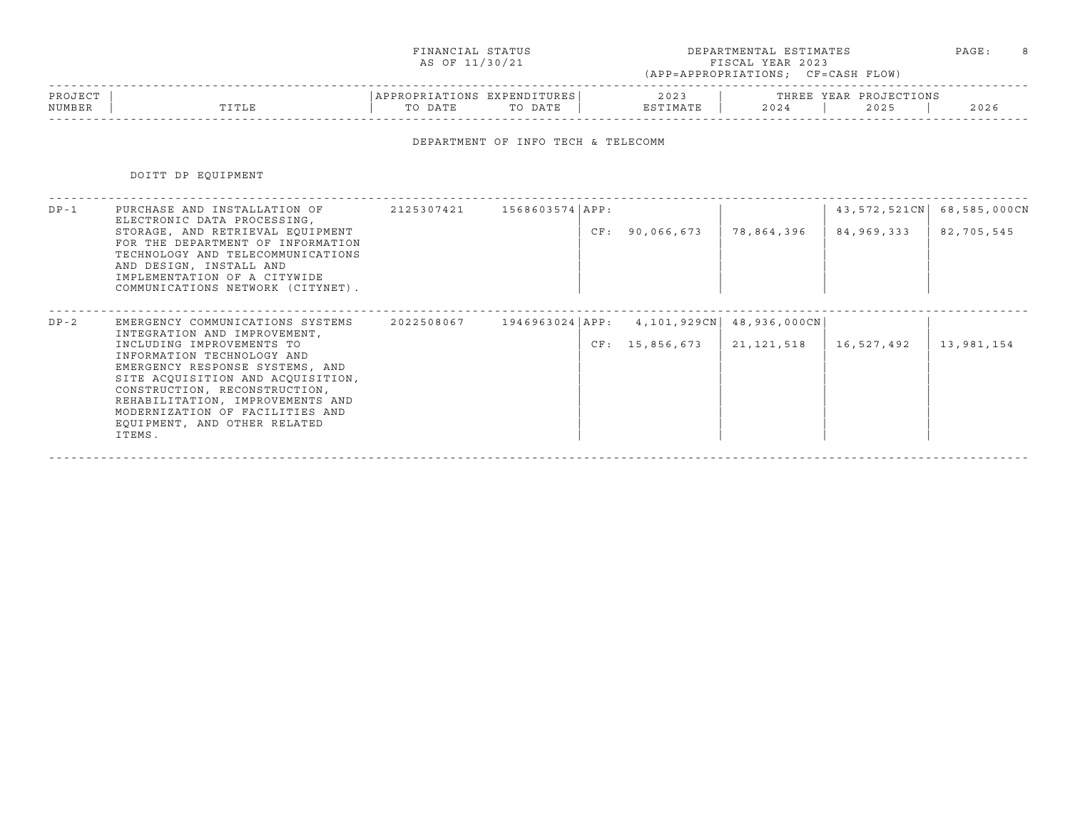FINANCIAL STATUS AS OF 11/30/21

DEPARTMENTAL ESTIMATES FISCAL YEAR 2023 (APP=APPROPRIATIONS; CF=CASH FLOW)

## DEPARTMENT OF INFO TECH & TELECOMM

### DOITT DP EQUIPMENT

| PROJECT NUMBER | TITLE | APPROPRIATIONS TO DATE | EXPENDITURES TO DATE | | 2023 ESTIMATE | 2024 | 2025 | 2026 |
|---|---|---|---|---|---|---|---|---|
| | | | | | | THREE YEAR PROJECTIONS | | |
| DP-1 | PURCHASE AND INSTALLATION OF ELECTRONIC DATA PROCESSING, STORAGE, AND RETRIEVAL EQUIPMENT FOR THE DEPARTMENT OF INFORMATION TECHNOLOGY AND TELECOMMUNICATIONS AND DESIGN, INSTALL AND IMPLEMENTATION OF A CITYWIDE COMMUNICATIONS NETWORK (CITYNET). | 2125307421 | 1568603574 | APP: | | | 43,572,521CN | 68,585,000CN |
| | | | | CF: | 90,066,673 | 78,864,396 | 84,969,333 | 82,705,545 |
| DP-2 | EMERGENCY COMMUNICATIONS SYSTEMS INTEGRATION AND IMPROVEMENT, INCLUDING IMPROVEMENTS TO INFORMATION TECHNOLOGY AND EMERGENCY RESPONSE SYSTEMS, AND SITE ACQUISITION AND ACQUISITION, CONSTRUCTION, RECONSTRUCTION, REHABILITATION, IMPROVEMENTS AND MODERNIZATION OF FACILITIES AND EQUIPMENT, AND OTHER RELATED ITEMS. | 2022508067 | 1946963024 | APP: | 4,101,929CN | 48,936,000CN | | |
| | | | | CF: | 15,856,673 | 21,121,518 | 16,527,492 | 13,981,154 |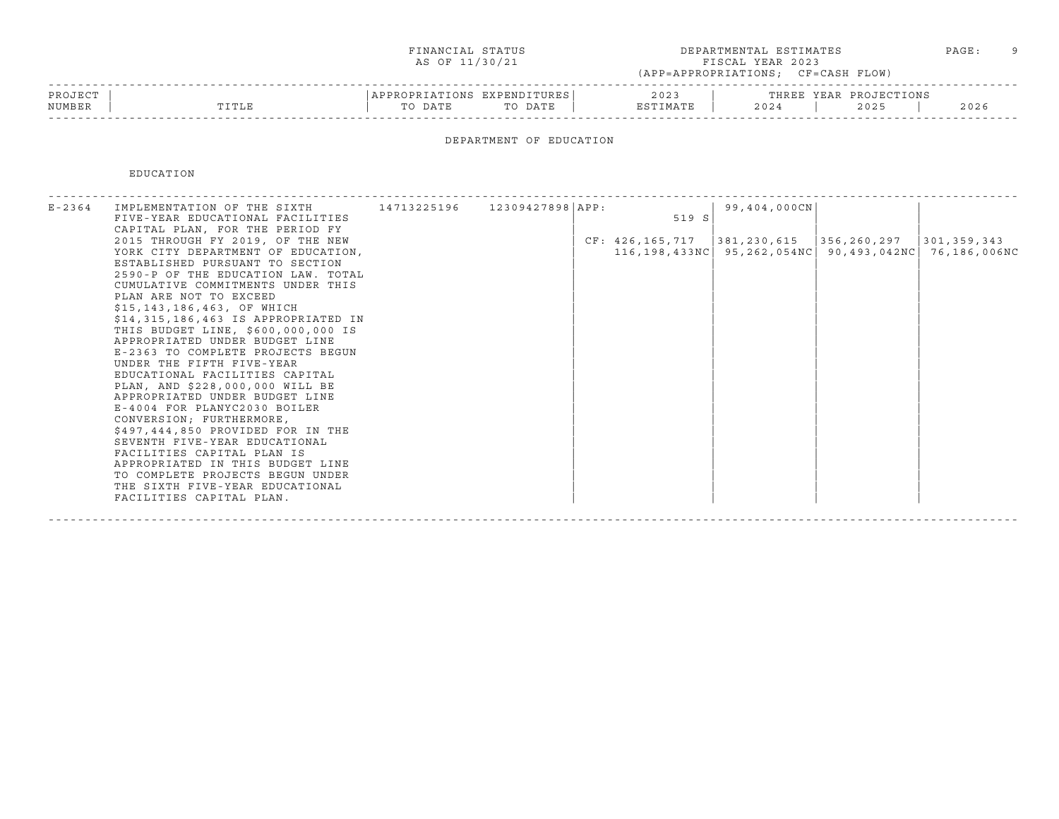FINANCIAL STATUS
AS OF 11/30/21

DEPARTMENTAL ESTIMATES
FISCAL YEAR 2023
(APP=APPROPRIATIONS; CF=CASH FLOW)

## DEPARTMENT OF EDUCATION

### EDUCATION

| PROJECT NUMBER | TITLE | APPROPRIATIONS TO DATE | EXPENDITURES TO DATE | 2023 ESTIMATE | THREE YEAR PROJECTIONS 2024 | 2025 | 2026 |
|---|---|---|---|---|---|---|---|
| E-2364 | IMPLEMENTATION OF THE SIXTH FIVE-YEAR EDUCATIONAL FACILITIES CAPITAL PLAN, FOR THE PERIOD FY 2015 THROUGH FY 2019, OF THE NEW YORK CITY DEPARTMENT OF EDUCATION, ESTABLISHED PURSUANT TO SECTION 2590-P OF THE EDUCATION LAW. TOTAL CUMULATIVE COMMITMENTS UNDER THIS PLAN ARE NOT TO EXCEED $15,143,186,463, OF WHICH $14,315,186,463 IS APPROPRIATED IN THIS BUDGET LINE, $600,000,000 IS APPROPRIATED UNDER BUDGET LINE E-2363 TO COMPLETE PROJECTS BEGUN UNDER THE FIFTH FIVE-YEAR EDUCATIONAL FACILITIES CAPITAL PLAN, AND $228,000,000 WILL BE APPROPRIATED UNDER BUDGET LINE E-4004 FOR PLANYC2030 BOILER CONVERSION; FURTHERMORE, $497,444,850 PROVIDED FOR IN THE SEVENTH FIVE-YEAR EDUCATIONAL FACILITIES CAPITAL PLAN IS APPROPRIATED IN THIS BUDGET LINE TO COMPLETE PROJECTS BEGUN UNDER THE SIXTH FIVE-YEAR EDUCATIONAL FACILITIES CAPITAL PLAN. | 14713225196 | 12309427898 | APP: 519 S | 99,404,000CN | | |
| | | | | CF: 426,165,717<br>116,198,433NC | 381,230,615<br>95,262,054NC | 356,260,297<br>90,493,042NC | 301,359,343<br>76,186,006NC |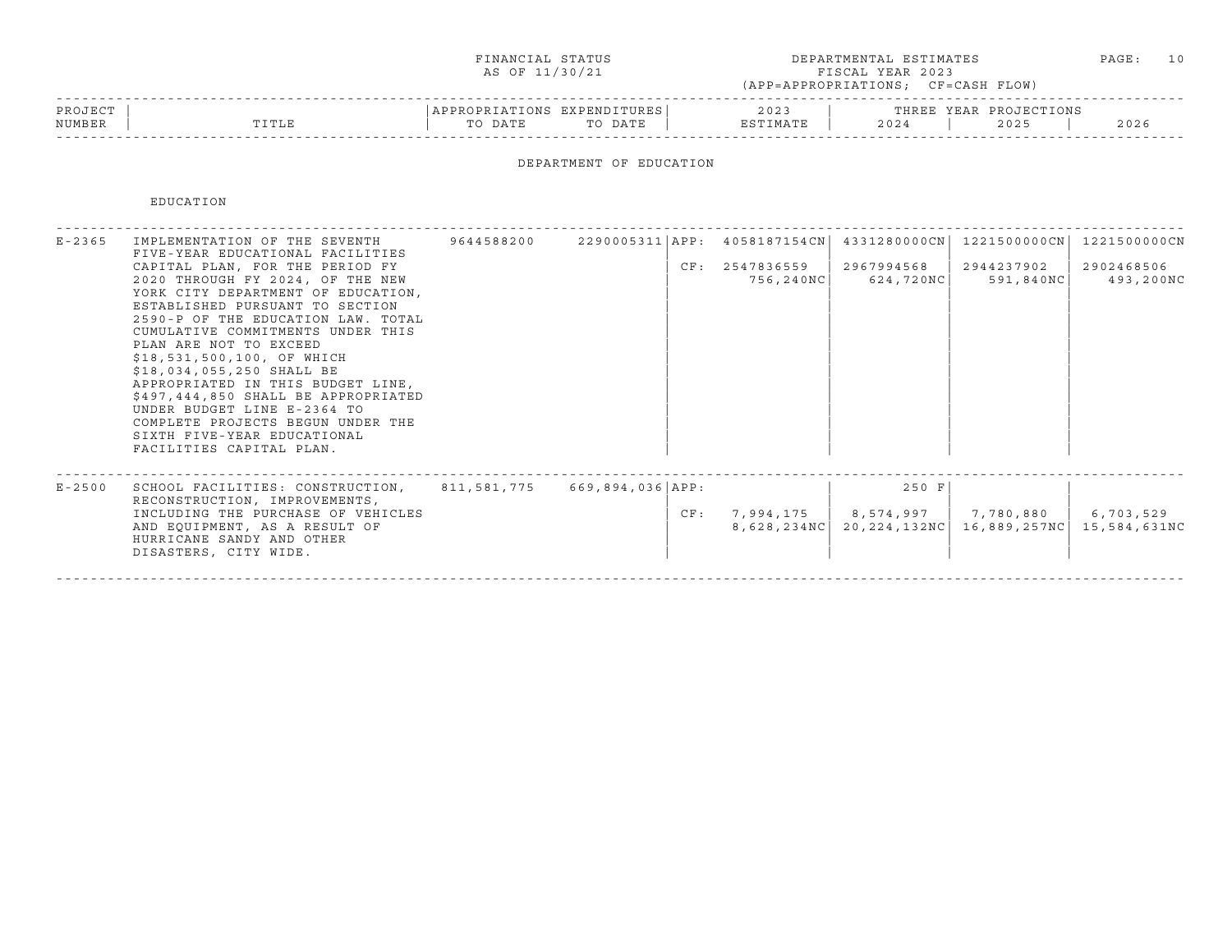FINANCIAL STATUS AS OF 11/30/21

DEPARTMENTAL ESTIMATES FISCAL YEAR 2023 (APP=APPROPRIATIONS; CF=CASH FLOW)

## DEPARTMENT OF EDUCATION

### EDUCATION

| PROJECT NUMBER | TITLE | APPROPRIATIONS TO DATE | EXPENDITURES TO DATE | | 2023 ESTIMATE | THREE YEAR PROJECTIONS 2024 | 2025 | 2026 |
|---|---|---|---|---|---|---|---|---|
| E-2365 | IMPLEMENTATION OF THE SEVENTH FIVE-YEAR EDUCATIONAL FACILITIES CAPITAL PLAN, FOR THE PERIOD FY 2020 THROUGH FY 2024, OF THE NEW YORK CITY DEPARTMENT OF EDUCATION, ESTABLISHED PURSUANT TO SECTION 2590-P OF THE EDUCATION LAW. TOTAL CUMULATIVE COMMITMENTS UNDER THIS PLAN ARE NOT TO EXCEED $18,531,500,100, OF WHICH $18,034,055,250 SHALL BE APPROPRIATED IN THIS BUDGET LINE, $497,444,850 SHALL BE APPROPRIATED UNDER BUDGET LINE E-2364 TO COMPLETE PROJECTS BEGUN UNDER THE SIXTH FIVE-YEAR EDUCATIONAL FACILITIES CAPITAL PLAN. | 9644588200 | 2290005311 | APP: | 4058187154CN | 4331280000CN | 1221500000CN | 1221500000CN |
| | | | | CF: | 2547836559 | 2967994568 | 2944237902 | 2902468506 |
| | | | | | 756,240NC | 624,720NC | 591,840NC | 493,200NC |
| E-2500 | SCHOOL FACILITIES: CONSTRUCTION, RECONSTRUCTION, IMPROVEMENTS, INCLUDING THE PURCHASE OF VEHICLES AND EQUIPMENT, AS A RESULT OF HURRICANE SANDY AND OTHER DISASTERS, CITY WIDE. | 811,581,775 | 669,894,036 | APP: | | 250 F | | |
| | | | | CF: | 7,994,175 | 8,574,997 | 7,780,880 | 6,703,529 |
| | | | | | 8,628,234NC | 20,224,132NC | 16,889,257NC | 15,584,631NC |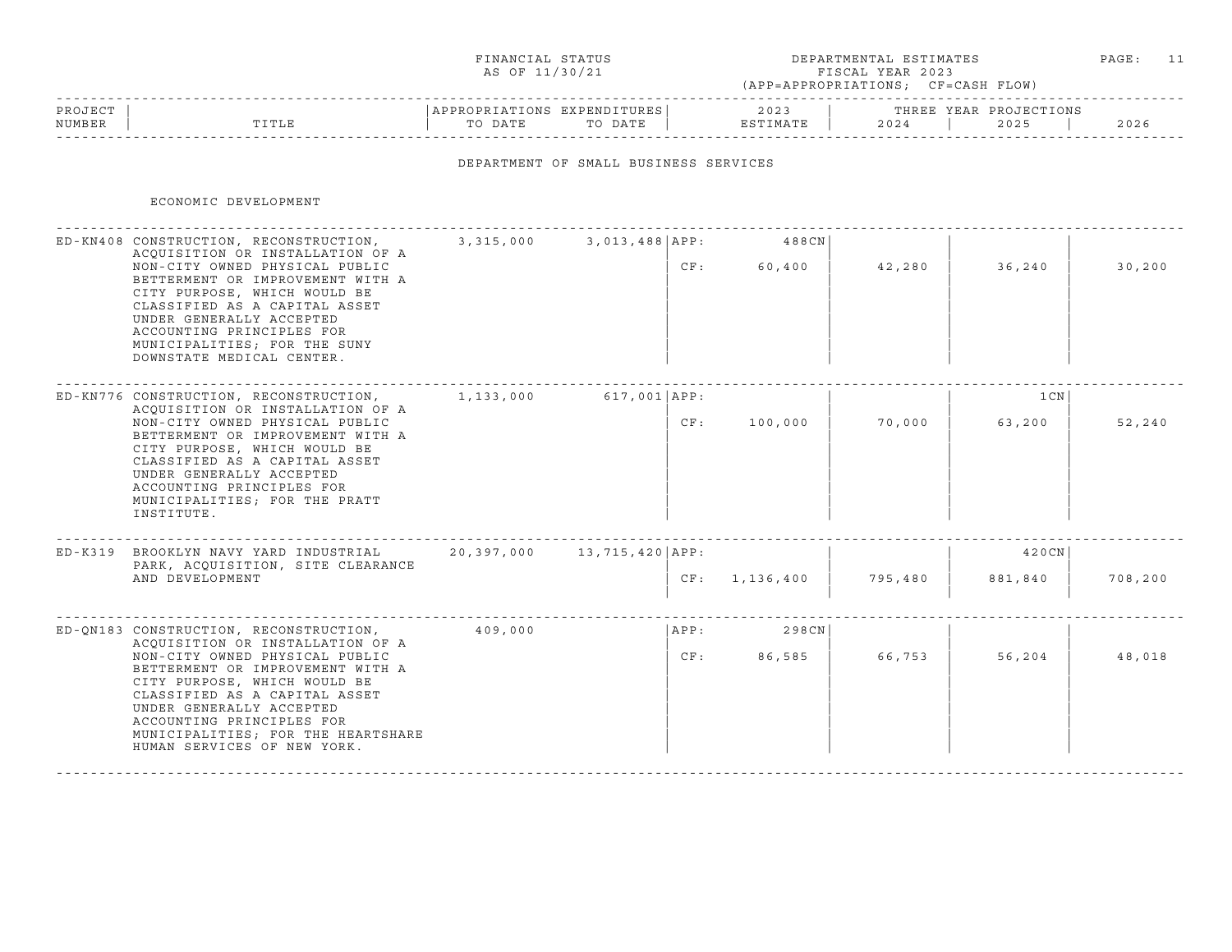FINANCIAL STATUS
AS OF 11/30/21

DEPARTMENTAL ESTIMATES
FISCAL YEAR 2023
(APP=APPROPRIATIONS; CF=CASH FLOW)

## DEPARTMENT OF SMALL BUSINESS SERVICES

### ECONOMIC DEVELOPMENT

| PROJECT NUMBER | TITLE | APPROPRIATIONS TO DATE | EXPENDITURES TO DATE | | 2023 ESTIMATE | THREE YEAR PROJECTIONS 2024 | 2025 | 2026 |
|---|---|---|---|---|---|---|---|---|
| ED-KN408 | CONSTRUCTION, RECONSTRUCTION, ACQUISITION OR INSTALLATION OF A NON-CITY OWNED PHYSICAL PUBLIC BETTERMENT OR IMPROVEMENT WITH A CITY PURPOSE, WHICH WOULD BE CLASSIFIED AS A CAPITAL ASSET UNDER GENERALLY ACCEPTED ACCOUNTING PRINCIPLES FOR MUNICIPALITIES; FOR THE SUNY DOWNSTATE MEDICAL CENTER. | 3,315,000 | 3,013,488 | APP: | 488CN | | | |
| | | | | CF: | 60,400 | 42,280 | 36,240 | 30,200 |
| ED-KN776 | CONSTRUCTION, RECONSTRUCTION, ACQUISITION OR INSTALLATION OF A NON-CITY OWNED PHYSICAL PUBLIC BETTERMENT OR IMPROVEMENT WITH A CITY PURPOSE, WHICH WOULD BE CLASSIFIED AS A CAPITAL ASSET UNDER GENERALLY ACCEPTED ACCOUNTING PRINCIPLES FOR MUNICIPALITIES; FOR THE PRATT INSTITUTE. | 1,133,000 | 617,001 | APP: | | | 1CN | |
| | | | | CF: | 100,000 | 70,000 | 63,200 | 52,240 |
| ED-K319 | BROOKLYN NAVY YARD INDUSTRIAL PARK, ACQUISITION, SITE CLEARANCE AND DEVELOPMENT | 20,397,000 | 13,715,420 | APP: | | | 420CN | |
| | | | | CF: | 1,136,400 | 795,480 | 881,840 | 708,200 |
| ED-QN183 | CONSTRUCTION, RECONSTRUCTION, ACQUISITION OR INSTALLATION OF A NON-CITY OWNED PHYSICAL PUBLIC BETTERMENT OR IMPROVEMENT WITH A CITY PURPOSE, WHICH WOULD BE CLASSIFIED AS A CAPITAL ASSET UNDER GENERALLY ACCEPTED ACCOUNTING PRINCIPLES FOR MUNICIPALITIES; FOR THE HEARTSHARE HUMAN SERVICES OF NEW YORK. | 409,000 | | APP: | 298CN | | | |
| | | | | CF: | 86,585 | 66,753 | 56,204 | 48,018 |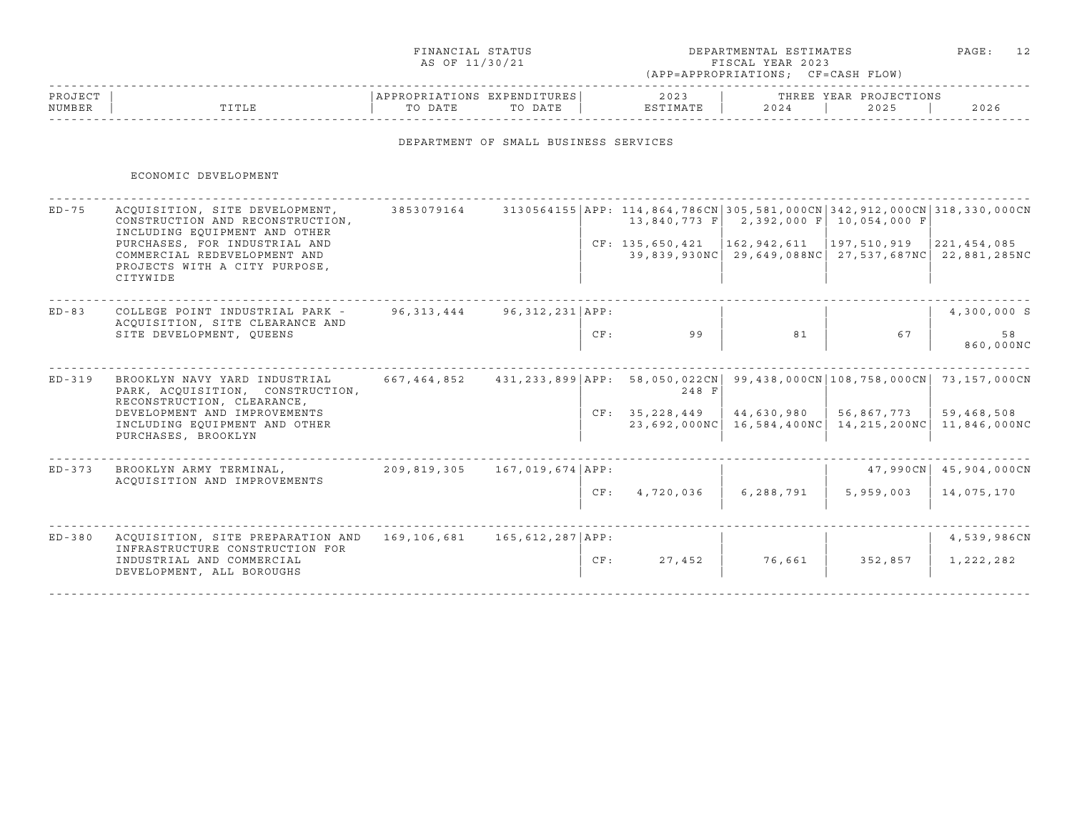FINANCIAL STATUS
AS OF 11/30/21

DEPARTMENTAL ESTIMATES
FISCAL YEAR 2023
(APP=APPROPRIATIONS; CF=CASH FLOW)

## DEPARTMENT OF SMALL BUSINESS SERVICES

### ECONOMIC DEVELOPMENT

| PROJECT NUMBER | TITLE | APPROPRIATIONS TO DATE | EXPENDITURES TO DATE | | 2023 ESTIMATE | THREE YEAR PROJECTIONS 2024 | 2025 | 2026 |
|---|---|---|---|---|---|---|---|---|
| ED-75 | ACQUISITION, SITE DEVELOPMENT, CONSTRUCTION AND RECONSTRUCTION, INCLUDING EQUIPMENT AND OTHER PURCHASES, FOR INDUSTRIAL AND COMMERCIAL REDEVELOPMENT AND PROJECTS WITH A CITY PURPOSE, CITYWIDE | 3853079164 | 3130564155 | APP: | 114,864,786CN<br>13,840,773 F | 305,581,000CN<br>2,392,000 F | 342,912,000CN<br>10,054,000 F | 318,330,000CN |
| | | | | CF: | 135,650,421<br>39,839,930NC | 162,942,611<br>29,649,088NC | 197,510,919<br>27,537,687NC | 221,454,085<br>22,881,285NC |
| ED-83 | COLLEGE POINT INDUSTRIAL PARK - ACQUISITION, SITE CLEARANCE AND SITE DEVELOPMENT, QUEENS | 96,313,444 | 96,312,231 | APP: | | | | 4,300,000 S |
| | | | | CF: | 99 | 81 | 67 | 58<br>860,000NC |
| ED-319 | BROOKLYN NAVY YARD INDUSTRIAL PARK, ACQUISITION, CONSTRUCTION, RECONSTRUCTION, CLEARANCE, DEVELOPMENT AND IMPROVEMENTS INCLUDING EQUIPMENT AND OTHER PURCHASES, BROOKLYN | 667,464,852 | 431,233,899 | APP: | 58,050,022CN<br>248 F | 99,438,000CN | 108,758,000CN | 73,157,000CN |
| | | | | CF: | 35,228,449<br>23,692,000NC | 44,630,980<br>16,584,400NC | 56,867,773<br>14,215,200NC | 59,468,508<br>11,846,000NC |
| ED-373 | BROOKLYN ARMY TERMINAL, ACQUISITION AND IMPROVEMENTS | 209,819,305 | 167,019,674 | APP: | | | 47,990CN | 45,904,000CN |
| | | | | CF: | 4,720,036 | 6,288,791 | 5,959,003 | 14,075,170 |
| ED-380 | ACQUISITION, SITE PREPARATION AND INFRASTRUCTURE CONSTRUCTION FOR INDUSTRIAL AND COMMERCIAL DEVELOPMENT, ALL BOROUGHS | 169,106,681 | 165,612,287 | APP: | | | | 4,539,986CN |
| | | | | CF: | 27,452 | 76,661 | 352,857 | 1,222,282 |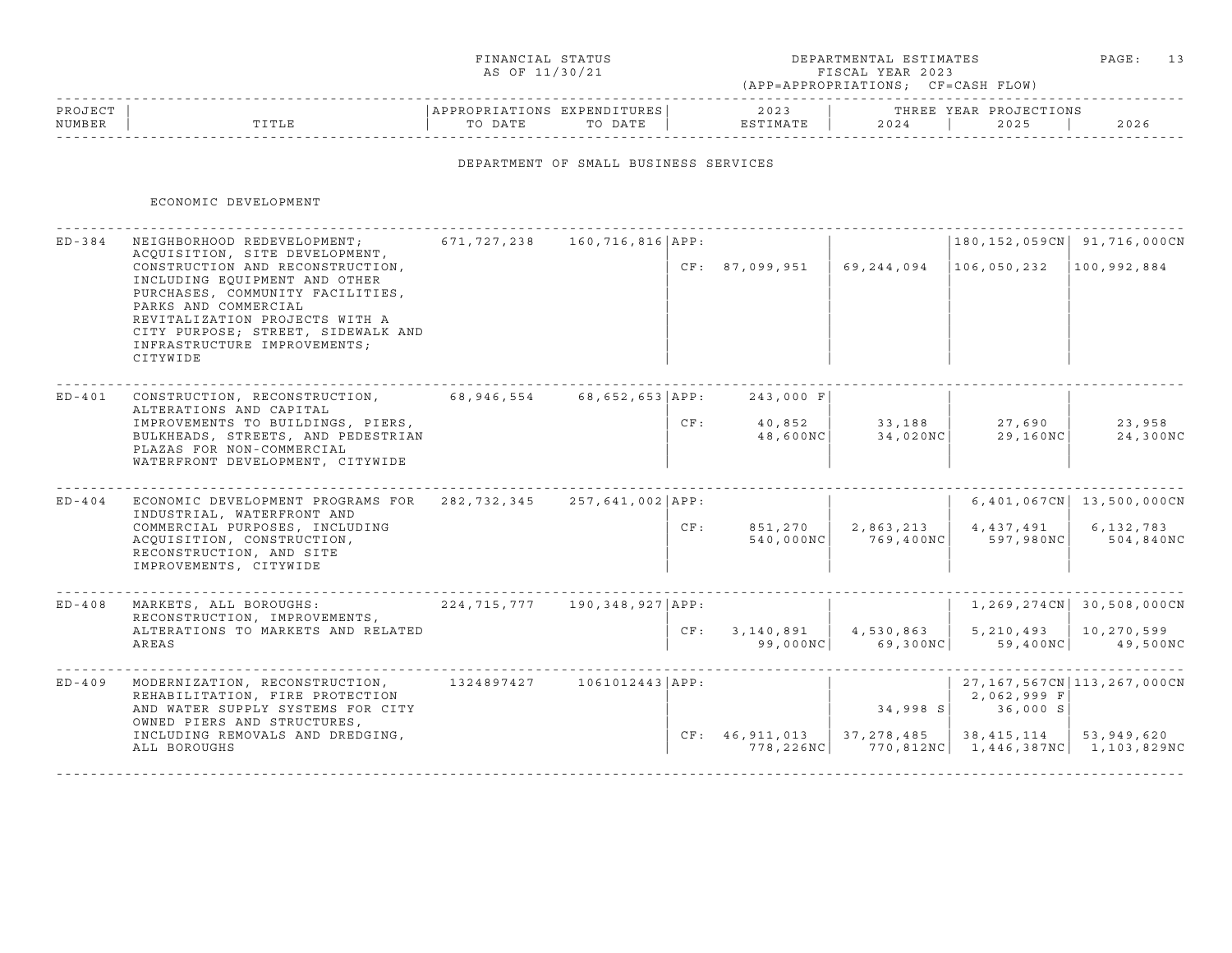FINANCIAL STATUS AS OF 11/30/21

DEPARTMENTAL ESTIMATES FISCAL YEAR 2023 (APP=APPROPRIATIONS; CF=CASH FLOW)

## DEPARTMENT OF SMALL BUSINESS SERVICES

### ECONOMIC DEVELOPMENT

| PROJECT NUMBER | TITLE | APPROPRIATIONS TO DATE | EXPENDITURES TO DATE | | 2023 ESTIMATE | THREE YEAR PROJECTIONS 2024 | 2025 | 2026 |
|---|---|---|---|---|---|---|---|---|
| ED-384 | NEIGHBORHOOD REDEVELOPMENT; ACQUISITION, SITE DEVELOPMENT, CONSTRUCTION AND RECONSTRUCTION, INCLUDING EQUIPMENT AND OTHER PURCHASES, COMMUNITY FACILITIES, PARKS AND COMMERCIAL REVITALIZATION PROJECTS WITH A CITY PURPOSE; STREET, SIDEWALK AND INFRASTRUCTURE IMPROVEMENTS; CITYWIDE | 671,727,238 | 160,716,816 | APP: | | | 180,152,059CN | 91,716,000CN |
| | | | | CF: | 87,099,951 | 69,244,094 | 106,050,232 | 100,992,884 |
| ED-401 | CONSTRUCTION, RECONSTRUCTION, ALTERATIONS AND CAPITAL IMPROVEMENTS TO BUILDINGS, PIERS, BULKHEADS, STREETS, AND PEDESTRIAN PLAZAS FOR NON-COMMERCIAL WATERFRONT DEVELOPMENT, CITYWIDE | 68,946,554 | 68,652,653 | APP: | 243,000 F | | | |
| | | | | CF: | 40,852 | 33,188 | 27,690 | 23,958 |
| | | | | | 48,600NC | 34,020NC | 29,160NC | 24,300NC |
| ED-404 | ECONOMIC DEVELOPMENT PROGRAMS FOR INDUSTRIAL, WATERFRONT AND COMMERCIAL PURPOSES, INCLUDING ACQUISITION, CONSTRUCTION, RECONSTRUCTION, AND SITE IMPROVEMENTS, CITYWIDE | 282,732,345 | 257,641,002 | APP: | | | 6,401,067CN | 13,500,000CN |
| | | | | CF: | 851,270 | 2,863,213 | 4,437,491 | 6,132,783 |
| | | | | | 540,000NC | 769,400NC | 597,980NC | 504,840NC |
| ED-408 | MARKETS, ALL BOROUGHS: RECONSTRUCTION, IMPROVEMENTS, ALTERATIONS TO MARKETS AND RELATED AREAS | 224,715,777 | 190,348,927 | APP: | | | 1,269,274CN | 30,508,000CN |
| | | | | CF: | 3,140,891 | 4,530,863 | 5,210,493 | 10,270,599 |
| | | | | | 99,000NC | 69,300NC | 59,400NC | 49,500NC |
| ED-409 | MODERNIZATION, RECONSTRUCTION, REHABILITATION, FIRE PROTECTION AND WATER SUPPLY SYSTEMS FOR CITY OWNED PIERS AND STRUCTURES, INCLUDING REMOVALS AND DREDGING, ALL BOROUGHS | 1324897427 | 1061012443 | APP: | | | 27,167,567CN | 113,267,000CN |
| | | | | | | | 2,062,999 F | |
| | | | | | | 34,998 S | 36,000 S | |
| | | | | CF: | 46,911,013 | 37,278,485 | 38,415,114 | 53,949,620 |
| | | | | | 778,226NC | 770,812NC | 1,446,387NC | 1,103,829NC |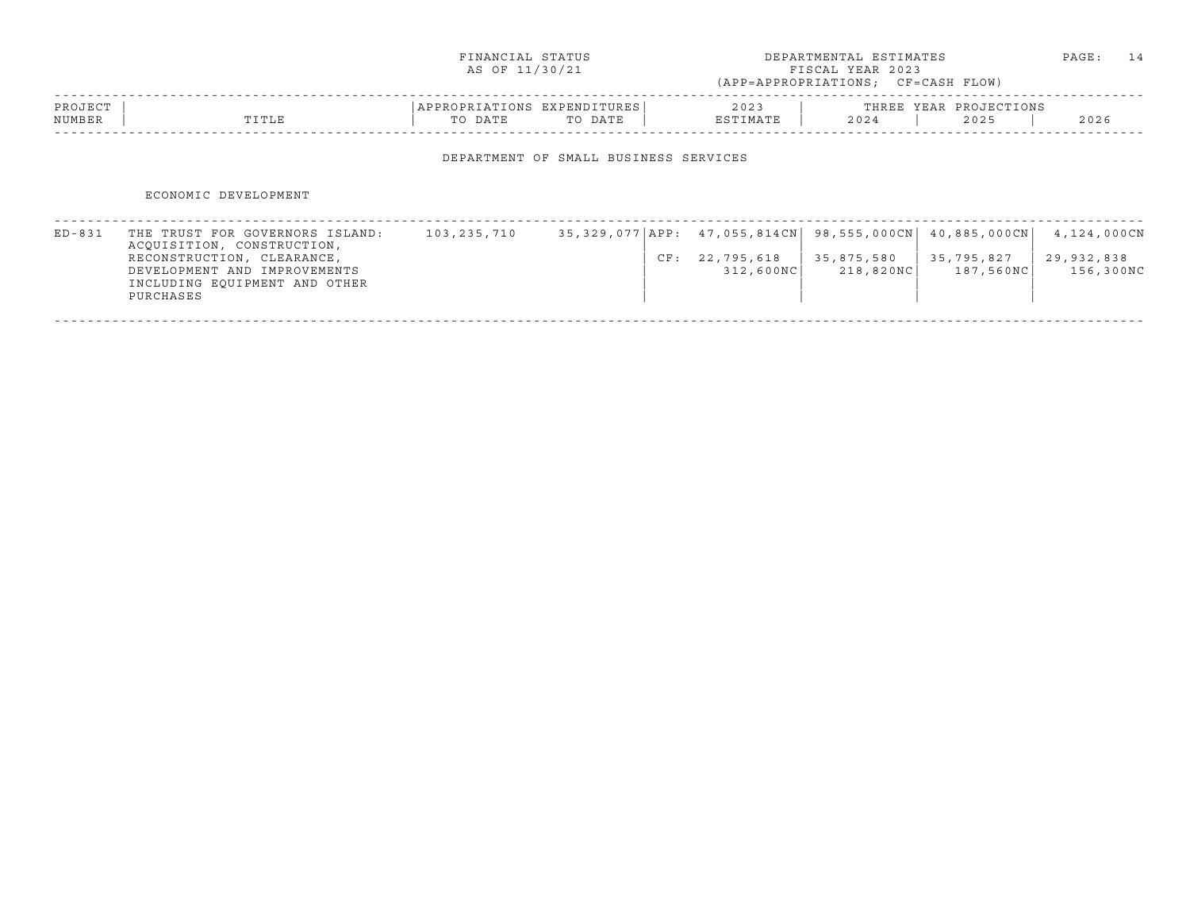FINANCIAL STATUS
AS OF 11/30/21

DEPARTMENTAL ESTIMATES
FISCAL YEAR 2023
(APP=APPROPRIATIONS; CF=CASH FLOW)

## DEPARTMENT OF SMALL BUSINESS SERVICES

### ECONOMIC DEVELOPMENT

| PROJECT NUMBER | TITLE | APPROPRIATIONS TO DATE | EXPENDITURES TO DATE | | 2023 ESTIMATE | THREE YEAR PROJECTIONS 2024 | 2025 | 2026 |
|---|---|---|---|---|---|---|---|---|
| ED-831 | THE TRUST FOR GOVERNORS ISLAND: ACQUISITION, CONSTRUCTION, RECONSTRUCTION, CLEARANCE, DEVELOPMENT AND IMPROVEMENTS INCLUDING EQUIPMENT AND OTHER PURCHASES | 103,235,710 | 35,329,077 | APP: | 47,055,814CN | 98,555,000CN | 40,885,000CN | 4,124,000CN |
| | | | | CF: | 22,795,618 | 35,875,580 | 35,795,827 | 29,932,838 |
| | | | | | 312,600NC | 218,820NC | 187,560NC | 156,300NC |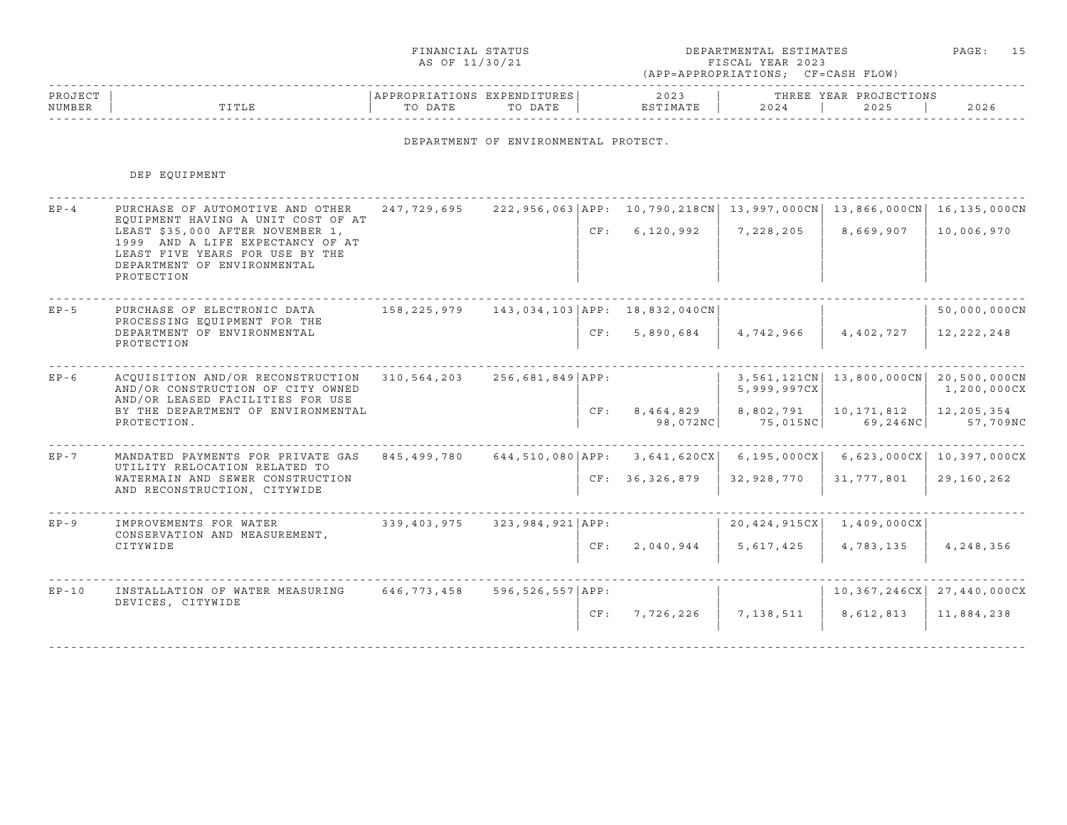FINANCIAL STATUS AS OF 11/30/21

DEPARTMENTAL ESTIMATES FISCAL YEAR 2023 (APP=APPROPRIATIONS; CF=CASH FLOW)

## DEPARTMENT OF ENVIRONMENTAL PROTECT.

### DEP EQUIPMENT

| PROJECT NUMBER | TITLE | APPROPRIATIONS TO DATE | EXPENDITURES TO DATE | | 2023 ESTIMATE | 2024 | 2025 | 2026 |
|---|---|---|---|---|---|---|---|---|
| EP-4 | PURCHASE OF AUTOMOTIVE AND OTHER EQUIPMENT HAVING A UNIT COST OF AT LEAST $35,000 AFTER NOVEMBER 1, 1999 AND A LIFE EXPECTANCY OF AT LEAST FIVE YEARS FOR USE BY THE DEPARTMENT OF ENVIRONMENTAL PROTECTION | 247,729,695 | 222,956,063 | APP: | 10,790,218CN | 13,997,000CN | 13,866,000CN | 16,135,000CN |
| | | | | CF: | 6,120,992 | 7,228,205 | 8,669,907 | 10,006,970 |
| EP-5 | PURCHASE OF ELECTRONIC DATA PROCESSING EQUIPMENT FOR THE DEPARTMENT OF ENVIRONMENTAL PROTECTION | 158,225,979 | 143,034,103 | APP: | 18,832,040CN | | | 50,000,000CN |
| | | | | CF: | 5,890,684 | 4,742,966 | 4,402,727 | 12,222,248 |
| EP-6 | ACQUISITION AND/OR RECONSTRUCTION AND/OR CONSTRUCTION OF CITY OWNED AND/OR LEASED FACILITIES FOR USE BY THE DEPARTMENT OF ENVIRONMENTAL PROTECTION. | 310,564,203 | 256,681,849 | APP: | | 3,561,121CN<br>5,999,997CX | 13,800,000CN | 20,500,000CN<br>1,200,000CX |
| | | | | CF: | 8,464,829<br>98,072NC | 8,802,791<br>75,015NC | 10,171,812<br>69,246NC | 12,205,354<br>57,709NC |
| EP-7 | MANDATED PAYMENTS FOR PRIVATE GAS UTILITY RELOCATION RELATED TO WATERMAIN AND SEWER CONSTRUCTION AND RECONSTRUCTION, CITYWIDE | 845,499,780 | 644,510,080 | APP: | 3,641,620CX | 6,195,000CX | 6,623,000CX | 10,397,000CX |
| | | | | CF: | 36,326,879 | 32,928,770 | 31,777,801 | 29,160,262 |
| EP-9 | IMPROVEMENTS FOR WATER CONSERVATION AND MEASUREMENT, CITYWIDE | 339,403,975 | 323,984,921 | APP: | | 20,424,915CX | 1,409,000CX | |
| | | | | CF: | 2,040,944 | 5,617,425 | 4,783,135 | 4,248,356 |
| EP-10 | INSTALLATION OF WATER MEASURING DEVICES, CITYWIDE | 646,773,458 | 596,526,557 | APP: | | | 10,367,246CX | 27,440,000CX |
| | | | | CF: | 7,726,226 | 7,138,511 | 8,612,813 | 11,884,238 |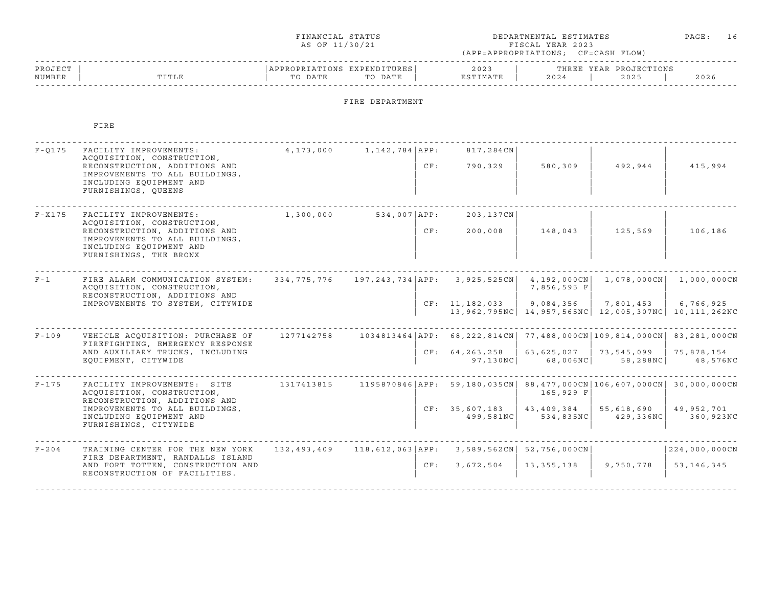FINANCIAL STATUS AS OF 11/30/21

DEPARTMENTAL ESTIMATES FISCAL YEAR 2023 (APP=APPROPRIATIONS; CF=CASH FLOW)

## FIRE DEPARTMENT

### FIRE

| PROJECT NUMBER | TITLE | APPROPRIATIONS TO DATE | EXPENDITURES TO DATE | | 2023 ESTIMATE | 2024 | 2025 | 2026 |
|---|---|---|---|---|---|---|---|---|
| F-Q175 | FACILITY IMPROVEMENTS: ACQUISITION, CONSTRUCTION, RECONSTRUCTION, ADDITIONS AND IMPROVEMENTS TO ALL BUILDINGS, INCLUDING EQUIPMENT AND FURNISHINGS, QUEENS | 4,173,000 | 1,142,784 | APP: | 817,284CN | | | |
| | | | | CF: | 790,329 | 580,309 | 492,944 | 415,994 |
| F-X175 | FACILITY IMPROVEMENTS: ACQUISITION, CONSTRUCTION, RECONSTRUCTION, ADDITIONS AND IMPROVEMENTS TO ALL BUILDINGS, INCLUDING EQUIPMENT AND FURNISHINGS, THE BRONX | 1,300,000 | 534,007 | APP: | 203,137CN | | | |
| | | | | CF: | 200,008 | 148,043 | 125,569 | 106,186 |
| F-1 | FIRE ALARM COMMUNICATION SYSTEM: ACQUISITION, CONSTRUCTION, RECONSTRUCTION, ADDITIONS AND IMPROVEMENTS TO SYSTEM, CITYWIDE | 334,775,776 | 197,243,734 | APP: | 3,925,525CN | 4,192,000CN<br>7,856,595 F | 1,078,000CN | 1,000,000CN |
| | | | | CF: | 11,182,033<br>13,962,795NC | 9,084,356<br>14,957,565NC | 7,801,453<br>12,005,307NC | 6,766,925<br>10,111,262NC |
| F-109 | VEHICLE ACQUISITION: PURCHASE OF FIREFIGHTING, EMERGENCY RESPONSE AND AUXILIARY TRUCKS, INCLUDING EQUIPMENT, CITYWIDE | 1277142758 | 1034813464 | APP: | 68,222,814CN | 77,488,000CN | 109,814,000CN | 83,281,000CN |
| | | | | CF: | 64,263,258<br>97,130NC | 63,625,027<br>68,006NC | 73,545,099<br>58,288NC | 75,878,154<br>48,576NC |
| F-175 | FACILITY IMPROVEMENTS: SITE ACQUISITION, CONSTRUCTION, RECONSTRUCTION, ADDITIONS AND IMPROVEMENTS TO ALL BUILDINGS, INCLUDING EQUIPMENT AND FURNISHINGS, CITYWIDE | 1317413815 | 1195870846 | APP: | 59,180,035CN | 88,477,000CN<br>165,929 F | 106,607,000CN | 30,000,000CN |
| | | | | CF: | 35,607,183<br>499,581NC | 43,409,384<br>534,835NC | 55,618,690<br>429,336NC | 49,952,701<br>360,923NC |
| F-204 | TRAINING CENTER FOR THE NEW YORK FIRE DEPARTMENT, RANDALLS ISLAND AND FORT TOTTEN, CONSTRUCTION AND RECONSTRUCTION OF FACILITIES. | 132,493,409 | 118,612,063 | APP: | 3,589,562CN | 52,756,000CN | | 224,000,000CN |
| | | | | CF: | 3,672,504 | 13,355,138 | 9,750,778 | 53,146,345 |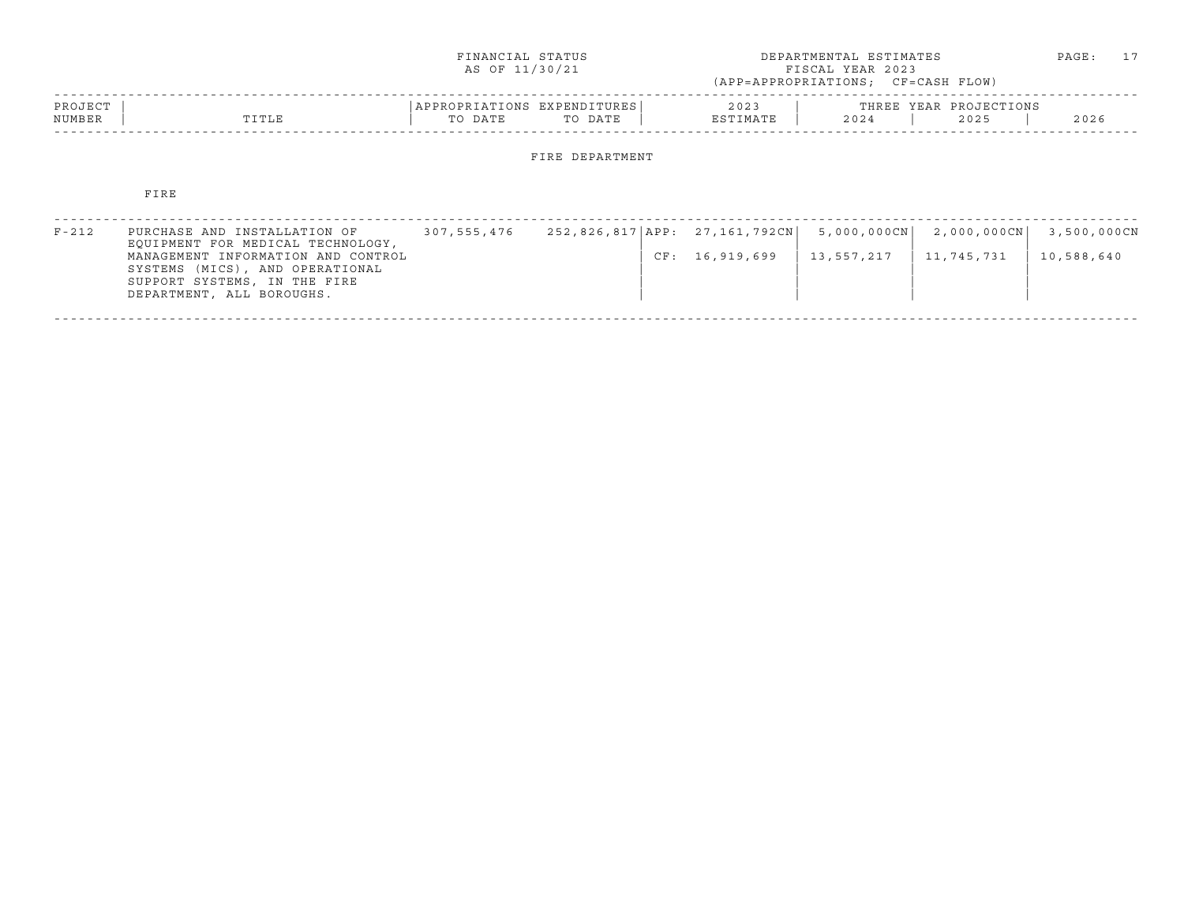FINANCIAL STATUS
AS OF 11/30/21

DEPARTMENTAL ESTIMATES
FISCAL YEAR 2023
(APP=APPROPRIATIONS; CF=CASH FLOW)

| PROJECT NUMBER | TITLE | APPROPRIATIONS TO DATE | EXPENDITURES TO DATE | | 2023 ESTIMATE | THREE YEAR PROJECTIONS 2024 | 2025 | 2026 |
|---|---|---|---|---|---|---|---|---|

## FIRE DEPARTMENT

### FIRE

| PROJECT NUMBER | TITLE | APPROPRIATIONS TO DATE | EXPENDITURES TO DATE | | 2023 ESTIMATE | 2024 | 2025 | 2026 |
|---|---|---|---|---|---|---|---|---|
| F-212 | PURCHASE AND INSTALLATION OF EQUIPMENT FOR MEDICAL TECHNOLOGY, MANAGEMENT INFORMATION AND CONTROL SYSTEMS (MICS), AND OPERATIONAL SUPPORT SYSTEMS, IN THE FIRE DEPARTMENT, ALL BOROUGHS. | 307,555,476 | 252,826,817 | APP: | 27,161,792CN | 5,000,000CN | 2,000,000CN | 3,500,000CN |
| | | | | CF: | 16,919,699 | 13,557,217 | 11,745,731 | 10,588,640 |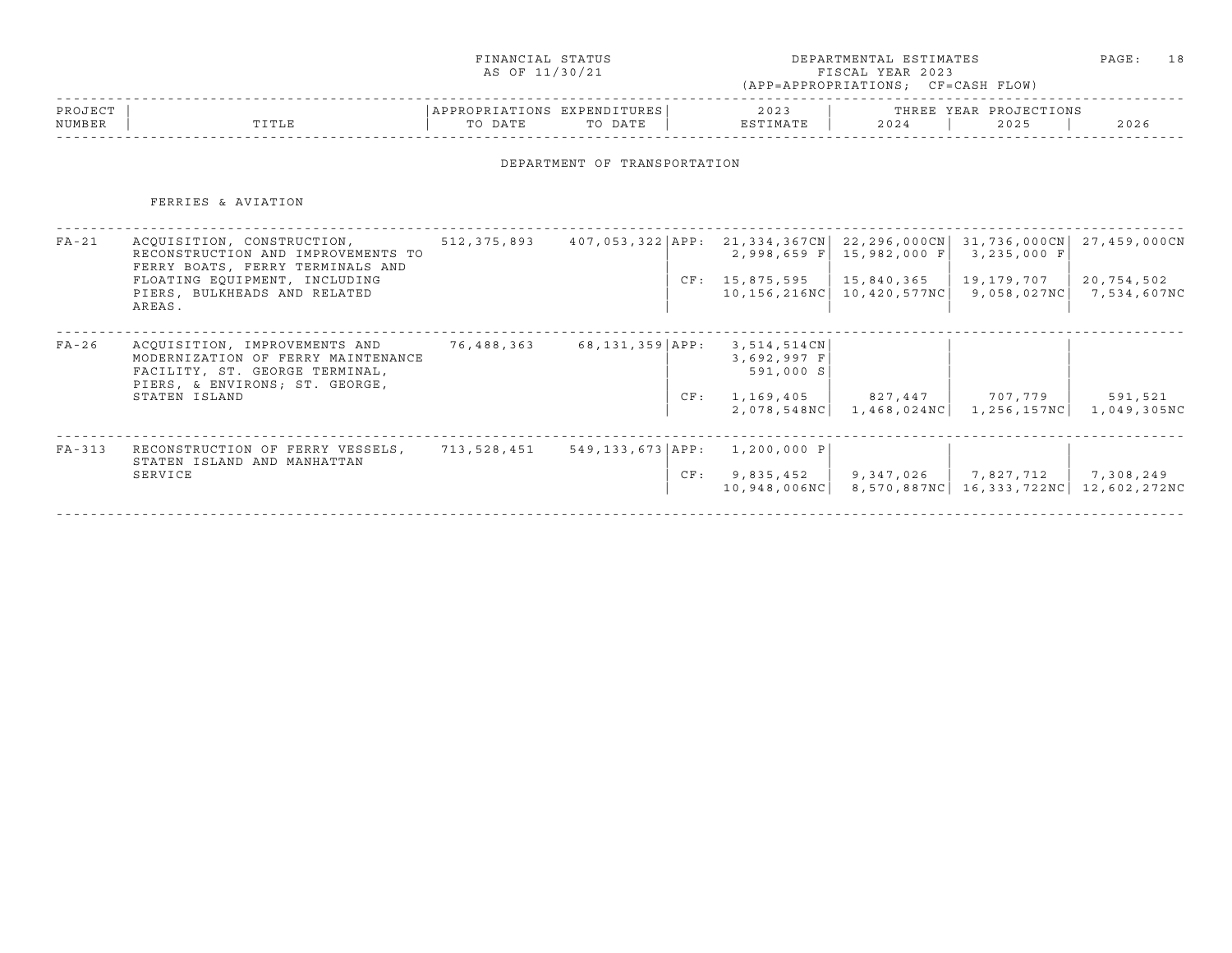FINANCIAL STATUS
AS OF 11/30/21

DEPARTMENTAL ESTIMATES
FISCAL YEAR 2023
(APP=APPROPRIATIONS; CF=CASH FLOW)

## DEPARTMENT OF TRANSPORTATION

### FERRIES & AVIATION

| PROJECT NUMBER | TITLE | APPROPRIATIONS TO DATE | EXPENDITURES TO DATE | | 2023 ESTIMATE | THREE YEAR PROJECTIONS 2024 | 2025 | 2026 |
|---|---|---|---|---|---|---|---|---|
| FA-21 | ACQUISITION, CONSTRUCTION, RECONSTRUCTION AND IMPROVEMENTS TO FERRY BOATS, FERRY TERMINALS AND FLOATING EQUIPMENT, INCLUDING PIERS, BULKHEADS AND RELATED AREAS. | 512,375,893 | 407,053,322 | APP: | 21,334,367CN<br>2,998,659 F | 22,296,000CN<br>15,982,000 F | 31,736,000CN<br>3,235,000 F | 27,459,000CN |
| | | | | CF: | 15,875,595<br>10,156,216NC | 15,840,365<br>10,420,577NC | 19,179,707<br>9,058,027NC | 20,754,502<br>7,534,607NC |
| FA-26 | ACQUISITION, IMPROVEMENTS AND MODERNIZATION OF FERRY MAINTENANCE FACILITY, ST. GEORGE TERMINAL, PIERS, & ENVIRONS; ST. GEORGE, STATEN ISLAND | 76,488,363 | 68,131,359 | APP: | 3,514,514CN<br>3,692,997 F<br>591,000 S | | | |
| | | | | CF: | 1,169,405<br>2,078,548NC | 827,447<br>1,468,024NC | 707,779<br>1,256,157NC | 591,521<br>1,049,305NC |
| FA-313 | RECONSTRUCTION OF FERRY VESSELS, STATEN ISLAND AND MANHATTAN SERVICE | 713,528,451 | 549,133,673 | APP: | 1,200,000 P | | | |
| | | | | CF: | 9,835,452<br>10,948,006NC | 9,347,026<br>8,570,887NC | 7,827,712<br>16,333,722NC | 7,308,249<br>12,602,272NC |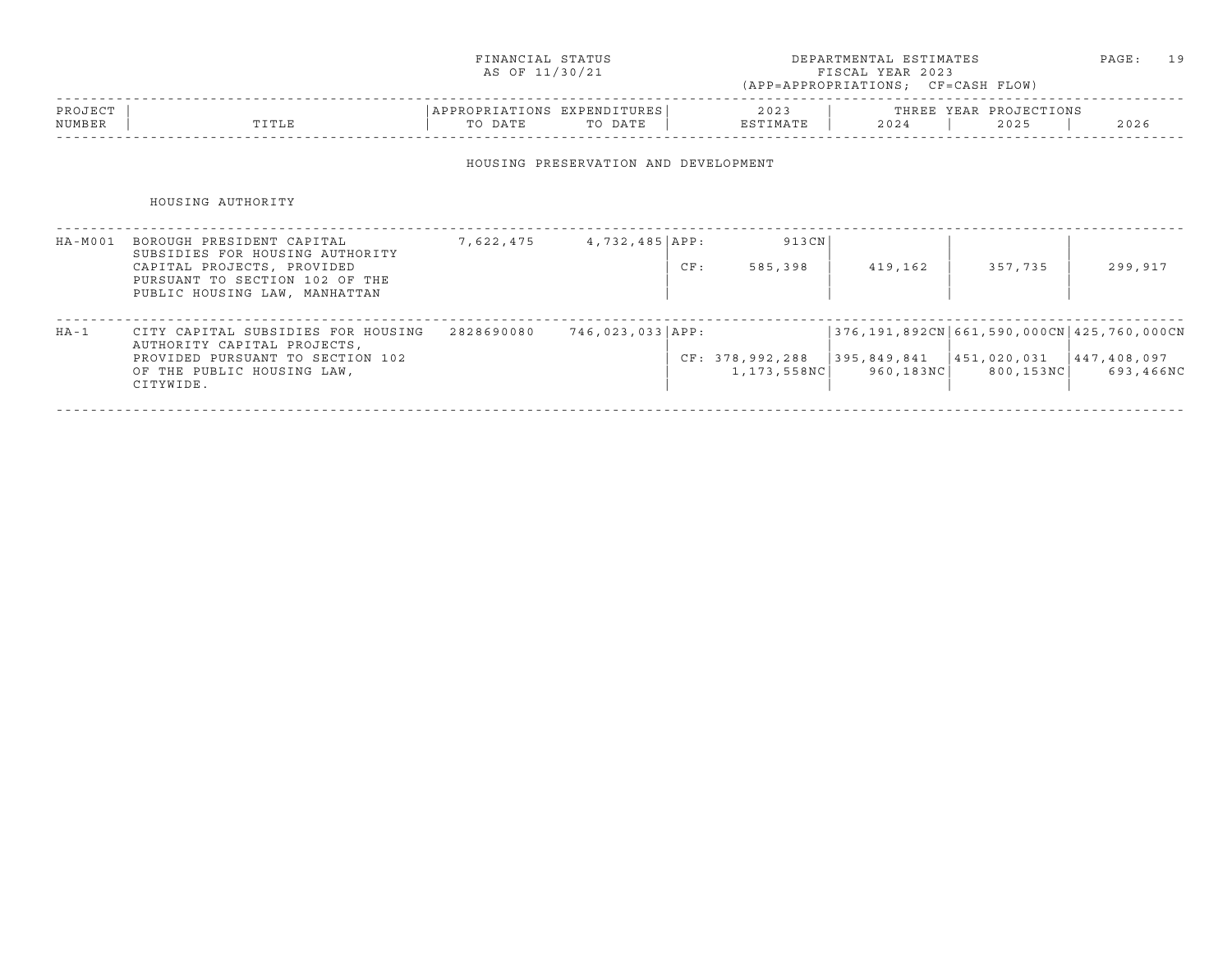FINANCIAL STATUS
AS OF 11/30/21

DEPARTMENTAL ESTIMATES
FISCAL YEAR 2023
(APP=APPROPRIATIONS; CF=CASH FLOW)

## HOUSING PRESERVATION AND DEVELOPMENT

### HOUSING AUTHORITY

| PROJECT NUMBER | TITLE | APPROPRIATIONS TO DATE | EXPENDITURES TO DATE | | 2023 ESTIMATE | THREE YEAR PROJECTIONS 2024 | 2025 | 2026 |
|---|---|---|---|---|---|---|---|---|
| HA-M001 | BOROUGH PRESIDENT CAPITAL SUBSIDIES FOR HOUSING AUTHORITY CAPITAL PROJECTS, PROVIDED PURSUANT TO SECTION 102 OF THE PUBLIC HOUSING LAW, MANHATTAN | 7,622,475 | 4,732,485 | APP: | 913CN | | | |
| | | | | CF: | 585,398 | 419,162 | 357,735 | 299,917 |
| HA-1 | CITY CAPITAL SUBSIDIES FOR HOUSING AUTHORITY CAPITAL PROJECTS, PROVIDED PURSUANT TO SECTION 102 OF THE PUBLIC HOUSING LAW, CITYWIDE. | 2828690080 | 746,023,033 | APP: | | 376,191,892CN | 661,590,000CN | 425,760,000CN |
| | | | | CF: | 378,992,288 | 395,849,841 | 451,020,031 | 447,408,097 |
| | | | | | 1,173,558NC | 960,183NC | 800,153NC | 693,466NC |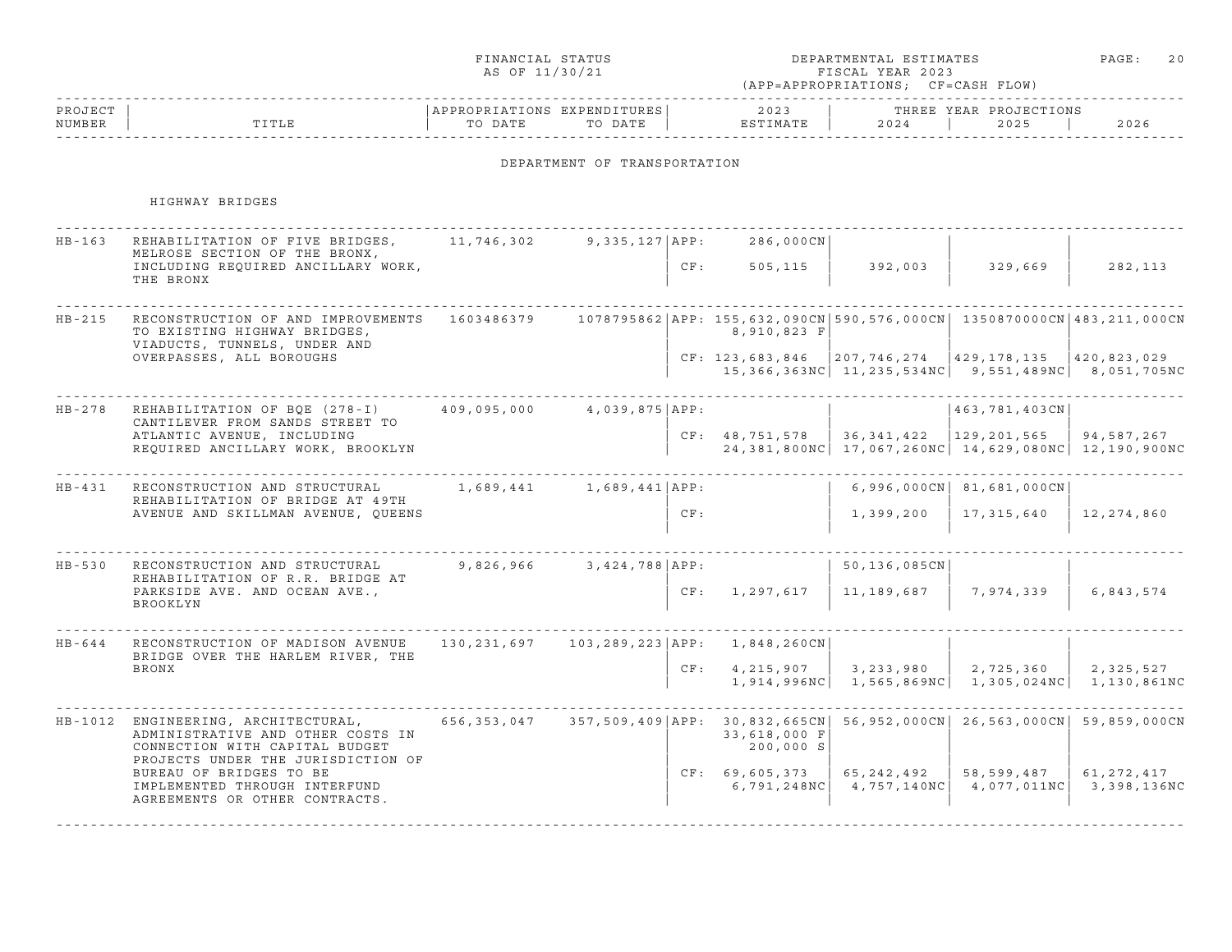FINANCIAL STATUS AS OF 11/30/21

DEPARTMENTAL ESTIMATES FISCAL YEAR 2023 (APP=APPROPRIATIONS; CF=CASH FLOW)

## DEPARTMENT OF TRANSPORTATION

### HIGHWAY BRIDGES

| PROJECT NUMBER | TITLE | APPROPRIATIONS TO DATE | EXPENDITURES TO DATE | | 2023 ESTIMATE | 2024 | 2025 | 2026 |
|---|---|---|---|---|---|---|---|---|
| HB-163 | REHABILITATION OF FIVE BRIDGES, MELROSE SECTION OF THE BRONX, INCLUDING REQUIRED ANCILLARY WORK, THE BRONX | 11,746,302 | 9,335,127 | APP: | 286,000CN | | | |
| | | | | CF: | 505,115 | 392,003 | 329,669 | 282,113 |
| HB-215 | RECONSTRUCTION OF AND IMPROVEMENTS TO EXISTING HIGHWAY BRIDGES, VIADUCTS, TUNNELS, UNDER AND OVERPASSES, ALL BOROUGHS | 1603486379 | 1078795862 | APP: | 155,632,090CN 8,910,823 F | 590,576,000CN | 1350870000CN | 483,211,000CN |
| | | | | CF: | 123,683,846 15,366,363NC | 207,746,274 11,235,534NC | 429,178,135 9,551,489NC | 420,823,029 8,051,705NC |
| HB-278 | REHABILITATION OF BQE (278-I) CANTILEVER FROM SANDS STREET TO ATLANTIC AVENUE, INCLUDING REQUIRED ANCILLARY WORK, BROOKLYN | 409,095,000 | 4,039,875 | APP: | | | 463,781,403CN | |
| | | | | CF: | 48,751,578 24,381,800NC | 36,341,422 17,067,260NC | 129,201,565 14,629,080NC | 94,587,267 12,190,900NC |
| HB-431 | RECONSTRUCTION AND STRUCTURAL REHABILITATION OF BRIDGE AT 49TH AVENUE AND SKILLMAN AVENUE, QUEENS | 1,689,441 | 1,689,441 | APP: | | 6,996,000CN | 81,681,000CN | |
| | | | | CF: | | 1,399,200 | 17,315,640 | 12,274,860 |
| HB-530 | RECONSTRUCTION AND STRUCTURAL REHABILITATION OF R.R. BRIDGE AT PARKSIDE AVE. AND OCEAN AVE., BROOKLYN | 9,826,966 | 3,424,788 | APP: | | 50,136,085CN | | |
| | | | | CF: | 1,297,617 | 11,189,687 | 7,974,339 | 6,843,574 |
| HB-644 | RECONSTRUCTION OF MADISON AVENUE BRIDGE OVER THE HARLEM RIVER, THE BRONX | 130,231,697 | 103,289,223 | APP: | 1,848,260CN | | | |
| | | | | CF: | 4,215,907 1,914,996NC | 3,233,980 1,565,869NC | 2,725,360 1,305,024NC | 2,325,527 1,130,861NC |
| HB-1012 | ENGINEERING, ARCHITECTURAL, ADMINISTRATIVE AND OTHER COSTS IN CONNECTION WITH CAPITAL BUDGET PROJECTS UNDER THE JURISDICTION OF BUREAU OF BRIDGES TO BE IMPLEMENTED THROUGH INTERFUND AGREEMENTS OR OTHER CONTRACTS. | 656,353,047 | 357,509,409 | APP: | 30,832,665CN 33,618,000 F 200,000 S | 56,952,000CN | 26,563,000CN | 59,859,000CN |
| | | | | CF: | 69,605,373 6,791,248NC | 65,242,492 4,757,140NC | 58,599,487 4,077,011NC | 61,272,417 3,398,136NC |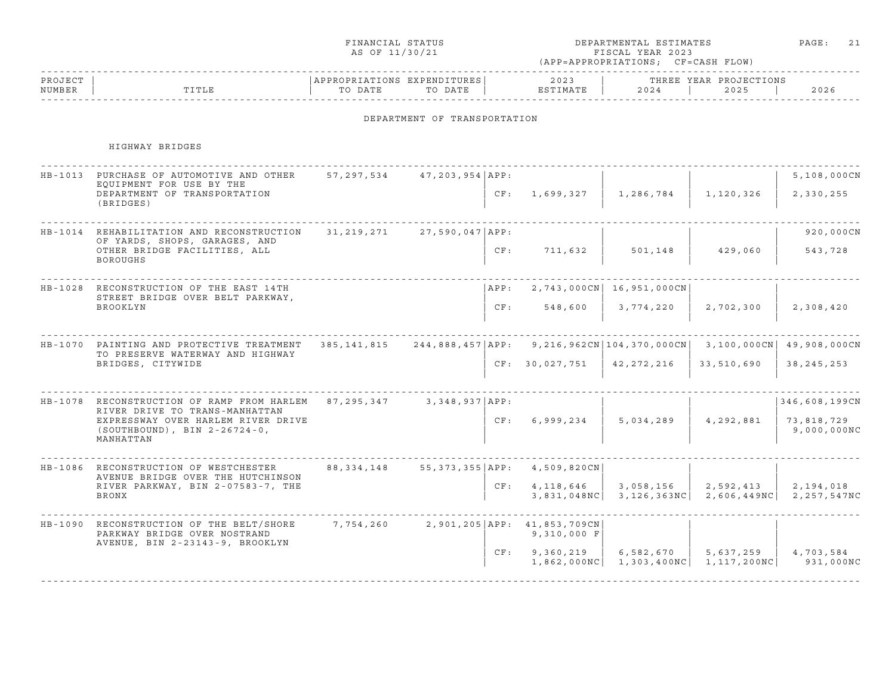FINANCIAL STATUS AS OF 11/30/21

DEPARTMENTAL ESTIMATES FISCAL YEAR 2023 (APP=APPROPRIATIONS; CF=CASH FLOW)

## DEPARTMENT OF TRANSPORTATION

### HIGHWAY BRIDGES

| PROJECT NUMBER | TITLE | APPROPRIATIONS TO DATE | EXPENDITURES TO DATE | | 2023 ESTIMATE | 2024 | 2025 | 2026 |
|---|---|---|---|---|---|---|---|---|
| HB-1013 | PURCHASE OF AUTOMOTIVE AND OTHER EQUIPMENT FOR USE BY THE DEPARTMENT OF TRANSPORTATION (BRIDGES) | 57,297,534 | 47,203,954 | APP: | | | | 5,108,000CN |
| | | | | CF: | 1,699,327 | 1,286,784 | 1,120,326 | 2,330,255 |
| HB-1014 | REHABILITATION AND RECONSTRUCTION OF YARDS, SHOPS, GARAGES, AND OTHER BRIDGE FACILITIES, ALL BOROUGHS | 31,219,271 | 27,590,047 | APP: | | | | 920,000CN |
| | | | | CF: | 711,632 | 501,148 | 429,060 | 543,728 |
| HB-1028 | RECONSTRUCTION OF THE EAST 14TH STREET BRIDGE OVER BELT PARKWAY, BROOKLYN | | | APP: | 2,743,000CN | 16,951,000CN | | |
| | | | | CF: | 548,600 | 3,774,220 | 2,702,300 | 2,308,420 |
| HB-1070 | PAINTING AND PROTECTIVE TREATMENT TO PRESERVE WATERWAY AND HIGHWAY BRIDGES, CITYWIDE | 385,141,815 | 244,888,457 | APP: | 9,216,962CN | 104,370,000CN | 3,100,000CN | 49,908,000CN |
| | | | | CF: | 30,027,751 | 42,272,216 | 33,510,690 | 38,245,253 |
| HB-1078 | RECONSTRUCTION OF RAMP FROM HARLEM RIVER DRIVE TO TRANS-MANHATTAN EXPRESSWAY OVER HARLEM RIVER DRIVE (SOUTHBOUND), BIN 2-26724-0, MANHATTAN | 87,295,347 | 3,348,937 | APP: | | | | 346,608,199CN |
| | | | | CF: | 6,999,234 | 5,034,289 | 4,292,881 | 73,818,729<br>9,000,000NC |
| HB-1086 | RECONSTRUCTION OF WESTCHESTER AVENUE BRIDGE OVER THE HUTCHINSON RIVER PARKWAY, BIN 2-07583-7, THE BRONX | 88,334,148 | 55,373,355 | APP: | 4,509,820CN | | | |
| | | | | CF: | 4,118,646<br>3,831,048NC | 3,058,156<br>3,126,363NC | 2,592,413<br>2,606,449NC | 2,194,018<br>2,257,547NC |
| HB-1090 | RECONSTRUCTION OF THE BELT/SHORE PARKWAY BRIDGE OVER NOSTRAND AVENUE, BIN 2-23143-9, BROOKLYN | 7,754,260 | 2,901,205 | APP: | 41,853,709CN<br>9,310,000 F | | | |
| | | | | CF: | 9,360,219<br>1,862,000NC | 6,582,670<br>1,303,400NC | 5,637,259<br>1,117,200NC | 4,703,584<br>931,000NC |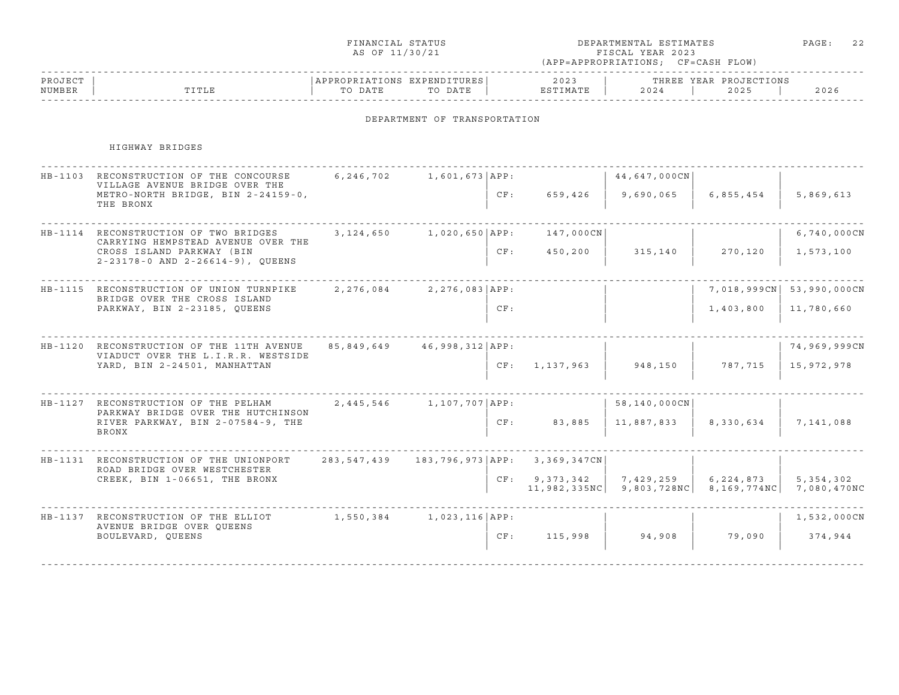FINANCIAL STATUS
AS OF 11/30/21

DEPARTMENTAL ESTIMATES
FISCAL YEAR 2023
(APP=APPROPRIATIONS; CF=CASH FLOW)

## DEPARTMENT OF TRANSPORTATION

### HIGHWAY BRIDGES

| PROJECT NUMBER | TITLE | APPROPRIATIONS TO DATE | EXPENDITURES TO DATE | | 2023 ESTIMATE | 2024 | 2025 | 2026 |
|---|---|---|---|---|---|---|---|---|
| | | | | | | THREE YEAR PROJECTIONS | | |
| HB-1103 | RECONSTRUCTION OF THE CONCOURSE VILLAGE AVENUE BRIDGE OVER THE METRO-NORTH BRIDGE, BIN 2-24159-0, THE BRONX | 6,246,702 | 1,601,673 | APP: | | 44,647,000CN | | |
| | | | | CF: | 659,426 | 9,690,065 | 6,855,454 | 5,869,613 |
| HB-1114 | RECONSTRUCTION OF TWO BRIDGES CARRYING HEMPSTEAD AVENUE OVER THE CROSS ISLAND PARKWAY (BIN 2-23178-0 AND 2-26614-9), QUEENS | 3,124,650 | 1,020,650 | APP: | 147,000CN | | | 6,740,000CN |
| | | | | CF: | 450,200 | 315,140 | 270,120 | 1,573,100 |
| HB-1115 | RECONSTRUCTION OF UNION TURNPIKE BRIDGE OVER THE CROSS ISLAND PARKWAY, BIN 2-23185, QUEENS | 2,276,084 | 2,276,083 | APP: | | | 7,018,999CN | 53,990,000CN |
| | | | | CF: | | | 1,403,800 | 11,780,660 |
| HB-1120 | RECONSTRUCTION OF THE 11TH AVENUE VIADUCT OVER THE L.I.R.R. WESTSIDE YARD, BIN 2-24501, MANHATTAN | 85,849,649 | 46,998,312 | APP: | | | | 74,969,999CN |
| | | | | CF: | 1,137,963 | 948,150 | 787,715 | 15,972,978 |
| HB-1127 | RECONSTRUCTION OF THE PELHAM PARKWAY BRIDGE OVER THE HUTCHINSON RIVER PARKWAY, BIN 2-07584-9, THE BRONX | 2,445,546 | 1,107,707 | APP: | | 58,140,000CN | | |
| | | | | CF: | 83,885 | 11,887,833 | 8,330,634 | 7,141,088 |
| HB-1131 | RECONSTRUCTION OF THE UNIONPORT ROAD BRIDGE OVER WESTCHESTER CREEK, BIN 1-06651, THE BRONX | 283,547,439 | 183,796,973 | APP: | 3,369,347CN | | | |
| | | | | CF: | 9,373,342<br>11,982,335NC | 7,429,259<br>9,803,728NC | 6,224,873<br>8,169,774NC | 5,354,302<br>7,080,470NC |
| HB-1137 | RECONSTRUCTION OF THE ELLIOT AVENUE BRIDGE OVER QUEENS BOULEVARD, QUEENS | 1,550,384 | 1,023,116 | APP: | | | | 1,532,000CN |
| | | | | CF: | 115,998 | 94,908 | 79,090 | 374,944 |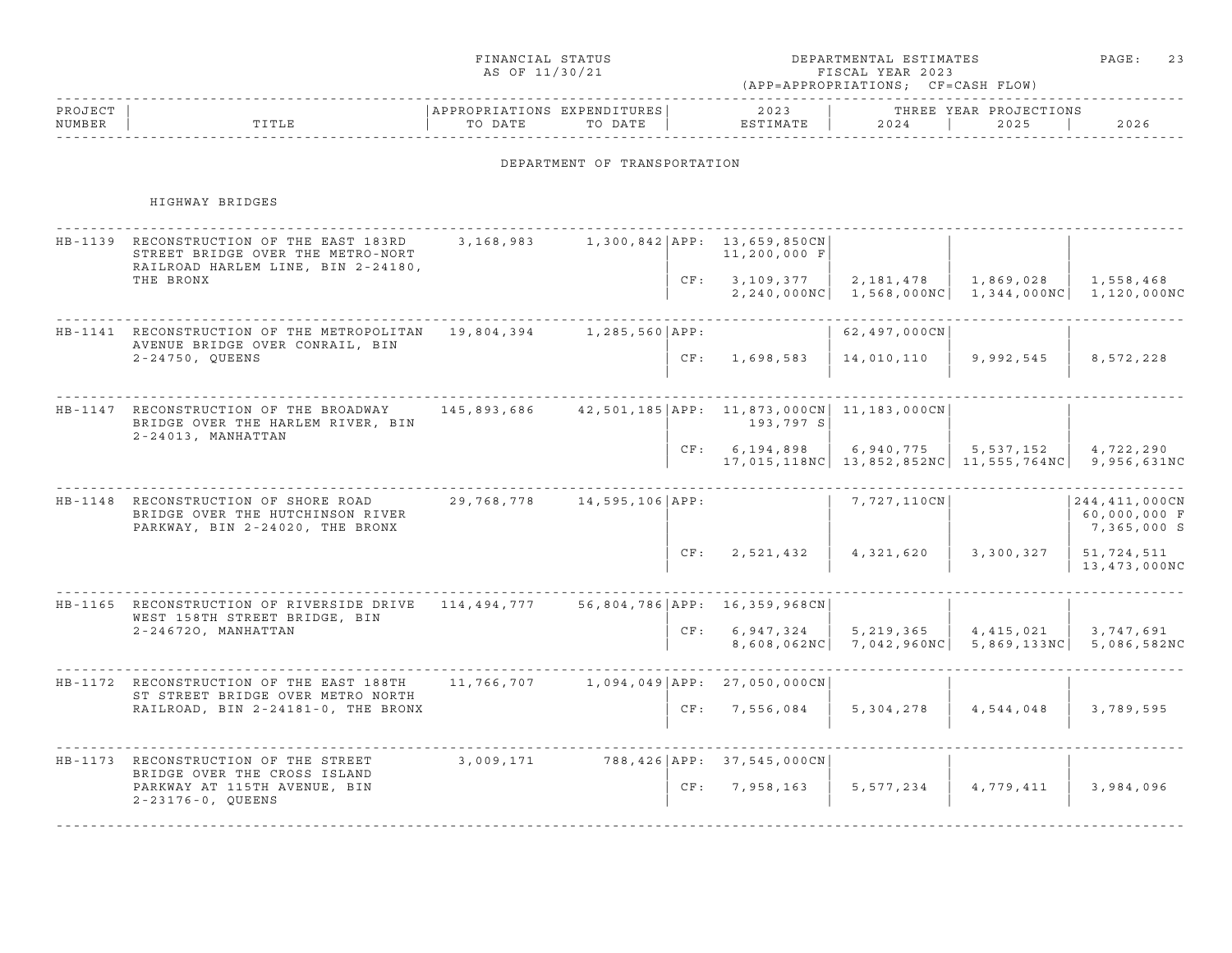FINANCIAL STATUS AS OF 11/30/21

DEPARTMENTAL ESTIMATES FISCAL YEAR 2023 (APP=APPROPRIATIONS; CF=CASH FLOW)

## DEPARTMENT OF TRANSPORTATION

### HIGHWAY BRIDGES

| PROJECT NUMBER | TITLE | APPROPRIATIONS TO DATE | EXPENDITURES TO DATE | | 2023 ESTIMATE | 2024 | 2025 | 2026 |
|---|---|---|---|---|---|---|---|---|
| HB-1139 | RECONSTRUCTION OF THE EAST 183RD STREET BRIDGE OVER THE METRO-NORT RAILROAD HARLEM LINE, BIN 2-24180, THE BRONX | 3,168,983 | 1,300,842 | APP: | 13,659,850CN<br>11,200,000 F | | | |
| | | | | CF: | 3,109,377<br>2,240,000NC | 2,181,478<br>1,568,000NC | 1,869,028<br>1,344,000NC | 1,558,468<br>1,120,000NC |
| HB-1141 | RECONSTRUCTION OF THE METROPOLITAN AVENUE BRIDGE OVER CONRAIL, BIN 2-24750, QUEENS | 19,804,394 | 1,285,560 | APP: | | 62,497,000CN | | |
| | | | | CF: | 1,698,583 | 14,010,110 | 9,992,545 | 8,572,228 |
| HB-1147 | RECONSTRUCTION OF THE BROADWAY BRIDGE OVER THE HARLEM RIVER, BIN 2-24013, MANHATTAN | 145,893,686 | 42,501,185 | APP: | 11,873,000CN<br>193,797 S | 11,183,000CN | | |
| | | | | CF: | 6,194,898<br>17,015,118NC | 6,940,775<br>13,852,852NC | 5,537,152<br>11,555,764NC | 4,722,290<br>9,956,631NC |
| HB-1148 | RECONSTRUCTION OF SHORE ROAD BRIDGE OVER THE HUTCHINSON RIVER PARKWAY, BIN 2-24020, THE BRONX | 29,768,778 | 14,595,106 | APP: | | 7,727,110CN | | 244,411,000CN<br>60,000,000 F<br>7,365,000 S |
| | | | | CF: | 2,521,432 | 4,321,620 | 3,300,327 | 51,724,511<br>13,473,000NC |
| HB-1165 | RECONSTRUCTION OF RIVERSIDE DRIVE WEST 158TH STREET BRIDGE, BIN 2-24672O, MANHATTAN | 114,494,777 | 56,804,786 | APP: | 16,359,968CN | | | |
| | | | | CF: | 6,947,324<br>8,608,062NC | 5,219,365<br>7,042,960NC | 4,415,021<br>5,869,133NC | 3,747,691<br>5,086,582NC |
| HB-1172 | RECONSTRUCTION OF THE EAST 188TH ST STREET BRIDGE OVER METRO NORTH RAILROAD, BIN 2-24181-0, THE BRONX | 11,766,707 | 1,094,049 | APP: | 27,050,000CN | | | |
| | | | | CF: | 7,556,084 | 5,304,278 | 4,544,048 | 3,789,595 |
| HB-1173 | RECONSTRUCTION OF THE STREET BRIDGE OVER THE CROSS ISLAND PARKWAY AT 115TH AVENUE, BIN 2-23176-0, QUEENS | 3,009,171 | 788,426 | APP: | 37,545,000CN | | | |
| | | | | CF: | 7,958,163 | 5,577,234 | 4,779,411 | 3,984,096 |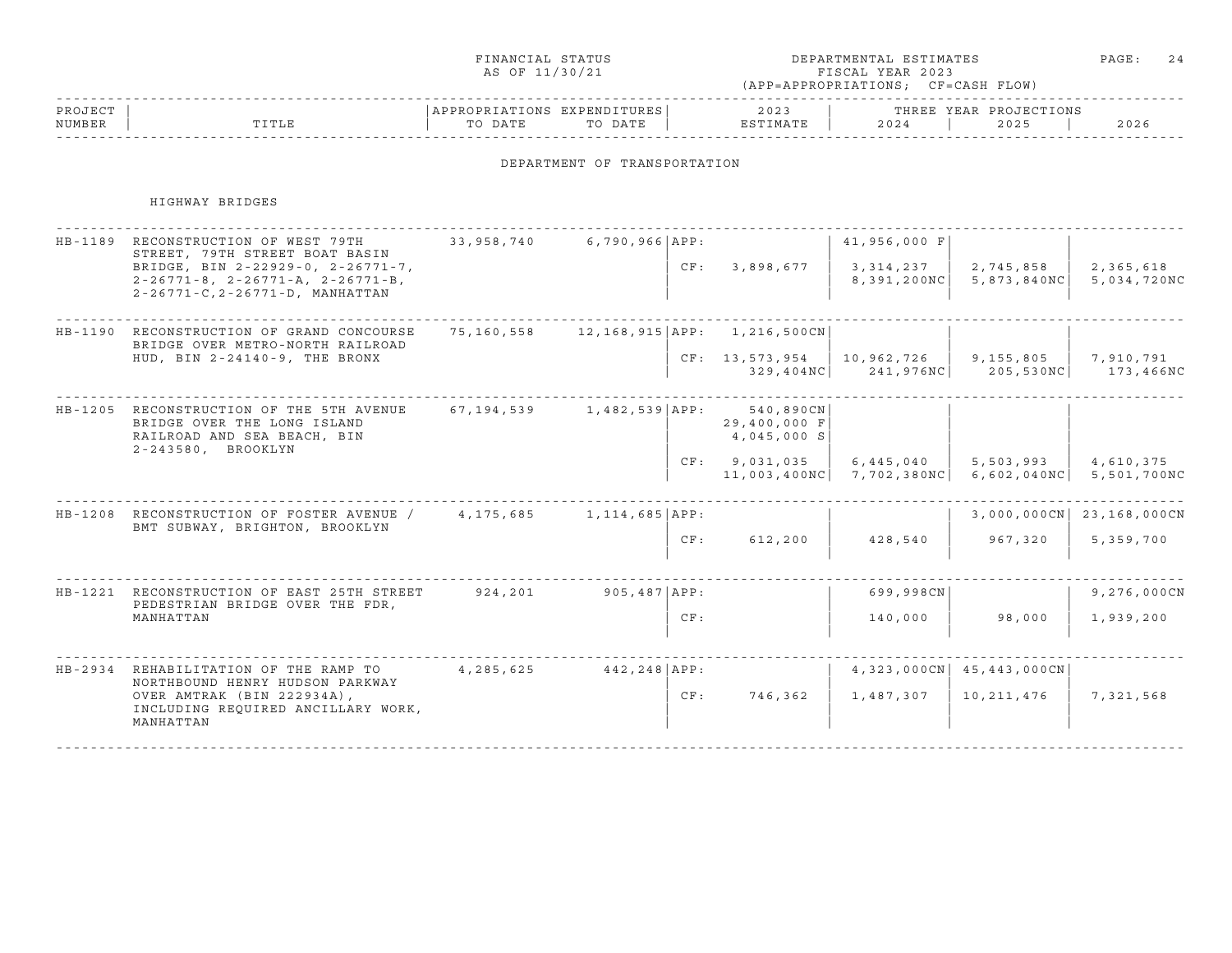FINANCIAL STATUS AS OF 11/30/21

DEPARTMENTAL ESTIMATES FISCAL YEAR 2023 (APP=APPROPRIATIONS; CF=CASH FLOW)

## DEPARTMENT OF TRANSPORTATION

### HIGHWAY BRIDGES

| PROJECT NUMBER | TITLE | APPROPRIATIONS TO DATE | EXPENDITURES TO DATE | | 2023 ESTIMATE | 2024 | 2025 | 2026 |
|---|---|---|---|---|---|---|---|---|
| | | | | | | THREE YEAR PROJECTIONS | | |
| HB-1189 | RECONSTRUCTION OF WEST 79TH STREET, 79TH STREET BOAT BASIN BRIDGE, BIN 2-22929-0, 2-26771-7, 2-26771-8, 2-26771-A, 2-26771-B, 2-26771-C,2-26771-D, MANHATTAN | 33,958,740 | 6,790,966 | APP: | | 41,956,000 F | | |
| | | | | CF: | 3,898,677 | 3,314,237<br>8,391,200NC | 2,745,858<br>5,873,840NC | 2,365,618<br>5,034,720NC |
| HB-1190 | RECONSTRUCTION OF GRAND CONCOURSE BRIDGE OVER METRO-NORTH RAILROAD HUD, BIN 2-24140-9, THE BRONX | 75,160,558 | 12,168,915 | APP: | 1,216,500CN | | | |
| | | | | CF: | 13,573,954<br>329,404NC | 10,962,726<br>241,976NC | 9,155,805<br>205,530NC | 7,910,791<br>173,466NC |
| HB-1205 | RECONSTRUCTION OF THE 5TH AVENUE BRIDGE OVER THE LONG ISLAND RAILROAD AND SEA BEACH, BIN 2-243580, BROOKLYN | 67,194,539 | 1,482,539 | APP: | 540,890CN<br>29,400,000 F<br>4,045,000 S | | | |
| | | | | CF: | 9,031,035<br>11,003,400NC | 6,445,040<br>7,702,380NC | 5,503,993<br>6,602,040NC | 4,610,375<br>5,501,700NC |
| HB-1208 | RECONSTRUCTION OF FOSTER AVENUE / BMT SUBWAY, BRIGHTON, BROOKLYN | 4,175,685 | 1,114,685 | APP: | | | 3,000,000CN | 23,168,000CN |
| | | | | CF: | 612,200 | 428,540 | 967,320 | 5,359,700 |
| HB-1221 | RECONSTRUCTION OF EAST 25TH STREET PEDESTRIAN BRIDGE OVER THE FDR, MANHATTAN | 924,201 | 905,487 | APP: | | 699,998CN | | 9,276,000CN |
| | | | | CF: | | 140,000 | 98,000 | 1,939,200 |
| HB-2934 | REHABILITATION OF THE RAMP TO NORTHBOUND HENRY HUDSON PARKWAY OVER AMTRAK (BIN 222934A), INCLUDING REQUIRED ANCILLARY WORK, MANHATTAN | 4,285,625 | 442,248 | APP: | | 4,323,000CN | 45,443,000CN | |
| | | | | CF: | 746,362 | 1,487,307 | 10,211,476 | 7,321,568 |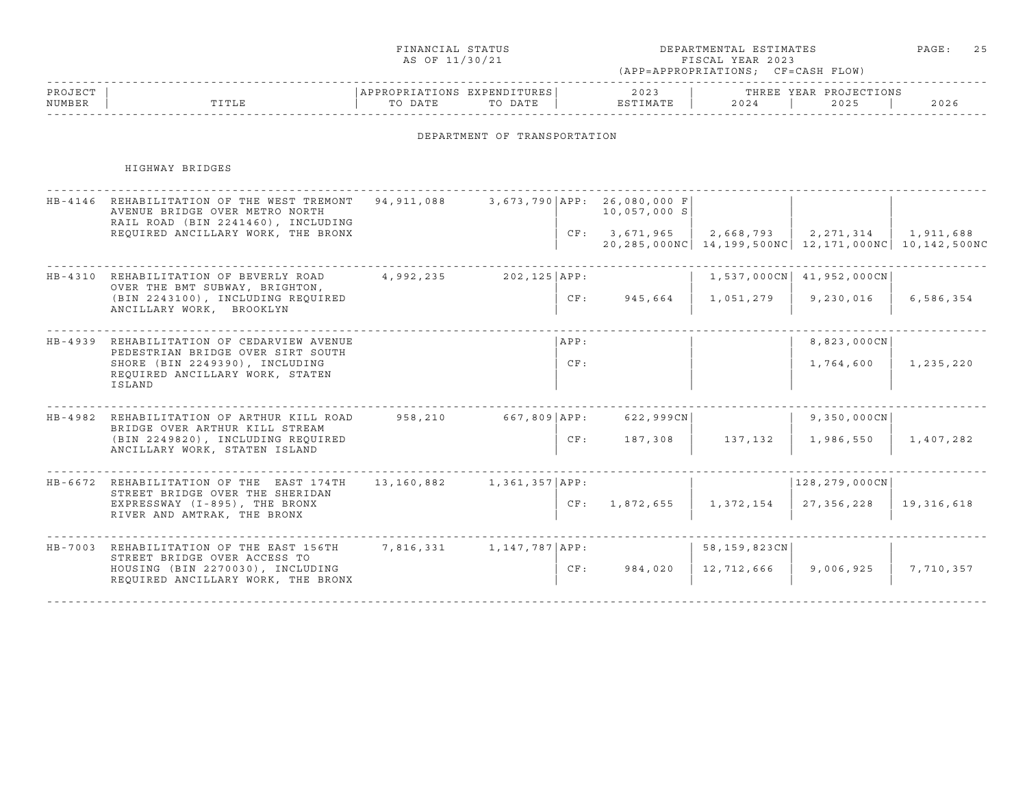FINANCIAL STATUS
AS OF 11/30/21

DEPARTMENTAL ESTIMATES
FISCAL YEAR 2023
(APP=APPROPRIATIONS; CF=CASH FLOW)

## DEPARTMENT OF TRANSPORTATION

### HIGHWAY BRIDGES

| PROJECT NUMBER | TITLE | APPROPRIATIONS TO DATE | EXPENDITURES TO DATE | | 2023 ESTIMATE | THREE YEAR PROJECTIONS 2024 | 2025 | 2026 |
|---|---|---|---|---|---|---|---|---|
| HB-4146 | REHABILITATION OF THE WEST TREMONT AVENUE BRIDGE OVER METRO NORTH RAIL ROAD (BIN 2241460), INCLUDING REQUIRED ANCILLARY WORK, THE BRONX | 94,911,088 | 3,673,790 | APP: | 26,080,000 F<br>10,057,000 S | | | |
| | | | | CF: | 3,671,965<br>20,285,000NC | 2,668,793<br>14,199,500NC | 2,271,314<br>12,171,000NC | 1,911,688<br>10,142,500NC |
| HB-4310 | REHABILITATION OF BEVERLY ROAD OVER THE BMT SUBWAY, BRIGHTON, (BIN 2243100), INCLUDING REQUIRED ANCILLARY WORK, BROOKLYN | 4,992,235 | 202,125 | APP: | | 1,537,000CN | 41,952,000CN | |
| | | | | CF: | 945,664 | 1,051,279 | 9,230,016 | 6,586,354 |
| HB-4939 | REHABILITATION OF CEDARVIEW AVENUE PEDESTRIAN BRIDGE OVER SIRT SOUTH SHORE (BIN 2249390), INCLUDING REQUIRED ANCILLARY WORK, STATEN ISLAND | | | APP: | | | 8,823,000CN | |
| | | | | CF: | | | 1,764,600 | 1,235,220 |
| HB-4982 | REHABILITATION OF ARTHUR KILL ROAD BRIDGE OVER ARTHUR KILL STREAM (BIN 2249820), INCLUDING REQUIRED ANCILLARY WORK, STATEN ISLAND | 958,210 | 667,809 | APP: | 622,999CN | | 9,350,000CN | |
| | | | | CF: | 187,308 | 137,132 | 1,986,550 | 1,407,282 |
| HB-6672 | REHABILITATION OF THE EAST 174TH STREET BRIDGE OVER THE SHERIDAN EXPRESSWAY (I-895), THE BRONX RIVER AND AMTRAK, THE BRONX | 13,160,882 | 1,361,357 | APP: | | | 128,279,000CN | |
| | | | | CF: | 1,872,655 | 1,372,154 | 27,356,228 | 19,316,618 |
| HB-7003 | REHABILITATION OF THE EAST 156TH STREET BRIDGE OVER ACCESS TO HOUSING (BIN 2270030), INCLUDING REQUIRED ANCILLARY WORK, THE BRONX | 7,816,331 | 1,147,787 | APP: | | 58,159,823CN | | |
| | | | | CF: | 984,020 | 12,712,666 | 9,006,925 | 7,710,357 |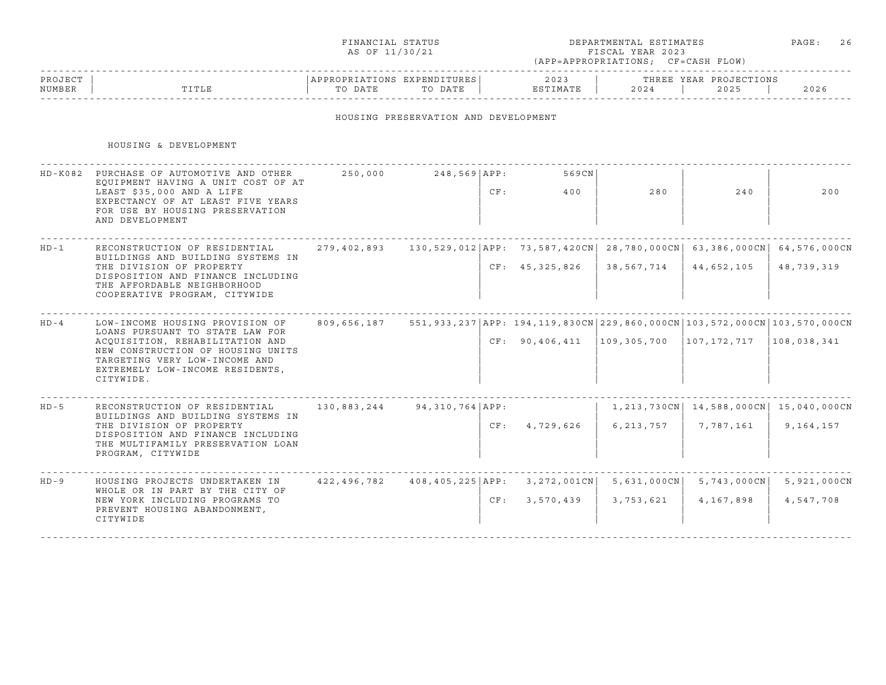FINANCIAL STATUS AS OF 11/30/21

DEPARTMENTAL ESTIMATES FISCAL YEAR 2023 (APP=APPROPRIATIONS; CF=CASH FLOW)

## HOUSING PRESERVATION AND DEVELOPMENT

### HOUSING & DEVELOPMENT

| PROJECT NUMBER | TITLE | APPROPRIATIONS TO DATE | EXPENDITURES TO DATE | | 2023 ESTIMATE | THREE YEAR PROJECTIONS 2024 | 2025 | 2026 |
|---|---|---|---|---|---|---|---|---|
| HD-K082 | PURCHASE OF AUTOMOTIVE AND OTHER EQUIPMENT HAVING A UNIT COST OF AT LEAST $35,000 AND A LIFE EXPECTANCY OF AT LEAST FIVE YEARS FOR USE BY HOUSING PRESERVATION AND DEVELOPMENT | 250,000 | 248,569 | APP: | 569CN | | | |
| | | | | CF: | 400 | 280 | 240 | 200 |
| HD-1 | RECONSTRUCTION OF RESIDENTIAL BUILDINGS AND BUILDING SYSTEMS IN THE DIVISION OF PROPERTY DISPOSITION AND FINANCE INCLUDING THE AFFORDABLE NEIGHBORHOOD COOPERATIVE PROGRAM, CITYWIDE | 279,402,893 | 130,529,012 | APP: | 73,587,420CN | 28,780,000CN | 63,386,000CN | 64,576,000CN |
| | | | | CF: | 45,325,826 | 38,567,714 | 44,652,105 | 48,739,319 |
| HD-4 | LOW-INCOME HOUSING PROVISION OF LOANS PURSUANT TO STATE LAW FOR ACQUISITION, REHABILITATION AND NEW CONSTRUCTION OF HOUSING UNITS TARGETING VERY LOW-INCOME AND EXTREMELY LOW-INCOME RESIDENTS, CITYWIDE. | 809,656,187 | 551,933,237 | APP: | 194,119,830CN | 229,860,000CN | 103,572,000CN | 103,570,000CN |
| | | | | CF: | 90,406,411 | 109,305,700 | 107,172,717 | 108,038,341 |
| HD-5 | RECONSTRUCTION OF RESIDENTIAL BUILDINGS AND BUILDING SYSTEMS IN THE DIVISION OF PROPERTY DISPOSITION AND FINANCE INCLUDING THE MULTIFAMILY PRESERVATION LOAN PROGRAM, CITYWIDE | 130,883,244 | 94,310,764 | APP: | | 1,213,730CN | 14,588,000CN | 15,040,000CN |
| | | | | CF: | 4,729,626 | 6,213,757 | 7,787,161 | 9,164,157 |
| HD-9 | HOUSING PROJECTS UNDERTAKEN IN WHOLE OR IN PART BY THE CITY OF NEW YORK INCLUDING PROGRAMS TO PREVENT HOUSING ABANDONMENT, CITYWIDE | 422,496,782 | 408,405,225 | APP: | 3,272,001CN | 5,631,000CN | 5,743,000CN | 5,921,000CN |
| | | | | CF: | 3,570,439 | 3,753,621 | 4,167,898 | 4,547,708 |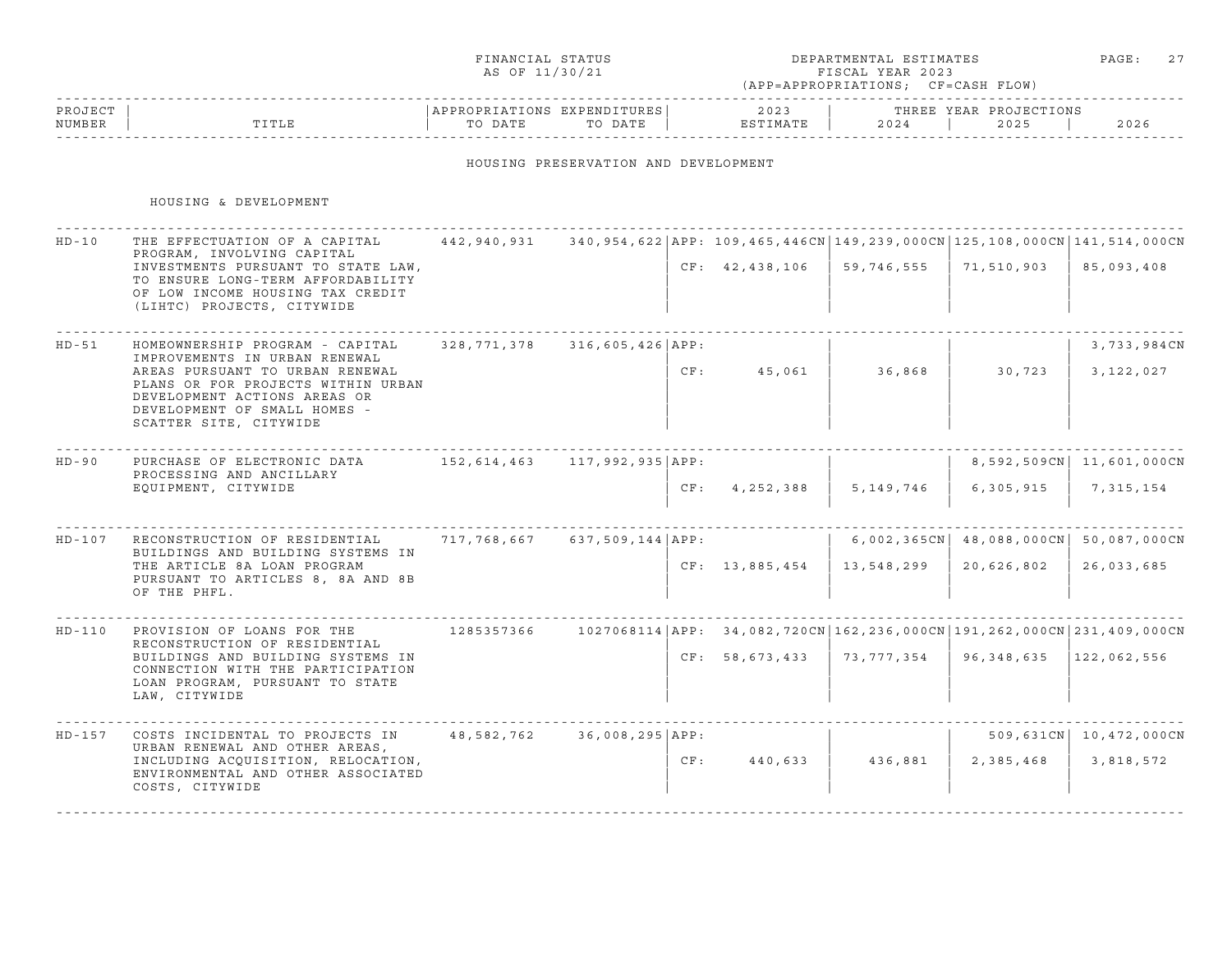FINANCIAL STATUS
AS OF 11/30/21

DEPARTMENTAL ESTIMATES
FISCAL YEAR 2023
(APP=APPROPRIATIONS; CF=CASH FLOW)

## HOUSING PRESERVATION AND DEVELOPMENT

### HOUSING & DEVELOPMENT

| PROJECT NUMBER | TITLE | APPROPRIATIONS TO DATE | EXPENDITURES TO DATE | | 2023 ESTIMATE | THREE YEAR PROJECTIONS 2024 | 2025 | 2026 |
|---|---|---|---|---|---|---|---|---|
| HD-10 | THE EFFECTUATION OF A CAPITAL PROGRAM, INVOLVING CAPITAL INVESTMENTS PURSUANT TO STATE LAW, TO ENSURE LONG-TERM AFFORDABILITY OF LOW INCOME HOUSING TAX CREDIT (LIHTC) PROJECTS, CITYWIDE | 442,940,931 | 340,954,622 | APP: | 109,465,446CN | 149,239,000CN | 125,108,000CN | 141,514,000CN |
| | | | | CF: | 42,438,106 | 59,746,555 | 71,510,903 | 85,093,408 |
| HD-51 | HOMEOWNERSHIP PROGRAM - CAPITAL IMPROVEMENTS IN URBAN RENEWAL AREAS PURSUANT TO URBAN RENEWAL PLANS OR FOR PROJECTS WITHIN URBAN DEVELOPMENT ACTIONS AREAS OR DEVELOPMENT OF SMALL HOMES - SCATTER SITE, CITYWIDE | 328,771,378 | 316,605,426 | APP: | | | | 3,733,984CN |
| | | | | CF: | 45,061 | 36,868 | 30,723 | 3,122,027 |
| HD-90 | PURCHASE OF ELECTRONIC DATA PROCESSING AND ANCILLARY EQUIPMENT, CITYWIDE | 152,614,463 | 117,992,935 | APP: | | | 8,592,509CN | 11,601,000CN |
| | | | | CF: | 4,252,388 | 5,149,746 | 6,305,915 | 7,315,154 |
| HD-107 | RECONSTRUCTION OF RESIDENTIAL BUILDINGS AND BUILDING SYSTEMS IN THE ARTICLE 8A LOAN PROGRAM PURSUANT TO ARTICLES 8, 8A AND 8B OF THE PHFL. | 717,768,667 | 637,509,144 | APP: | | 6,002,365CN | 48,088,000CN | 50,087,000CN |
| | | | | CF: | 13,885,454 | 13,548,299 | 20,626,802 | 26,033,685 |
| HD-110 | PROVISION OF LOANS FOR THE RECONSTRUCTION OF RESIDENTIAL BUILDINGS AND BUILDING SYSTEMS IN CONNECTION WITH THE PARTICIPATION LOAN PROGRAM, PURSUANT TO STATE LAW, CITYWIDE | 1285357366 | 1027068114 | APP: | 34,082,720CN | 162,236,000CN | 191,262,000CN | 231,409,000CN |
| | | | | CF: | 58,673,433 | 73,777,354 | 96,348,635 | 122,062,556 |
| HD-157 | COSTS INCIDENTAL TO PROJECTS IN URBAN RENEWAL AND OTHER AREAS, INCLUDING ACQUISITION, RELOCATION, ENVIRONMENTAL AND OTHER ASSOCIATED COSTS, CITYWIDE | 48,582,762 | 36,008,295 | APP: | | | 509,631CN | 10,472,000CN |
| | | | | CF: | 440,633 | 436,881 | 2,385,468 | 3,818,572 |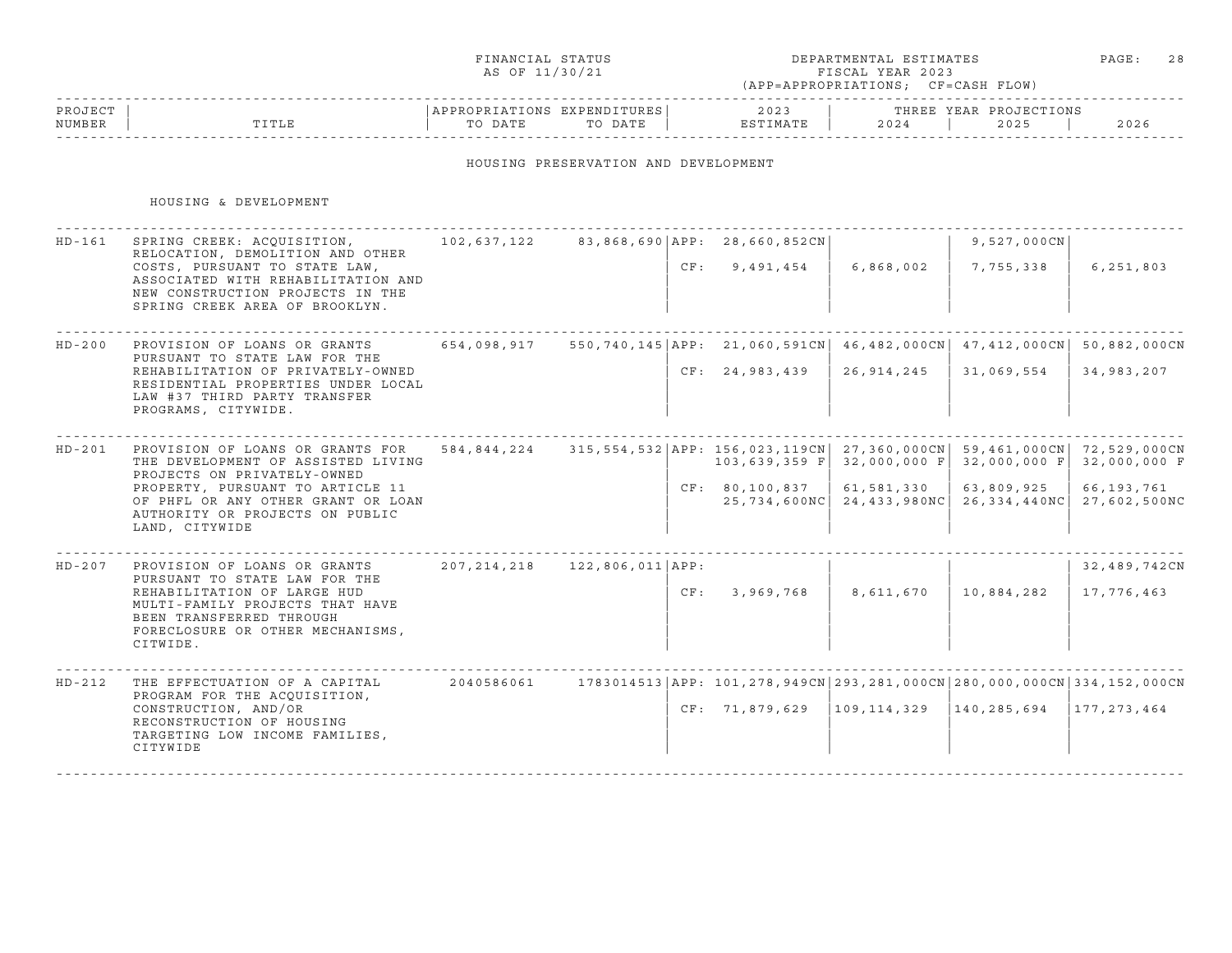FINANCIAL STATUS AS OF 11/30/21

DEPARTMENTAL ESTIMATES FISCAL YEAR 2023 (APP=APPROPRIATIONS; CF=CASH FLOW)

## HOUSING PRESERVATION AND DEVELOPMENT

### HOUSING & DEVELOPMENT

| PROJECT NUMBER | TITLE | APPROPRIATIONS TO DATE | EXPENDITURES TO DATE | | 2023 ESTIMATE | THREE YEAR PROJECTIONS 2024 | 2025 | 2026 |
|---|---|---|---|---|---|---|---|---|
| HD-161 | SPRING CREEK: ACQUISITION, RELOCATION, DEMOLITION AND OTHER COSTS, PURSUANT TO STATE LAW, ASSOCIATED WITH REHABILITATION AND NEW CONSTRUCTION PROJECTS IN THE SPRING CREEK AREA OF BROOKLYN. | 102,637,122 | 83,868,690 | APP: | 28,660,852CN | | 9,527,000CN | |
| | | | | CF: | 9,491,454 | 6,868,002 | 7,755,338 | 6,251,803 |
| HD-200 | PROVISION OF LOANS OR GRANTS PURSUANT TO STATE LAW FOR THE REHABILITATION OF PRIVATELY-OWNED RESIDENTIAL PROPERTIES UNDER LOCAL LAW #37 THIRD PARTY TRANSFER PROGRAMS, CITYWIDE. | 654,098,917 | 550,740,145 | APP: | 21,060,591CN | 46,482,000CN | 47,412,000CN | 50,882,000CN |
| | | | | CF: | 24,983,439 | 26,914,245 | 31,069,554 | 34,983,207 |
| HD-201 | PROVISION OF LOANS OR GRANTS FOR THE DEVELOPMENT OF ASSISTED LIVING PROJECTS ON PRIVATELY-OWNED PROPERTY, PURSUANT TO ARTICLE 11 OF PHFL OR ANY OTHER GRANT OR LOAN AUTHORITY OR PROJECTS ON PUBLIC LAND, CITYWIDE | 584,844,224 | 315,554,532 | APP: | 156,023,119CN | 27,360,000CN | 59,461,000CN | 72,529,000CN |
| | | | | | 103,639,359 F | 32,000,000 F | 32,000,000 F | 32,000,000 F |
| | | | | CF: | 80,100,837 | 61,581,330 | 63,809,925 | 66,193,761 |
| | | | | | 25,734,600NC | 24,433,980NC | 26,334,440NC | 27,602,500NC |
| HD-207 | PROVISION OF LOANS OR GRANTS PURSUANT TO STATE LAW FOR THE REHABILITATION OF LARGE HUD MULTI-FAMILY PROJECTS THAT HAVE BEEN TRANSFERRED THROUGH FORECLOSURE OR OTHER MECHANISMS, CITWIDE. | 207,214,218 | 122,806,011 | APP: | | | | 32,489,742CN |
| | | | | CF: | 3,969,768 | 8,611,670 | 10,884,282 | 17,776,463 |
| HD-212 | THE EFFECTUATION OF A CAPITAL PROGRAM FOR THE ACQUISITION, CONSTRUCTION, AND/OR RECONSTRUCTION OF HOUSING TARGETING LOW INCOME FAMILIES, CITYWIDE | 2040586061 | 1783014513 | APP: | 101,278,949CN | 293,281,000CN | 280,000,000CN | 334,152,000CN |
| | | | | CF: | 71,879,629 | 109,114,329 | 140,285,694 | 177,273,464 |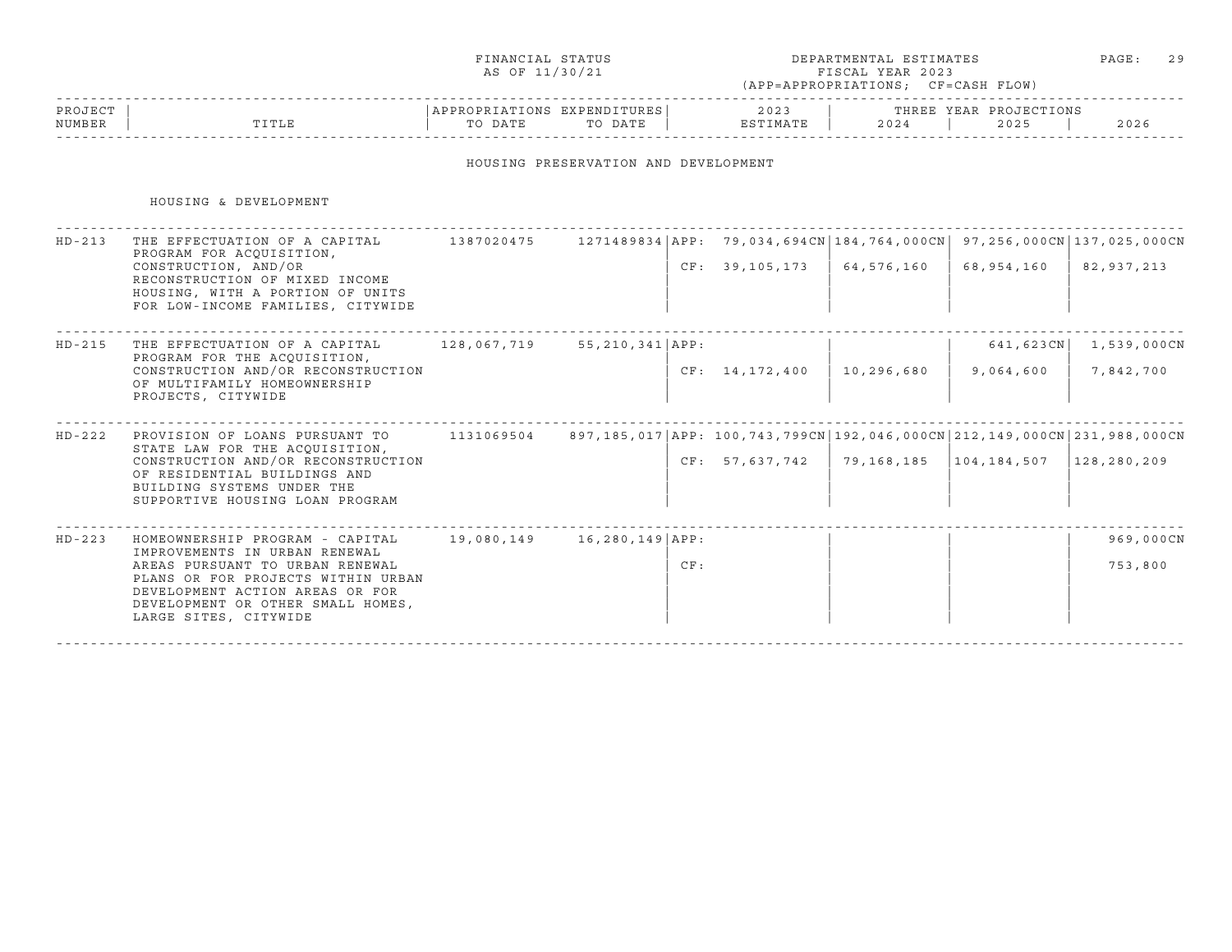FINANCIAL STATUS AS OF 11/30/21

DEPARTMENTAL ESTIMATES FISCAL YEAR 2023 (APP=APPROPRIATIONS; CF=CASH FLOW)

## HOUSING PRESERVATION AND DEVELOPMENT

### HOUSING & DEVELOPMENT

| PROJECT NUMBER | TITLE | APPROPRIATIONS TO DATE | EXPENDITURES TO DATE | | 2023 ESTIMATE | THREE YEAR PROJECTIONS 2024 | 2025 | 2026 |
|---|---|---|---|---|---|---|---|---|
| HD-213 | THE EFFECTUATION OF A CAPITAL PROGRAM FOR ACQUISITION, CONSTRUCTION, AND/OR RECONSTRUCTION OF MIXED INCOME HOUSING, WITH A PORTION OF UNITS FOR LOW-INCOME FAMILIES, CITYWIDE | 1387020475 | 1271489834 | APP: | 79,034,694CN | 184,764,000CN | 97,256,000CN | 137,025,000CN |
| | | | | CF: | 39,105,173 | 64,576,160 | 68,954,160 | 82,937,213 |
| HD-215 | THE EFFECTUATION OF A CAPITAL PROGRAM FOR THE ACQUISITION, CONSTRUCTION AND/OR RECONSTRUCTION OF MULTIFAMILY HOMEOWNERSHIP PROJECTS, CITYWIDE | 128,067,719 | 55,210,341 | APP: | | | 641,623CN | 1,539,000CN |
| | | | | CF: | 14,172,400 | 10,296,680 | 9,064,600 | 7,842,700 |
| HD-222 | PROVISION OF LOANS PURSUANT TO STATE LAW FOR THE ACQUISITION, CONSTRUCTION AND/OR RECONSTRUCTION OF RESIDENTIAL BUILDINGS AND BUILDING SYSTEMS UNDER THE SUPPORTIVE HOUSING LOAN PROGRAM | 1131069504 | 897,185,017 | APP: | 100,743,799CN | 192,046,000CN | 212,149,000CN | 231,988,000CN |
| | | | | CF: | 57,637,742 | 79,168,185 | 104,184,507 | 128,280,209 |
| HD-223 | HOMEOWNERSHIP PROGRAM - CAPITAL IMPROVEMENTS IN URBAN RENEWAL AREAS PURSUANT TO URBAN RENEWAL PLANS OR FOR PROJECTS WITHIN URBAN DEVELOPMENT ACTION AREAS OR FOR DEVELOPMENT OR OTHER SMALL HOMES, LARGE SITES, CITYWIDE | 19,080,149 | 16,280,149 | APP: | | | | 969,000CN |
| | | | | CF: | | | | 753,800 |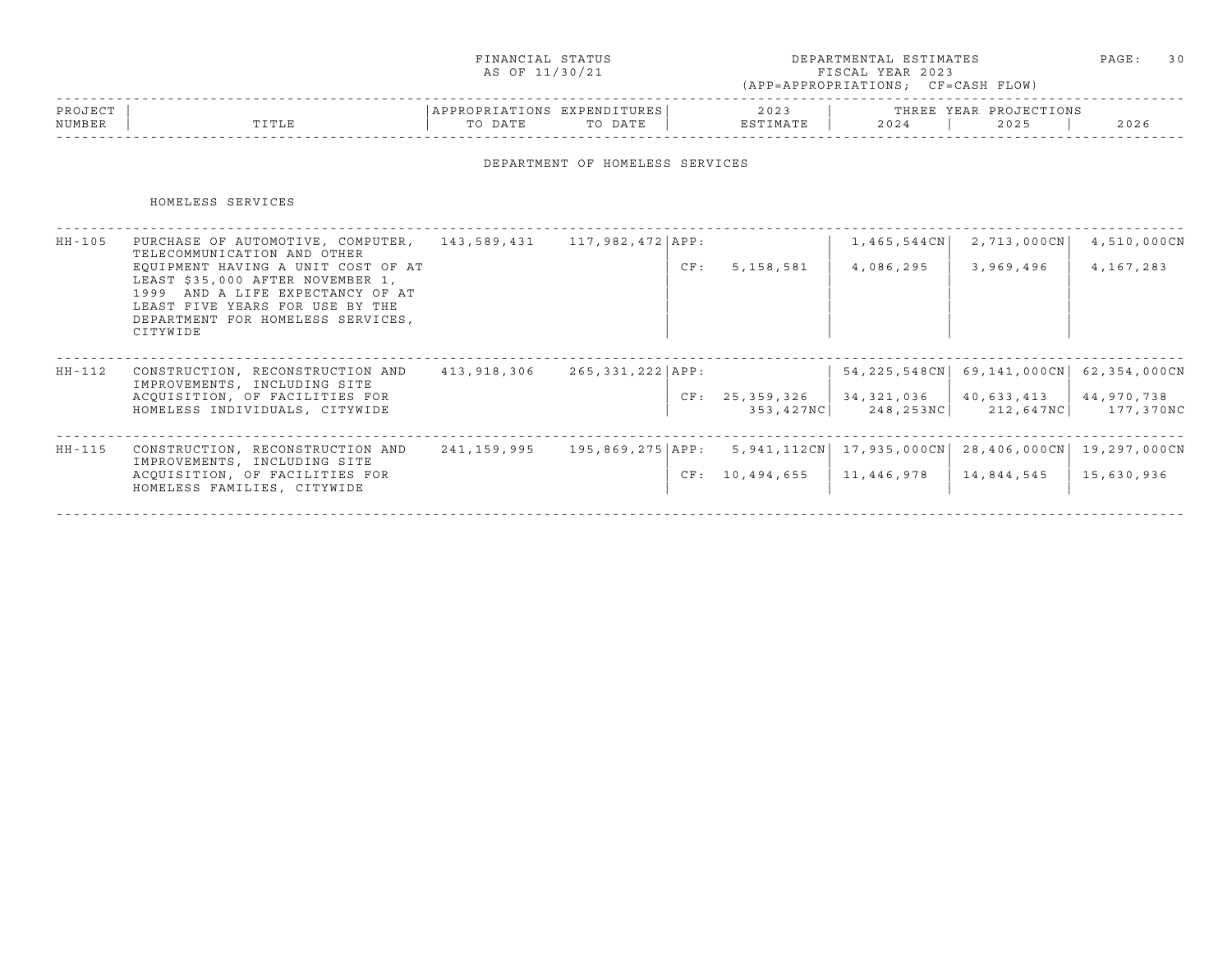FINANCIAL STATUS
AS OF 11/30/21

DEPARTMENTAL ESTIMATES
FISCAL YEAR 2023
(APP=APPROPRIATIONS; CF=CASH FLOW)

## DEPARTMENT OF HOMELESS SERVICES

### HOMELESS SERVICES

| PROJECT NUMBER | TITLE | APPROPRIATIONS TO DATE | EXPENDITURES TO DATE | | 2023 ESTIMATE | THREE YEAR PROJECTIONS 2024 | 2025 | 2026 |
|---|---|---|---|---|---|---|---|---|
| HH-105 | PURCHASE OF AUTOMOTIVE, COMPUTER, TELECOMMUNICATION AND OTHER EQUIPMENT HAVING A UNIT COST OF AT LEAST $35,000 AFTER NOVEMBER 1, 1999 AND A LIFE EXPECTANCY OF AT LEAST FIVE YEARS FOR USE BY THE DEPARTMENT FOR HOMELESS SERVICES, CITYWIDE | 143,589,431 | 117,982,472 | APP: | | 1,465,544CN | 2,713,000CN | 4,510,000CN |
| | | | | CF: | 5,158,581 | 4,086,295 | 3,969,496 | 4,167,283 |
| HH-112 | CONSTRUCTION, RECONSTRUCTION AND IMPROVEMENTS, INCLUDING SITE ACQUISITION, OF FACILITIES FOR HOMELESS INDIVIDUALS, CITYWIDE | 413,918,306 | 265,331,222 | APP: | | 54,225,548CN | 69,141,000CN | 62,354,000CN |
| | | | | CF: | 25,359,326 | 34,321,036 | 40,633,413 | 44,970,738 |
| | | | | | 353,427NC | 248,253NC | 212,647NC | 177,370NC |
| HH-115 | CONSTRUCTION, RECONSTRUCTION AND IMPROVEMENTS, INCLUDING SITE ACQUISITION, OF FACILITIES FOR HOMELESS FAMILIES, CITYWIDE | 241,159,995 | 195,869,275 | APP: | 5,941,112CN | 17,935,000CN | 28,406,000CN | 19,297,000CN |
| | | | | CF: | 10,494,655 | 11,446,978 | 14,844,545 | 15,630,936 |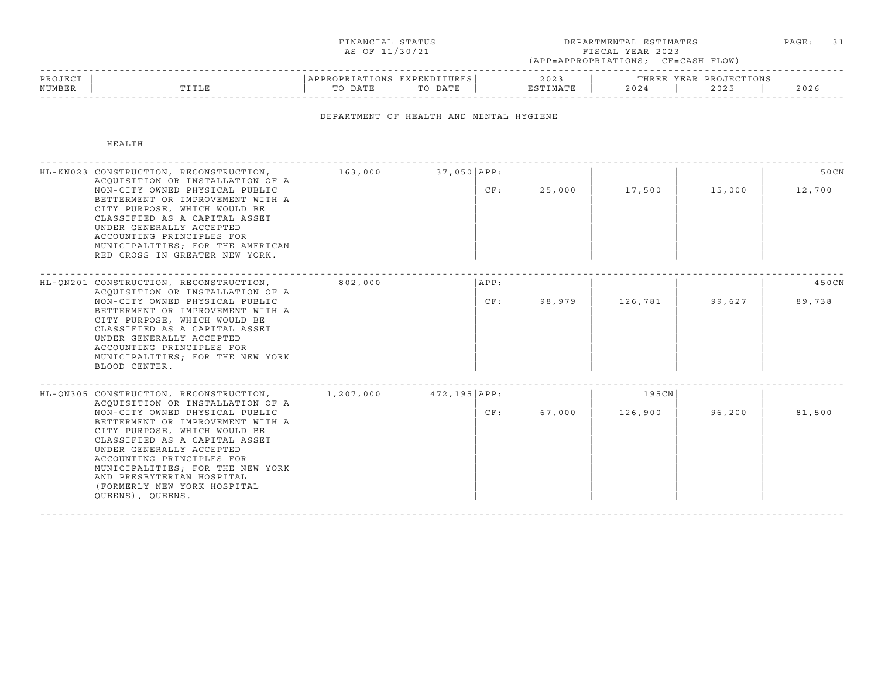FINANCIAL STATUS AS OF 11/30/21

DEPARTMENTAL ESTIMATES FISCAL YEAR 2023 (APP=APPROPRIATIONS; CF=CASH FLOW)

## DEPARTMENT OF HEALTH AND MENTAL HYGIENE

### HEALTH

| PROJECT NUMBER | TITLE | APPROPRIATIONS TO DATE | EXPENDITURES TO DATE | | 2023 ESTIMATE | THREE YEAR PROJECTIONS 2024 | 2025 | 2026 |
|---|---|---|---|---|---|---|---|---|
| HL-KN023 | CONSTRUCTION, RECONSTRUCTION, ACQUISITION OR INSTALLATION OF A NON-CITY OWNED PHYSICAL PUBLIC BETTERMENT OR IMPROVEMENT WITH A CITY PURPOSE, WHICH WOULD BE CLASSIFIED AS A CAPITAL ASSET UNDER GENERALLY ACCEPTED ACCOUNTING PRINCIPLES FOR MUNICIPALITIES; FOR THE AMERICAN RED CROSS IN GREATER NEW YORK. | 163,000 | 37,050 | APP: | | | | 50CN |
| | | | | CF: | 25,000 | 17,500 | 15,000 | 12,700 |
| HL-QN201 | CONSTRUCTION, RECONSTRUCTION, ACQUISITION OR INSTALLATION OF A NON-CITY OWNED PHYSICAL PUBLIC BETTERMENT OR IMPROVEMENT WITH A CITY PURPOSE, WHICH WOULD BE CLASSIFIED AS A CAPITAL ASSET UNDER GENERALLY ACCEPTED ACCOUNTING PRINCIPLES FOR MUNICIPALITIES; FOR THE NEW YORK BLOOD CENTER. | 802,000 | | APP: | | | | 450CN |
| | | | | CF: | 98,979 | 126,781 | 99,627 | 89,738 |
| HL-QN305 | CONSTRUCTION, RECONSTRUCTION, ACQUISITION OR INSTALLATION OF A NON-CITY OWNED PHYSICAL PUBLIC BETTERMENT OR IMPROVEMENT WITH A CITY PURPOSE, WHICH WOULD BE CLASSIFIED AS A CAPITAL ASSET UNDER GENERALLY ACCEPTED ACCOUNTING PRINCIPLES FOR MUNICIPALITIES; FOR THE NEW YORK AND PRESBYTERIAN HOSPITAL (FORMERLY NEW YORK HOSPITAL QUEENS), QUEENS. | 1,207,000 | 472,195 | APP: | | 195CN | | |
| | | | | CF: | 67,000 | 126,900 | 96,200 | 81,500 |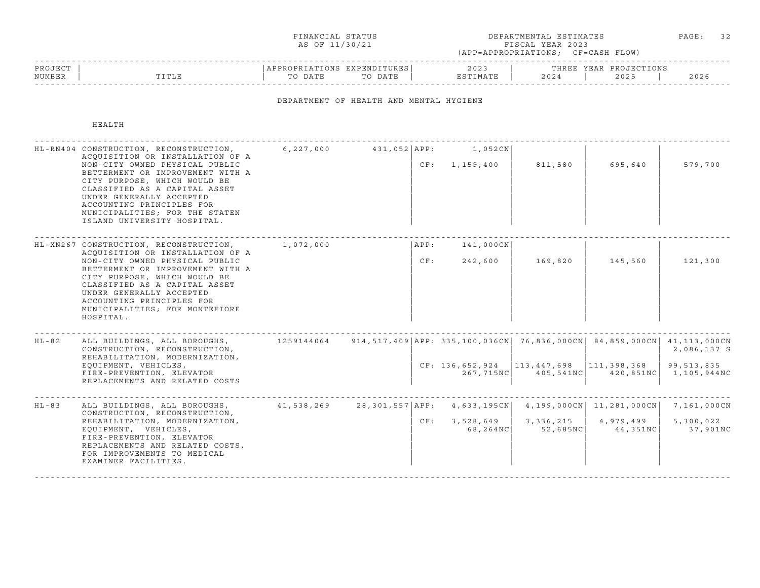DEPARTMENT OF HEALTH AND MENTAL HYGIENE

HEALTH

| PROJECT NUMBER | TITLE | APPROPRIATIONS TO DATE | EXPENDITURES TO DATE | | 2023 ESTIMATE | 2024 | 2025 | 2026 |
|---|---|---|---|---|---|---|---|---|
| HL-RN404 | CONSTRUCTION, RECONSTRUCTION, ACQUISITION OR INSTALLATION OF A NON-CITY OWNED PHYSICAL PUBLIC BETTERMENT OR IMPROVEMENT WITH A CITY PURPOSE, WHICH WOULD BE CLASSIFIED AS A CAPITAL ASSET UNDER GENERALLY ACCEPTED ACCOUNTING PRINCIPLES FOR MUNICIPALITIES; FOR THE STATEN ISLAND UNIVERSITY HOSPITAL. | 6,227,000 | 431,052 | APP: | 1,052CN | | | |
| | | | | CF: | 1,159,400 | 811,580 | 695,640 | 579,700 |
| HL-XN267 | CONSTRUCTION, RECONSTRUCTION, ACQUISITION OR INSTALLATION OF A NON-CITY OWNED PHYSICAL PUBLIC BETTERMENT OR IMPROVEMENT WITH A CITY PURPOSE, WHICH WOULD BE CLASSIFIED AS A CAPITAL ASSET UNDER GENERALLY ACCEPTED ACCOUNTING PRINCIPLES FOR MUNICIPALITIES; FOR MONTEFIORE HOSPITAL. | 1,072,000 | | APP: | 141,000CN | | | |
| | | | | CF: | 242,600 | 169,820 | 145,560 | 121,300 |
| HL-82 | ALL BUILDINGS, ALL BOROUGHS, CONSTRUCTION, RECONSTRUCTION, REHABILITATION, MODERNIZATION, EQUIPMENT, VEHICLES, FIRE-PREVENTION, ELEVATOR REPLACEMENTS AND RELATED COSTS | 1259144064 | 914,517,409 | APP: | 335,100,036CN | 76,836,000CN | 84,859,000CN | 41,113,000CN<br>2,086,137 S |
| | | | | CF: | 136,652,924<br>267,715NC | 113,447,698<br>405,541NC | 111,398,368<br>420,851NC | 99,513,835<br>1,105,944NC |
| HL-83 | ALL BUILDINGS, ALL BOROUGHS, CONSTRUCTION, RECONSTRUCTION, REHABILITATION, MODERNIZATION, EQUIPMENT, VEHICLES, FIRE-PREVENTION, ELEVATOR REPLACEMENTS AND RELATED COSTS, FOR IMPROVEMENTS TO MEDICAL EXAMINER FACILITIES. | 41,538,269 | 28,301,557 | APP: | 4,633,195CN | 4,199,000CN | 11,281,000CN | 7,161,000CN |
| | | | | CF: | 3,528,649<br>68,264NC | 3,336,215<br>52,685NC | 4,979,499<br>44,351NC | 5,300,022<br>37,901NC |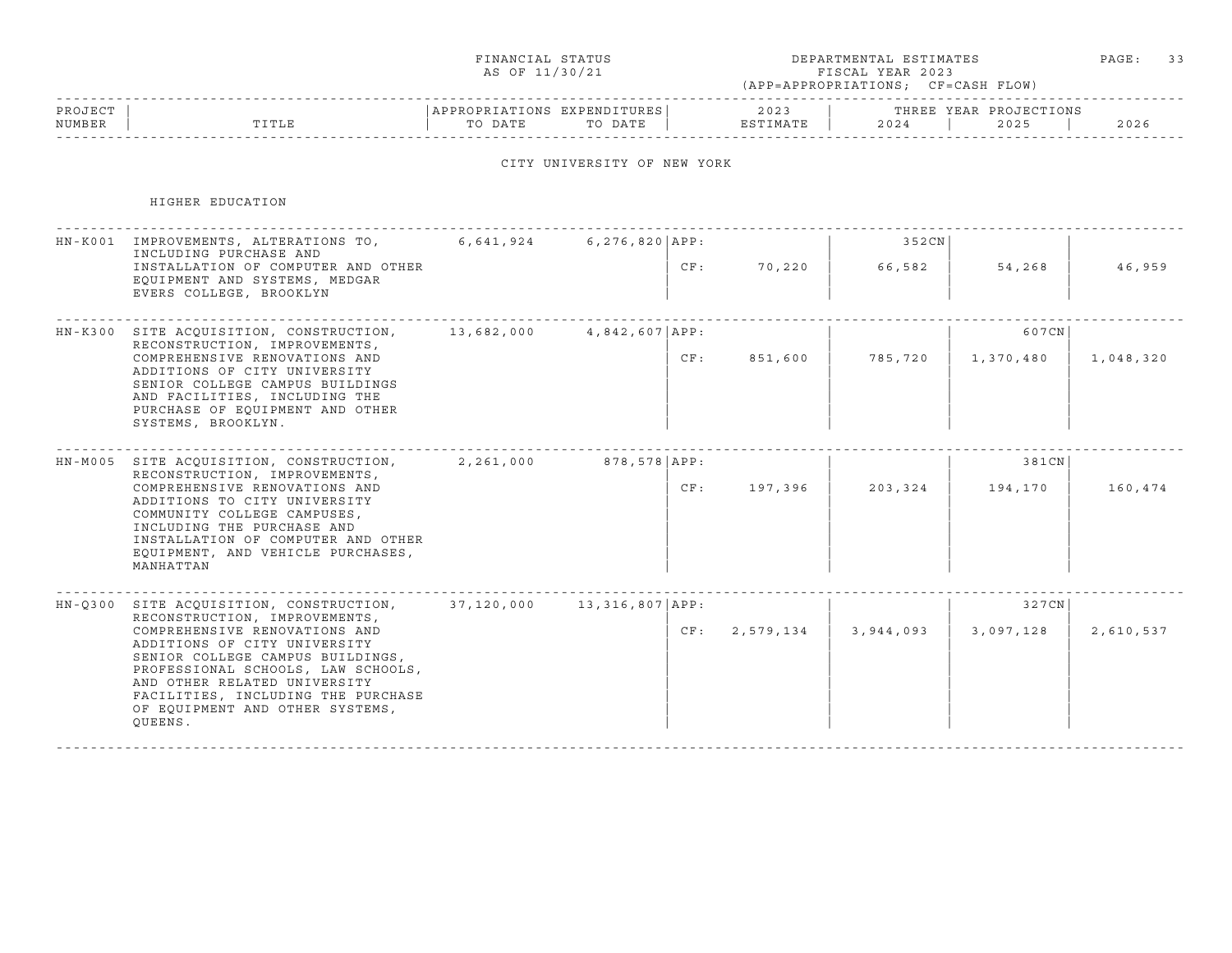FINANCIAL STATUS AS OF 11/30/21

DEPARTMENTAL ESTIMATES FISCAL YEAR 2023 (APP=APPROPRIATIONS; CF=CASH FLOW)

## CITY UNIVERSITY OF NEW YORK

### HIGHER EDUCATION

| PROJECT NUMBER | TITLE | APPROPRIATIONS TO DATE | EXPENDITURES TO DATE | | 2023 ESTIMATE | 2024 | 2025 | 2026 |
|---|---|---|---|---|---|---|---|---|
| | | | | | | THREE YEAR PROJECTIONS | | |
| HN-K001 | IMPROVEMENTS, ALTERATIONS TO, INCLUDING PURCHASE AND INSTALLATION OF COMPUTER AND OTHER EQUIPMENT AND SYSTEMS, MEDGAR EVERS COLLEGE, BROOKLYN | 6,641,924 | 6,276,820 | APP: | | 352CN | | |
| | | | | CF: | 70,220 | 66,582 | 54,268 | 46,959 |
| HN-K300 | SITE ACQUISITION, CONSTRUCTION, RECONSTRUCTION, IMPROVEMENTS, COMPREHENSIVE RENOVATIONS AND ADDITIONS OF CITY UNIVERSITY SENIOR COLLEGE CAMPUS BUILDINGS AND FACILITIES, INCLUDING THE PURCHASE OF EQUIPMENT AND OTHER SYSTEMS, BROOKLYN. | 13,682,000 | 4,842,607 | APP: | | | 607CN | |
| | | | | CF: | 851,600 | 785,720 | 1,370,480 | 1,048,320 |
| HN-M005 | SITE ACQUISITION, CONSTRUCTION, RECONSTRUCTION, IMPROVEMENTS, COMPREHENSIVE RENOVATIONS AND ADDITIONS TO CITY UNIVERSITY COMMUNITY COLLEGE CAMPUSES, INCLUDING THE PURCHASE AND INSTALLATION OF COMPUTER AND OTHER EQUIPMENT, AND VEHICLE PURCHASES, MANHATTAN | 2,261,000 | 878,578 | APP: | | | 381CN | |
| | | | | CF: | 197,396 | 203,324 | 194,170 | 160,474 |
| HN-Q300 | SITE ACQUISITION, CONSTRUCTION, RECONSTRUCTION, IMPROVEMENTS, COMPREHENSIVE RENOVATIONS AND ADDITIONS OF CITY UNIVERSITY SENIOR COLLEGE CAMPUS BUILDINGS, PROFESSIONAL SCHOOLS, LAW SCHOOLS, AND OTHER RELATED UNIVERSITY FACILITIES, INCLUDING THE PURCHASE OF EQUIPMENT AND OTHER SYSTEMS, QUEENS. | 37,120,000 | 13,316,807 | APP: | | | 327CN | |
| | | | | CF: | 2,579,134 | 3,944,093 | 3,097,128 | 2,610,537 |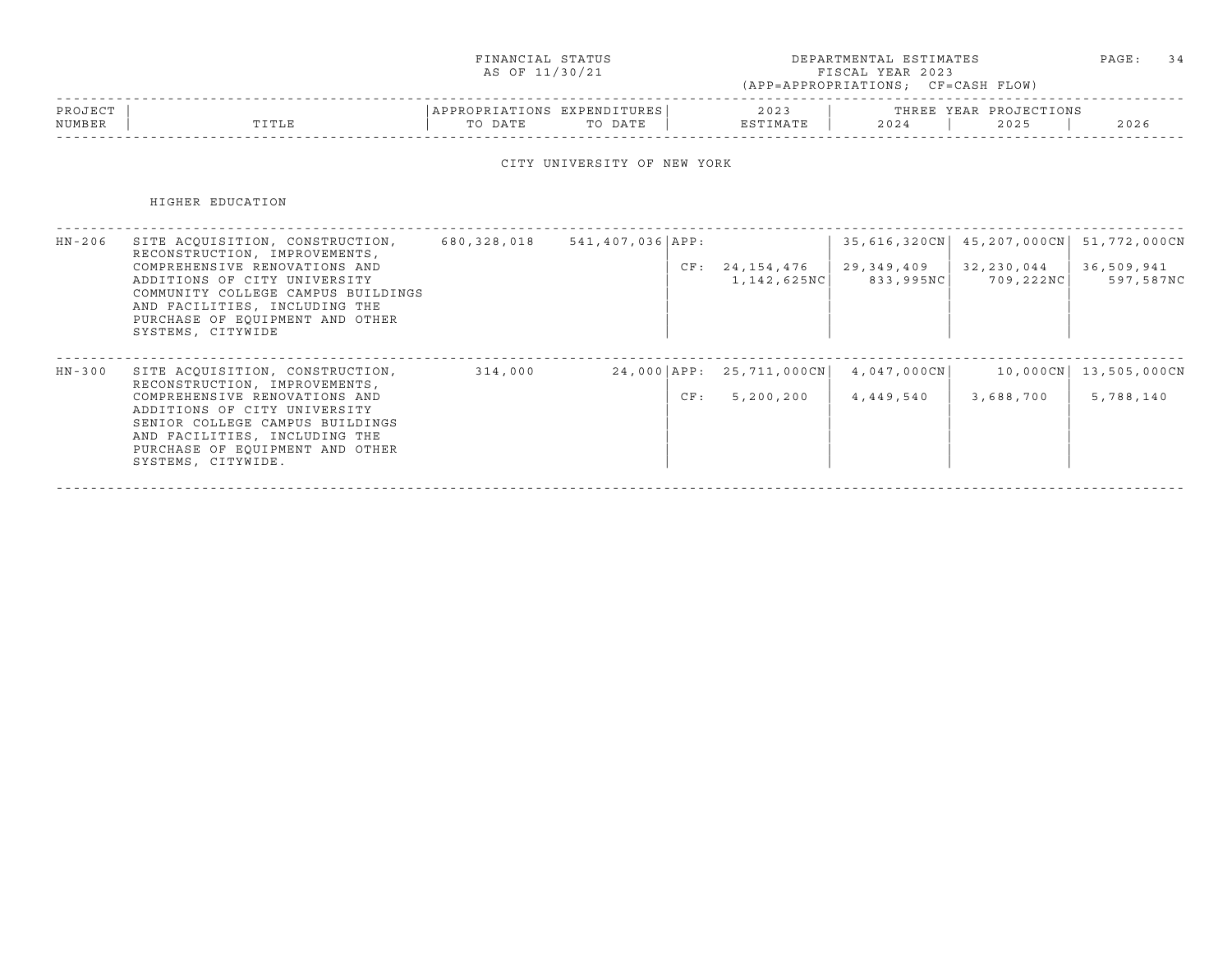FINANCIAL STATUS
AS OF 11/30/21

DEPARTMENTAL ESTIMATES
FISCAL YEAR 2023
(APP=APPROPRIATIONS; CF=CASH FLOW)

## CITY UNIVERSITY OF NEW YORK

### HIGHER EDUCATION

| PROJECT NUMBER | TITLE | APPROPRIATIONS TO DATE | EXPENDITURES TO DATE | | 2023 ESTIMATE | THREE YEAR PROJECTIONS 2024 | 2025 | 2026 |
|---|---|---|---|---|---|---|---|---|
| HN-206 | SITE ACQUISITION, CONSTRUCTION, RECONSTRUCTION, IMPROVEMENTS, COMPREHENSIVE RENOVATIONS AND ADDITIONS OF CITY UNIVERSITY COMMUNITY COLLEGE CAMPUS BUILDINGS AND FACILITIES, INCLUDING THE PURCHASE OF EQUIPMENT AND OTHER SYSTEMS, CITYWIDE | 680,328,018 | 541,407,036 | APP: | | 35,616,320CN | 45,207,000CN | 51,772,000CN |
| | | | | CF: | 24,154,476<br>1,142,625NC | 29,349,409<br>833,995NC | 32,230,044<br>709,222NC | 36,509,941<br>597,587NC |
| HN-300 | SITE ACQUISITION, CONSTRUCTION, RECONSTRUCTION, IMPROVEMENTS, COMPREHENSIVE RENOVATIONS AND ADDITIONS OF CITY UNIVERSITY SENIOR COLLEGE CAMPUS BUILDINGS AND FACILITIES, INCLUDING THE PURCHASE OF EQUIPMENT AND OTHER SYSTEMS, CITYWIDE. | 314,000 | 24,000 | APP: | 25,711,000CN | 4,047,000CN | 10,000CN | 13,505,000CN |
| | | | | CF: | 5,200,200 | 4,449,540 | 3,688,700 | 5,788,140 |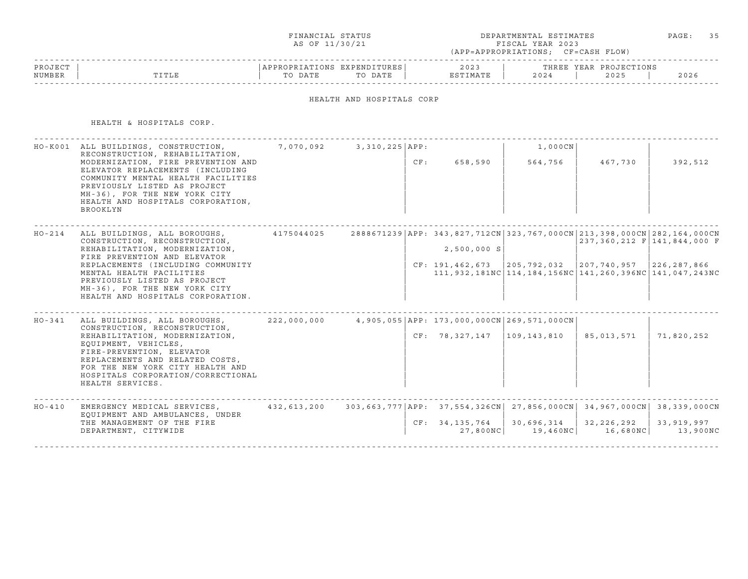FINANCIAL STATUS AS OF 11/30/21

DEPARTMENTAL ESTIMATES FISCAL YEAR 2023 (APP=APPROPRIATIONS; CF=CASH FLOW)

## HEALTH AND HOSPITALS CORP

### HEALTH & HOSPITALS CORP.

| PROJECT NUMBER | TITLE | APPROPRIATIONS TO DATE | EXPENDITURES TO DATE | | 2023 ESTIMATE | 2024 | 2025 | 2026 |
|---|---|---|---|---|---|---|---|---|
| HO-K001 | ALL BUILDINGS, CONSTRUCTION, RECONSTRUCTION, REHABILITATION, MODERNIZATION, FIRE PREVENTION AND ELEVATOR REPLACEMENTS (INCLUDING COMMUNITY MENTAL HEALTH FACILITIES PREVIOUSLY LISTED AS PROJECT MH-36), FOR THE NEW YORK CITY HEALTH AND HOSPITALS CORPORATION, BROOKLYN | 7,070,092 | 3,310,225 | APP: | | 1,000CN | | |
| | | | | CF: | 658,590 | 564,756 | 467,730 | 392,512 |
| HO-214 | ALL BUILDINGS, ALL BOROUGHS, CONSTRUCTION, RECONSTRUCTION, REHABILITATION, MODERNIZATION, FIRE PREVENTION AND ELEVATOR REPLACEMENTS (INCLUDING COMMUNITY MENTAL HEALTH FACILITIES PREVIOUSLY LISTED AS PROJECT MH-36), FOR THE NEW YORK CITY HEALTH AND HOSPITALS CORPORATION. | 4175044025 | 2888671239 | APP: | 343,827,712CN | 323,767,000CN | 213,398,000CN | 282,164,000CN |
| | | | | | | | 237,360,212 F | 141,844,000 F |
| | | | | | 2,500,000 S | | | |
| | | | | CF: | 191,462,673 | 205,792,032 | 207,740,957 | 226,287,866 |
| | | | | | 111,932,181NC | 114,184,156NC | 141,260,396NC | 141,047,243NC |
| HO-341 | ALL BUILDINGS, ALL BOROUGHS, CONSTRUCTION, RECONSTRUCTION, REHABILITATION, MODERNIZATION, EQUIPMENT, VEHICLES, FIRE-PREVENTION, ELEVATOR REPLACEMENTS AND RELATED COSTS, FOR THE NEW YORK CITY HEALTH AND HOSPITALS CORPORATION/CORRECTIONAL HEALTH SERVICES. | 222,000,000 | 4,905,055 | APP: | 173,000,000CN | 269,571,000CN | | |
| | | | | CF: | 78,327,147 | 109,143,810 | 85,013,571 | 71,820,252 |
| HO-410 | EMERGENCY MEDICAL SERVICES, EQUIPMENT AND AMBULANCES, UNDER THE MANAGEMENT OF THE FIRE DEPARTMENT, CITYWIDE | 432,613,200 | 303,663,777 | APP: | 37,554,326CN | 27,856,000CN | 34,967,000CN | 38,339,000CN |
| | | | | CF: | 34,135,764 | 30,696,314 | 32,226,292 | 33,919,997 |
| | | | | | 27,800NC | 19,460NC | 16,680NC | 13,900NC |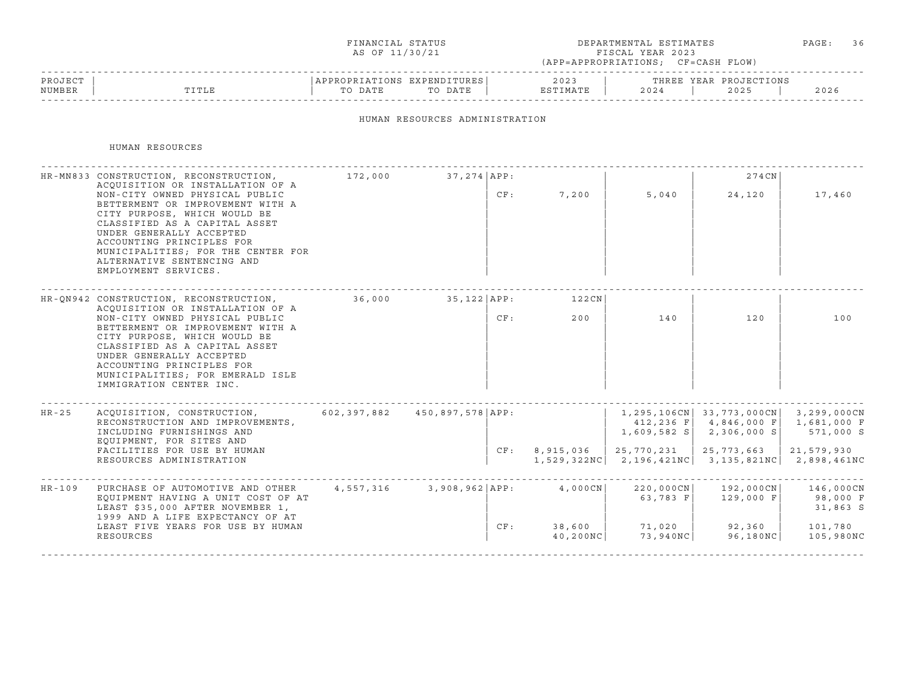FINANCIAL STATUS
AS OF 11/30/21

DEPARTMENTAL ESTIMATES
FISCAL YEAR 2023
(APP=APPROPRIATIONS; CF=CASH FLOW)

## HUMAN RESOURCES ADMINISTRATION

### HUMAN RESOURCES

| PROJECT NUMBER | TITLE | APPROPRIATIONS TO DATE | EXPENDITURES TO DATE | | 2023 ESTIMATE | 2024 | 2025 | 2026 |
|---|---|---|---|---|---|---|---|---|
| HR-MN833 | CONSTRUCTION, RECONSTRUCTION, ACQUISITION OR INSTALLATION OF A NON-CITY OWNED PHYSICAL PUBLIC BETTERMENT OR IMPROVEMENT WITH A CITY PURPOSE, WHICH WOULD BE CLASSIFIED AS A CAPITAL ASSET UNDER GENERALLY ACCEPTED ACCOUNTING PRINCIPLES FOR MUNICIPALITIES; FOR THE CENTER FOR ALTERNATIVE SENTENCING AND EMPLOYMENT SERVICES. | 172,000 | 37,274 | APP: | | | 274CN | |
| | | | | CF: | 7,200 | 5,040 | 24,120 | 17,460 |
| HR-QN942 | CONSTRUCTION, RECONSTRUCTION, ACQUISITION OR INSTALLATION OF A NON-CITY OWNED PHYSICAL PUBLIC BETTERMENT OR IMPROVEMENT WITH A CITY PURPOSE, WHICH WOULD BE CLASSIFIED AS A CAPITAL ASSET UNDER GENERALLY ACCEPTED ACCOUNTING PRINCIPLES FOR MUNICIPALITIES; FOR EMERALD ISLE IMMIGRATION CENTER INC. | 36,000 | 35,122 | APP: | 122CN | | | |
| | | | | CF: | 200 | 140 | 120 | 100 |
| HR-25 | ACQUISITION, CONSTRUCTION, RECONSTRUCTION AND IMPROVEMENTS, INCLUDING FURNISHINGS AND EQUIPMENT, FOR SITES AND FACILITIES FOR USE BY HUMAN RESOURCES ADMINISTRATION | 602,397,882 | 450,897,578 | APP: | | 1,295,106CN<br>412,236 F<br>1,609,582 S | 33,773,000CN<br>4,846,000 F<br>2,306,000 S | 3,299,000CN<br>1,681,000 F<br>571,000 S |
| | | | | CF: | 8,915,036<br>1,529,322NC | 25,770,231<br>2,196,421NC | 25,773,663<br>3,135,821NC | 21,579,930<br>2,898,461NC |
| HR-109 | PURCHASE OF AUTOMOTIVE AND OTHER EQUIPMENT HAVING A UNIT COST OF AT LEAST $35,000 AFTER NOVEMBER 1, 1999 AND A LIFE EXPECTANCY OF AT LEAST FIVE YEARS FOR USE BY HUMAN RESOURCES | 4,557,316 | 3,908,962 | APP: | 4,000CN | 220,000CN<br>63,783 F | 192,000CN<br>129,000 F | 146,000CN<br>98,000 F<br>31,863 S |
| | | | | CF: | 38,600<br>40,200NC | 71,020<br>73,940NC | 92,360<br>96,180NC | 101,780<br>105,980NC |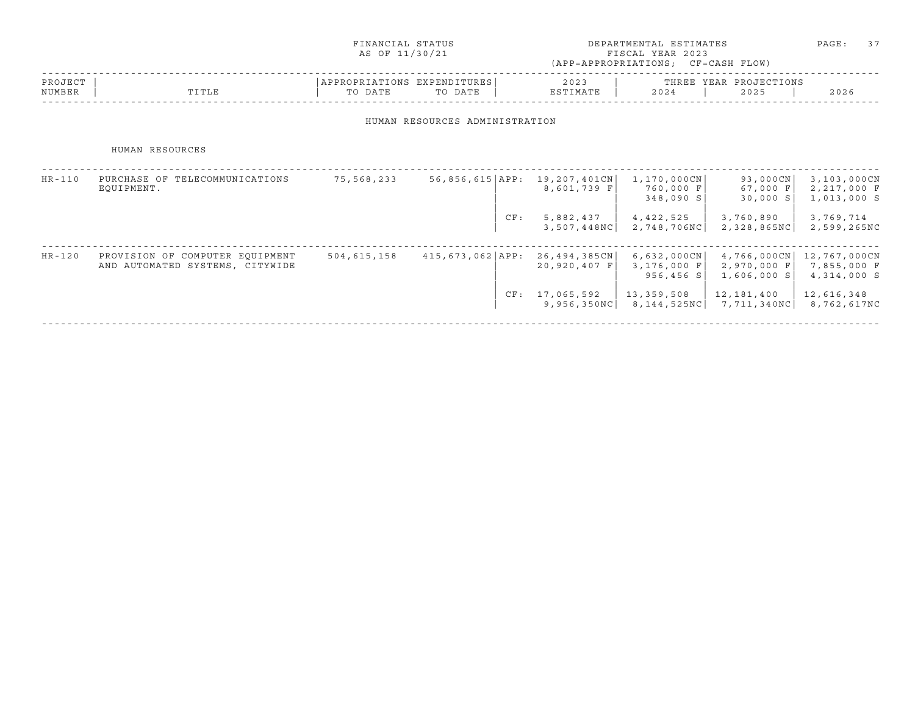FINANCIAL STATUS AS OF 11/30/21

DEPARTMENTAL ESTIMATES FISCAL YEAR 2023 (APP=APPROPRIATIONS; CF=CASH FLOW)

| PROJECT NUMBER | TITLE | APPROPRIATIONS TO DATE | EXPENDITURES TO DATE | | 2023 ESTIMATE | THREE YEAR PROJECTIONS 2024 | 2025 | 2026 |
|---|---|---|---|---|---|---|---|---|

## HUMAN RESOURCES ADMINISTRATION

### HUMAN RESOURCES

| PROJECT NUMBER | TITLE | APPROPRIATIONS TO DATE | EXPENDITURES TO DATE | | 2023 ESTIMATE | 2024 | 2025 | 2026 |
|---|---|---|---|---|---|---|---|---|
| HR-110 | PURCHASE OF TELECOMMUNICATIONS EQUIPMENT. | 75,568,233 | 56,856,615 | APP: | 19,207,401CN | 1,170,000CN | 93,000CN | 3,103,000CN |
| | | | | | 8,601,739 F | 760,000 F | 67,000 F | 2,217,000 F |
| | | | | | | 348,090 S | 30,000 S | 1,013,000 S |
| | | | | CF: | 5,882,437 | 4,422,525 | 3,760,890 | 3,769,714 |
| | | | | | 3,507,448NC | 2,748,706NC | 2,328,865NC | 2,599,265NC |
| HR-120 | PROVISION OF COMPUTER EQUIPMENT AND AUTOMATED SYSTEMS, CITYWIDE | 504,615,158 | 415,673,062 | APP: | 26,494,385CN | 6,632,000CN | 4,766,000CN | 12,767,000CN |
| | | | | | 20,920,407 F | 3,176,000 F | 2,970,000 F | 7,855,000 F |
| | | | | | | 956,456 S | 1,606,000 S | 4,314,000 S |
| | | | | CF: | 17,065,592 | 13,359,508 | 12,181,400 | 12,616,348 |
| | | | | | 9,956,350NC | 8,144,525NC | 7,711,340NC | 8,762,617NC |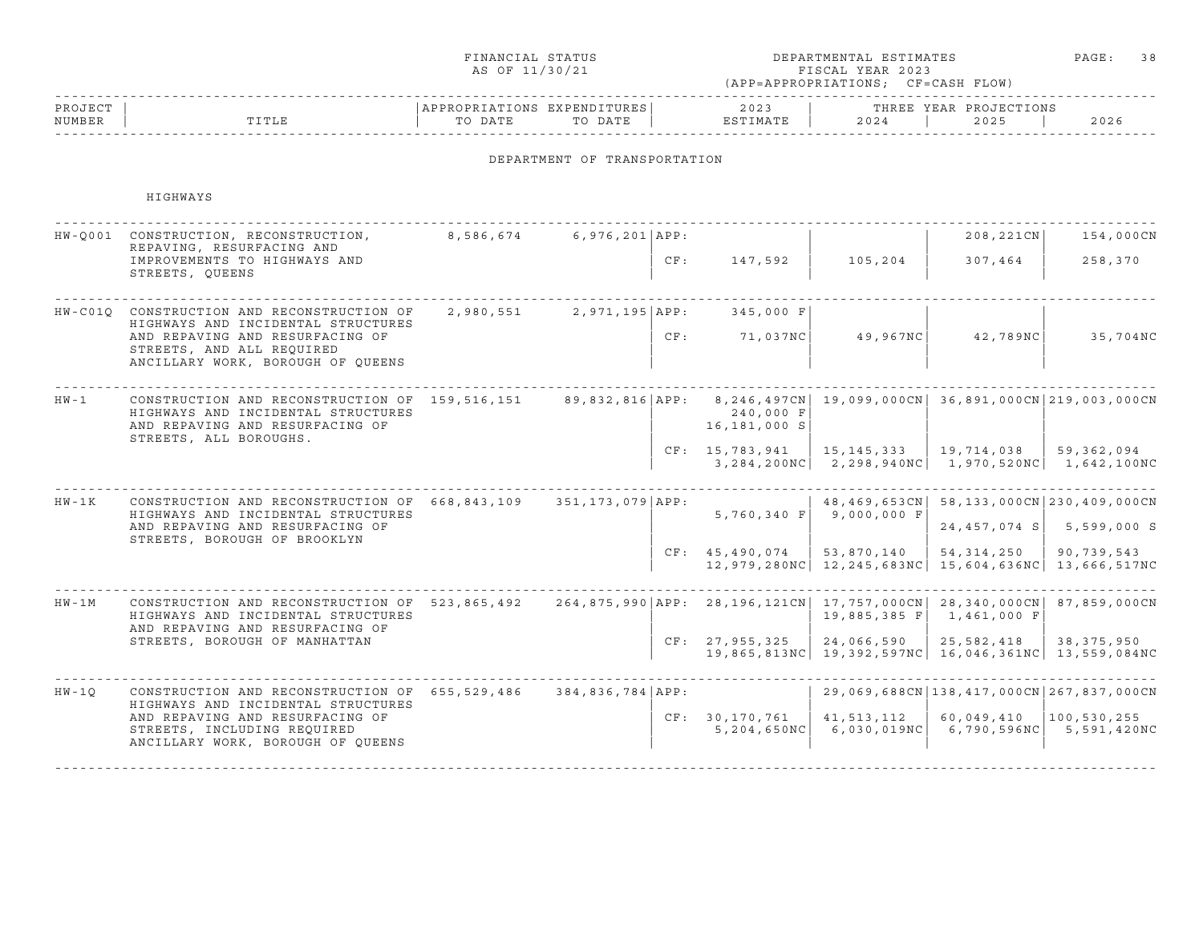FINANCIAL STATUS AS OF 11/30/21 — DEPARTMENTAL ESTIMATES FISCAL YEAR 2023 (APP=APPROPRIATIONS; CF=CASH FLOW)

## DEPARTMENT OF TRANSPORTATION

### HIGHWAYS

| PROJECT NUMBER | TITLE | APPROPRIATIONS TO DATE | EXPENDITURES TO DATE | | 2023 ESTIMATE | 2024 | 2025 | 2026 |
|---|---|---|---|---|---|---|---|---|
| HW-Q001 | CONSTRUCTION, RECONSTRUCTION, REPAVING, RESURFACING AND IMPROVEMENTS TO HIGHWAYS AND STREETS, QUEENS | 8,586,674 | 6,976,201 | APP: | | | 208,221CN | 154,000CN |
| | | | | CF: | 147,592 | 105,204 | 307,464 | 258,370 |
| HW-C01Q | CONSTRUCTION AND RECONSTRUCTION OF HIGHWAYS AND INCIDENTAL STRUCTURES AND REPAVING AND RESURFACING OF STREETS, AND ALL REQUIRED ANCILLARY WORK, BOROUGH OF QUEENS | 2,980,551 | 2,971,195 | APP: | 345,000 F | | | |
| | | | | CF: | 71,037NC | 49,967NC | 42,789NC | 35,704NC |
| HW-1 | CONSTRUCTION AND RECONSTRUCTION OF HIGHWAYS AND INCIDENTAL STRUCTURES AND REPAVING AND RESURFACING OF STREETS, ALL BOROUGHS. | 159,516,151 | 89,832,816 | APP: | 8,246,497CN | 19,099,000CN | 36,891,000CN | 219,003,000CN |
| | | | | | 240,000 F | | | |
| | | | | | 16,181,000 S | | | |
| | | | | CF: | 15,783,941 | 15,145,333 | 19,714,038 | 59,362,094 |
| | | | | | 3,284,200NC | 2,298,940NC | 1,970,520NC | 1,642,100NC |
| HW-1K | CONSTRUCTION AND RECONSTRUCTION OF HIGHWAYS AND INCIDENTAL STRUCTURES AND REPAVING AND RESURFACING OF STREETS, BOROUGH OF BROOKLYN | 668,843,109 | 351,173,079 | APP: | | 48,469,653CN | 58,133,000CN | 230,409,000CN |
| | | | | | 5,760,340 F | 9,000,000 F | | |
| | | | | | | | 24,457,074 S | 5,599,000 S |
| | | | | CF: | 45,490,074 | 53,870,140 | 54,314,250 | 90,739,543 |
| | | | | | 12,979,280NC | 12,245,683NC | 15,604,636NC | 13,666,517NC |
| HW-1M | CONSTRUCTION AND RECONSTRUCTION OF HIGHWAYS AND INCIDENTAL STRUCTURES AND REPAVING AND RESURFACING OF STREETS, BOROUGH OF MANHATTAN | 523,865,492 | 264,875,990 | APP: | 28,196,121CN | 17,757,000CN | 28,340,000CN | 87,859,000CN |
| | | | | | | 19,885,385 F | 1,461,000 F | |
| | | | | CF: | 27,955,325 | 24,066,590 | 25,582,418 | 38,375,950 |
| | | | | | 19,865,813NC | 19,392,597NC | 16,046,361NC | 13,559,084NC |
| HW-1Q | CONSTRUCTION AND RECONSTRUCTION OF HIGHWAYS AND INCIDENTAL STRUCTURES AND REPAVING AND RESURFACING OF STREETS, INCLUDING REQUIRED ANCILLARY WORK, BOROUGH OF QUEENS | 655,529,486 | 384,836,784 | APP: | | 29,069,688CN | 138,417,000CN | 267,837,000CN |
| | | | | CF: | 30,170,761 | 41,513,112 | 60,049,410 | 100,530,255 |
| | | | | | 5,204,650NC | 6,030,019NC | 6,790,596NC | 5,591,420NC |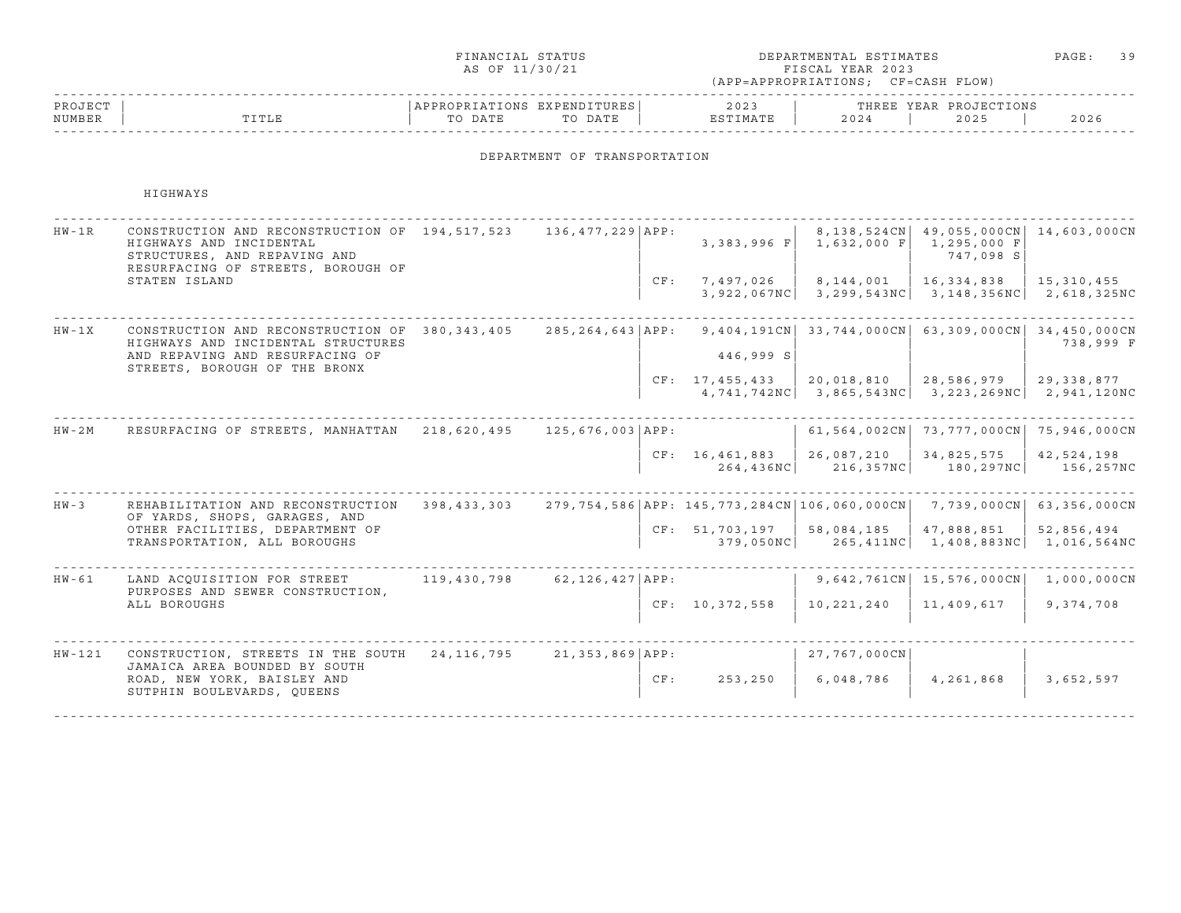FINANCIAL STATUS AS OF 11/30/21

DEPARTMENTAL ESTIMATES FISCAL YEAR 2023 (APP=APPROPRIATIONS; CF=CASH FLOW)

## DEPARTMENT OF TRANSPORTATION

### HIGHWAYS

| PROJECT NUMBER | TITLE | APPROPRIATIONS TO DATE | EXPENDITURES TO DATE | | 2023 ESTIMATE | 2024 | 2025 | 2026 |
|---|---|---|---|---|---|---|---|---|
| | | | | | | THREE YEAR PROJECTIONS | | |
| HW-1R | CONSTRUCTION AND RECONSTRUCTION OF HIGHWAYS AND INCIDENTAL STRUCTURES, AND REPAVING AND RESURFACING OF STREETS, BOROUGH OF STATEN ISLAND | 194,517,523 | 136,477,229 | APP: | 3,383,996 F | 8,138,524CN<br>1,632,000 F | 49,055,000CN<br>1,295,000 F<br>747,098 S | 14,603,000CN |
| | | | | CF: | 7,497,026<br>3,922,067NC | 8,144,001<br>3,299,543NC | 16,334,838<br>3,148,356NC | 15,310,455<br>2,618,325NC |
| HW-1X | CONSTRUCTION AND RECONSTRUCTION OF HIGHWAYS AND INCIDENTAL STRUCTURES AND REPAVING AND RESURFACING OF STREETS, BOROUGH OF THE BRONX | 380,343,405 | 285,264,643 | APP: | 9,404,191CN<br>446,999 S | 33,744,000CN | 63,309,000CN | 34,450,000CN<br>738,999 F |
| | | | | CF: | 17,455,433<br>4,741,742NC | 20,018,810<br>3,865,543NC | 28,586,979<br>3,223,269NC | 29,338,877<br>2,941,120NC |
| HW-2M | RESURFACING OF STREETS, MANHATTAN | 218,620,495 | 125,676,003 | APP: | | 61,564,002CN | 73,777,000CN | 75,946,000CN |
| | | | | CF: | 16,461,883<br>264,436NC | 26,087,210<br>216,357NC | 34,825,575<br>180,297NC | 42,524,198<br>156,257NC |
| HW-3 | REHABILITATION AND RECONSTRUCTION OF YARDS, SHOPS, GARAGES, AND OTHER FACILITIES, DEPARTMENT OF TRANSPORTATION, ALL BOROUGHS | 398,433,303 | 279,754,586 | APP: | 145,773,284CN | 106,060,000CN | 7,739,000CN | 63,356,000CN |
| | | | | CF: | 51,703,197<br>379,050NC | 58,084,185<br>265,411NC | 47,888,851<br>1,408,883NC | 52,856,494<br>1,016,564NC |
| HW-61 | LAND ACQUISITION FOR STREET PURPOSES AND SEWER CONSTRUCTION, ALL BOROUGHS | 119,430,798 | 62,126,427 | APP: | | 9,642,761CN | 15,576,000CN | 1,000,000CN |
| | | | | CF: | 10,372,558 | 10,221,240 | 11,409,617 | 9,374,708 |
| HW-121 | CONSTRUCTION, STREETS IN THE SOUTH JAMAICA AREA BOUNDED BY SOUTH ROAD, NEW YORK, BAISLEY AND SUTPHIN BOULEVARDS, QUEENS | 24,116,795 | 21,353,869 | APP: | | 27,767,000CN | | |
| | | | | CF: | 253,250 | 6,048,786 | 4,261,868 | 3,652,597 |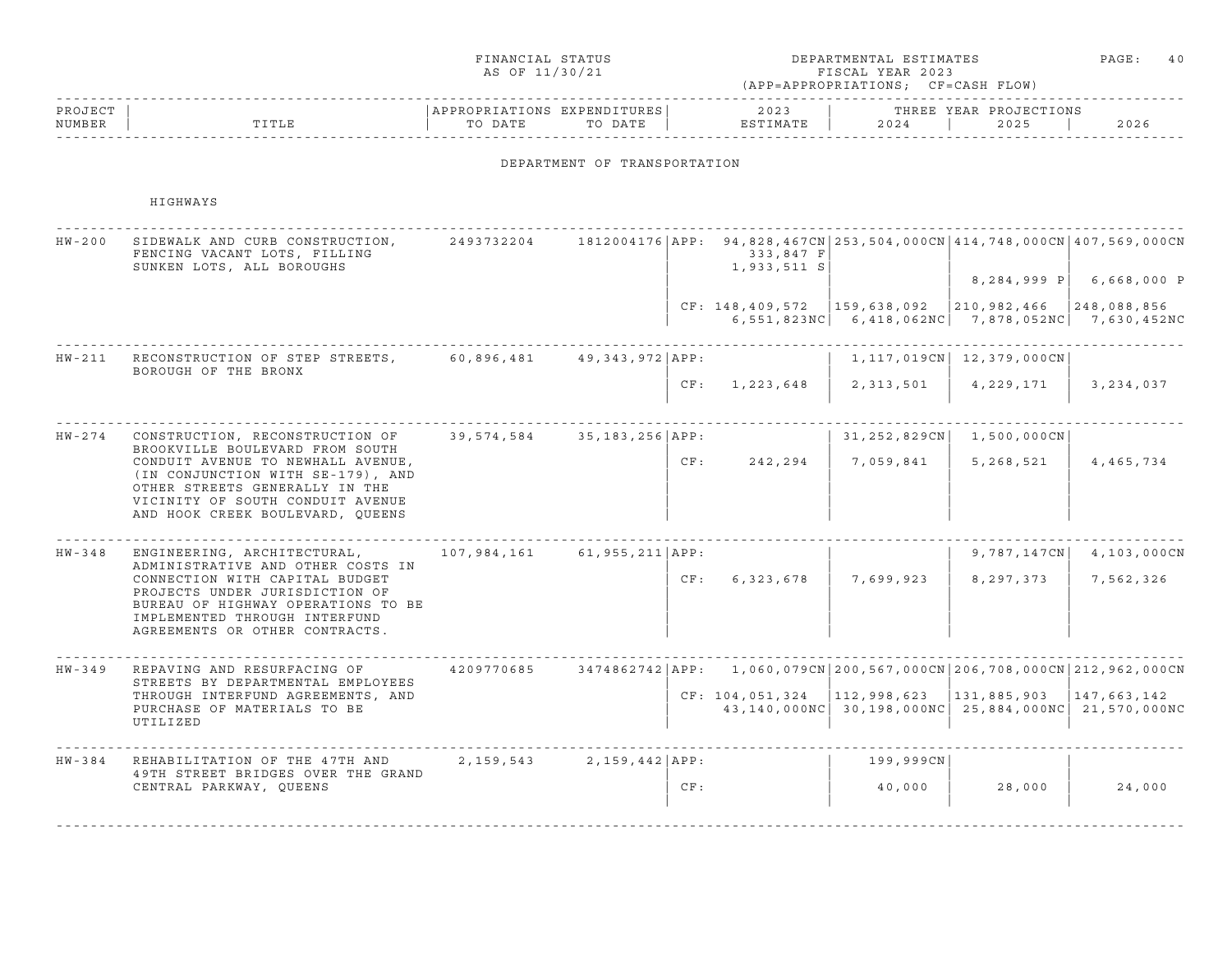FINANCIAL STATUS AS OF 11/30/21

DEPARTMENTAL ESTIMATES FISCAL YEAR 2023 (APP=APPROPRIATIONS; CF=CASH FLOW)

## DEPARTMENT OF TRANSPORTATION

### HIGHWAYS

| PROJECT NUMBER | TITLE | APPROPRIATIONS TO DATE | EXPENDITURES TO DATE | | 2023 ESTIMATE | 2024 | 2025 | 2026 |
|---|---|---|---|---|---|---|---|---|
| HW-200 | SIDEWALK AND CURB CONSTRUCTION, FENCING VACANT LOTS, FILLING SUNKEN LOTS, ALL BOROUGHS | 2493732204 | 1812004176 | APP: | 94,828,467CN | 253,504,000CN | 414,748,000CN | 407,569,000CN |
| | | | | | 333,847 F | | | |
| | | | | | 1,933,511 S | | | |
| | | | | | | | 8,284,999 P | 6,668,000 P |
| | | | | CF: | 148,409,572 | 159,638,092 | 210,982,466 | 248,088,856 |
| | | | | | 6,551,823NC | 6,418,062NC | 7,878,052NC | 7,630,452NC |
| HW-211 | RECONSTRUCTION OF STEP STREETS, BOROUGH OF THE BRONX | 60,896,481 | 49,343,972 | APP: | | 1,117,019CN | 12,379,000CN | |
| | | | | CF: | 1,223,648 | 2,313,501 | 4,229,171 | 3,234,037 |
| HW-274 | CONSTRUCTION, RECONSTRUCTION OF BROOKVILLE BOULEVARD FROM SOUTH CONDUIT AVENUE TO NEWHALL AVENUE, (IN CONJUNCTION WITH SE-179), AND OTHER STREETS GENERALLY IN THE VICINITY OF SOUTH CONDUIT AVENUE AND HOOK CREEK BOULEVARD, QUEENS | 39,574,584 | 35,183,256 | APP: | | 31,252,829CN | 1,500,000CN | |
| | | | | CF: | 242,294 | 7,059,841 | 5,268,521 | 4,465,734 |
| HW-348 | ENGINEERING, ARCHITECTURAL, ADMINISTRATIVE AND OTHER COSTS IN CONNECTION WITH CAPITAL BUDGET PROJECTS UNDER JURISDICTION OF BUREAU OF HIGHWAY OPERATIONS TO BE IMPLEMENTED THROUGH INTERFUND AGREEMENTS OR OTHER CONTRACTS. | 107,984,161 | 61,955,211 | APP: | | | 9,787,147CN | 4,103,000CN |
| | | | | CF: | 6,323,678 | 7,699,923 | 8,297,373 | 7,562,326 |
| HW-349 | REPAVING AND RESURFACING OF STREETS BY DEPARTMENTAL EMPLOYEES THROUGH INTERFUND AGREEMENTS, AND PURCHASE OF MATERIALS TO BE UTILIZED | 4209770685 | 3474862742 | APP: | 1,060,079CN | 200,567,000CN | 206,708,000CN | 212,962,000CN |
| | | | | CF: | 104,051,324 | 112,998,623 | 131,885,903 | 147,663,142 |
| | | | | | 43,140,000NC | 30,198,000NC | 25,884,000NC | 21,570,000NC |
| HW-384 | REHABILITATION OF THE 47TH AND 49TH STREET BRIDGES OVER THE GRAND CENTRAL PARKWAY, QUEENS | 2,159,543 | 2,159,442 | APP: | | 199,999CN | | |
| | | | | CF: | | 40,000 | 28,000 | 24,000 |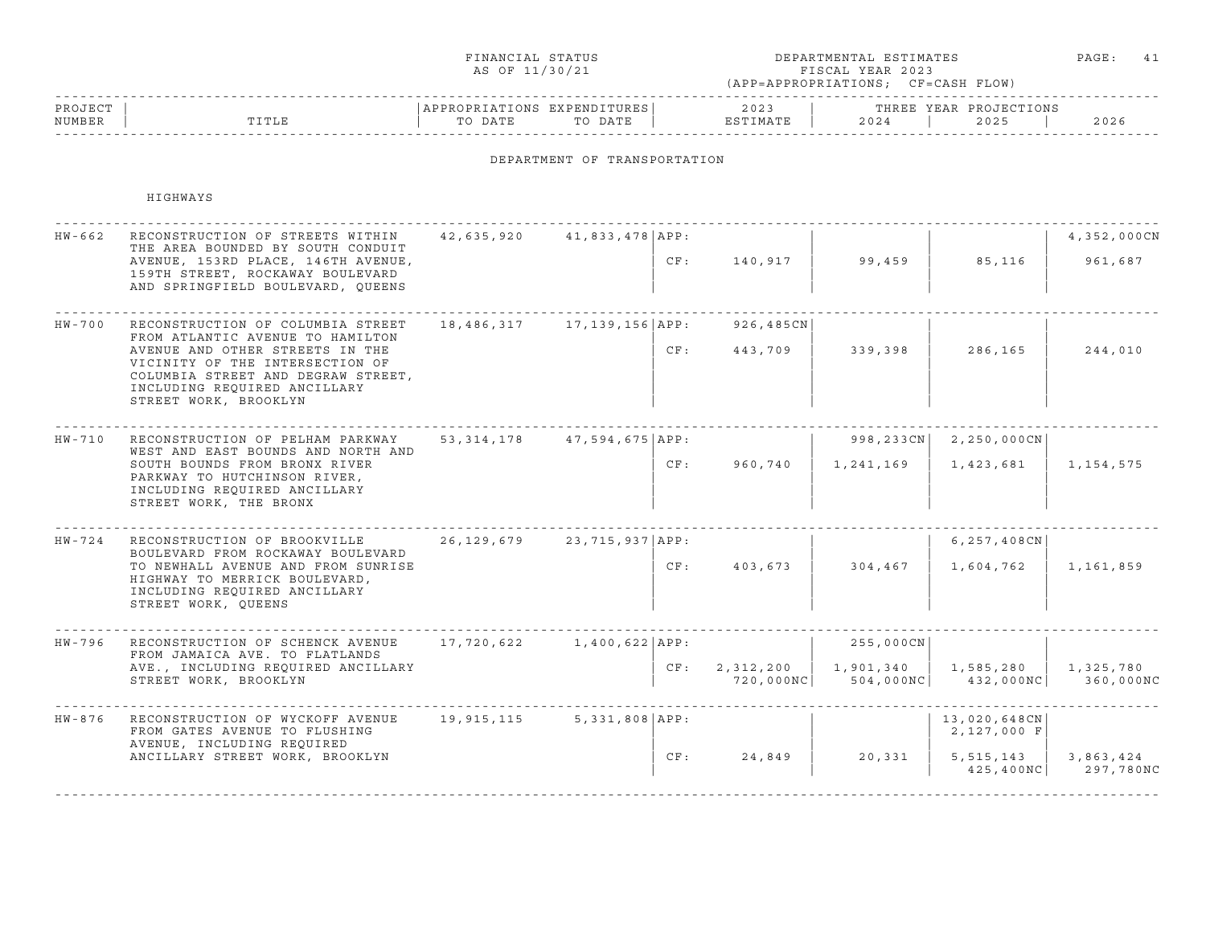FINANCIAL STATUS AS OF 11/30/21

DEPARTMENTAL ESTIMATES FISCAL YEAR 2023 (APP=APPROPRIATIONS; CF=CASH FLOW)

## DEPARTMENT OF TRANSPORTATION

### HIGHWAYS

| PROJECT NUMBER | TITLE | APPROPRIATIONS TO DATE | EXPENDITURES TO DATE | | 2023 ESTIMATE | 2024 | 2025 | 2026 |
|---|---|---|---|---|---|---|---|---|
| | | | | | | THREE YEAR PROJECTIONS | | |
| HW-662 | RECONSTRUCTION OF STREETS WITHIN THE AREA BOUNDED BY SOUTH CONDUIT AVENUE, 153RD PLACE, 146TH AVENUE, 159TH STREET, ROCKAWAY BOULEVARD AND SPRINGFIELD BOULEVARD, QUEENS | 42,635,920 | 41,833,478 | APP: | | | | 4,352,000CN |
| | | | | CF: | 140,917 | 99,459 | 85,116 | 961,687 |
| HW-700 | RECONSTRUCTION OF COLUMBIA STREET FROM ATLANTIC AVENUE TO HAMILTON AVENUE AND OTHER STREETS IN THE VICINITY OF THE INTERSECTION OF COLUMBIA STREET AND DEGRAW STREET, INCLUDING REQUIRED ANCILLARY STREET WORK, BROOKLYN | 18,486,317 | 17,139,156 | APP: | 926,485CN | | | |
| | | | | CF: | 443,709 | 339,398 | 286,165 | 244,010 |
| HW-710 | RECONSTRUCTION OF PELHAM PARKWAY WEST AND EAST BOUNDS AND NORTH AND SOUTH BOUNDS FROM BRONX RIVER PARKWAY TO HUTCHINSON RIVER, INCLUDING REQUIRED ANCILLARY STREET WORK, THE BRONX | 53,314,178 | 47,594,675 | APP: | | 998,233CN | 2,250,000CN | |
| | | | | CF: | 960,740 | 1,241,169 | 1,423,681 | 1,154,575 |
| HW-724 | RECONSTRUCTION OF BROOKVILLE BOULEVARD FROM ROCKAWAY BOULEVARD TO NEWHALL AVENUE AND FROM SUNRISE HIGHWAY TO MERRICK BOULEVARD, INCLUDING REQUIRED ANCILLARY STREET WORK, QUEENS | 26,129,679 | 23,715,937 | APP: | | | 6,257,408CN | |
| | | | | CF: | 403,673 | 304,467 | 1,604,762 | 1,161,859 |
| HW-796 | RECONSTRUCTION OF SCHENCK AVENUE FROM JAMAICA AVE. TO FLATLANDS AVE., INCLUDING REQUIRED ANCILLARY STREET WORK, BROOKLYN | 17,720,622 | 1,400,622 | APP: | | 255,000CN | | |
| | | | | CF: | 2,312,200<br>720,000NC | 1,901,340<br>504,000NC | 1,585,280<br>432,000NC | 1,325,780<br>360,000NC |
| HW-876 | RECONSTRUCTION OF WYCKOFF AVENUE FROM GATES AVENUE TO FLUSHING AVENUE, INCLUDING REQUIRED ANCILLARY STREET WORK, BROOKLYN | 19,915,115 | 5,331,808 | APP: | | | 13,020,648CN<br>2,127,000 F | |
| | | | | CF: | 24,849 | 20,331 | 5,515,143<br>425,400NC | 3,863,424<br>297,780NC |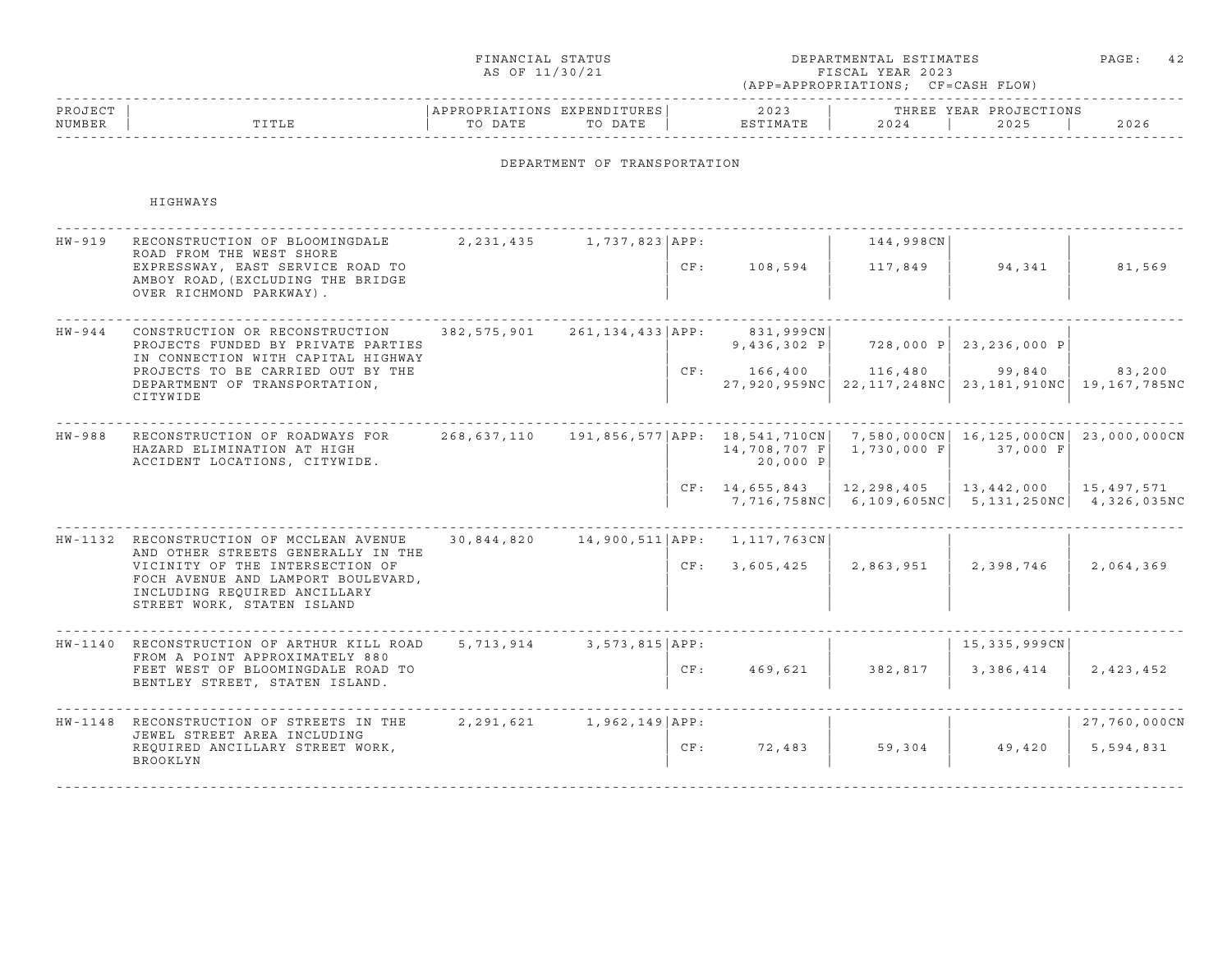FINANCIAL STATUS AS OF 11/30/21

DEPARTMENTAL ESTIMATES FISCAL YEAR 2023 (APP=APPROPRIATIONS; CF=CASH FLOW)

## DEPARTMENT OF TRANSPORTATION

### HIGHWAYS

| PROJECT NUMBER | TITLE | APPROPRIATIONS TO DATE | EXPENDITURES TO DATE | | 2023 ESTIMATE | 2024 | 2025 | 2026 |
|---|---|---|---|---|---|---|---|---|
| | | | | | | THREE YEAR PROJECTIONS | | |
| HW-919 | RECONSTRUCTION OF BLOOMINGDALE ROAD FROM THE WEST SHORE EXPRESSWAY, EAST SERVICE ROAD TO AMBOY ROAD,(EXCLUDING THE BRIDGE OVER RICHMOND PARKWAY). | 2,231,435 | 1,737,823 | APP: | | 144,998CN | | |
| | | | | CF: | 108,594 | 117,849 | 94,341 | 81,569 |
| HW-944 | CONSTRUCTION OR RECONSTRUCTION PROJECTS FUNDED BY PRIVATE PARTIES IN CONNECTION WITH CAPITAL HIGHWAY PROJECTS TO BE CARRIED OUT BY THE DEPARTMENT OF TRANSPORTATION, CITYWIDE | 382,575,901 | 261,134,433 | APP: | 831,999CN<br>9,436,302 P | 728,000 P | 23,236,000 P | |
| | | | | CF: | 166,400<br>27,920,959NC | 116,480<br>22,117,248NC | 99,840<br>23,181,910NC | 83,200<br>19,167,785NC |
| HW-988 | RECONSTRUCTION OF ROADWAYS FOR HAZARD ELIMINATION AT HIGH ACCIDENT LOCATIONS, CITYWIDE. | 268,637,110 | 191,856,577 | APP: | 18,541,710CN<br>14,708,707 F<br>20,000 P | 7,580,000CN<br>1,730,000 F | 16,125,000CN<br>37,000 F | 23,000,000CN |
| | | | | CF: | 14,655,843<br>7,716,758NC | 12,298,405<br>6,109,605NC | 13,442,000<br>5,131,250NC | 15,497,571<br>4,326,035NC |
| HW-1132 | RECONSTRUCTION OF MCCLEAN AVENUE AND OTHER STREETS GENERALLY IN THE VICINITY OF THE INTERSECTION OF FOCH AVENUE AND LAMPORT BOULEVARD, INCLUDING REQUIRED ANCILLARY STREET WORK, STATEN ISLAND | 30,844,820 | 14,900,511 | APP: | 1,117,763CN | | | |
| | | | | CF: | 3,605,425 | 2,863,951 | 2,398,746 | 2,064,369 |
| HW-1140 | RECONSTRUCTION OF ARTHUR KILL ROAD FROM A POINT APPROXIMATELY 880 FEET WEST OF BLOOMINGDALE ROAD TO BENTLEY STREET, STATEN ISLAND. | 5,713,914 | 3,573,815 | APP: | | | 15,335,999CN | |
| | | | | CF: | 469,621 | 382,817 | 3,386,414 | 2,423,452 |
| HW-1148 | RECONSTRUCTION OF STREETS IN THE JEWEL STREET AREA INCLUDING REQUIRED ANCILLARY STREET WORK, BROOKLYN | 2,291,621 | 1,962,149 | APP: | | | | 27,760,000CN |
| | | | | CF: | 72,483 | 59,304 | 49,420 | 5,594,831 |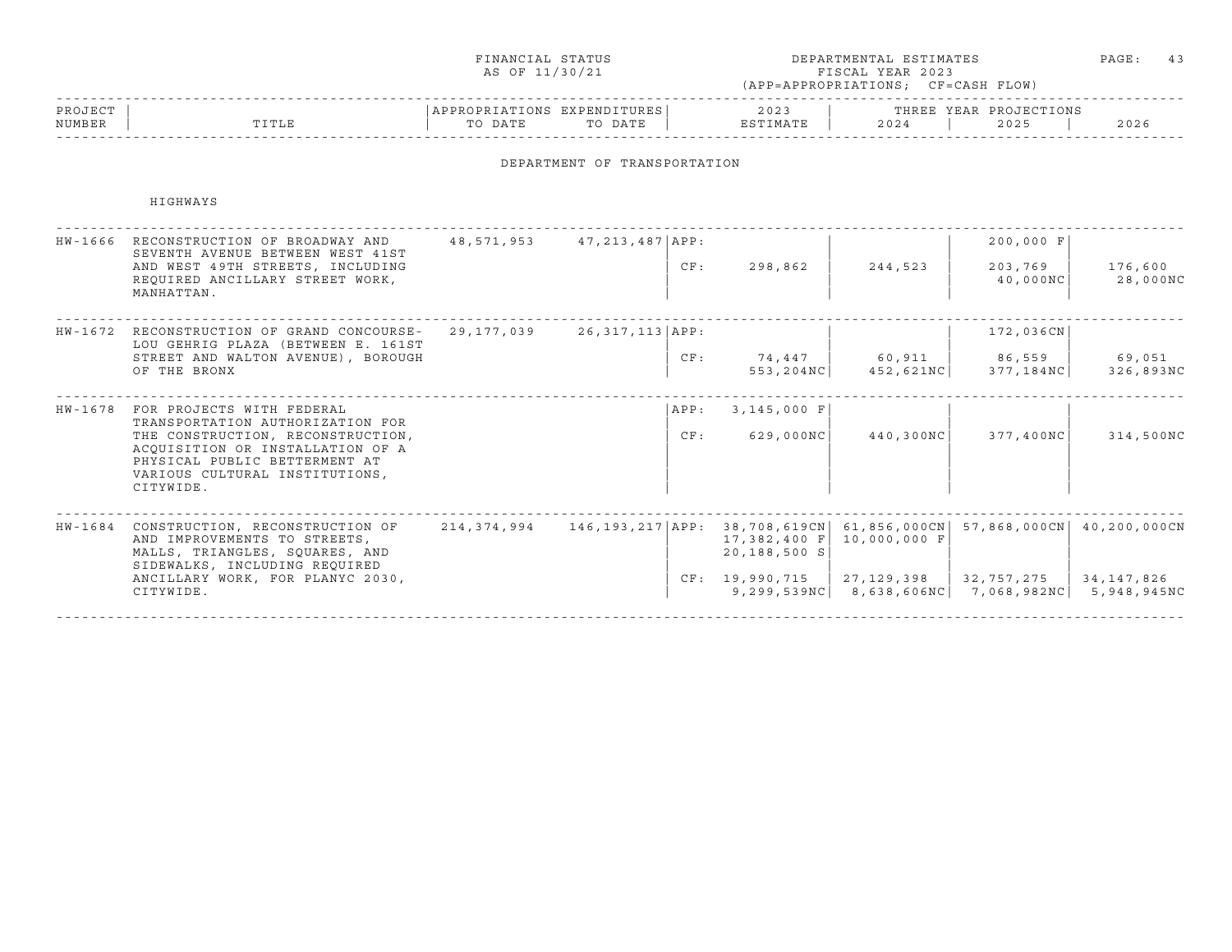FINANCIAL STATUS AS OF 11/30/21

DEPARTMENTAL ESTIMATES FISCAL YEAR 2023 (APP=APPROPRIATIONS; CF=CASH FLOW)

## DEPARTMENT OF TRANSPORTATION

### HIGHWAYS

| PROJECT NUMBER | TITLE | APPROPRIATIONS TO DATE | EXPENDITURES TO DATE | | 2023 ESTIMATE | 2024 | 2025 | 2026 |
|---|---|---|---|---|---|---|---|---|
| HW-1666 | RECONSTRUCTION OF BROADWAY AND SEVENTH AVENUE BETWEEN WEST 41ST AND WEST 49TH STREETS, INCLUDING REQUIRED ANCILLARY STREET WORK, MANHATTAN. | 48,571,953 | 47,213,487 | APP: | | | 200,000 F | |
| | | | | CF: | 298,862 | 244,523 | 203,769<br>40,000NC | 176,600<br>28,000NC |
| HW-1672 | RECONSTRUCTION OF GRAND CONCOURSE-LOU GEHRIG PLAZA (BETWEEN E. 161ST STREET AND WALTON AVENUE), BOROUGH OF THE BRONX | 29,177,039 | 26,317,113 | APP: | | | 172,036CN | |
| | | | | CF: | 74,447<br>553,204NC | 60,911<br>452,621NC | 86,559<br>377,184NC | 69,051<br>326,893NC |
| HW-1678 | FOR PROJECTS WITH FEDERAL TRANSPORTATION AUTHORIZATION FOR THE CONSTRUCTION, RECONSTRUCTION, ACQUISITION OR INSTALLATION OF A PHYSICAL PUBLIC BETTERMENT AT VARIOUS CULTURAL INSTITUTIONS, CITYWIDE. | | | APP: | 3,145,000 F | | | |
| | | | | CF: | 629,000NC | 440,300NC | 377,400NC | 314,500NC |
| HW-1684 | CONSTRUCTION, RECONSTRUCTION OF AND IMPROVEMENTS TO STREETS, MALLS, TRIANGLES, SQUARES, AND SIDEWALKS, INCLUDING REQUIRED ANCILLARY WORK, FOR PLANYC 2030, CITYWIDE. | 214,374,994 | 146,193,217 | APP: | 38,708,619CN<br>17,382,400 F<br>20,188,500 S | 61,856,000CN<br>10,000,000 F | 57,868,000CN | 40,200,000CN |
| | | | | CF: | 19,990,715<br>9,299,539NC | 27,129,398<br>8,638,606NC | 32,757,275<br>7,068,982NC | 34,147,826<br>5,948,945NC |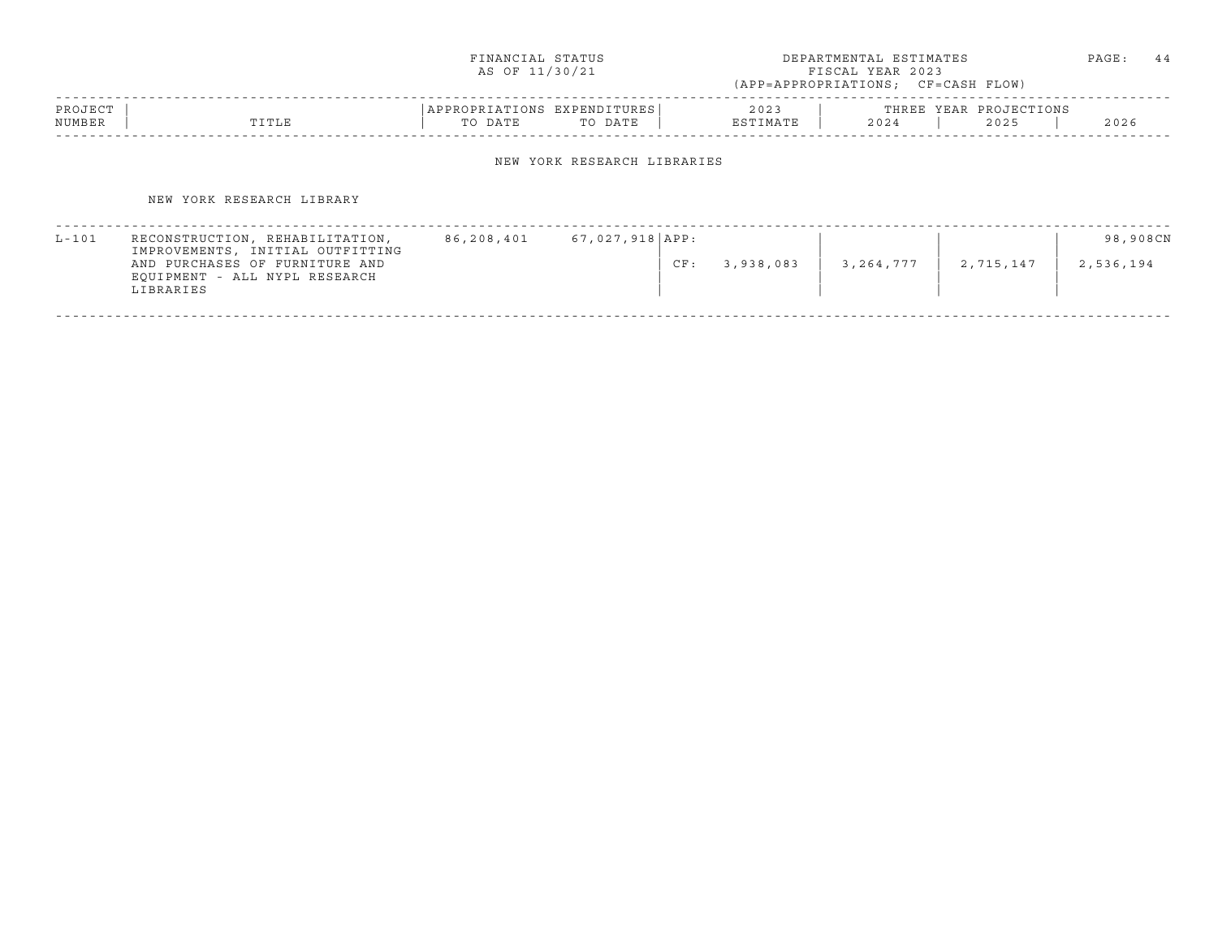FINANCIAL STATUS AS OF 11/30/21

DEPARTMENTAL ESTIMATES FISCAL YEAR 2023 (APP=APPROPRIATIONS; CF=CASH FLOW)

| PROJECT NUMBER | TITLE | APPROPRIATIONS TO DATE | EXPENDITURES TO DATE | | 2023 ESTIMATE | THREE YEAR PROJECTIONS 2024 | 2025 | 2026 |
|---|---|---|---|---|---|---|---|---|
| | | | | | | | | |

## NEW YORK RESEARCH LIBRARIES

### NEW YORK RESEARCH LIBRARY

| PROJECT NUMBER | TITLE | APPROPRIATIONS TO DATE | EXPENDITURES TO DATE | | 2023 ESTIMATE | 2024 | 2025 | 2026 |
|---|---|---|---|---|---|---|---|---|
| L-101 | RECONSTRUCTION, REHABILITATION, IMPROVEMENTS, INITIAL OUTFITTING AND PURCHASES OF FURNITURE AND EQUIPMENT - ALL NYPL RESEARCH LIBRARIES | 86,208,401 | 67,027,918 | APP: | | | | 98,908CN |
| | | | | CF: | 3,938,083 | 3,264,777 | 2,715,147 | 2,536,194 |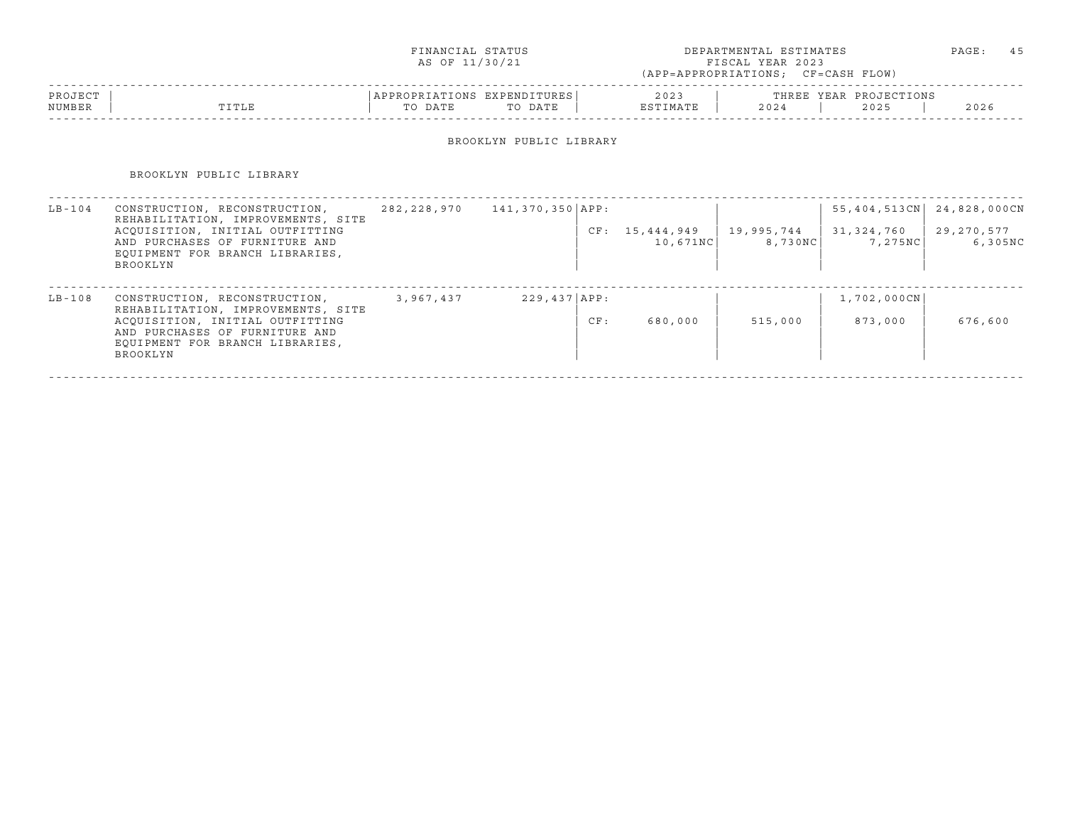FINANCIAL STATUS AS OF 11/30/21

DEPARTMENTAL ESTIMATES FISCAL YEAR 2023 (APP=APPROPRIATIONS; CF=CASH FLOW)

| PROJECT NUMBER | TITLE | APPROPRIATIONS TO DATE | EXPENDITURES TO DATE | | 2023 ESTIMATE | THREE YEAR PROJECTIONS 2024 | 2025 | 2026 |
|---|---|---|---|---|---|---|---|---|

## BROOKLYN PUBLIC LIBRARY

### BROOKLYN PUBLIC LIBRARY

| PROJECT NUMBER | TITLE | APPROPRIATIONS TO DATE | EXPENDITURES TO DATE | | 2023 ESTIMATE | 2024 | 2025 | 2026 |
|---|---|---|---|---|---|---|---|---|
| LB-104 | CONSTRUCTION, RECONSTRUCTION, REHABILITATION, IMPROVEMENTS, SITE ACQUISITION, INITIAL OUTFITTING AND PURCHASES OF FURNITURE AND EQUIPMENT FOR BRANCH LIBRARIES, BROOKLYN | 282,228,970 | 141,370,350 | APP: | | | 55,404,513CN | 24,828,000CN |
| | | | | CF: | 15,444,949 | 19,995,744 | 31,324,760 | 29,270,577 |
| | | | | | 10,671NC | 8,730NC | 7,275NC | 6,305NC |
| LB-108 | CONSTRUCTION, RECONSTRUCTION, REHABILITATION, IMPROVEMENTS, SITE ACQUISITION, INITIAL OUTFITTING AND PURCHASES OF FURNITURE AND EQUIPMENT FOR BRANCH LIBRARIES, BROOKLYN | 3,967,437 | 229,437 | APP: | | | 1,702,000CN | |
| | | | | CF: | 680,000 | 515,000 | 873,000 | 676,600 |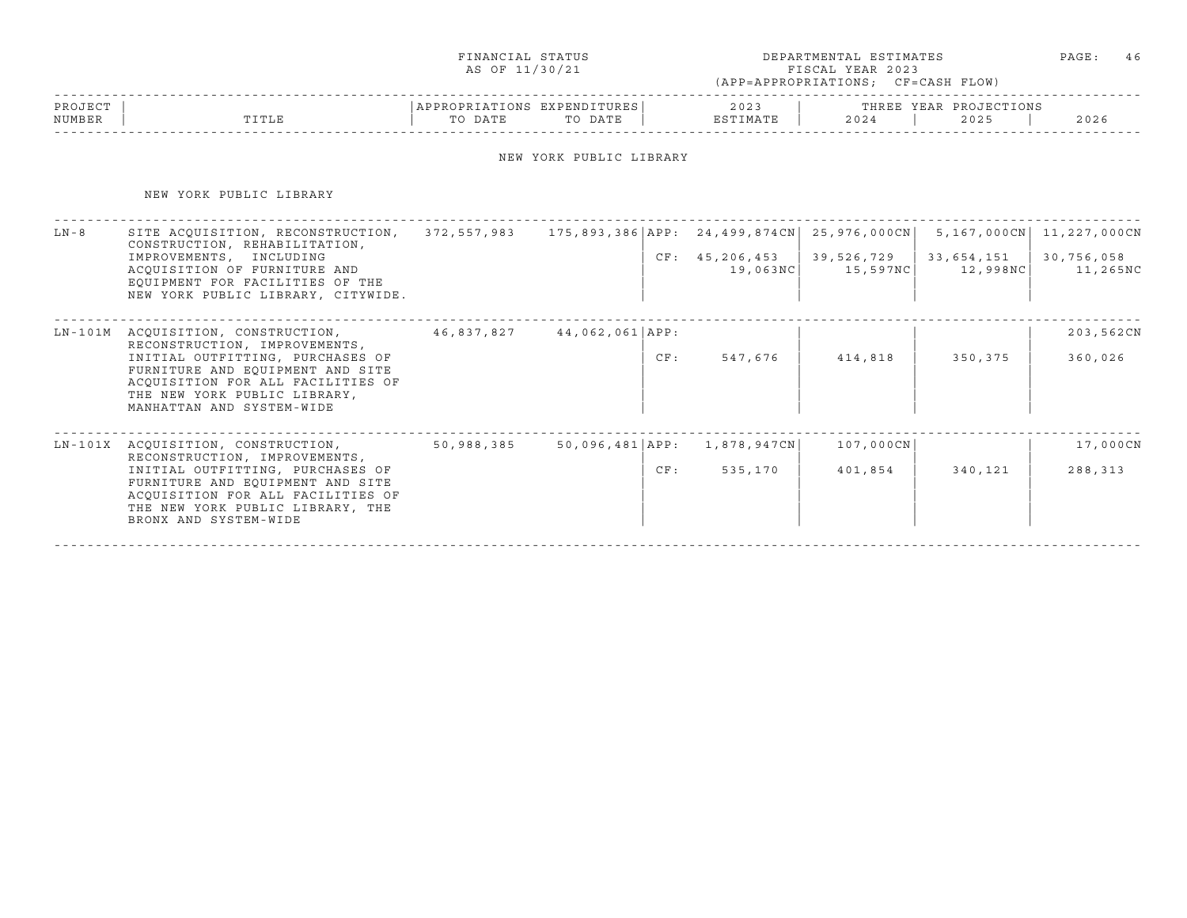FINANCIAL STATUS AS OF 11/30/21

DEPARTMENTAL ESTIMATES FISCAL YEAR 2023 (APP=APPROPRIATIONS; CF=CASH FLOW)

## NEW YORK PUBLIC LIBRARY

### NEW YORK PUBLIC LIBRARY

| PROJECT NUMBER | TITLE | APPROPRIATIONS TO DATE | EXPENDITURES TO DATE | | 2023 ESTIMATE | 2024 | 2025 | 2026 |
|---|---|---|---|---|---|---|---|---|
| | | | | | | THREE YEAR PROJECTIONS | | |
| LN-8 | SITE ACQUISITION, RECONSTRUCTION, CONSTRUCTION, REHABILITATION, IMPROVEMENTS, INCLUDING ACQUISITION OF FURNITURE AND EQUIPMENT FOR FACILITIES OF THE NEW YORK PUBLIC LIBRARY, CITYWIDE. | 372,557,983 | 175,893,386 | APP: | 24,499,874CN | 25,976,000CN | 5,167,000CN | 11,227,000CN |
| | | | | CF: | 45,206,453 | 39,526,729 | 33,654,151 | 30,756,058 |
| | | | | | 19,063NC | 15,597NC | 12,998NC | 11,265NC |
| LN-101M | ACQUISITION, CONSTRUCTION, RECONSTRUCTION, IMPROVEMENTS, INITIAL OUTFITTING, PURCHASES OF FURNITURE AND EQUIPMENT AND SITE ACQUISITION FOR ALL FACILITIES OF THE NEW YORK PUBLIC LIBRARY, MANHATTAN AND SYSTEM-WIDE | 46,837,827 | 44,062,061 | APP: | | | | 203,562CN |
| | | | | CF: | 547,676 | 414,818 | 350,375 | 360,026 |
| LN-101X | ACQUISITION, CONSTRUCTION, RECONSTRUCTION, IMPROVEMENTS, INITIAL OUTFITTING, PURCHASES OF FURNITURE AND EQUIPMENT AND SITE ACQUISITION FOR ALL FACILITIES OF THE NEW YORK PUBLIC LIBRARY, THE BRONX AND SYSTEM-WIDE | 50,988,385 | 50,096,481 | APP: | 1,878,947CN | 107,000CN | | 17,000CN |
| | | | | CF: | 535,170 | 401,854 | 340,121 | 288,313 |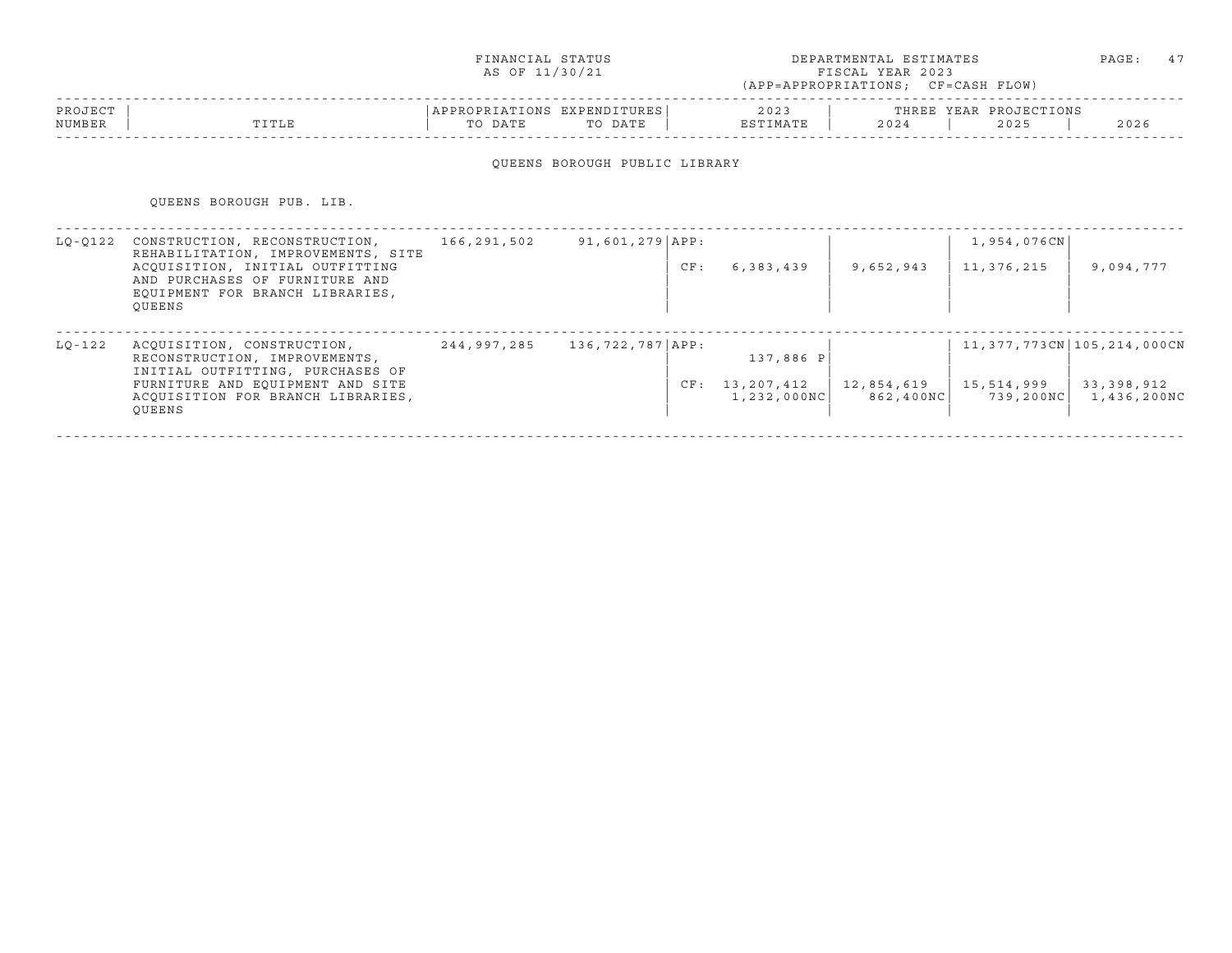FINANCIAL STATUS AS OF 11/30/21

DEPARTMENTAL ESTIMATES FISCAL YEAR 2023 (APP=APPROPRIATIONS; CF=CASH FLOW)

| PROJECT NUMBER | TITLE | APPROPRIATIONS TO DATE | EXPENDITURES TO DATE | | 2023 ESTIMATE | THREE YEAR PROJECTIONS 2024 | 2025 | 2026 |
|---|---|---|---|---|---|---|---|---|

## QUEENS BOROUGH PUBLIC LIBRARY

### QUEENS BOROUGH PUB. LIB.

| PROJECT NUMBER | TITLE | APPROPRIATIONS TO DATE | EXPENDITURES TO DATE | | 2023 ESTIMATE | 2024 | 2025 | 2026 |
|---|---|---|---|---|---|---|---|---|
| LQ-Q122 | CONSTRUCTION, RECONSTRUCTION, REHABILITATION, IMPROVEMENTS, SITE ACQUISITION, INITIAL OUTFITTING AND PURCHASES OF FURNITURE AND EQUIPMENT FOR BRANCH LIBRARIES, QUEENS | 166,291,502 | 91,601,279 | APP: | | | 1,954,076CN | |
| | | | | CF: | 6,383,439 | 9,652,943 | 11,376,215 | 9,094,777 |
| LQ-122 | ACQUISITION, CONSTRUCTION, RECONSTRUCTION, IMPROVEMENTS, INITIAL OUTFITTING, PURCHASES OF FURNITURE AND EQUIPMENT AND SITE ACQUISITION FOR BRANCH LIBRARIES, QUEENS | 244,997,285 | 136,722,787 | APP: | 137,886 P | | 11,377,773CN | 105,214,000CN |
| | | | | CF: | 13,207,412<br>1,232,000NC | 12,854,619<br>862,400NC | 15,514,999<br>739,200NC | 33,398,912<br>1,436,200NC |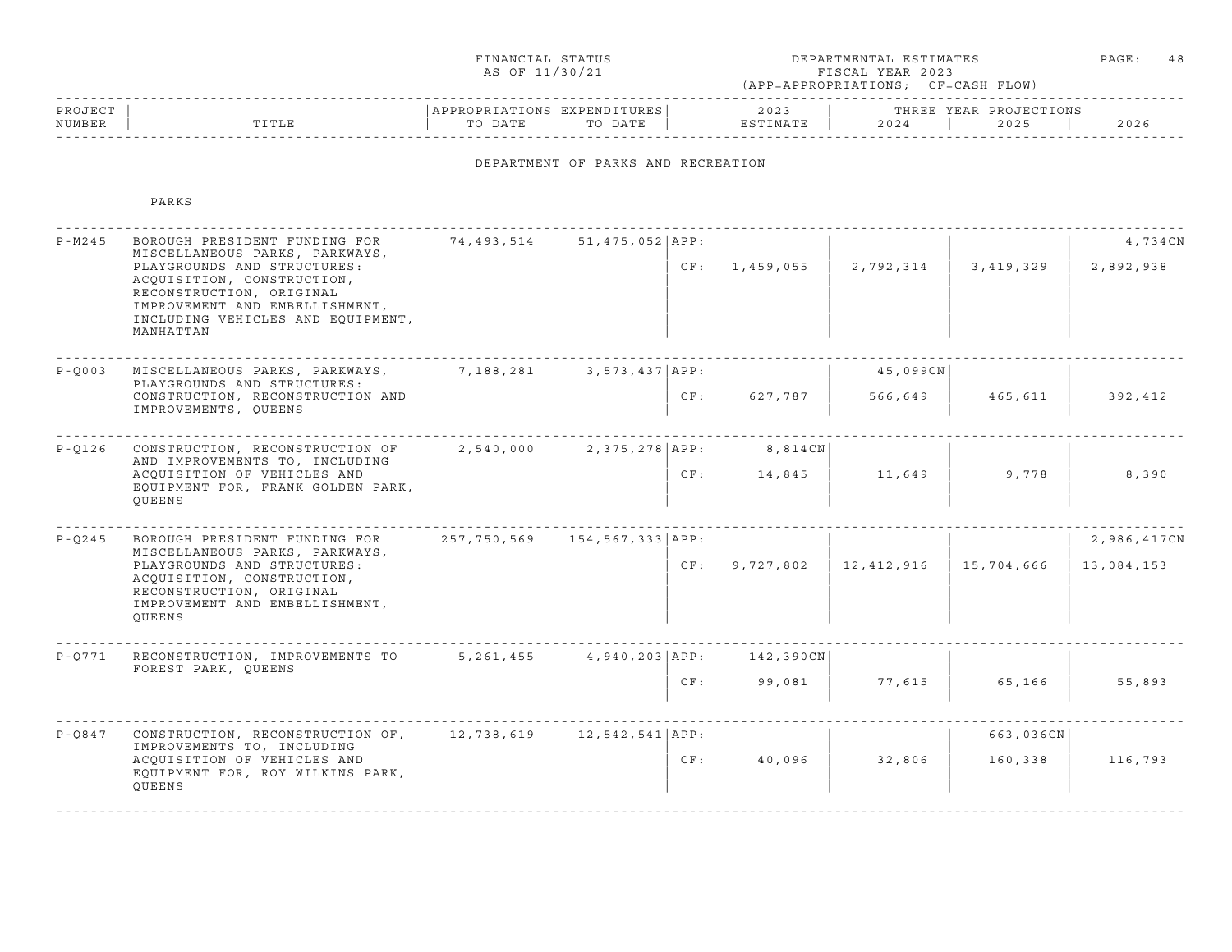FINANCIAL STATUS AS OF 11/30/21

DEPARTMENTAL ESTIMATES FISCAL YEAR 2023 (APP=APPROPRIATIONS; CF=CASH FLOW)

## DEPARTMENT OF PARKS AND RECREATION

### PARKS

| PROJECT NUMBER | TITLE | APPROPRIATIONS TO DATE | EXPENDITURES TO DATE | | 2023 ESTIMATE | 2024 | 2025 | 2026 |
|---|---|---|---|---|---|---|---|---|
| | | | | | | THREE YEAR PROJECTIONS | | |
| P-M245 | BOROUGH PRESIDENT FUNDING FOR MISCELLANEOUS PARKS, PARKWAYS, PLAYGROUNDS AND STRUCTURES: ACQUISITION, CONSTRUCTION, RECONSTRUCTION, ORIGINAL IMPROVEMENT AND EMBELLISHMENT, INCLUDING VEHICLES AND EQUIPMENT, MANHATTAN | 74,493,514 | 51,475,052 | APP: | | | | 4,734CN |
| | | | | CF: | 1,459,055 | 2,792,314 | 3,419,329 | 2,892,938 |
| P-Q003 | MISCELLANEOUS PARKS, PARKWAYS, PLAYGROUNDS AND STRUCTURES: CONSTRUCTION, RECONSTRUCTION AND IMPROVEMENTS, QUEENS | 7,188,281 | 3,573,437 | APP: | | 45,099CN | | |
| | | | | CF: | 627,787 | 566,649 | 465,611 | 392,412 |
| P-Q126 | CONSTRUCTION, RECONSTRUCTION OF AND IMPROVEMENTS TO, INCLUDING ACQUISITION OF VEHICLES AND EQUIPMENT FOR, FRANK GOLDEN PARK, QUEENS | 2,540,000 | 2,375,278 | APP: | 8,814CN | | | |
| | | | | CF: | 14,845 | 11,649 | 9,778 | 8,390 |
| P-Q245 | BOROUGH PRESIDENT FUNDING FOR MISCELLANEOUS PARKS, PARKWAYS, PLAYGROUNDS AND STRUCTURES: ACQUISITION, CONSTRUCTION, RECONSTRUCTION, ORIGINAL IMPROVEMENT AND EMBELLISHMENT, QUEENS | 257,750,569 | 154,567,333 | APP: | | | | 2,986,417CN |
| | | | | CF: | 9,727,802 | 12,412,916 | 15,704,666 | 13,084,153 |
| P-Q771 | RECONSTRUCTION, IMPROVEMENTS TO FOREST PARK, QUEENS | 5,261,455 | 4,940,203 | APP: | 142,390CN | | | |
| | | | | CF: | 99,081 | 77,615 | 65,166 | 55,893 |
| P-Q847 | CONSTRUCTION, RECONSTRUCTION OF, IMPROVEMENTS TO, INCLUDING ACQUISITION OF VEHICLES AND EQUIPMENT FOR, ROY WILKINS PARK, QUEENS | 12,738,619 | 12,542,541 | APP: | | | 663,036CN | |
| | | | | CF: | 40,096 | 32,806 | 160,338 | 116,793 |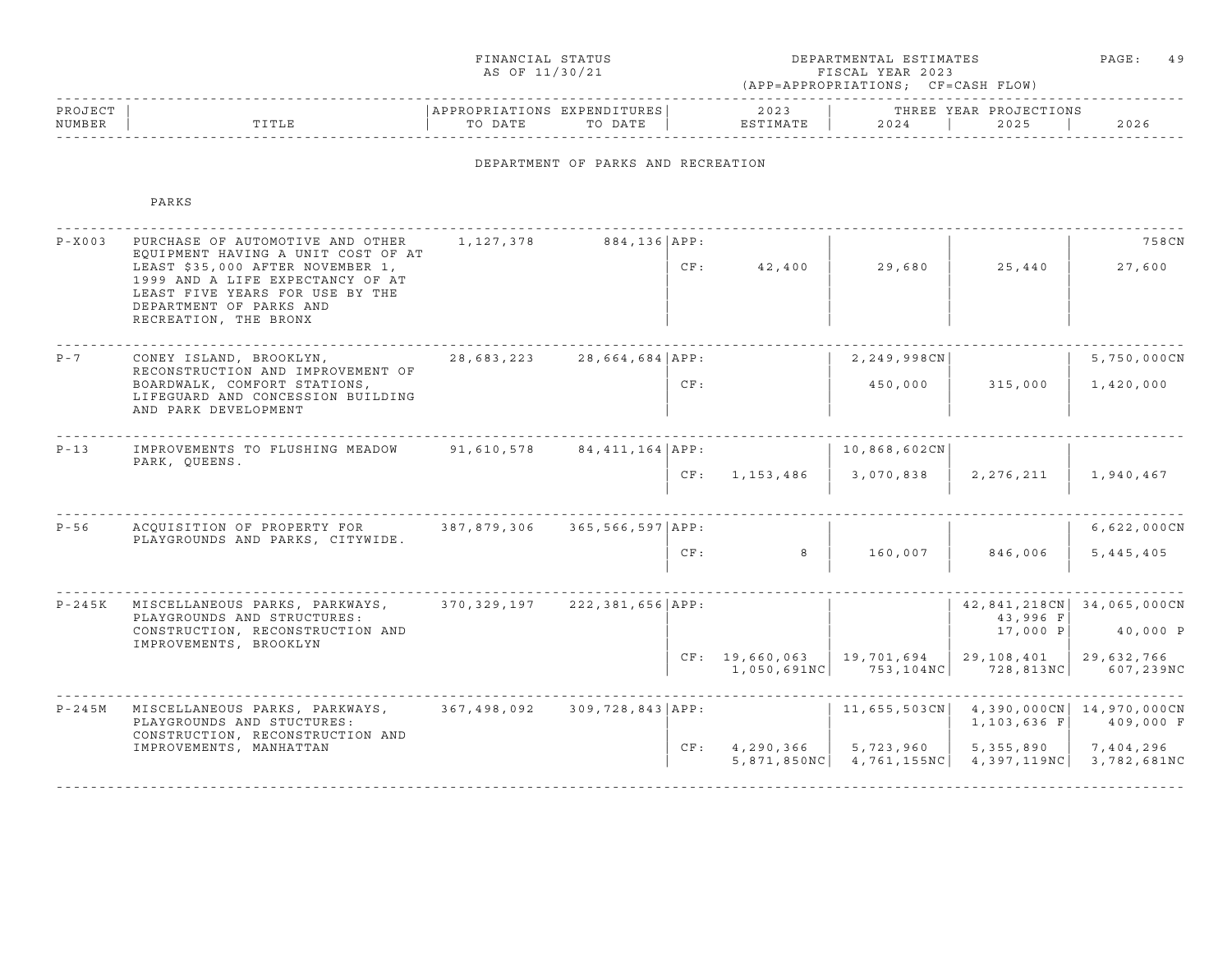FINANCIAL STATUS
AS OF 11/30/21

DEPARTMENTAL ESTIMATES
FISCAL YEAR 2023
(APP=APPROPRIATIONS; CF=CASH FLOW)

## DEPARTMENT OF PARKS AND RECREATION

### PARKS

| PROJECT NUMBER | TITLE | APPROPRIATIONS TO DATE | EXPENDITURES TO DATE | | 2023 ESTIMATE | 2024 | 2025 | 2026 |
|---|---|---|---|---|---|---|---|---|
| P-X003 | PURCHASE OF AUTOMOTIVE AND OTHER EQUIPMENT HAVING A UNIT COST OF AT LEAST $35,000 AFTER NOVEMBER 1, 1999 AND A LIFE EXPECTANCY OF AT LEAST FIVE YEARS FOR USE BY THE DEPARTMENT OF PARKS AND RECREATION, THE BRONX | 1,127,378 | 884,136 | APP: | | | | 758CN |
| | | | | CF: | 42,400 | 29,680 | 25,440 | 27,600 |
| P-7 | CONEY ISLAND, BROOKLYN, RECONSTRUCTION AND IMPROVEMENT OF BOARDWALK, COMFORT STATIONS, LIFEGUARD AND CONCESSION BUILDING AND PARK DEVELOPMENT | 28,683,223 | 28,664,684 | APP: | | 2,249,998CN | | 5,750,000CN |
| | | | | CF: | | 450,000 | 315,000 | 1,420,000 |
| P-13 | IMPROVEMENTS TO FLUSHING MEADOW PARK, QUEENS. | 91,610,578 | 84,411,164 | APP: | | 10,868,602CN | | |
| | | | | CF: | 1,153,486 | 3,070,838 | 2,276,211 | 1,940,467 |
| P-56 | ACQUISITION OF PROPERTY FOR PLAYGROUNDS AND PARKS, CITYWIDE. | 387,879,306 | 365,566,597 | APP: | | | | 6,622,000CN |
| | | | | CF: | 8 | 160,007 | 846,006 | 5,445,405 |
| P-245K | MISCELLANEOUS PARKS, PARKWAYS, PLAYGROUNDS AND STRUCTURES: CONSTRUCTION, RECONSTRUCTION AND IMPROVEMENTS, BROOKLYN | 370,329,197 | 222,381,656 | APP: | | | 42,841,218CN<br>43,996 F<br>17,000 P | 34,065,000CN<br>40,000 P |
| | | | | CF: | 19,660,063<br>1,050,691NC | 19,701,694<br>753,104NC | 29,108,401<br>728,813NC | 29,632,766<br>607,239NC |
| P-245M | MISCELLANEOUS PARKS, PARKWAYS, PLAYGROUNDS AND STUCTURES: CONSTRUCTION, RECONSTRUCTION AND IMPROVEMENTS, MANHATTAN | 367,498,092 | 309,728,843 | APP: | | 11,655,503CN | 4,390,000CN<br>1,103,636 F | 14,970,000CN<br>409,000 F |
| | | | | CF: | 4,290,366<br>5,871,850NC | 5,723,960<br>4,761,155NC | 5,355,890<br>4,397,119NC | 7,404,296<br>3,782,681NC |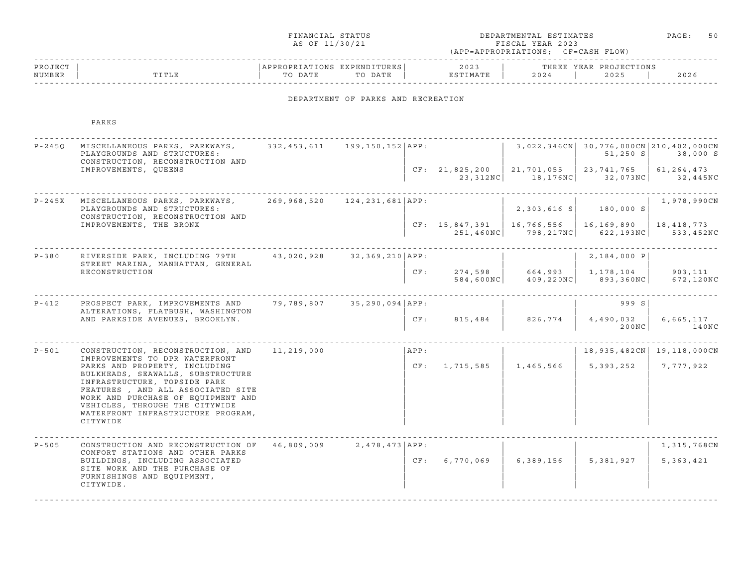FINANCIAL STATUS AS OF 11/30/21

DEPARTMENTAL ESTIMATES FISCAL YEAR 2023 (APP=APPROPRIATIONS; CF=CASH FLOW)

## DEPARTMENT OF PARKS AND RECREATION

### PARKS

| PROJECT NUMBER | TITLE | APPROPRIATIONS TO DATE | EXPENDITURES TO DATE | | 2023 ESTIMATE | 2024 | 2025 | 2026 |
|---|---|---|---|---|---|---|---|---|
| P-245Q | MISCELLANEOUS PARKS, PARKWAYS, PLAYGROUNDS AND STRUCTURES: CONSTRUCTION, RECONSTRUCTION AND IMPROVEMENTS, QUEENS | 332,453,611 | 199,150,152 | APP: | | 3,022,346CN | 30,776,000CN<br>51,250 S | 210,402,000CN<br>38,000 S |
| | | | | CF: | 21,825,200<br>23,312NC | 21,701,055<br>18,176NC | 23,741,765<br>32,073NC | 61,264,473<br>32,445NC |
| P-245X | MISCELLANEOUS PARKS, PARKWAYS, PLAYGROUNDS AND STRUCTURES: CONSTRUCTION, RECONSTRUCTION AND IMPROVEMENTS, THE BRONX | 269,968,520 | 124,231,681 | APP: | | 2,303,616 S | 180,000 S | 1,978,990CN |
| | | | | CF: | 15,847,391<br>251,460NC | 16,766,556<br>798,217NC | 16,169,890<br>622,193NC | 18,418,773<br>533,452NC |
| P-380 | RIVERSIDE PARK, INCLUDING 79TH STREET MARINA, MANHATTAN, GENERAL RECONSTRUCTION | 43,020,928 | 32,369,210 | APP: | | | 2,184,000 P | |
| | | | | CF: | 274,598<br>584,600NC | 664,993<br>409,220NC | 1,178,104<br>893,360NC | 903,111<br>672,120NC |
| P-412 | PROSPECT PARK, IMPROVEMENTS AND ALTERATIONS, FLATBUSH, WASHINGTON AND PARKSIDE AVENUES, BROOKLYN. | 79,789,807 | 35,290,094 | APP: | | | 999 S | |
| | | | | CF: | 815,484 | 826,774 | 4,490,032<br>200NC | 6,665,117<br>140NC |
| P-501 | CONSTRUCTION, RECONSTRUCTION, AND IMPROVEMENTS TO DPR WATERFRONT PARKS AND PROPERTY, INCLUDING BULKHEADS, SEAWALLS, SUBSTRUCTURE INFRASTRUCTURE, TOPSIDE PARK FEATURES , AND ALL ASSOCIATED SITE WORK AND PURCHASE OF EQUIPMENT AND VEHICLES, THROUGH THE CITYWIDE WATERFRONT INFRASTRUCTURE PROGRAM, CITYWIDE | 11,219,000 | | APP: | | | 18,935,482CN | 19,118,000CN |
| | | | | CF: | 1,715,585 | 1,465,566 | 5,393,252 | 7,777,922 |
| P-505 | CONSTRUCTION AND RECONSTRUCTION OF COMFORT STATIONS AND OTHER PARKS BUILDINGS, INCLUDING ASSOCIATED SITE WORK AND THE PURCHASE OF FURNISHINGS AND EQUIPMENT, CITYWIDE. | 46,809,009 | 2,478,473 | APP: | | | | 1,315,768CN |
| | | | | CF: | 6,770,069 | 6,389,156 | 5,381,927 | 5,363,421 |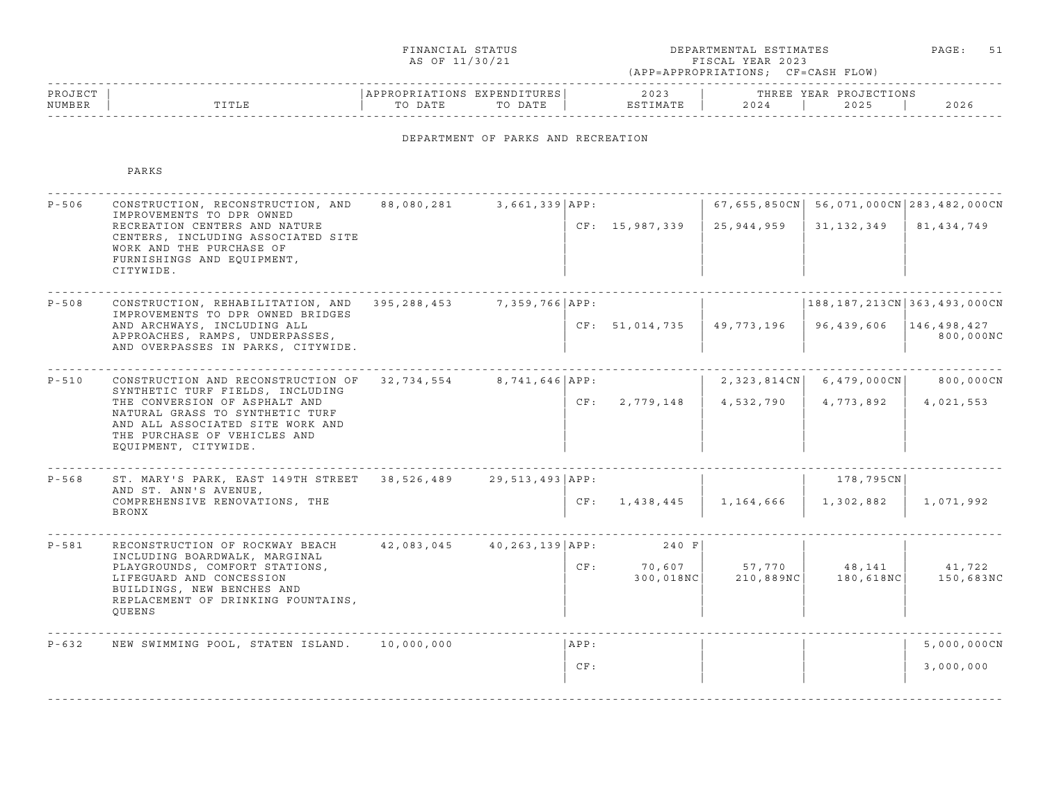FINANCIAL STATUS
AS OF 11/30/21

DEPARTMENTAL ESTIMATES
FISCAL YEAR 2023
(APP=APPROPRIATIONS; CF=CASH FLOW)

## DEPARTMENT OF PARKS AND RECREATION

### PARKS

| PROJECT NUMBER | TITLE | APPROPRIATIONS TO DATE | EXPENDITURES TO DATE | | 2023 ESTIMATE | 2024 | 2025 | 2026 |
|---|---|---|---|---|---|---|---|---|
| | | | | | | THREE YEAR PROJECTIONS | | |
| P-506 | CONSTRUCTION, RECONSTRUCTION, AND IMPROVEMENTS TO DPR OWNED RECREATION CENTERS AND NATURE CENTERS, INCLUDING ASSOCIATED SITE WORK AND THE PURCHASE OF FURNISHINGS AND EQUIPMENT, CITYWIDE. | 88,080,281 | 3,661,339 | APP: | | 67,655,850CN | 56,071,000CN | 283,482,000CN |
| | | | | CF: | 15,987,339 | 25,944,959 | 31,132,349 | 81,434,749 |
| P-508 | CONSTRUCTION, REHABILITATION, AND IMPROVEMENTS TO DPR OWNED BRIDGES AND ARCHWAYS, INCLUDING ALL APPROACHES, RAMPS, UNDERPASSES, AND OVERPASSES IN PARKS, CITYWIDE. | 395,288,453 | 7,359,766 | APP: | | | 188,187,213CN | 363,493,000CN |
| | | | | CF: | 51,014,735 | 49,773,196 | 96,439,606 | 146,498,427 800,000NC |
| P-510 | CONSTRUCTION AND RECONSTRUCTION OF SYNTHETIC TURF FIELDS, INCLUDING THE CONVERSION OF ASPHALT AND NATURAL GRASS TO SYNTHETIC TURF AND ALL ASSOCIATED SITE WORK AND THE PURCHASE OF VEHICLES AND EQUIPMENT, CITYWIDE. | 32,734,554 | 8,741,646 | APP: | | 2,323,814CN | 6,479,000CN | 800,000CN |
| | | | | CF: | 2,779,148 | 4,532,790 | 4,773,892 | 4,021,553 |
| P-568 | ST. MARY'S PARK, EAST 149TH STREET AND ST. ANN'S AVENUE, COMPREHENSIVE RENOVATIONS, THE BRONX | 38,526,489 | 29,513,493 | APP: | | | 178,795CN | |
| | | | | CF: | 1,438,445 | 1,164,666 | 1,302,882 | 1,071,992 |
| P-581 | RECONSTRUCTION OF ROCKWAY BEACH INCLUDING BOARDWALK, MARGINAL PLAYGROUNDS, COMFORT STATIONS, LIFEGUARD AND CONCESSION BUILDINGS, NEW BENCHES AND REPLACEMENT OF DRINKING FOUNTAINS, QUEENS | 42,083,045 | 40,263,139 | APP: | 240 F | | | |
| | | | | CF: | 70,607 300,018NC | 57,770 210,889NC | 48,141 180,618NC | 41,722 150,683NC |
| P-632 | NEW SWIMMING POOL, STATEN ISLAND. | 10,000,000 | | APP: | | | | 5,000,000CN |
| | | | | CF: | | | | 3,000,000 |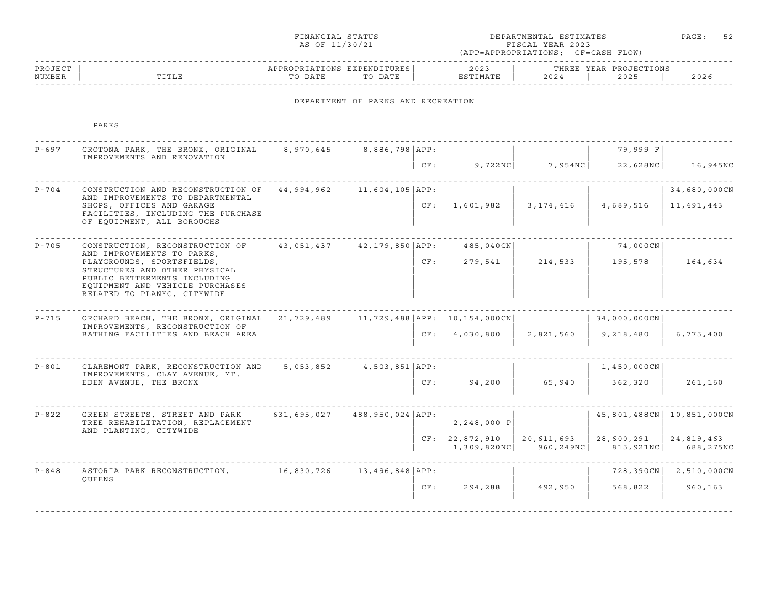FINANCIAL STATUS AS OF 11/30/21

DEPARTMENTAL ESTIMATES FISCAL YEAR 2023 (APP=APPROPRIATIONS; CF=CASH FLOW)

## DEPARTMENT OF PARKS AND RECREATION

### PARKS

| PROJECT NUMBER | TITLE | APPROPRIATIONS TO DATE | EXPENDITURES TO DATE | | 2023 ESTIMATE | 2024 | 2025 | 2026 |
|---|---|---|---|---|---|---|---|---|
| P-697 | CROTONA PARK, THE BRONX, ORIGINAL IMPROVEMENTS AND RENOVATION | 8,970,645 | 8,886,798 | APP: | | | 79,999 F | |
| | | | | CF: | 9,722NC | 7,954NC | 22,628NC | 16,945NC |
| P-704 | CONSTRUCTION AND RECONSTRUCTION OF AND IMPROVEMENTS TO DEPARTMENTAL SHOPS, OFFICES AND GARAGE FACILITIES, INCLUDING THE PURCHASE OF EQUIPMENT, ALL BOROUGHS | 44,994,962 | 11,604,105 | APP: | | | | 34,680,000CN |
| | | | | CF: | 1,601,982 | 3,174,416 | 4,689,516 | 11,491,443 |
| P-705 | CONSTRUCTION, RECONSTRUCTION OF AND IMPROVEMENTS TO PARKS, PLAYGROUNDS, SPORTSFIELDS, STRUCTURES AND OTHER PHYSICAL PUBLIC BETTERMENTS INCLUDING EQUIPMENT AND VEHICLE PURCHASES RELATED TO PLANYC, CITYWIDE | 43,051,437 | 42,179,850 | APP: | 485,040CN | | 74,000CN | |
| | | | | CF: | 279,541 | 214,533 | 195,578 | 164,634 |
| P-715 | ORCHARD BEACH, THE BRONX, ORIGINAL IMPROVEMENTS, RECONSTRUCTION OF BATHING FACILITIES AND BEACH AREA | 21,729,489 | 11,729,488 | APP: | 10,154,000CN | | 34,000,000CN | |
| | | | | CF: | 4,030,800 | 2,821,560 | 9,218,480 | 6,775,400 |
| P-801 | CLAREMONT PARK, RECONSTRUCTION AND IMPROVEMENTS, CLAY AVENUE, MT. EDEN AVENUE, THE BRONX | 5,053,852 | 4,503,851 | APP: | | | 1,450,000CN | |
| | | | | CF: | 94,200 | 65,940 | 362,320 | 261,160 |
| P-822 | GREEN STREETS, STREET AND PARK TREE REHABILITATION, REPLACEMENT AND PLANTING, CITYWIDE | 631,695,027 | 488,950,024 | APP: | 2,248,000 P | | 45,801,488CN | 10,851,000CN |
| | | | | CF: | 22,872,910 | 20,611,693 | 28,600,291 | 24,819,463 |
| | | | | | 1,309,820NC | 960,249NC | 815,921NC | 688,275NC |
| P-848 | ASTORIA PARK RECONSTRUCTION, QUEENS | 16,830,726 | 13,496,848 | APP: | | | 728,390CN | 2,510,000CN |
| | | | | CF: | 294,288 | 492,950 | 568,822 | 960,163 |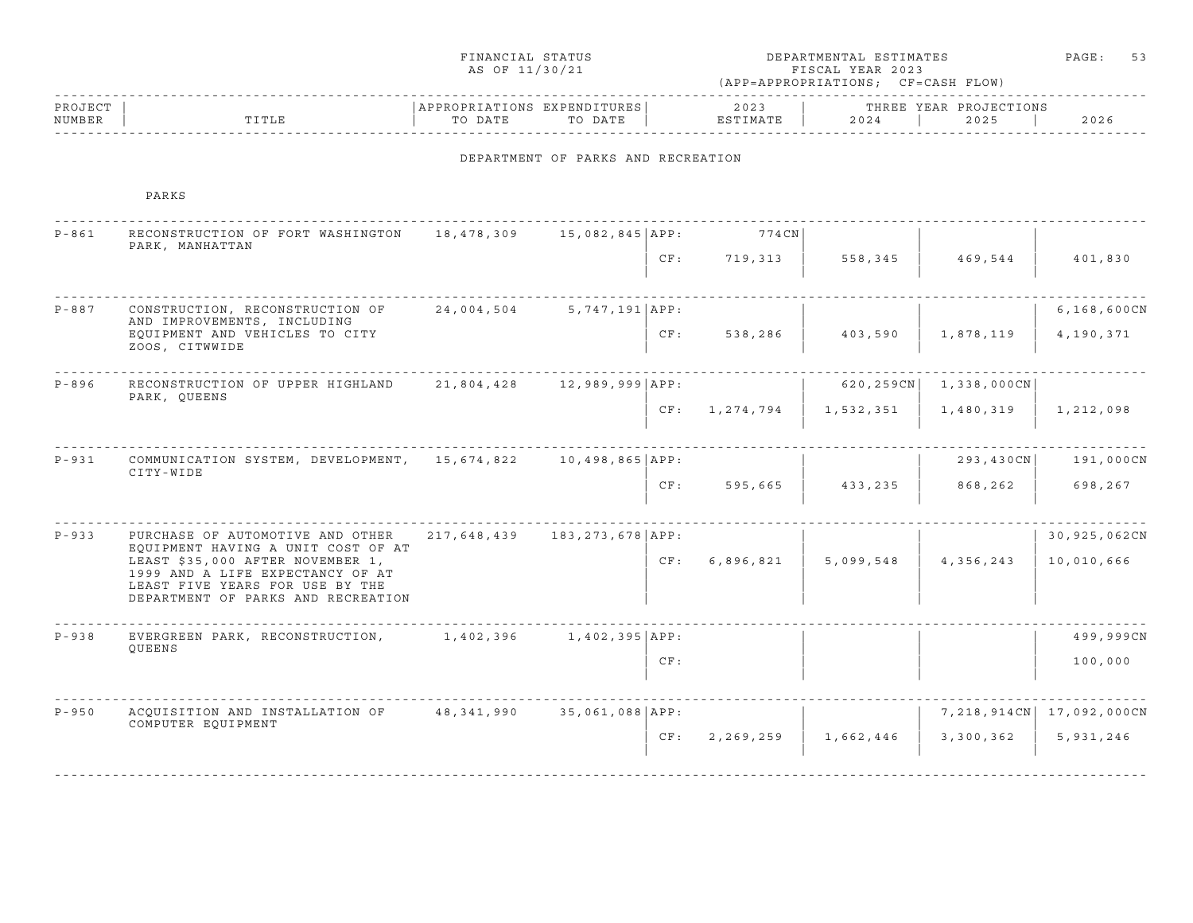FINANCIAL STATUS
AS OF 11/30/21

DEPARTMENTAL ESTIMATES
FISCAL YEAR 2023
(APP=APPROPRIATIONS; CF=CASH FLOW)

## DEPARTMENT OF PARKS AND RECREATION

### PARKS

| PROJECT NUMBER | TITLE | APPROPRIATIONS TO DATE | EXPENDITURES TO DATE | | 2023 ESTIMATE | 2024 | 2025 | 2026 |
|---|---|---|---|---|---|---|---|---|
| | | | | | | THREE YEAR PROJECTIONS | | |
| P-861 | RECONSTRUCTION OF FORT WASHINGTON PARK, MANHATTAN | 18,478,309 | 15,082,845 | APP: | 774CN | | | |
| | | | | CF: | 719,313 | 558,345 | 469,544 | 401,830 |
| P-887 | CONSTRUCTION, RECONSTRUCTION OF AND IMPROVEMENTS, INCLUDING EQUIPMENT AND VEHICLES TO CITY ZOOS, CITWWIDE | 24,004,504 | 5,747,191 | APP: | | | | 6,168,600CN |
| | | | | CF: | 538,286 | 403,590 | 1,878,119 | 4,190,371 |
| P-896 | RECONSTRUCTION OF UPPER HIGHLAND PARK, QUEENS | 21,804,428 | 12,989,999 | APP: | | 620,259CN | 1,338,000CN | |
| | | | | CF: | 1,274,794 | 1,532,351 | 1,480,319 | 1,212,098 |
| P-931 | COMMUNICATION SYSTEM, DEVELOPMENT, CITY-WIDE | 15,674,822 | 10,498,865 | APP: | | | 293,430CN | 191,000CN |
| | | | | CF: | 595,665 | 433,235 | 868,262 | 698,267 |
| P-933 | PURCHASE OF AUTOMOTIVE AND OTHER EQUIPMENT HAVING A UNIT COST OF AT LEAST $35,000 AFTER NOVEMBER 1, 1999 AND A LIFE EXPECTANCY OF AT LEAST FIVE YEARS FOR USE BY THE DEPARTMENT OF PARKS AND RECREATION | 217,648,439 | 183,273,678 | APP: | | | | 30,925,062CN |
| | | | | CF: | 6,896,821 | 5,099,548 | 4,356,243 | 10,010,666 |
| P-938 | EVERGREEN PARK, RECONSTRUCTION, QUEENS | 1,402,396 | 1,402,395 | APP: | | | | 499,999CN |
| | | | | CF: | | | | 100,000 |
| P-950 | ACQUISITION AND INSTALLATION OF COMPUTER EQUIPMENT | 48,341,990 | 35,061,088 | APP: | | | 7,218,914CN | 17,092,000CN |
| | | | | CF: | 2,269,259 | 1,662,446 | 3,300,362 | 5,931,246 |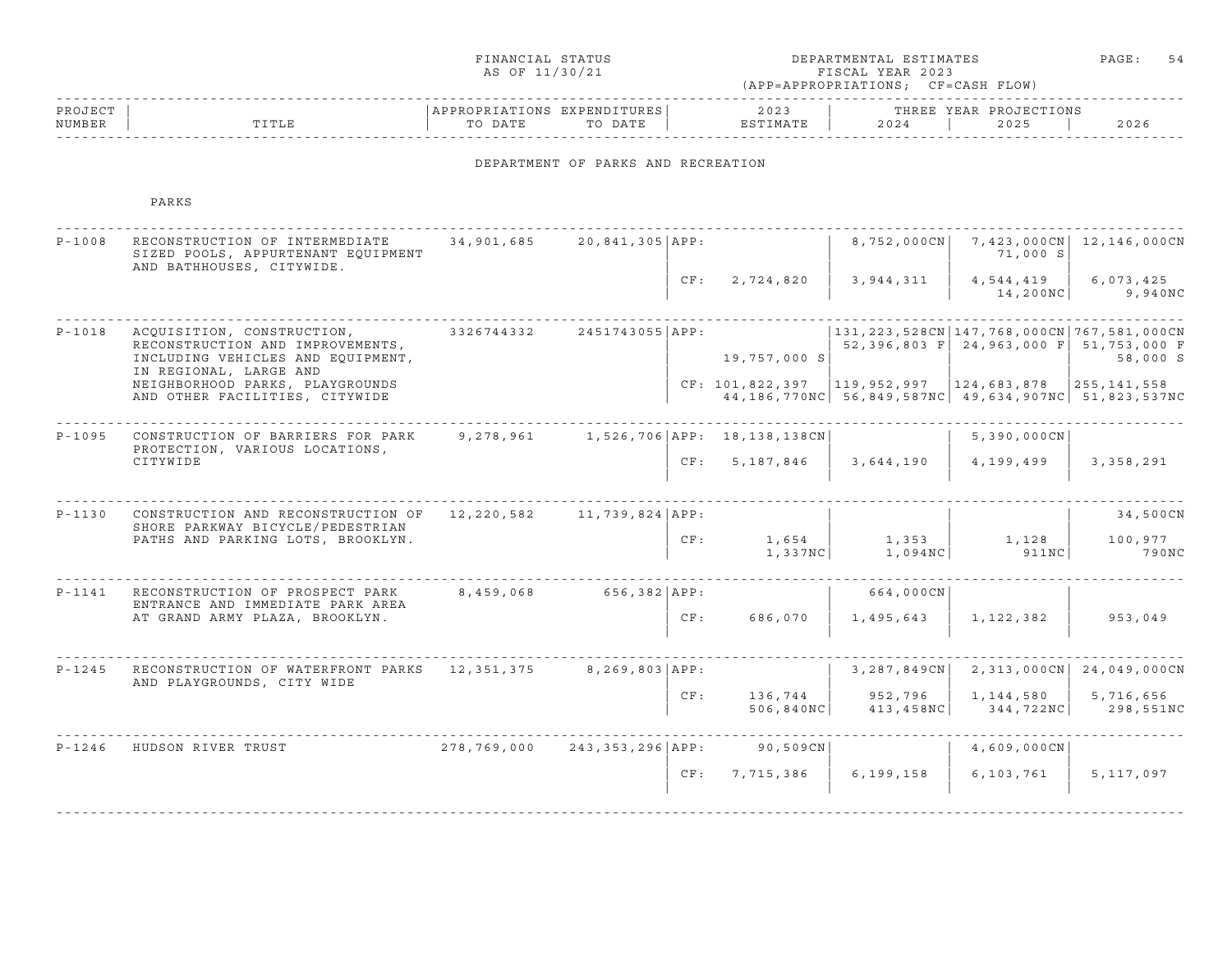FINANCIAL STATUS AS OF 11/30/21

DEPARTMENTAL ESTIMATES FISCAL YEAR 2023 (APP=APPROPRIATIONS; CF=CASH FLOW)

## DEPARTMENT OF PARKS AND RECREATION

### PARKS

| PROJECT NUMBER | TITLE | APPROPRIATIONS TO DATE | EXPENDITURES TO DATE | | 2023 ESTIMATE | 2024 | 2025 | 2026 |
|---|---|---|---|---|---|---|---|---|
| P-1008 | RECONSTRUCTION OF INTERMEDIATE SIZED POOLS, APPURTENANT EQUIPMENT AND BATHHOUSES, CITYWIDE. | 34,901,685 | 20,841,305 | APP: | | 8,752,000CN | 7,423,000CN 71,000 S | 12,146,000CN |
| | | | | CF: | 2,724,820 | 3,944,311 | 4,544,419 14,200NC | 6,073,425 9,940NC |
| P-1018 | ACQUISITION, CONSTRUCTION, RECONSTRUCTION AND IMPROVEMENTS, INCLUDING VEHICLES AND EQUIPMENT, IN REGIONAL, LARGE AND NEIGHBORHOOD PARKS, PLAYGROUNDS AND OTHER FACILITIES, CITYWIDE | 3326744332 | 2451743055 | APP: | 19,757,000 S | 131,223,528CN 52,396,803 F | 147,768,000CN 24,963,000 F | 767,581,000CN 51,753,000 F 58,000 S |
| | | | | CF: | 101,822,397 44,186,770NC | 119,952,997 56,849,587NC | 124,683,878 49,634,907NC | 255,141,558 51,823,537NC |
| P-1095 | CONSTRUCTION OF BARRIERS FOR PARK PROTECTION, VARIOUS LOCATIONS, CITYWIDE | 9,278,961 | 1,526,706 | APP: | 18,138,138CN | | 5,390,000CN | |
| | | | | CF: | 5,187,846 | 3,644,190 | 4,199,499 | 3,358,291 |
| P-1130 | CONSTRUCTION AND RECONSTRUCTION OF SHORE PARKWAY BICYCLE/PEDESTRIAN PATHS AND PARKING LOTS, BROOKLYN. | 12,220,582 | 11,739,824 | APP: | | | | 34,500CN |
| | | | | CF: | 1,654 1,337NC | 1,353 1,094NC | 1,128 911NC | 100,977 790NC |
| P-1141 | RECONSTRUCTION OF PROSPECT PARK ENTRANCE AND IMMEDIATE PARK AREA AT GRAND ARMY PLAZA, BROOKLYN. | 8,459,068 | 656,382 | APP: | | 664,000CN | | |
| | | | | CF: | 686,070 | 1,495,643 | 1,122,382 | 953,049 |
| P-1245 | RECONSTRUCTION OF WATERFRONT PARKS AND PLAYGROUNDS, CITY WIDE | 12,351,375 | 8,269,803 | APP: | | 3,287,849CN | 2,313,000CN | 24,049,000CN |
| | | | | CF: | 136,744 506,840NC | 952,796 413,458NC | 1,144,580 344,722NC | 5,716,656 298,551NC |
| P-1246 | HUDSON RIVER TRUST | 278,769,000 | 243,353,296 | APP: | 90,509CN | | 4,609,000CN | |
| | | | | CF: | 7,715,386 | 6,199,158 | 6,103,761 | 5,117,097 |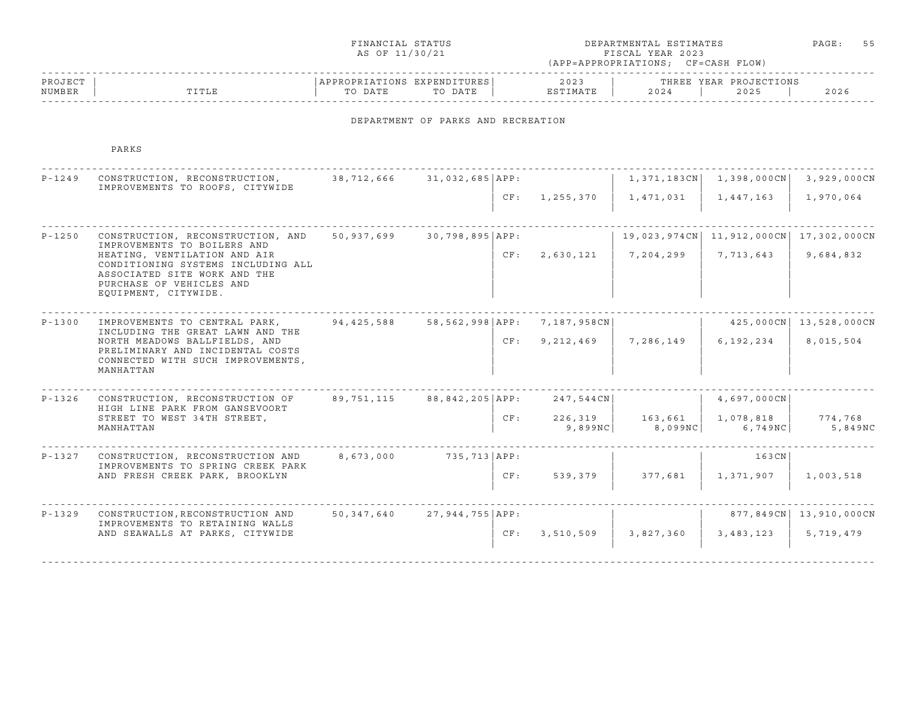FINANCIAL STATUS AS OF 11/30/21

DEPARTMENTAL ESTIMATES FISCAL YEAR 2023 (APP=APPROPRIATIONS; CF=CASH FLOW)

## DEPARTMENT OF PARKS AND RECREATION

### PARKS

| PROJECT NUMBER | TITLE | APPROPRIATIONS TO DATE | EXPENDITURES TO DATE | | 2023 ESTIMATE | 2024 | 2025 | 2026 |
|---|---|---|---|---|---|---|---|---|
| P-1249 | CONSTRUCTION, RECONSTRUCTION, IMPROVEMENTS TO ROOFS, CITYWIDE | 38,712,666 | 31,032,685 | APP: | | 1,371,183CN | 1,398,000CN | 3,929,000CN |
| | | | | CF: | 1,255,370 | 1,471,031 | 1,447,163 | 1,970,064 |
| P-1250 | CONSTRUCTION, RECONSTRUCTION, AND IMPROVEMENTS TO BOILERS AND HEATING, VENTILATION AND AIR CONDITIONING SYSTEMS INCLUDING ALL ASSOCIATED SITE WORK AND THE PURCHASE OF VEHICLES AND EQUIPMENT, CITYWIDE. | 50,937,699 | 30,798,895 | APP: | | 19,023,974CN | 11,912,000CN | 17,302,000CN |
| | | | | CF: | 2,630,121 | 7,204,299 | 7,713,643 | 9,684,832 |
| P-1300 | IMPROVEMENTS TO CENTRAL PARK, INCLUDING THE GREAT LAWN AND THE NORTH MEADOWS BALLFIELDS, AND PRELIMINARY AND INCIDENTAL COSTS CONNECTED WITH SUCH IMPROVEMENTS, MANHATTAN | 94,425,588 | 58,562,998 | APP: | 7,187,958CN | | 425,000CN | 13,528,000CN |
| | | | | CF: | 9,212,469 | 7,286,149 | 6,192,234 | 8,015,504 |
| P-1326 | CONSTRUCTION, RECONSTRUCTION OF HIGH LINE PARK FROM GANSEVOORT STREET TO WEST 34TH STREET, MANHATTAN | 89,751,115 | 88,842,205 | APP: | 247,544CN | | 4,697,000CN | |
| | | | | CF: | 226,319 | 163,661 | 1,078,818 | 774,768 |
| | | | | | 9,899NC | 8,099NC | 6,749NC | 5,849NC |
| P-1327 | CONSTRUCTION, RECONSTRUCTION AND IMPROVEMENTS TO SPRING CREEK PARK AND FRESH CREEK PARK, BROOKLYN | 8,673,000 | 735,713 | APP: | | | 163CN | |
| | | | | CF: | 539,379 | 377,681 | 1,371,907 | 1,003,518 |
| P-1329 | CONSTRUCTION,RECONSTRUCTION AND IMPROVEMENTS TO RETAINING WALLS AND SEAWALLS AT PARKS, CITYWIDE | 50,347,640 | 27,944,755 | APP: | | | 877,849CN | 13,910,000CN |
| | | | | CF: | 3,510,509 | 3,827,360 | 3,483,123 | 5,719,479 |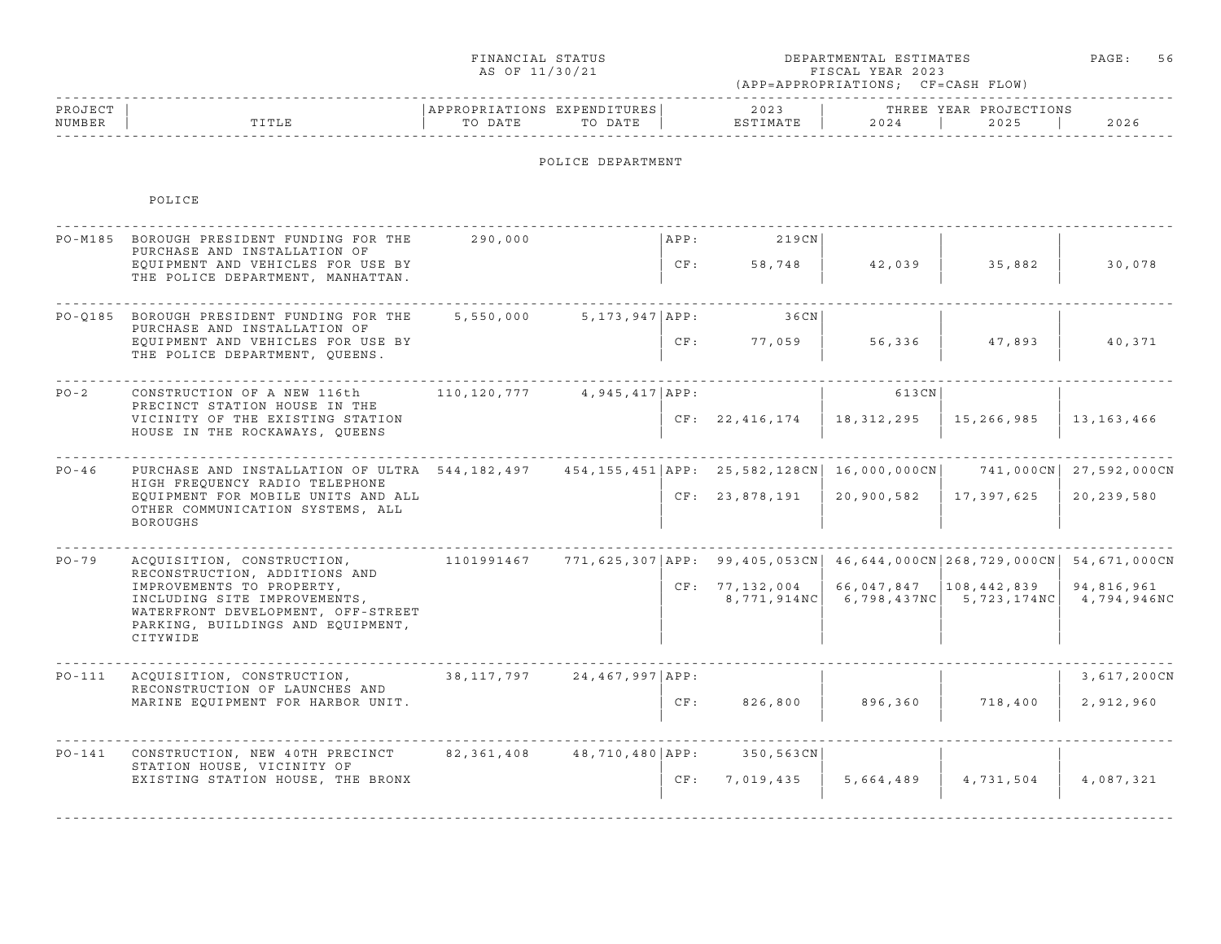FINANCIAL STATUS AS OF 11/30/21

DEPARTMENTAL ESTIMATES FISCAL YEAR 2023 (APP=APPROPRIATIONS; CF=CASH FLOW)

## POLICE DEPARTMENT

### POLICE

| PROJECT NUMBER | TITLE | APPROPRIATIONS TO DATE | EXPENDITURES TO DATE | | 2023 ESTIMATE | 2024 | 2025 | 2026 |
|---|---|---|---|---|---|---|---|---|
| PO-M185 | BOROUGH PRESIDENT FUNDING FOR THE PURCHASE AND INSTALLATION OF EQUIPMENT AND VEHICLES FOR USE BY THE POLICE DEPARTMENT, MANHATTAN. | 290,000 | | APP: | 219CN | | | |
| | | | | CF: | 58,748 | 42,039 | 35,882 | 30,078 |
| PO-Q185 | BOROUGH PRESIDENT FUNDING FOR THE PURCHASE AND INSTALLATION OF EQUIPMENT AND VEHICLES FOR USE BY THE POLICE DEPARTMENT, QUEENS. | 5,550,000 | 5,173,947 | APP: | 36CN | | | |
| | | | | CF: | 77,059 | 56,336 | 47,893 | 40,371 |
| PO-2 | CONSTRUCTION OF A NEW 116th PRECINCT STATION HOUSE IN THE VICINITY OF THE EXISTING STATION HOUSE IN THE ROCKAWAYS, QUEENS | 110,120,777 | 4,945,417 | APP: | | 613CN | | |
| | | | | CF: | 22,416,174 | 18,312,295 | 15,266,985 | 13,163,466 |
| PO-46 | PURCHASE AND INSTALLATION OF ULTRA HIGH FREQUENCY RADIO TELEPHONE EQUIPMENT FOR MOBILE UNITS AND ALL OTHER COMMUNICATION SYSTEMS, ALL BOROUGHS | 544,182,497 | 454,155,451 | APP: | 25,582,128CN | 16,000,000CN | 741,000CN | 27,592,000CN |
| | | | | CF: | 23,878,191 | 20,900,582 | 17,397,625 | 20,239,580 |
| PO-79 | ACQUISITION, CONSTRUCTION, RECONSTRUCTION, ADDITIONS AND IMPROVEMENTS TO PROPERTY, INCLUDING SITE IMPROVEMENTS, WATERFRONT DEVELOPMENT, OFF-STREET PARKING, BUILDINGS AND EQUIPMENT, CITYWIDE | 1101991467 | 771,625,307 | APP: | 99,405,053CN | 46,644,000CN | 268,729,000CN | 54,671,000CN |
| | | | | CF: | 77,132,004 | 66,047,847 | 108,442,839 | 94,816,961 |
| | | | | | 8,771,914NC | 6,798,437NC | 5,723,174NC | 4,794,946NC |
| PO-111 | ACQUISITION, CONSTRUCTION, RECONSTRUCTION OF LAUNCHES AND MARINE EQUIPMENT FOR HARBOR UNIT. | 38,117,797 | 24,467,997 | APP: | | | | 3,617,200CN |
| | | | | CF: | 826,800 | 896,360 | 718,400 | 2,912,960 |
| PO-141 | CONSTRUCTION, NEW 40TH PRECINCT STATION HOUSE, VICINITY OF EXISTING STATION HOUSE, THE BRONX | 82,361,408 | 48,710,480 | APP: | 350,563CN | | | |
| | | | | CF: | 7,019,435 | 5,664,489 | 4,731,504 | 4,087,321 |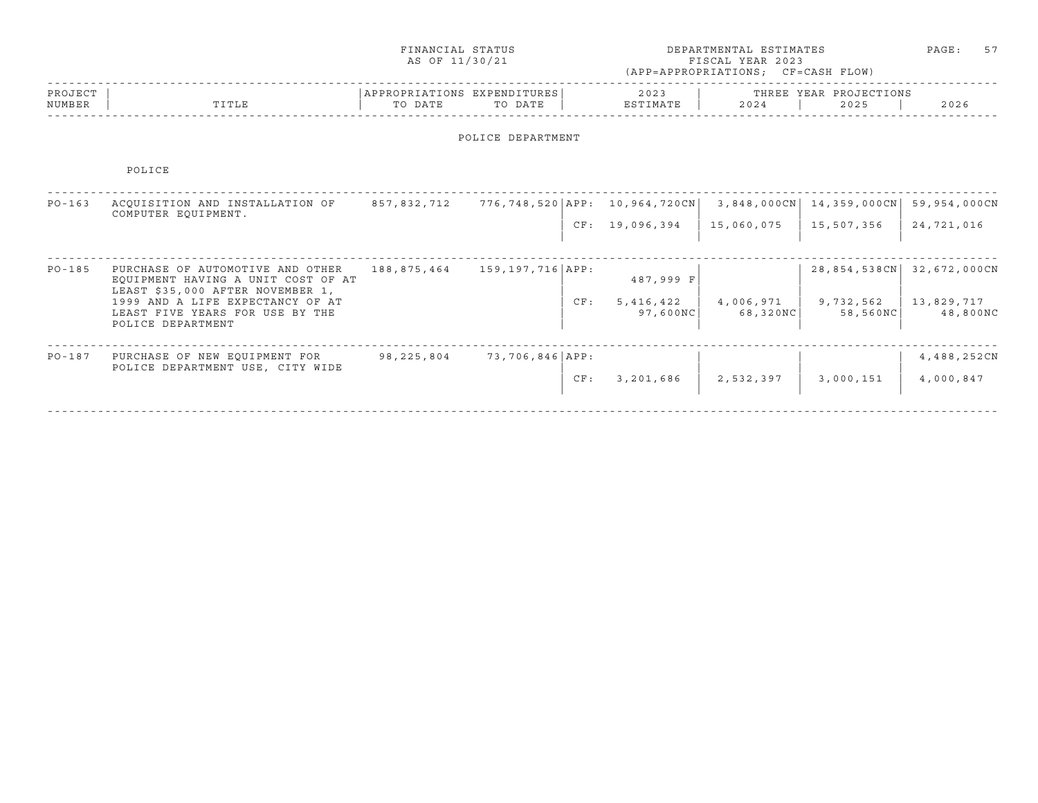FINANCIAL STATUS AS OF 11/30/21

DEPARTMENTAL ESTIMATES FISCAL YEAR 2023 (APP=APPROPRIATIONS; CF=CASH FLOW)

## POLICE DEPARTMENT

### POLICE

| PROJECT NUMBER | TITLE | APPROPRIATIONS TO DATE | EXPENDITURES TO DATE | | 2023 ESTIMATE | THREE YEAR PROJECTIONS 2024 | 2025 | 2026 |
|---|---|---|---|---|---|---|---|---|
| PO-163 | ACQUISITION AND INSTALLATION OF COMPUTER EQUIPMENT. | 857,832,712 | 776,748,520 | APP: | 10,964,720CN | 3,848,000CN | 14,359,000CN | 59,954,000CN |
| | | | | CF: | 19,096,394 | 15,060,075 | 15,507,356 | 24,721,016 |
| PO-185 | PURCHASE OF AUTOMOTIVE AND OTHER EQUIPMENT HAVING A UNIT COST OF AT LEAST $35,000 AFTER NOVEMBER 1, 1999 AND A LIFE EXPECTANCY OF AT LEAST FIVE YEARS FOR USE BY THE POLICE DEPARTMENT | 188,875,464 | 159,197,716 | APP: | 487,999 F | | 28,854,538CN | 32,672,000CN |
| | | | | CF: | 5,416,422<br>97,600NC | 4,006,971<br>68,320NC | 9,732,562<br>58,560NC | 13,829,717<br>48,800NC |
| PO-187 | PURCHASE OF NEW EQUIPMENT FOR POLICE DEPARTMENT USE, CITY WIDE | 98,225,804 | 73,706,846 | APP: | | | | 4,488,252CN |
| | | | | CF: | 3,201,686 | 2,532,397 | 3,000,151 | 4,000,847 |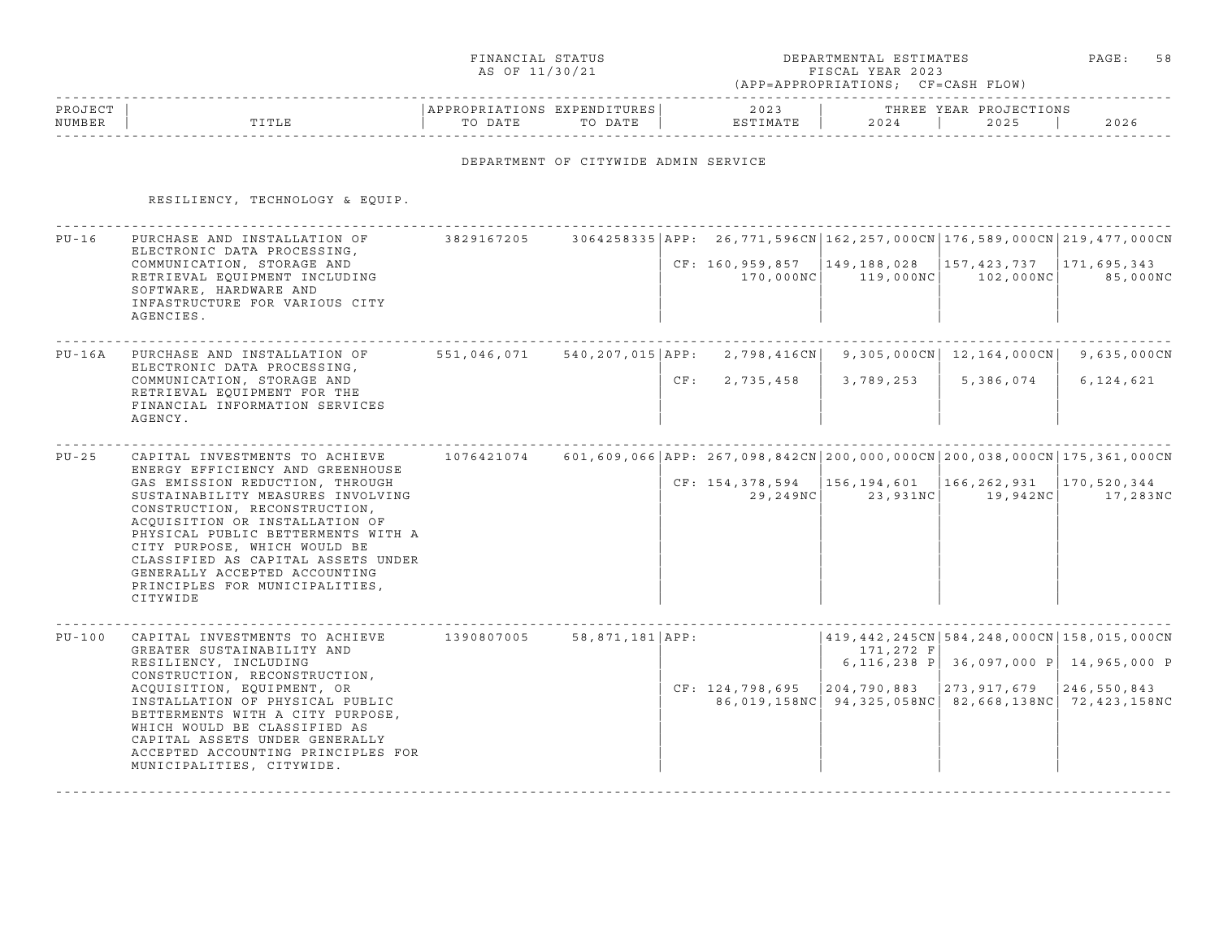FINANCIAL STATUS
AS OF 11/30/21

DEPARTMENTAL ESTIMATES
FISCAL YEAR 2023
(APP=APPROPRIATIONS; CF=CASH FLOW)

## DEPARTMENT OF CITYWIDE ADMIN SERVICE

### RESILIENCY, TECHNOLOGY & EQUIP.

| PROJECT NUMBER | TITLE | APPROPRIATIONS TO DATE | EXPENDITURES TO DATE | 2023 ESTIMATE | 2024 | 2025 | 2026 |
|---|---|---|---|---|---|---|---|
| PU-16 | PURCHASE AND INSTALLATION OF ELECTRONIC DATA PROCESSING, COMMUNICATION, STORAGE AND RETRIEVAL EQUIPMENT INCLUDING SOFTWARE, HARDWARE AND INFRASTRUCTURE FOR VARIOUS CITY AGENCIES. | 3829167205 | 3064258335 | APP: 26,771,596CN | 162,257,000CN | 176,589,000CN | 219,477,000CN |
| | | | | CF: 160,959,857 | 149,188,028 | 157,423,737 | 171,695,343 |
| | | | | 170,000NC | 119,000NC | 102,000NC | 85,000NC |
| PU-16A | PURCHASE AND INSTALLATION OF ELECTRONIC DATA PROCESSING, COMMUNICATION, STORAGE AND RETRIEVAL EQUIPMENT FOR THE FINANCIAL INFORMATION SERVICES AGENCY. | 551,046,071 | 540,207,015 | APP: 2,798,416CN | 9,305,000CN | 12,164,000CN | 9,635,000CN |
| | | | | CF: 2,735,458 | 3,789,253 | 5,386,074 | 6,124,621 |
| PU-25 | CAPITAL INVESTMENTS TO ACHIEVE ENERGY EFFICIENCY AND GREENHOUSE GAS EMISSION REDUCTION, THROUGH SUSTAINABILITY MEASURES INVOLVING CONSTRUCTION, RECONSTRUCTION, ACQUISITION OR INSTALLATION OF PHYSICAL PUBLIC BETTERMENTS WITH A CITY PURPOSE, WHICH WOULD BE CLASSIFIED AS CAPITAL ASSETS UNDER GENERALLY ACCEPTED ACCOUNTING PRINCIPLES FOR MUNICIPALITIES, CITYWIDE | 1076421074 | 601,609,066 | APP: 267,098,842CN | 200,000,000CN | 200,038,000CN | 175,361,000CN |
| | | | | CF: 154,378,594 | 156,194,601 | 166,262,931 | 170,520,344 |
| | | | | 29,249NC | 23,931NC | 19,942NC | 17,283NC |
| PU-100 | CAPITAL INVESTMENTS TO ACHIEVE GREATER SUSTAINABILITY AND RESILIENCY, INCLUDING CONSTRUCTION, RECONSTRUCTION, ACQUISITION, EQUIPMENT, OR INSTALLATION OF PHYSICAL PUBLIC BETTERMENTS WITH A CITY PURPOSE, WHICH WOULD BE CLASSIFIED AS CAPITAL ASSETS UNDER GENERALLY ACCEPTED ACCOUNTING PRINCIPLES FOR MUNICIPALITIES, CITYWIDE. | 1390807005 | 58,871,181 | APP: | 419,442,245CN | 584,248,000CN | 158,015,000CN |
| | | | | | 171,272 F | | |
| | | | | | 6,116,238 P | 36,097,000 P | 14,965,000 P |
| | | | | CF: 124,798,695 | 204,790,883 | 273,917,679 | 246,550,843 |
| | | | | 86,019,158NC | 94,325,058NC | 82,668,138NC | 72,423,158NC |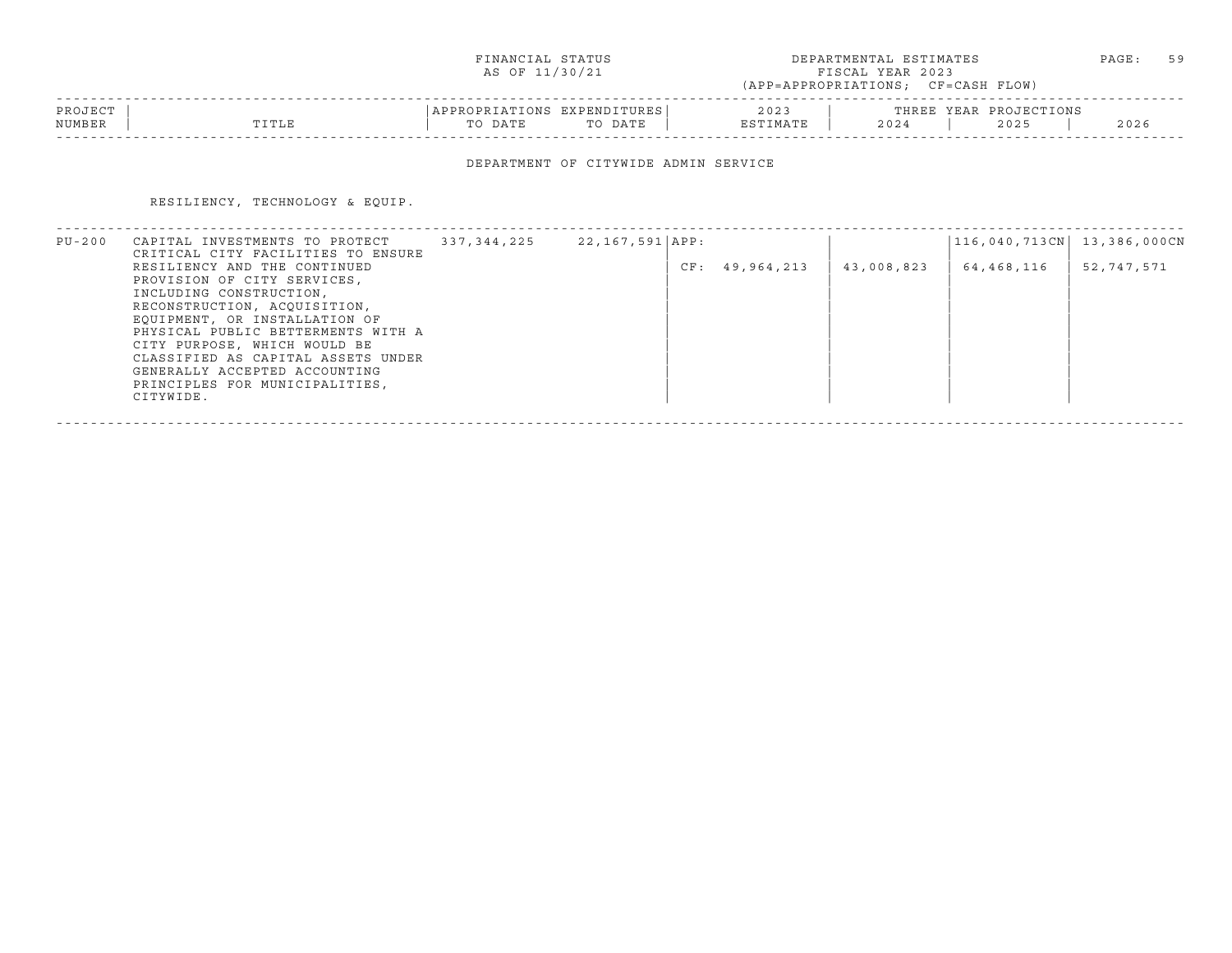FINANCIAL STATUS
AS OF 11/30/21

DEPARTMENTAL ESTIMATES
FISCAL YEAR 2023
(APP=APPROPRIATIONS; CF=CASH FLOW)

## DEPARTMENT OF CITYWIDE ADMIN SERVICE

### RESILIENCY, TECHNOLOGY & EQUIP.

| PROJECT NUMBER | TITLE | APPROPRIATIONS TO DATE | EXPENDITURES TO DATE | | 2023 ESTIMATE | 2024 | 2025 | 2026 |
|---|---|---|---|---|---|---|---|---|
| PU-200 | CAPITAL INVESTMENTS TO PROTECT CRITICAL CITY FACILITIES TO ENSURE RESILIENCY AND THE CONTINUED PROVISION OF CITY SERVICES, INCLUDING CONSTRUCTION, RECONSTRUCTION, ACQUISITION, EQUIPMENT, OR INSTALLATION OF PHYSICAL PUBLIC BETTERMENTS WITH A CITY PURPOSE, WHICH WOULD BE CLASSIFIED AS CAPITAL ASSETS UNDER GENERALLY ACCEPTED ACCOUNTING PRINCIPLES FOR MUNICIPALITIES, CITYWIDE. | 337,344,225 | 22,167,591 | APP: | | | 116,040,713CN | 13,386,000CN |
| | | | | CF: | 49,964,213 | 43,008,823 | 64,468,116 | 52,747,571 |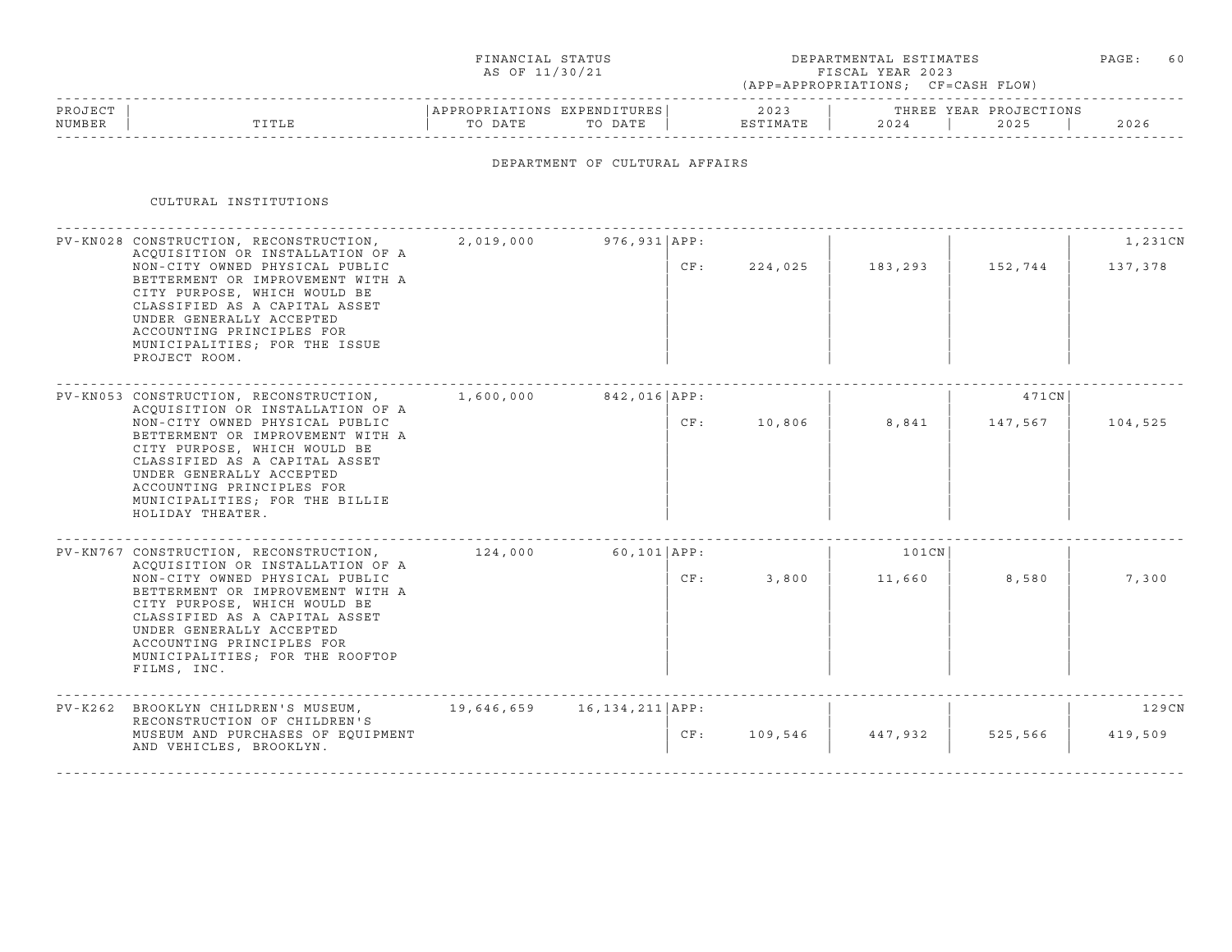FINANCIAL STATUS AS OF 11/30/21

DEPARTMENTAL ESTIMATES FISCAL YEAR 2023 (APP=APPROPRIATIONS; CF=CASH FLOW)

# DEPARTMENT OF CULTURAL AFFAIRS

## CULTURAL INSTITUTIONS

| PROJECT NUMBER | TITLE | APPROPRIATIONS TO DATE | EXPENDITURES TO DATE | | 2023 ESTIMATE | 2024 | 2025 | 2026 |
|---|---|---|---|---|---|---|---|---|
| PV-KN028 | CONSTRUCTION, RECONSTRUCTION, ACQUISITION OR INSTALLATION OF A NON-CITY OWNED PHYSICAL PUBLIC BETTERMENT OR IMPROVEMENT WITH A CITY PURPOSE, WHICH WOULD BE CLASSIFIED AS A CAPITAL ASSET UNDER GENERALLY ACCEPTED ACCOUNTING PRINCIPLES FOR MUNICIPALITIES; FOR THE ISSUE PROJECT ROOM. | 2,019,000 | 976,931 | APP: | | | | 1,231CN |
| | | | | CF: | 224,025 | 183,293 | 152,744 | 137,378 |
| PV-KN053 | CONSTRUCTION, RECONSTRUCTION, ACQUISITION OR INSTALLATION OF A NON-CITY OWNED PHYSICAL PUBLIC BETTERMENT OR IMPROVEMENT WITH A CITY PURPOSE, WHICH WOULD BE CLASSIFIED AS A CAPITAL ASSET UNDER GENERALLY ACCEPTED ACCOUNTING PRINCIPLES FOR MUNICIPALITIES; FOR THE BILLIE HOLIDAY THEATER. | 1,600,000 | 842,016 | APP: | | | 471CN | |
| | | | | CF: | 10,806 | 8,841 | 147,567 | 104,525 |
| PV-KN767 | CONSTRUCTION, RECONSTRUCTION, ACQUISITION OR INSTALLATION OF A NON-CITY OWNED PHYSICAL PUBLIC BETTERMENT OR IMPROVEMENT WITH A CITY PURPOSE, WHICH WOULD BE CLASSIFIED AS A CAPITAL ASSET UNDER GENERALLY ACCEPTED ACCOUNTING PRINCIPLES FOR MUNICIPALITIES; FOR THE ROOFTOP FILMS, INC. | 124,000 | 60,101 | APP: | | 101CN | | |
| | | | | CF: | 3,800 | 11,660 | 8,580 | 7,300 |
| PV-K262 | BROOKLYN CHILDREN'S MUSEUM, RECONSTRUCTION OF CHILDREN'S MUSEUM AND PURCHASES OF EQUIPMENT AND VEHICLES, BROOKLYN. | 19,646,659 | 16,134,211 | APP: | | | | 129CN |
| | | | | CF: | 109,546 | 447,932 | 525,566 | 419,509 |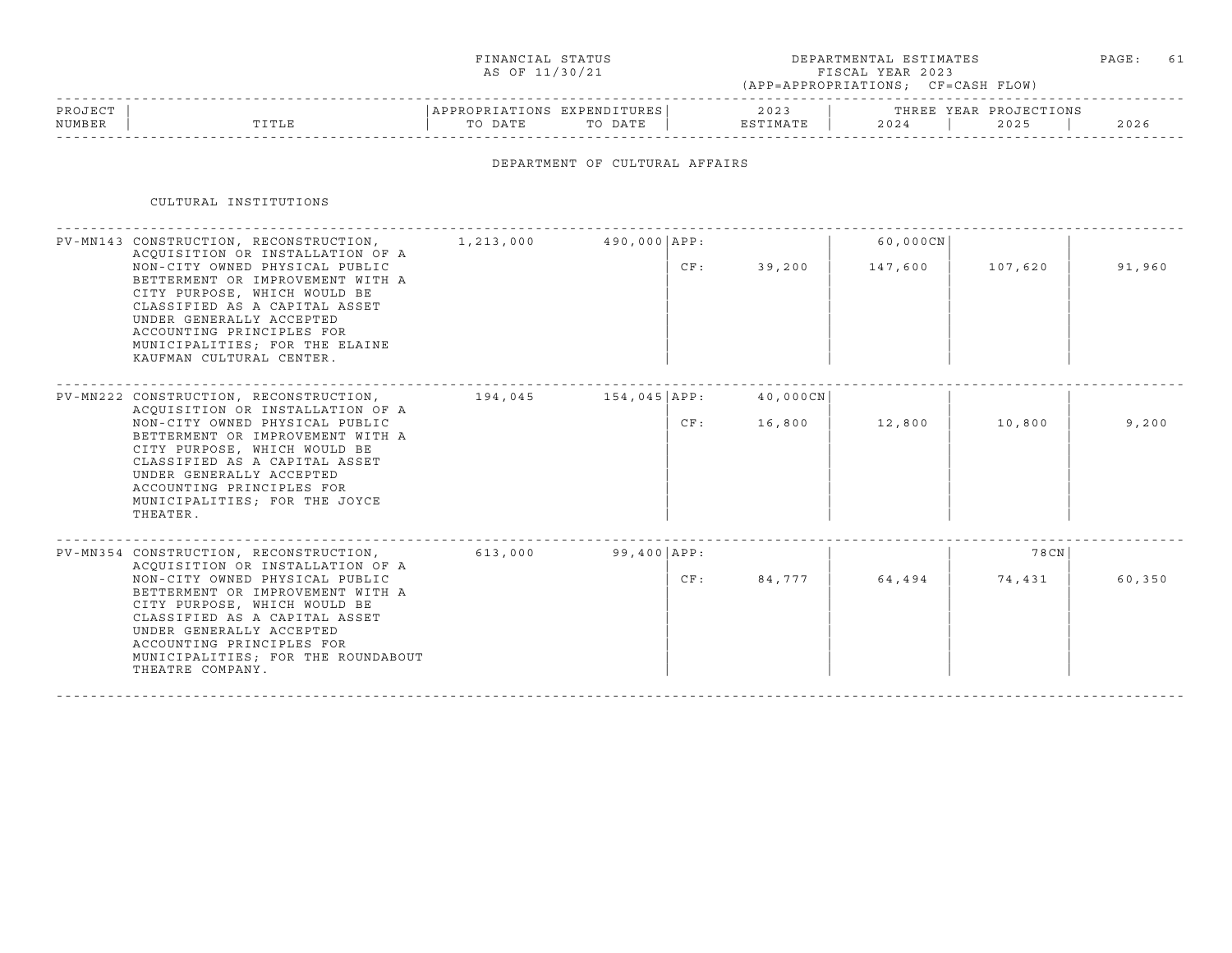FINANCIAL STATUS AS OF 11/30/21

DEPARTMENTAL ESTIMATES FISCAL YEAR 2023 (APP=APPROPRIATIONS; CF=CASH FLOW)

## DEPARTMENT OF CULTURAL AFFAIRS

### CULTURAL INSTITUTIONS

| PROJECT NUMBER | TITLE | APPROPRIATIONS TO DATE | EXPENDITURES TO DATE | | 2023 ESTIMATE | THREE YEAR PROJECTIONS 2024 | 2025 | 2026 |
|---|---|---|---|---|---|---|---|---|
| PV-MN143 | CONSTRUCTION, RECONSTRUCTION, ACQUISITION OR INSTALLATION OF A NON-CITY OWNED PHYSICAL PUBLIC BETTERMENT OR IMPROVEMENT WITH A CITY PURPOSE, WHICH WOULD BE CLASSIFIED AS A CAPITAL ASSET UNDER GENERALLY ACCEPTED ACCOUNTING PRINCIPLES FOR MUNICIPALITIES; FOR THE ELAINE KAUFMAN CULTURAL CENTER. | 1,213,000 | 490,000 | APP: | | 60,000CN | | |
| | | | | CF: | 39,200 | 147,600 | 107,620 | 91,960 |
| PV-MN222 | CONSTRUCTION, RECONSTRUCTION, ACQUISITION OR INSTALLATION OF A NON-CITY OWNED PHYSICAL PUBLIC BETTERMENT OR IMPROVEMENT WITH A CITY PURPOSE, WHICH WOULD BE CLASSIFIED AS A CAPITAL ASSET UNDER GENERALLY ACCEPTED ACCOUNTING PRINCIPLES FOR MUNICIPALITIES; FOR THE JOYCE THEATER. | 194,045 | 154,045 | APP: | 40,000CN | | | |
| | | | | CF: | 16,800 | 12,800 | 10,800 | 9,200 |
| PV-MN354 | CONSTRUCTION, RECONSTRUCTION, ACQUISITION OR INSTALLATION OF A NON-CITY OWNED PHYSICAL PUBLIC BETTERMENT OR IMPROVEMENT WITH A CITY PURPOSE, WHICH WOULD BE CLASSIFIED AS A CAPITAL ASSET UNDER GENERALLY ACCEPTED ACCOUNTING PRINCIPLES FOR MUNICIPALITIES; FOR THE ROUNDABOUT THEATRE COMPANY. | 613,000 | 99,400 | APP: | | | 78CN | |
| | | | | CF: | 84,777 | 64,494 | 74,431 | 60,350 |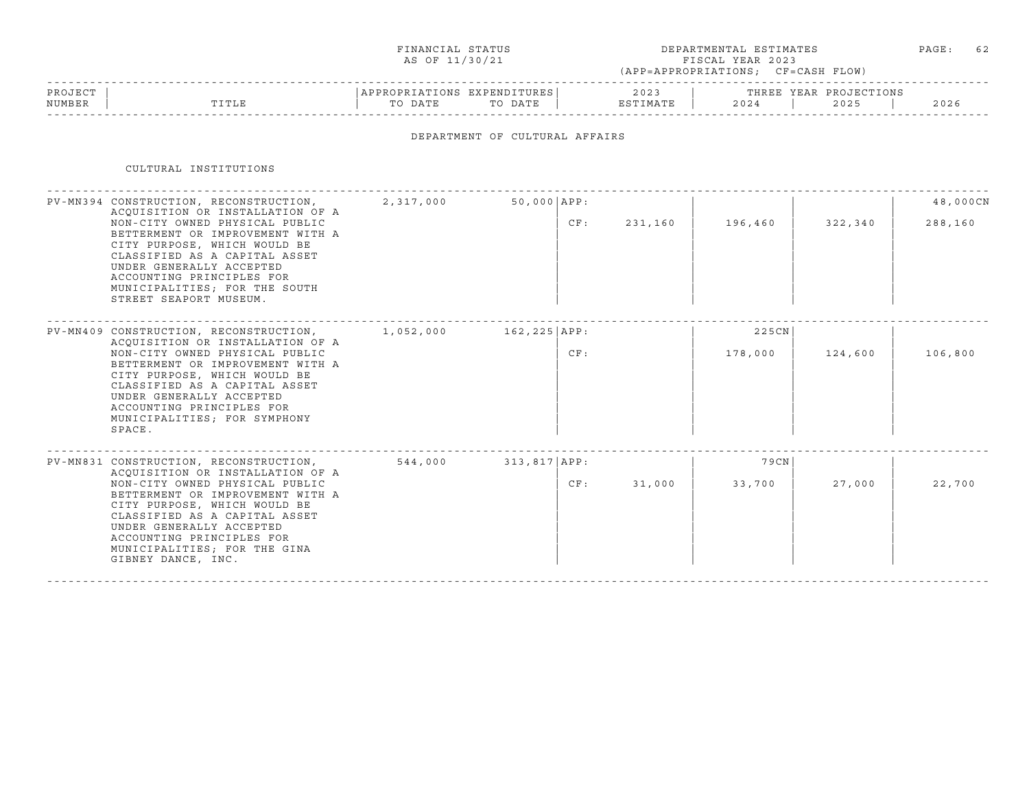FINANCIAL STATUS AS OF 11/30/21

DEPARTMENTAL ESTIMATES FISCAL YEAR 2023 (APP=APPROPRIATIONS; CF=CASH FLOW)

## DEPARTMENT OF CULTURAL AFFAIRS

### CULTURAL INSTITUTIONS

| PROJECT NUMBER | TITLE | APPROPRIATIONS TO DATE | EXPENDITURES TO DATE | | 2023 ESTIMATE | THREE YEAR PROJECTIONS 2024 | 2025 | 2026 |
|---|---|---|---|---|---|---|---|---|
| PV-MN394 | CONSTRUCTION, RECONSTRUCTION, ACQUISITION OR INSTALLATION OF A NON-CITY OWNED PHYSICAL PUBLIC BETTERMENT OR IMPROVEMENT WITH A CITY PURPOSE, WHICH WOULD BE CLASSIFIED AS A CAPITAL ASSET UNDER GENERALLY ACCEPTED ACCOUNTING PRINCIPLES FOR MUNICIPALITIES; FOR THE SOUTH STREET SEAPORT MUSEUM. | 2,317,000 | 50,000 | APP: | | | | 48,000CN |
| | | | | CF: | 231,160 | 196,460 | 322,340 | 288,160 |
| PV-MN409 | CONSTRUCTION, RECONSTRUCTION, ACQUISITION OR INSTALLATION OF A NON-CITY OWNED PHYSICAL PUBLIC BETTERMENT OR IMPROVEMENT WITH A CITY PURPOSE, WHICH WOULD BE CLASSIFIED AS A CAPITAL ASSET UNDER GENERALLY ACCEPTED ACCOUNTING PRINCIPLES FOR MUNICIPALITIES; FOR SYMPHONY SPACE. | 1,052,000 | 162,225 | APP: | | 225CN | | |
| | | | | CF: | | 178,000 | 124,600 | 106,800 |
| PV-MN831 | CONSTRUCTION, RECONSTRUCTION, ACQUISITION OR INSTALLATION OF A NON-CITY OWNED PHYSICAL PUBLIC BETTERMENT OR IMPROVEMENT WITH A CITY PURPOSE, WHICH WOULD BE CLASSIFIED AS A CAPITAL ASSET UNDER GENERALLY ACCEPTED ACCOUNTING PRINCIPLES FOR MUNICIPALITIES; FOR THE GINA GIBNEY DANCE, INC. | 544,000 | 313,817 | APP: | | 79CN | | |
| | | | | CF: | 31,000 | 33,700 | 27,000 | 22,700 |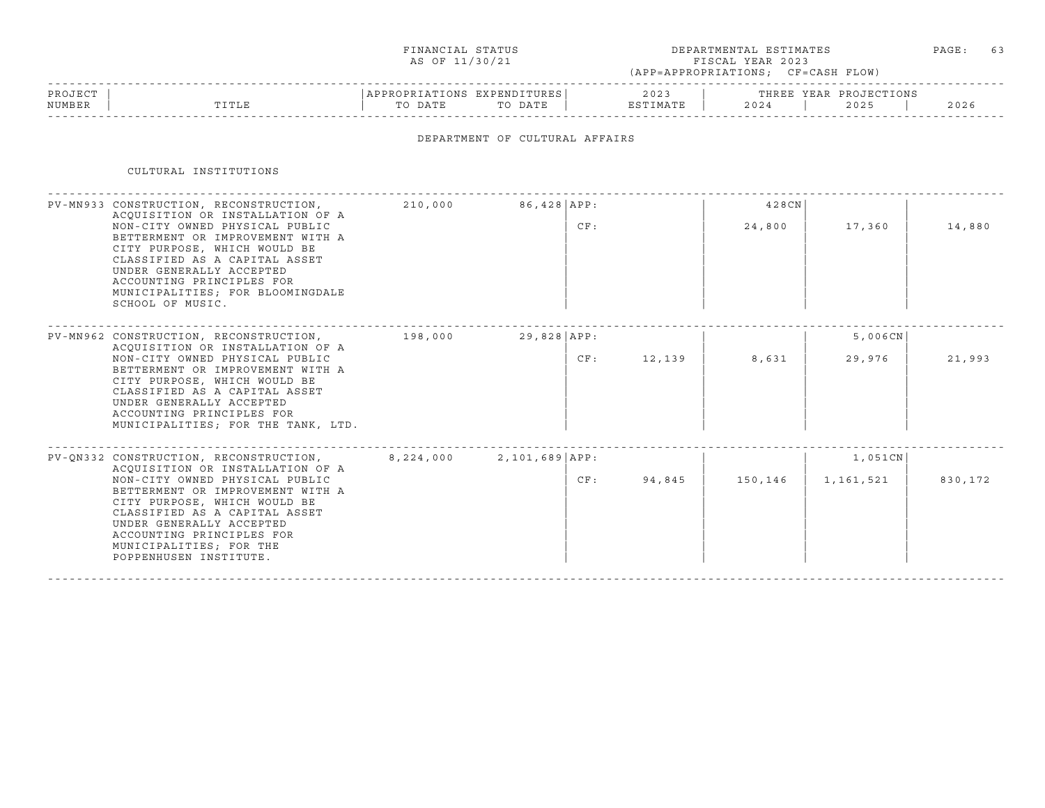FINANCIAL STATUS AS OF 11/30/21

DEPARTMENTAL ESTIMATES FISCAL YEAR 2023 (APP=APPROPRIATIONS; CF=CASH FLOW)

## DEPARTMENT OF CULTURAL AFFAIRS

### CULTURAL INSTITUTIONS

| PROJECT NUMBER | TITLE | APPROPRIATIONS TO DATE | EXPENDITURES TO DATE | | 2023 ESTIMATE | 2024 | 2025 | 2026 |
|---|---|---|---|---|---|---|---|---|
| PV-MN933 | CONSTRUCTION, RECONSTRUCTION, ACQUISITION OR INSTALLATION OF A NON-CITY OWNED PHYSICAL PUBLIC BETTERMENT OR IMPROVEMENT WITH A CITY PURPOSE, WHICH WOULD BE CLASSIFIED AS A CAPITAL ASSET UNDER GENERALLY ACCEPTED ACCOUNTING PRINCIPLES FOR MUNICIPALITIES; FOR BLOOMINGDALE SCHOOL OF MUSIC. | 210,000 | 86,428 | APP: | | 428CN | | |
| | | | | CF: | | 24,800 | 17,360 | 14,880 |
| PV-MN962 | CONSTRUCTION, RECONSTRUCTION, ACQUISITION OR INSTALLATION OF A NON-CITY OWNED PHYSICAL PUBLIC BETTERMENT OR IMPROVEMENT WITH A CITY PURPOSE, WHICH WOULD BE CLASSIFIED AS A CAPITAL ASSET UNDER GENERALLY ACCEPTED ACCOUNTING PRINCIPLES FOR MUNICIPALITIES; FOR THE TANK, LTD. | 198,000 | 29,828 | APP: | | | 5,006CN | |
| | | | | CF: | 12,139 | 8,631 | 29,976 | 21,993 |
| PV-QN332 | CONSTRUCTION, RECONSTRUCTION, ACQUISITION OR INSTALLATION OF A NON-CITY OWNED PHYSICAL PUBLIC BETTERMENT OR IMPROVEMENT WITH A CITY PURPOSE, WHICH WOULD BE CLASSIFIED AS A CAPITAL ASSET UNDER GENERALLY ACCEPTED ACCOUNTING PRINCIPLES FOR MUNICIPALITIES; FOR THE POPPENHUSEN INSTITUTE. | 8,224,000 | 2,101,689 | APP: | | | 1,051CN | |
| | | | | CF: | 94,845 | 150,146 | 1,161,521 | 830,172 |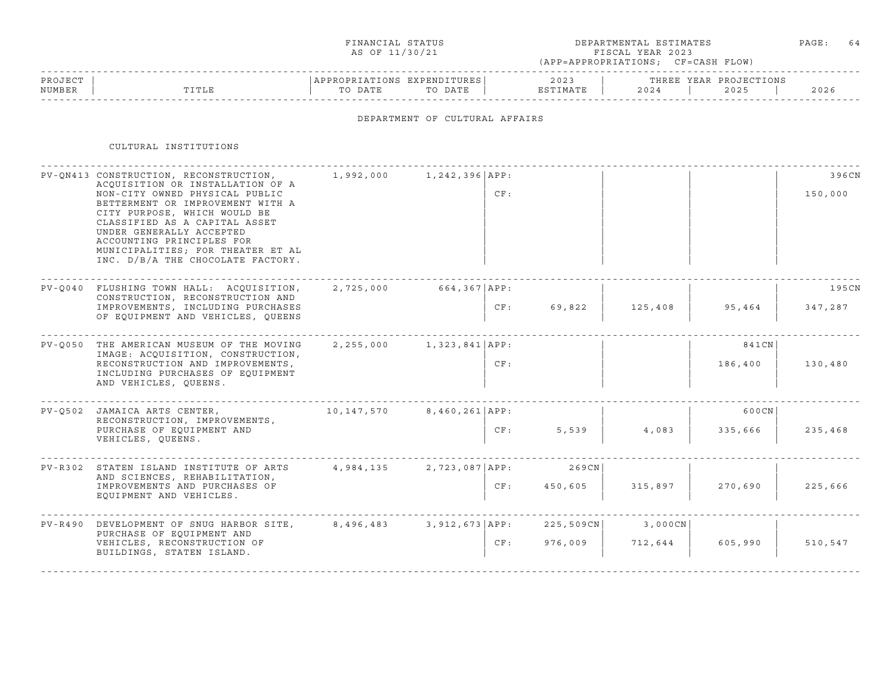FINANCIAL STATUS
AS OF 11/30/21

DEPARTMENTAL ESTIMATES
FISCAL YEAR 2023
(APP=APPROPRIATIONS; CF=CASH FLOW)

## DEPARTMENT OF CULTURAL AFFAIRS

### CULTURAL INSTITUTIONS

| PROJECT NUMBER | TITLE | APPROPRIATIONS TO DATE | EXPENDITURES TO DATE | | 2023 ESTIMATE | 2024 | 2025 | 2026 |
|---|---|---|---|---|---|---|---|---|
| PV-QN413 | CONSTRUCTION, RECONSTRUCTION, ACQUISITION OR INSTALLATION OF A NON-CITY OWNED PHYSICAL PUBLIC BETTERMENT OR IMPROVEMENT WITH A CITY PURPOSE, WHICH WOULD BE CLASSIFIED AS A CAPITAL ASSET UNDER GENERALLY ACCEPTED ACCOUNTING PRINCIPLES FOR MUNICIPALITIES; FOR THEATER ET AL INC. D/B/A THE CHOCOLATE FACTORY. | 1,992,000 | 1,242,396 | APP: | | | | 396CN |
| | | | | CF: | | | | 150,000 |
| PV-Q040 | FLUSHING TOWN HALL: ACQUISITION, CONSTRUCTION, RECONSTRUCTION AND IMPROVEMENTS, INCLUDING PURCHASES OF EQUIPMENT AND VEHICLES, QUEENS | 2,725,000 | 664,367 | APP: | | | | 195CN |
| | | | | CF: | 69,822 | 125,408 | 95,464 | 347,287 |
| PV-Q050 | THE AMERICAN MUSEUM OF THE MOVING IMAGE: ACQUISITION, CONSTRUCTION, RECONSTRUCTION AND IMPROVEMENTS, INCLUDING PURCHASES OF EQUIPMENT AND VEHICLES, QUEENS. | 2,255,000 | 1,323,841 | APP: | | | 841CN | |
| | | | | CF: | | | 186,400 | 130,480 |
| PV-Q502 | JAMAICA ARTS CENTER, RECONSTRUCTION, IMPROVEMENTS, PURCHASE OF EQUIPMENT AND VEHICLES, QUEENS. | 10,147,570 | 8,460,261 | APP: | | | 600CN | |
| | | | | CF: | 5,539 | 4,083 | 335,666 | 235,468 |
| PV-R302 | STATEN ISLAND INSTITUTE OF ARTS AND SCIENCES, REHABILITATION, IMPROVEMENTS AND PURCHASES OF EQUIPMENT AND VEHICLES. | 4,984,135 | 2,723,087 | APP: | 269CN | | | |
| | | | | CF: | 450,605 | 315,897 | 270,690 | 225,666 |
| PV-R490 | DEVELOPMENT OF SNUG HARBOR SITE, PURCHASE OF EQUIPMENT AND VEHICLES, RECONSTRUCTION OF BUILDINGS, STATEN ISLAND. | 8,496,483 | 3,912,673 | APP: | 225,509CN | 3,000CN | | |
| | | | | CF: | 976,009 | 712,644 | 605,990 | 510,547 |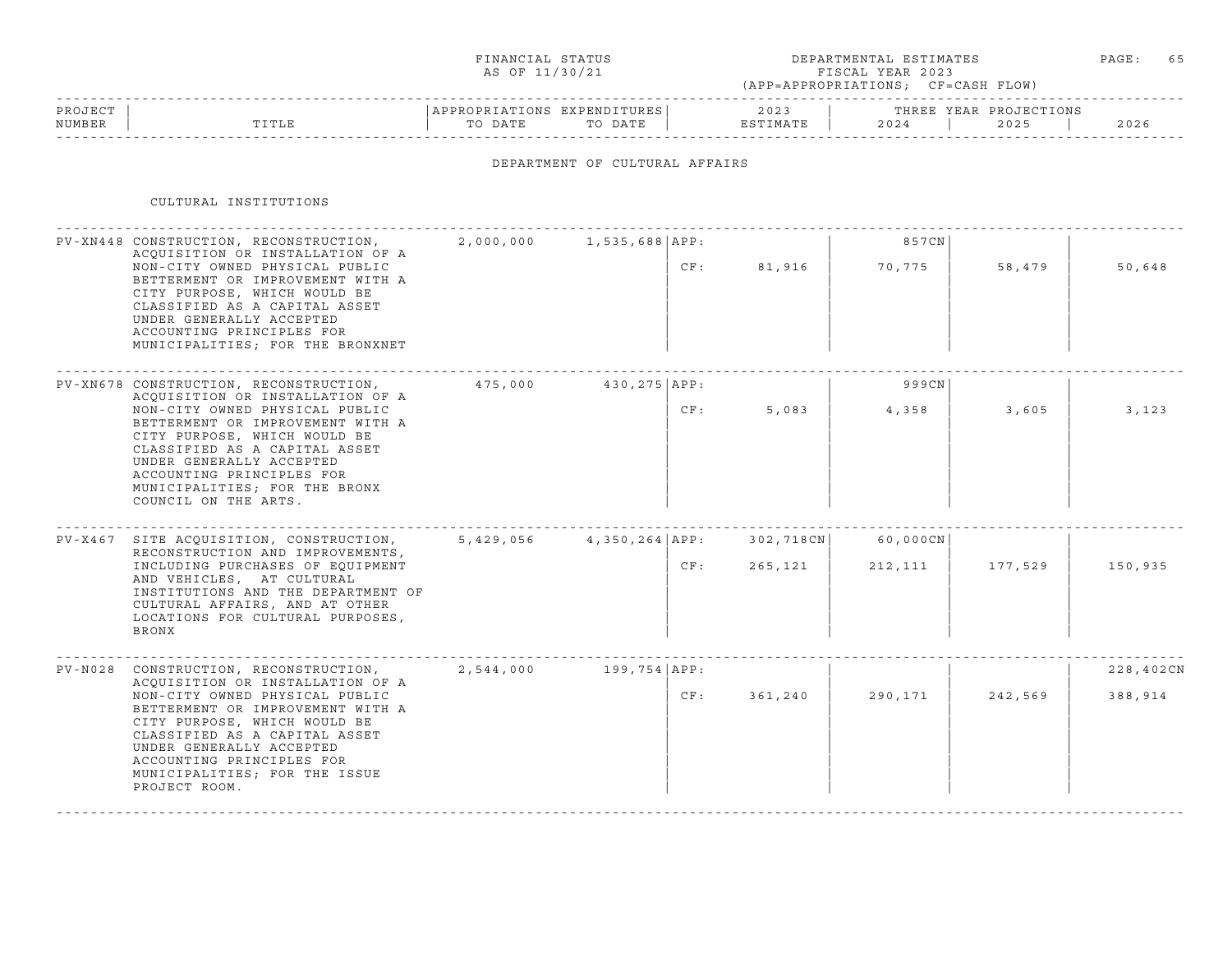FINANCIAL STATUS
AS OF 11/30/21

DEPARTMENTAL ESTIMATES
FISCAL YEAR 2023
(APP=APPROPRIATIONS; CF=CASH FLOW)

## DEPARTMENT OF CULTURAL AFFAIRS

### CULTURAL INSTITUTIONS

| PROJECT NUMBER | TITLE | APPROPRIATIONS TO DATE | EXPENDITURES TO DATE | | 2023 ESTIMATE | 2024 | 2025 | 2026 |
|---|---|---|---|---|---|---|---|---|
| PV-XN448 | CONSTRUCTION, RECONSTRUCTION, ACQUISITION OR INSTALLATION OF A NON-CITY OWNED PHYSICAL PUBLIC BETTERMENT OR IMPROVEMENT WITH A CITY PURPOSE, WHICH WOULD BE CLASSIFIED AS A CAPITAL ASSET UNDER GENERALLY ACCEPTED ACCOUNTING PRINCIPLES FOR MUNICIPALITIES; FOR THE BRONXNET | 2,000,000 | 1,535,688 | APP: | | 857CN | | |
| | | | | CF: | 81,916 | 70,775 | 58,479 | 50,648 |
| PV-XN678 | CONSTRUCTION, RECONSTRUCTION, ACQUISITION OR INSTALLATION OF A NON-CITY OWNED PHYSICAL PUBLIC BETTERMENT OR IMPROVEMENT WITH A CITY PURPOSE, WHICH WOULD BE CLASSIFIED AS A CAPITAL ASSET UNDER GENERALLY ACCEPTED ACCOUNTING PRINCIPLES FOR MUNICIPALITIES; FOR THE BRONX COUNCIL ON THE ARTS. | 475,000 | 430,275 | APP: | | 999CN | | |
| | | | | CF: | 5,083 | 4,358 | 3,605 | 3,123 |
| PV-X467 | SITE ACQUISITION, CONSTRUCTION, RECONSTRUCTION AND IMPROVEMENTS, INCLUDING PURCHASES OF EQUIPMENT AND VEHICLES, AT CULTURAL INSTITUTIONS AND THE DEPARTMENT OF CULTURAL AFFAIRS, AND AT OTHER LOCATIONS FOR CULTURAL PURPOSES, BRONX | 5,429,056 | 4,350,264 | APP: | 302,718CN | 60,000CN | | |
| | | | | CF: | 265,121 | 212,111 | 177,529 | 150,935 |
| PV-N028 | CONSTRUCTION, RECONSTRUCTION, ACQUISITION OR INSTALLATION OF A NON-CITY OWNED PHYSICAL PUBLIC BETTERMENT OR IMPROVEMENT WITH A CITY PURPOSE, WHICH WOULD BE CLASSIFIED AS A CAPITAL ASSET UNDER GENERALLY ACCEPTED ACCOUNTING PRINCIPLES FOR MUNICIPALITIES; FOR THE ISSUE PROJECT ROOM. | 2,544,000 | 199,754 | APP: | | | | 228,402CN |
| | | | | CF: | 361,240 | 290,171 | 242,569 | 388,914 |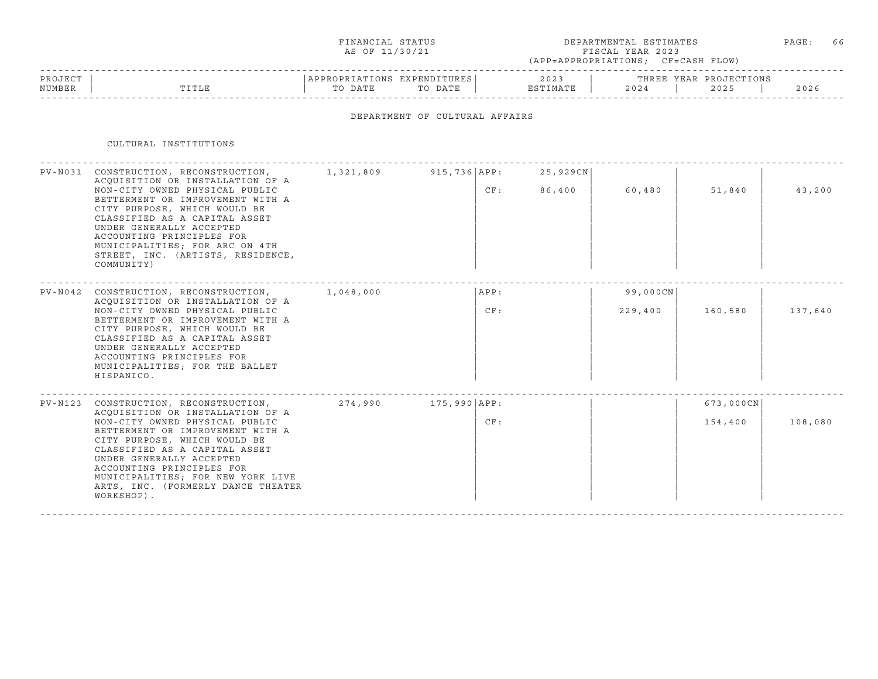FINANCIAL STATUS
AS OF 11/30/21

DEPARTMENTAL ESTIMATES
FISCAL YEAR 2023
(APP=APPROPRIATIONS; CF=CASH FLOW)

## DEPARTMENT OF CULTURAL AFFAIRS

### CULTURAL INSTITUTIONS

| PROJECT NUMBER | TITLE | APPROPRIATIONS TO DATE | EXPENDITURES TO DATE | | 2023 ESTIMATE | 2024 | 2025 | 2026 |
|---|---|---|---|---|---|---|---|---|
| | | | | | | THREE YEAR PROJECTIONS | | |
| PV-N031 | CONSTRUCTION, RECONSTRUCTION, ACQUISITION OR INSTALLATION OF A NON-CITY OWNED PHYSICAL PUBLIC BETTERMENT OR IMPROVEMENT WITH A CITY PURPOSE, WHICH WOULD BE CLASSIFIED AS A CAPITAL ASSET UNDER GENERALLY ACCEPTED ACCOUNTING PRINCIPLES FOR MUNICIPALITIES; FOR ARC ON 4TH STREET, INC. (ARTISTS, RESIDENCE, COMMUNITY) | 1,321,809 | 915,736 | APP: | 25,929CN | | | |
| | | | | CF: | 86,400 | 60,480 | 51,840 | 43,200 |
| PV-N042 | CONSTRUCTION, RECONSTRUCTION, ACQUISITION OR INSTALLATION OF A NON-CITY OWNED PHYSICAL PUBLIC BETTERMENT OR IMPROVEMENT WITH A CITY PURPOSE, WHICH WOULD BE CLASSIFIED AS A CAPITAL ASSET UNDER GENERALLY ACCEPTED ACCOUNTING PRINCIPLES FOR MUNICIPALITIES; FOR THE BALLET HISPANICO. | 1,048,000 | | APP: | | 99,000CN | | |
| | | | | CF: | | 229,400 | 160,580 | 137,640 |
| PV-N123 | CONSTRUCTION, RECONSTRUCTION, ACQUISITION OR INSTALLATION OF A NON-CITY OWNED PHYSICAL PUBLIC BETTERMENT OR IMPROVEMENT WITH A CITY PURPOSE, WHICH WOULD BE CLASSIFIED AS A CAPITAL ASSET UNDER GENERALLY ACCEPTED ACCOUNTING PRINCIPLES FOR MUNICIPALITIES; FOR NEW YORK LIVE ARTS, INC. (FORMERLY DANCE THEATER WORKSHOP). | 274,990 | 175,990 | APP: | | | 673,000CN | |
| | | | | CF: | | | 154,400 | 108,080 |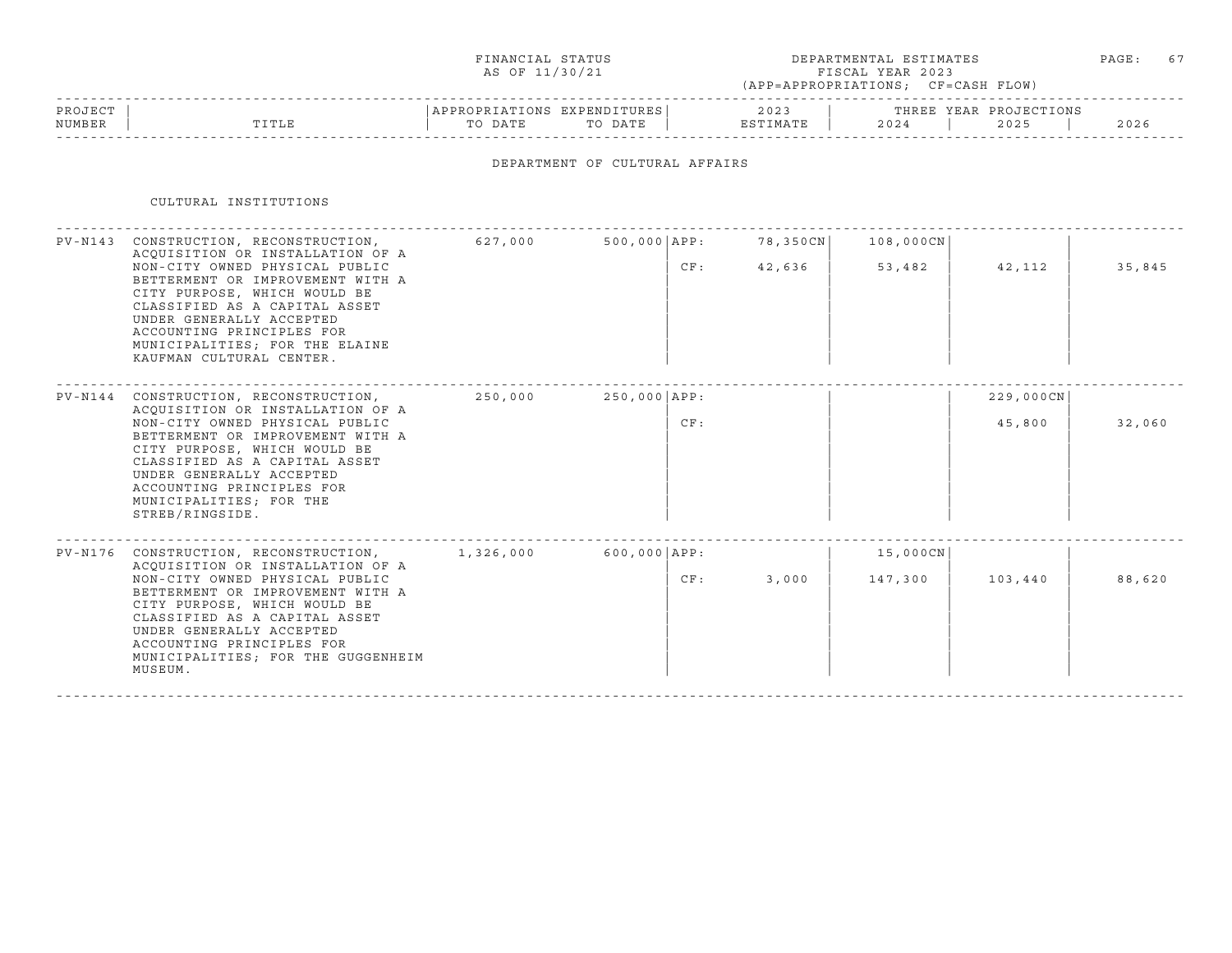FINANCIAL STATUS AS OF 11/30/21

DEPARTMENTAL ESTIMATES FISCAL YEAR 2023 (APP=APPROPRIATIONS; CF=CASH FLOW)

## DEPARTMENT OF CULTURAL AFFAIRS

### CULTURAL INSTITUTIONS

| PROJECT NUMBER | TITLE | APPROPRIATIONS TO DATE | EXPENDITURES TO DATE | | 2023 ESTIMATE | THREE YEAR PROJECTIONS 2024 | 2025 | 2026 |
|---|---|---|---|---|---|---|---|---|
| PV-N143 | CONSTRUCTION, RECONSTRUCTION, ACQUISITION OR INSTALLATION OF A NON-CITY OWNED PHYSICAL PUBLIC BETTERMENT OR IMPROVEMENT WITH A CITY PURPOSE, WHICH WOULD BE CLASSIFIED AS A CAPITAL ASSET UNDER GENERALLY ACCEPTED ACCOUNTING PRINCIPLES FOR MUNICIPALITIES; FOR THE ELAINE KAUFMAN CULTURAL CENTER. | 627,000 | 500,000 | APP: | 78,350CN | 108,000CN | | |
| | | | | CF: | 42,636 | 53,482 | 42,112 | 35,845 |
| PV-N144 | CONSTRUCTION, RECONSTRUCTION, ACQUISITION OR INSTALLATION OF A NON-CITY OWNED PHYSICAL PUBLIC BETTERMENT OR IMPROVEMENT WITH A CITY PURPOSE, WHICH WOULD BE CLASSIFIED AS A CAPITAL ASSET UNDER GENERALLY ACCEPTED ACCOUNTING PRINCIPLES FOR MUNICIPALITIES; FOR THE STREB/RINGSIDE. | 250,000 | 250,000 | APP: | | | 229,000CN | |
| | | | | CF: | | | 45,800 | 32,060 |
| PV-N176 | CONSTRUCTION, RECONSTRUCTION, ACQUISITION OR INSTALLATION OF A NON-CITY OWNED PHYSICAL PUBLIC BETTERMENT OR IMPROVEMENT WITH A CITY PURPOSE, WHICH WOULD BE CLASSIFIED AS A CAPITAL ASSET UNDER GENERALLY ACCEPTED ACCOUNTING PRINCIPLES FOR MUNICIPALITIES; FOR THE GUGGENHEIM MUSEUM. | 1,326,000 | 600,000 | APP: | | 15,000CN | | |
| | | | | CF: | 3,000 | 147,300 | 103,440 | 88,620 |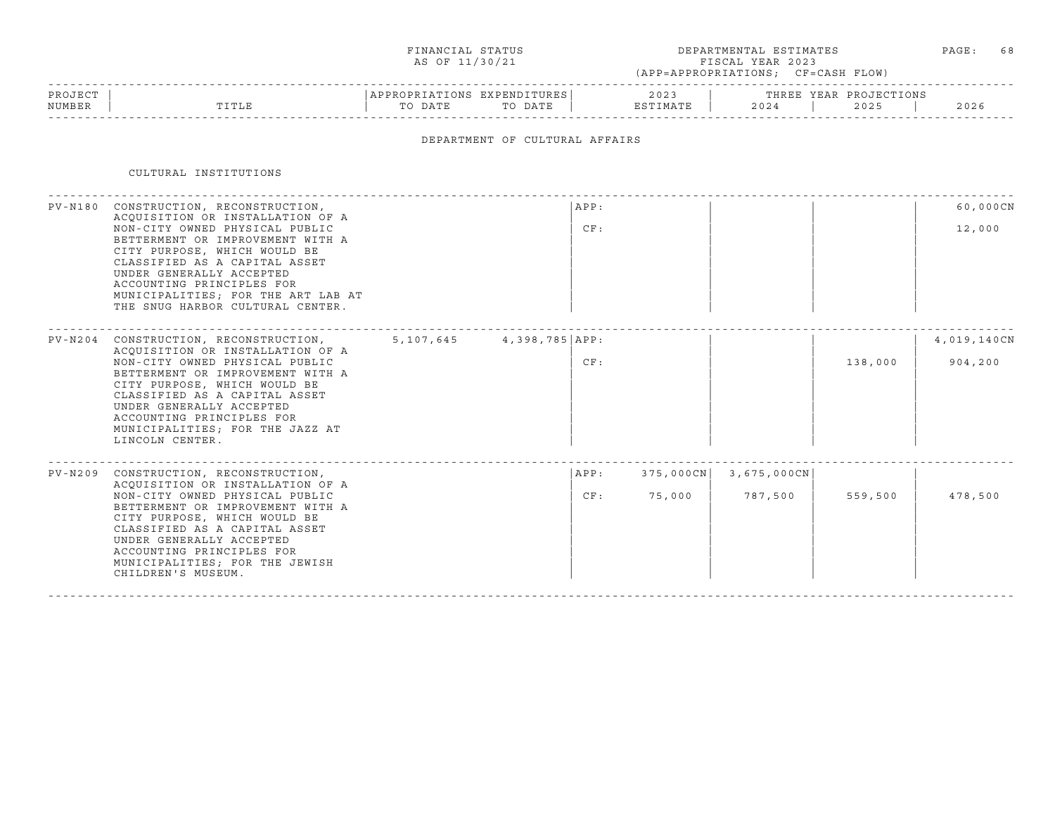FINANCIAL STATUS AS OF 11/30/21

DEPARTMENTAL ESTIMATES FISCAL YEAR 2023 (APP=APPROPRIATIONS; CF=CASH FLOW)

## DEPARTMENT OF CULTURAL AFFAIRS

### CULTURAL INSTITUTIONS

| PROJECT NUMBER | TITLE | APPROPRIATIONS TO DATE | EXPENDITURES TO DATE | | 2023 ESTIMATE | THREE YEAR PROJECTIONS 2024 | 2025 | 2026 |
|---|---|---|---|---|---|---|---|---|
| PV-N180 | CONSTRUCTION, RECONSTRUCTION, ACQUISITION OR INSTALLATION OF A NON-CITY OWNED PHYSICAL PUBLIC BETTERMENT OR IMPROVEMENT WITH A CITY PURPOSE, WHICH WOULD BE CLASSIFIED AS A CAPITAL ASSET UNDER GENERALLY ACCEPTED ACCOUNTING PRINCIPLES FOR MUNICIPALITIES; FOR THE ART LAB AT THE SNUG HARBOR CULTURAL CENTER. | | | APP: | | | | 60,000CN |
| | | | | CF: | | | | 12,000 |
| PV-N204 | CONSTRUCTION, RECONSTRUCTION, ACQUISITION OR INSTALLATION OF A NON-CITY OWNED PHYSICAL PUBLIC BETTERMENT OR IMPROVEMENT WITH A CITY PURPOSE, WHICH WOULD BE CLASSIFIED AS A CAPITAL ASSET UNDER GENERALLY ACCEPTED ACCOUNTING PRINCIPLES FOR MUNICIPALITIES; FOR THE JAZZ AT LINCOLN CENTER. | 5,107,645 | 4,398,785 | APP: | | | | 4,019,140CN |
| | | | | CF: | | | 138,000 | 904,200 |
| PV-N209 | CONSTRUCTION, RECONSTRUCTION, ACQUISITION OR INSTALLATION OF A NON-CITY OWNED PHYSICAL PUBLIC BETTERMENT OR IMPROVEMENT WITH A CITY PURPOSE, WHICH WOULD BE CLASSIFIED AS A CAPITAL ASSET UNDER GENERALLY ACCEPTED ACCOUNTING PRINCIPLES FOR MUNICIPALITIES; FOR THE JEWISH CHILDREN'S MUSEUM. | | | APP: | 375,000CN | 3,675,000CN | | |
| | | | | CF: | 75,000 | 787,500 | 559,500 | 478,500 |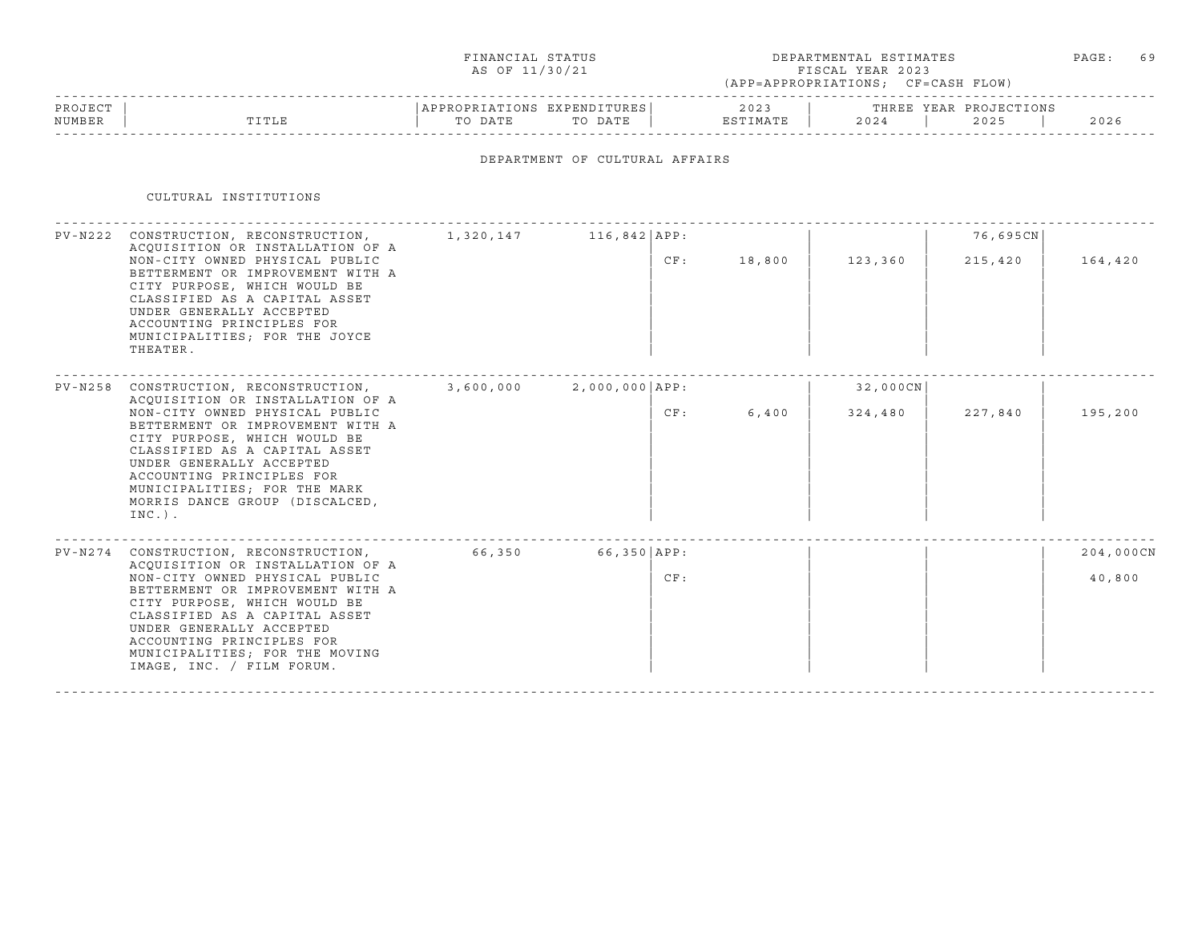FINANCIAL STATUS AS OF 11/30/21

DEPARTMENTAL ESTIMATES FISCAL YEAR 2023 (APP=APPROPRIATIONS; CF=CASH FLOW)

## DEPARTMENT OF CULTURAL AFFAIRS

### CULTURAL INSTITUTIONS

| PROJECT NUMBER | TITLE | APPROPRIATIONS TO DATE | EXPENDITURES TO DATE | | 2023 ESTIMATE | 2024 | 2025 | 2026 |
|---|---|---|---|---|---|---|---|---|
| PV-N222 | CONSTRUCTION, RECONSTRUCTION, ACQUISITION OR INSTALLATION OF A NON-CITY OWNED PHYSICAL PUBLIC BETTERMENT OR IMPROVEMENT WITH A CITY PURPOSE, WHICH WOULD BE CLASSIFIED AS A CAPITAL ASSET UNDER GENERALLY ACCEPTED ACCOUNTING PRINCIPLES FOR MUNICIPALITIES; FOR THE JOYCE THEATER. | 1,320,147 | 116,842 | APP: | | | 76,695CN | |
| | | | | CF: | 18,800 | 123,360 | 215,420 | 164,420 |
| PV-N258 | CONSTRUCTION, RECONSTRUCTION, ACQUISITION OR INSTALLATION OF A NON-CITY OWNED PHYSICAL PUBLIC BETTERMENT OR IMPROVEMENT WITH A CITY PURPOSE, WHICH WOULD BE CLASSIFIED AS A CAPITAL ASSET UNDER GENERALLY ACCEPTED ACCOUNTING PRINCIPLES FOR MUNICIPALITIES; FOR THE MARK MORRIS DANCE GROUP (DISCALCED, INC.). | 3,600,000 | 2,000,000 | APP: | | 32,000CN | | |
| | | | | CF: | 6,400 | 324,480 | 227,840 | 195,200 |
| PV-N274 | CONSTRUCTION, RECONSTRUCTION, ACQUISITION OR INSTALLATION OF A NON-CITY OWNED PHYSICAL PUBLIC BETTERMENT OR IMPROVEMENT WITH A CITY PURPOSE, WHICH WOULD BE CLASSIFIED AS A CAPITAL ASSET UNDER GENERALLY ACCEPTED ACCOUNTING PRINCIPLES FOR MUNICIPALITIES; FOR THE MOVING IMAGE, INC. / FILM FORUM. | 66,350 | 66,350 | APP: | | | | 204,000CN |
| | | | | CF: | | | | 40,800 |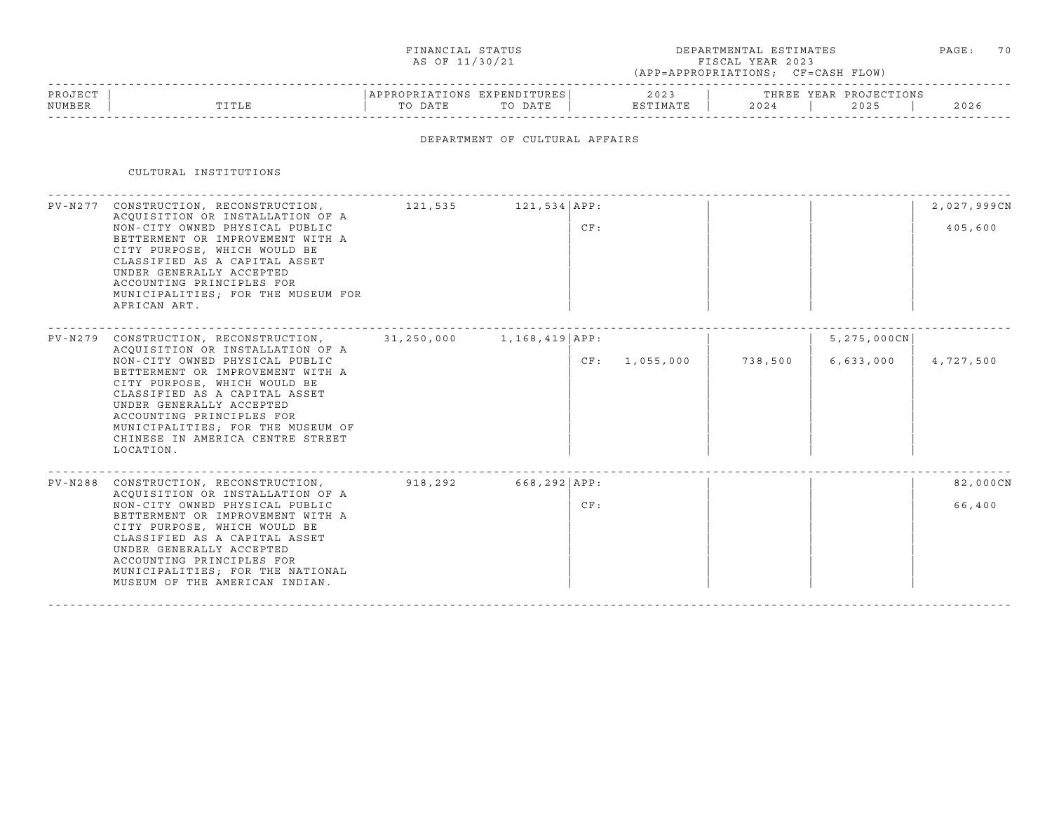FINANCIAL STATUS
AS OF 11/30/21

DEPARTMENTAL ESTIMATES
FISCAL YEAR 2023
(APP=APPROPRIATIONS; CF=CASH FLOW)

## DEPARTMENT OF CULTURAL AFFAIRS

### CULTURAL INSTITUTIONS

| PROJECT NUMBER | TITLE | APPROPRIATIONS TO DATE | EXPENDITURES TO DATE | | 2023 ESTIMATE | 2024 | 2025 | 2026 |
|---|---|---|---|---|---|---|---|---|
| PV-N277 | CONSTRUCTION, RECONSTRUCTION, ACQUISITION OR INSTALLATION OF A NON-CITY OWNED PHYSICAL PUBLIC BETTERMENT OR IMPROVEMENT WITH A CITY PURPOSE, WHICH WOULD BE CLASSIFIED AS A CAPITAL ASSET UNDER GENERALLY ACCEPTED ACCOUNTING PRINCIPLES FOR MUNICIPALITIES; FOR THE MUSEUM FOR AFRICAN ART. | 121,535 | 121,534 | APP: | | | | 2,027,999CN |
| | | | | CF: | | | | 405,600 |
| PV-N279 | CONSTRUCTION, RECONSTRUCTION, ACQUISITION OR INSTALLATION OF A NON-CITY OWNED PHYSICAL PUBLIC BETTERMENT OR IMPROVEMENT WITH A CITY PURPOSE, WHICH WOULD BE CLASSIFIED AS A CAPITAL ASSET UNDER GENERALLY ACCEPTED ACCOUNTING PRINCIPLES FOR MUNICIPALITIES; FOR THE MUSEUM OF CHINESE IN AMERICA CENTRE STREET LOCATION. | 31,250,000 | 1,168,419 | APP: | | | 5,275,000CN | |
| | | | | CF: | 1,055,000 | 738,500 | 6,633,000 | 4,727,500 |
| PV-N288 | CONSTRUCTION, RECONSTRUCTION, ACQUISITION OR INSTALLATION OF A NON-CITY OWNED PHYSICAL PUBLIC BETTERMENT OR IMPROVEMENT WITH A CITY PURPOSE, WHICH WOULD BE CLASSIFIED AS A CAPITAL ASSET UNDER GENERALLY ACCEPTED ACCOUNTING PRINCIPLES FOR MUNICIPALITIES; FOR THE NATIONAL MUSEUM OF THE AMERICAN INDIAN. | 918,292 | 668,292 | APP: | | | | 82,000CN |
| | | | | CF: | | | | 66,400 |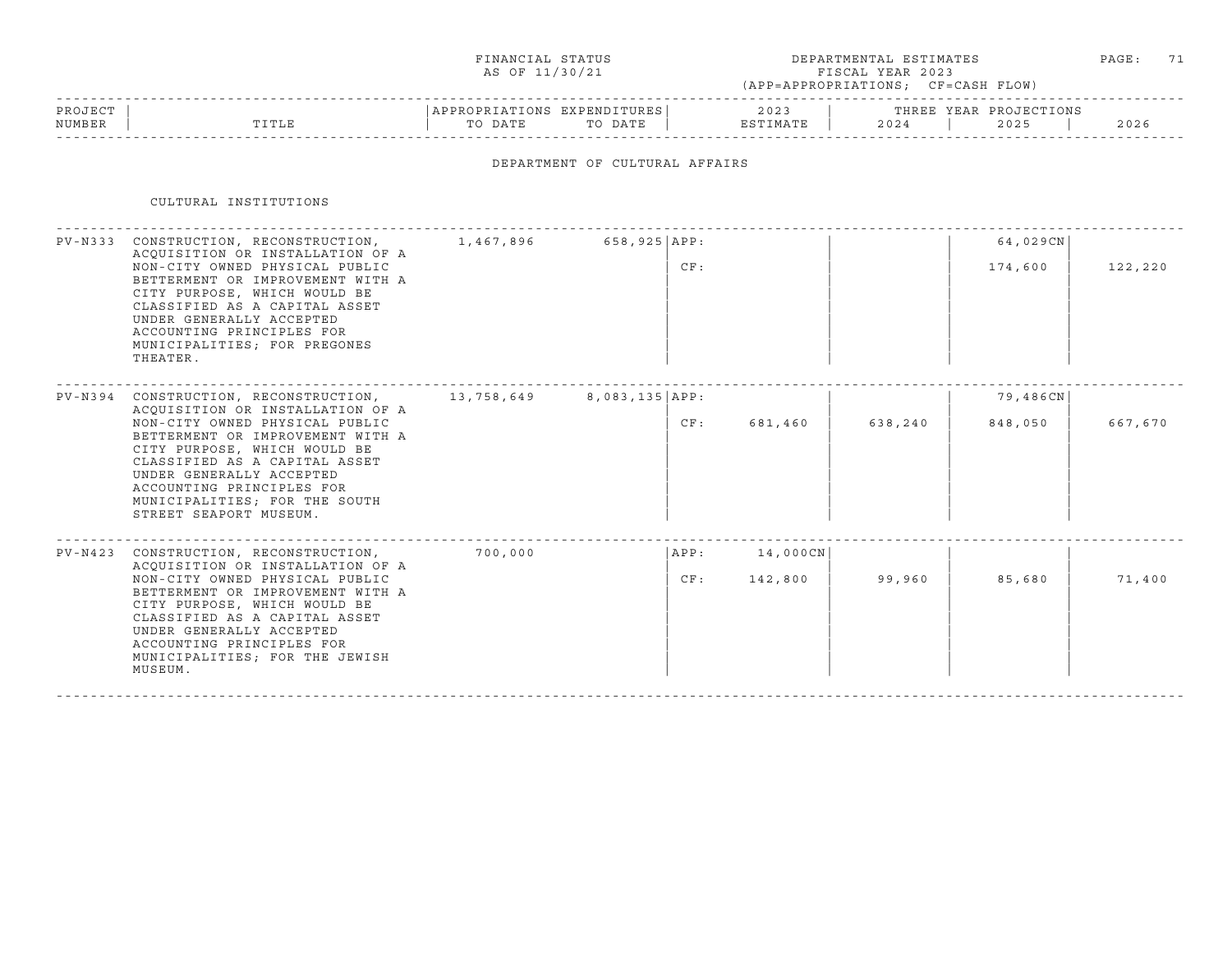FINANCIAL STATUS AS OF 11/30/21

DEPARTMENTAL ESTIMATES FISCAL YEAR 2023 (APP=APPROPRIATIONS; CF=CASH FLOW)

## DEPARTMENT OF CULTURAL AFFAIRS

### CULTURAL INSTITUTIONS

| PROJECT NUMBER | TITLE | APPROPRIATIONS TO DATE | EXPENDITURES TO DATE | | 2023 ESTIMATE | 2024 | 2025 | 2026 |
|---|---|---|---|---|---|---|---|---|
| PV-N333 | CONSTRUCTION, RECONSTRUCTION, ACQUISITION OR INSTALLATION OF A NON-CITY OWNED PHYSICAL PUBLIC BETTERMENT OR IMPROVEMENT WITH A CITY PURPOSE, WHICH WOULD BE CLASSIFIED AS A CAPITAL ASSET UNDER GENERALLY ACCEPTED ACCOUNTING PRINCIPLES FOR MUNICIPALITIES; FOR PREGONES THEATER. | 1,467,896 | 658,925 | APP: | | | 64,029CN | |
| | | | | CF: | | | 174,600 | 122,220 |
| PV-N394 | CONSTRUCTION, RECONSTRUCTION, ACQUISITION OR INSTALLATION OF A NON-CITY OWNED PHYSICAL PUBLIC BETTERMENT OR IMPROVEMENT WITH A CITY PURPOSE, WHICH WOULD BE CLASSIFIED AS A CAPITAL ASSET UNDER GENERALLY ACCEPTED ACCOUNTING PRINCIPLES FOR MUNICIPALITIES; FOR THE SOUTH STREET SEAPORT MUSEUM. | 13,758,649 | 8,083,135 | APP: | | | 79,486CN | |
| | | | | CF: | 681,460 | 638,240 | 848,050 | 667,670 |
| PV-N423 | CONSTRUCTION, RECONSTRUCTION, ACQUISITION OR INSTALLATION OF A NON-CITY OWNED PHYSICAL PUBLIC BETTERMENT OR IMPROVEMENT WITH A CITY PURPOSE, WHICH WOULD BE CLASSIFIED AS A CAPITAL ASSET UNDER GENERALLY ACCEPTED ACCOUNTING PRINCIPLES FOR MUNICIPALITIES; FOR THE JEWISH MUSEUM. | 700,000 | | APP: | 14,000CN | | | |
| | | | | CF: | 142,800 | 99,960 | 85,680 | 71,400 |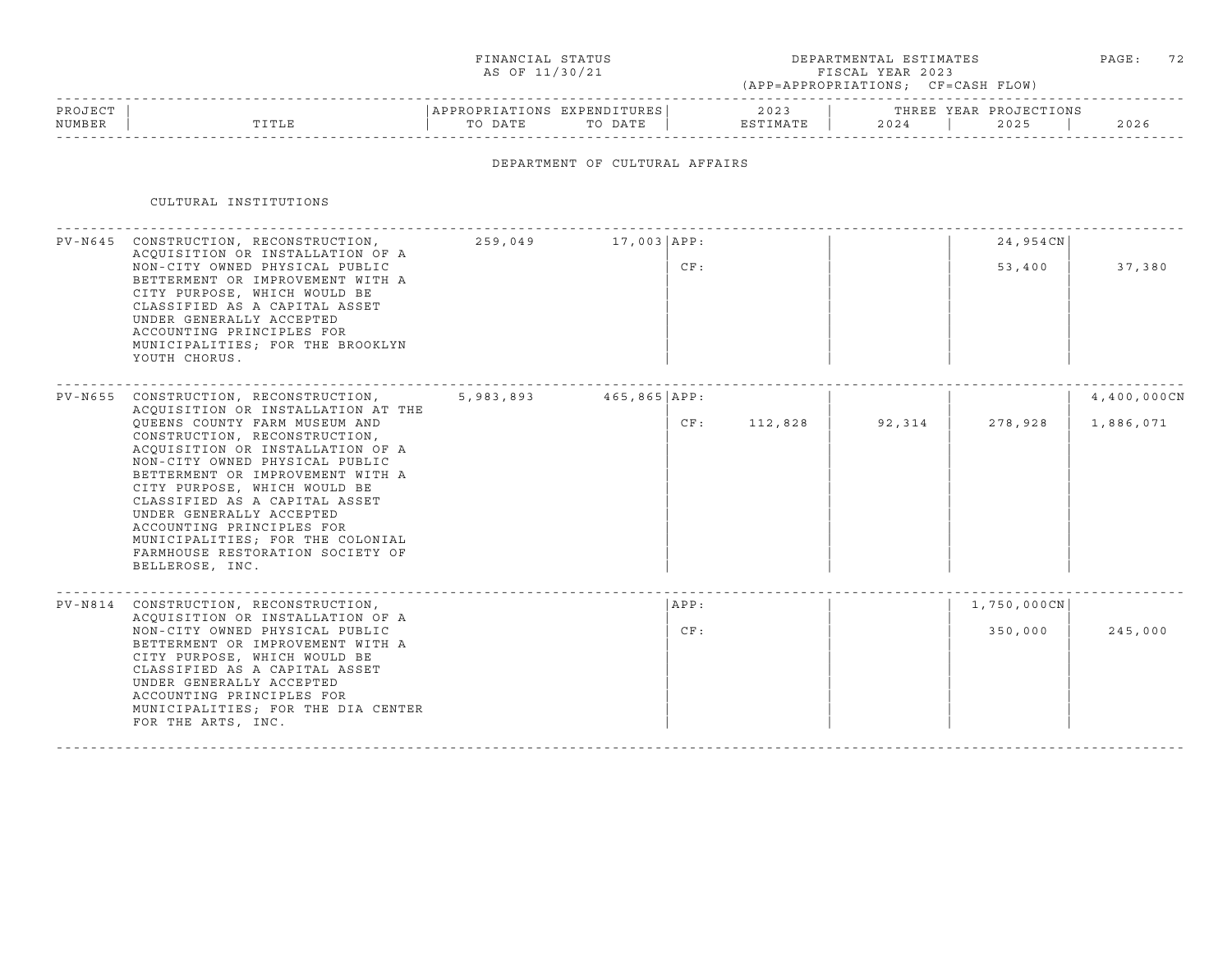FINANCIAL STATUS AS OF 11/30/21

DEPARTMENTAL ESTIMATES FISCAL YEAR 2023 (APP=APPROPRIATIONS; CF=CASH FLOW)

## DEPARTMENT OF CULTURAL AFFAIRS

### CULTURAL INSTITUTIONS

| PROJECT NUMBER | TITLE | APPROPRIATIONS TO DATE | EXPENDITURES TO DATE | | 2023 ESTIMATE | 2024 | 2025 | 2026 |
|---|---|---|---|---|---|---|---|---|
| PV-N645 | CONSTRUCTION, RECONSTRUCTION, ACQUISITION OR INSTALLATION OF A NON-CITY OWNED PHYSICAL PUBLIC BETTERMENT OR IMPROVEMENT WITH A CITY PURPOSE, WHICH WOULD BE CLASSIFIED AS A CAPITAL ASSET UNDER GENERALLY ACCEPTED ACCOUNTING PRINCIPLES FOR MUNICIPALITIES; FOR THE BROOKLYN YOUTH CHORUS. | 259,049 | 17,003 | APP: | | | 24,954CN | |
| | | | | CF: | | | 53,400 | 37,380 |
| PV-N655 | CONSTRUCTION, RECONSTRUCTION, ACQUISITION OR INSTALLATION AT THE QUEENS COUNTY FARM MUSEUM AND CONSTRUCTION, RECONSTRUCTION, ACQUISITION OR INSTALLATION OF A NON-CITY OWNED PHYSICAL PUBLIC BETTERMENT OR IMPROVEMENT WITH A CITY PURPOSE, WHICH WOULD BE CLASSIFIED AS A CAPITAL ASSET UNDER GENERALLY ACCEPTED ACCOUNTING PRINCIPLES FOR MUNICIPALITIES; FOR THE COLONIAL FARMHOUSE RESTORATION SOCIETY OF BELLEROSE, INC. | 5,983,893 | 465,865 | APP: | | | | 4,400,000CN |
| | | | | CF: | 112,828 | 92,314 | 278,928 | 1,886,071 |
| PV-N814 | CONSTRUCTION, RECONSTRUCTION, ACQUISITION OR INSTALLATION OF A NON-CITY OWNED PHYSICAL PUBLIC BETTERMENT OR IMPROVEMENT WITH A CITY PURPOSE, WHICH WOULD BE CLASSIFIED AS A CAPITAL ASSET UNDER GENERALLY ACCEPTED ACCOUNTING PRINCIPLES FOR MUNICIPALITIES; FOR THE DIA CENTER FOR THE ARTS, INC. | | | APP: | | | 1,750,000CN | |
| | | | | CF: | | | 350,000 | 245,000 |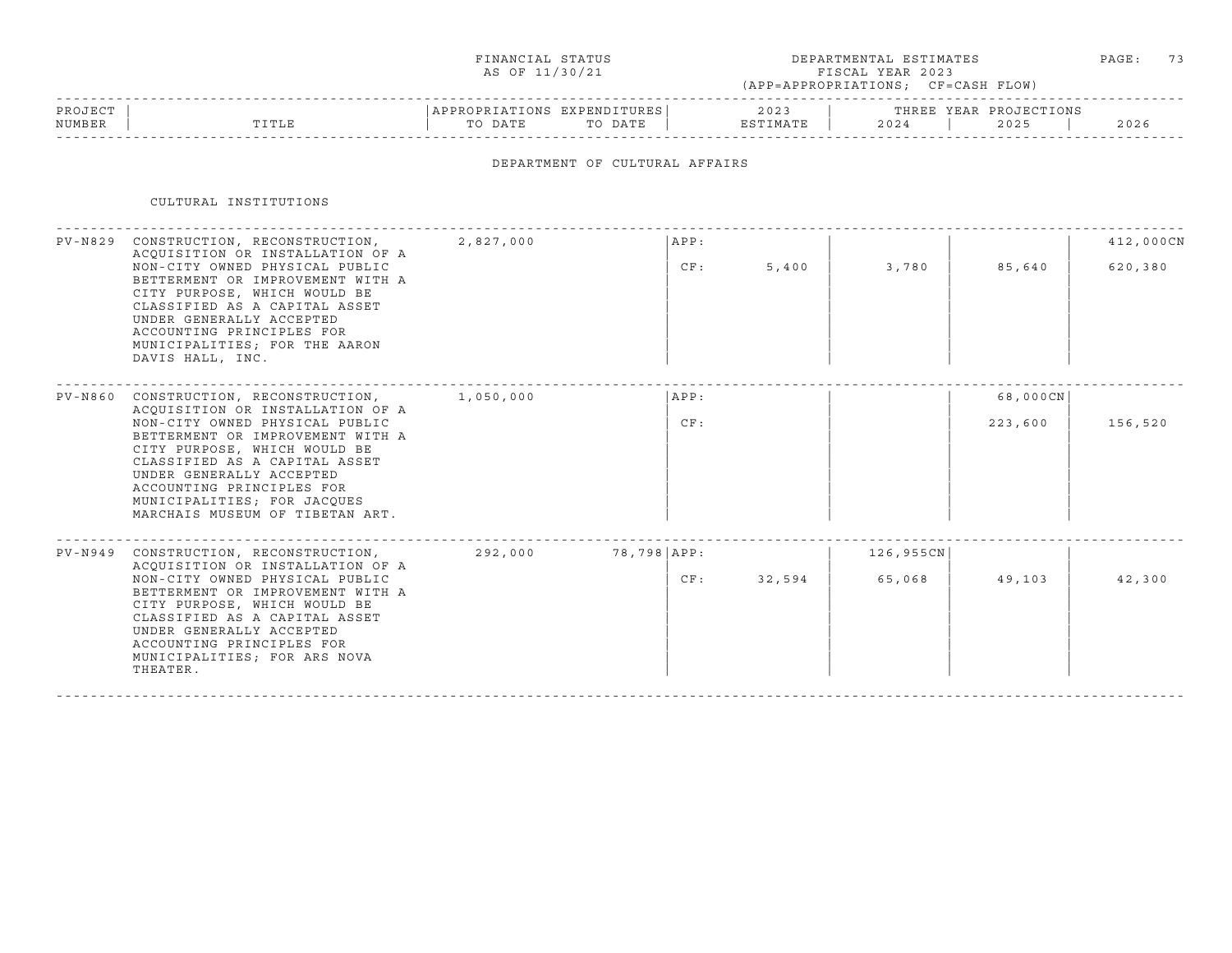FINANCIAL STATUS AS OF 11/30/21

DEPARTMENTAL ESTIMATES FISCAL YEAR 2023 (APP=APPROPRIATIONS; CF=CASH FLOW)

## DEPARTMENT OF CULTURAL AFFAIRS

### CULTURAL INSTITUTIONS

| PROJECT NUMBER | TITLE | APPROPRIATIONS TO DATE | EXPENDITURES TO DATE | | 2023 ESTIMATE | 2024 | 2025 | 2026 |
|---|---|---|---|---|---|---|---|---|
| | | | | | | THREE YEAR PROJECTIONS | | |
| PV-N829 | CONSTRUCTION, RECONSTRUCTION, ACQUISITION OR INSTALLATION OF A NON-CITY OWNED PHYSICAL PUBLIC BETTERMENT OR IMPROVEMENT WITH A CITY PURPOSE, WHICH WOULD BE CLASSIFIED AS A CAPITAL ASSET UNDER GENERALLY ACCEPTED ACCOUNTING PRINCIPLES FOR MUNICIPALITIES; FOR THE AARON DAVIS HALL, INC. | 2,827,000 | | APP: | | | | 412,000CN |
| | | | | CF: | 5,400 | 3,780 | 85,640 | 620,380 |
| PV-N860 | CONSTRUCTION, RECONSTRUCTION, ACQUISITION OR INSTALLATION OF A NON-CITY OWNED PHYSICAL PUBLIC BETTERMENT OR IMPROVEMENT WITH A CITY PURPOSE, WHICH WOULD BE CLASSIFIED AS A CAPITAL ASSET UNDER GENERALLY ACCEPTED ACCOUNTING PRINCIPLES FOR MUNICIPALITIES; FOR JACQUES MARCHAIS MUSEUM OF TIBETAN ART. | 1,050,000 | | APP: | | | 68,000CN | |
| | | | | CF: | | | 223,600 | 156,520 |
| PV-N949 | CONSTRUCTION, RECONSTRUCTION, ACQUISITION OR INSTALLATION OF A NON-CITY OWNED PHYSICAL PUBLIC BETTERMENT OR IMPROVEMENT WITH A CITY PURPOSE, WHICH WOULD BE CLASSIFIED AS A CAPITAL ASSET UNDER GENERALLY ACCEPTED ACCOUNTING PRINCIPLES FOR MUNICIPALITIES; FOR ARS NOVA THEATER. | 292,000 | 78,798 | APP: | | 126,955CN | | |
| | | | | CF: | 32,594 | 65,068 | 49,103 | 42,300 |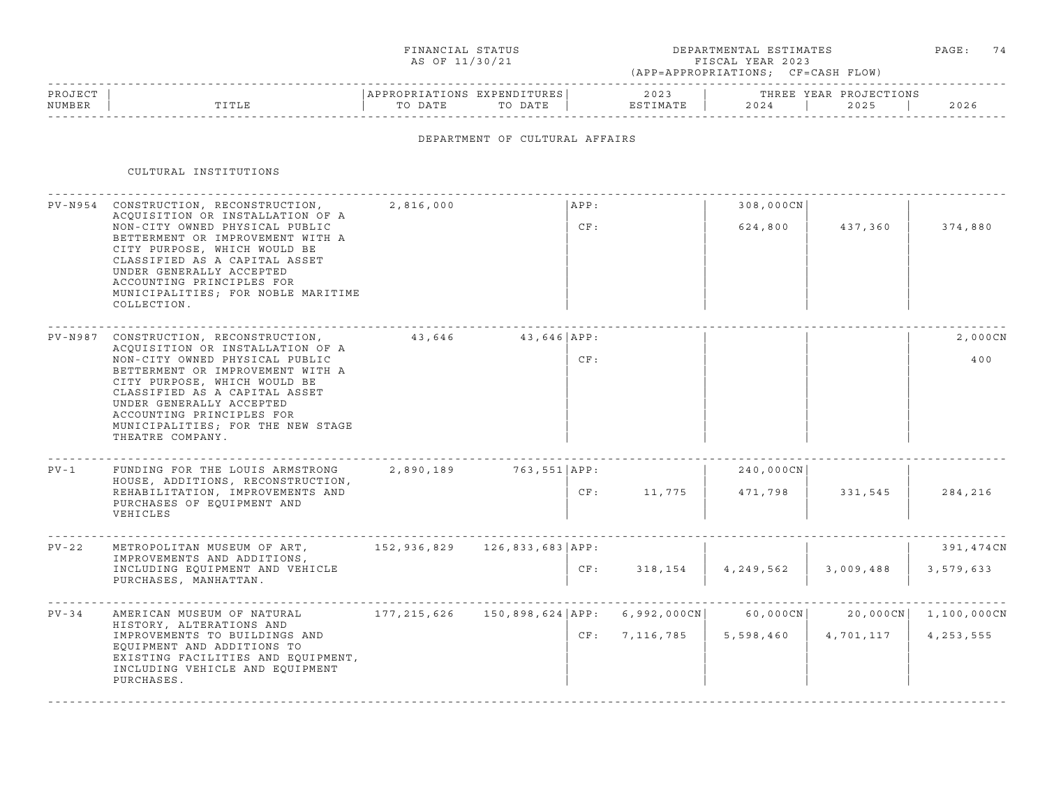FINANCIAL STATUS AS OF 11/30/21

DEPARTMENTAL ESTIMATES FISCAL YEAR 2023 (APP=APPROPRIATIONS; CF=CASH FLOW)

## DEPARTMENT OF CULTURAL AFFAIRS

### CULTURAL INSTITUTIONS

| PROJECT NUMBER | TITLE | APPROPRIATIONS TO DATE | EXPENDITURES TO DATE | | 2023 ESTIMATE | THREE YEAR PROJECTIONS 2024 | 2025 | 2026 |
|---|---|---|---|---|---|---|---|---|
| PV-N954 | CONSTRUCTION, RECONSTRUCTION, ACQUISITION OR INSTALLATION OF A NON-CITY OWNED PHYSICAL PUBLIC BETTERMENT OR IMPROVEMENT WITH A CITY PURPOSE, WHICH WOULD BE CLASSIFIED AS A CAPITAL ASSET UNDER GENERALLY ACCEPTED ACCOUNTING PRINCIPLES FOR MUNICIPALITIES; FOR NOBLE MARITIME COLLECTION. | 2,816,000 | | APP: | | 308,000CN | | |
| | | | | CF: | | 624,800 | 437,360 | 374,880 |
| PV-N987 | CONSTRUCTION, RECONSTRUCTION, ACQUISITION OR INSTALLATION OF A NON-CITY OWNED PHYSICAL PUBLIC BETTERMENT OR IMPROVEMENT WITH A CITY PURPOSE, WHICH WOULD BE CLASSIFIED AS A CAPITAL ASSET UNDER GENERALLY ACCEPTED ACCOUNTING PRINCIPLES FOR MUNICIPALITIES; FOR THE NEW STAGE THEATRE COMPANY. | 43,646 | 43,646 | APP: | | | | 2,000CN |
| | | | | CF: | | | | 400 |
| PV-1 | FUNDING FOR THE LOUIS ARMSTRONG HOUSE, ADDITIONS, RECONSTRUCTION, REHABILITATION, IMPROVEMENTS AND PURCHASES OF EQUIPMENT AND VEHICLES | 2,890,189 | 763,551 | APP: | | 240,000CN | | |
| | | | | CF: | 11,775 | 471,798 | 331,545 | 284,216 |
| PV-22 | METROPOLITAN MUSEUM OF ART, IMPROVEMENTS AND ADDITIONS, INCLUDING EQUIPMENT AND VEHICLE PURCHASES, MANHATTAN. | 152,936,829 | 126,833,683 | APP: | | | | 391,474CN |
| | | | | CF: | 318,154 | 4,249,562 | 3,009,488 | 3,579,633 |
| PV-34 | AMERICAN MUSEUM OF NATURAL HISTORY, ALTERATIONS AND IMPROVEMENTS TO BUILDINGS AND EQUIPMENT AND ADDITIONS TO EXISTING FACILITIES AND EQUIPMENT, INCLUDING VEHICLE AND EQUIPMENT PURCHASES. | 177,215,626 | 150,898,624 | APP: | 6,992,000CN | 60,000CN | 20,000CN | 1,100,000CN |
| | | | | CF: | 7,116,785 | 5,598,460 | 4,701,117 | 4,253,555 |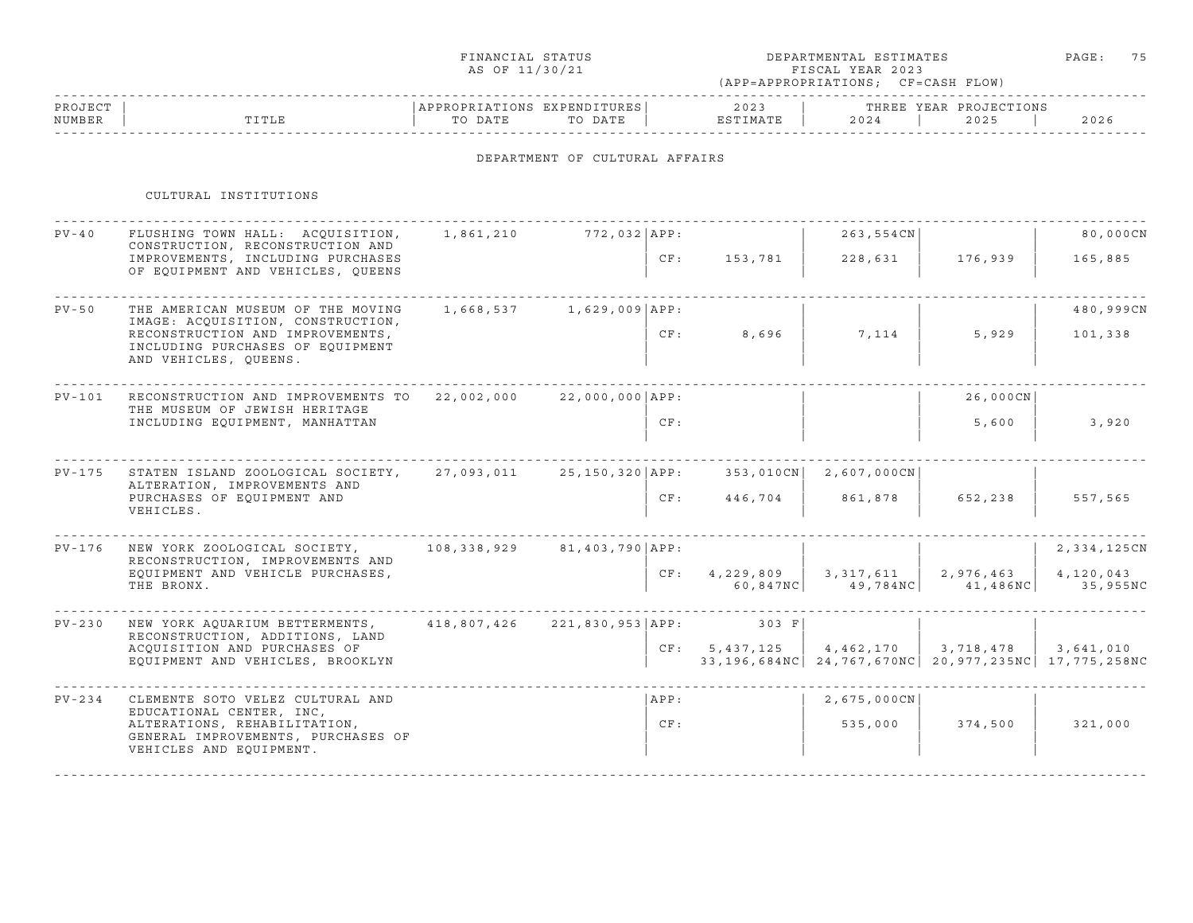FINANCIAL STATUS
AS OF 11/30/21

DEPARTMENTAL ESTIMATES
FISCAL YEAR 2023
(APP=APPROPRIATIONS; CF=CASH FLOW)

## DEPARTMENT OF CULTURAL AFFAIRS

### CULTURAL INSTITUTIONS

| PROJECT NUMBER | TITLE | APPROPRIATIONS TO DATE | EXPENDITURES TO DATE | | 2023 ESTIMATE | 2024 | 2025 | 2026 |
|---|---|---|---|---|---|---|---|---|
| | | | | | | THREE YEAR PROJECTIONS | | |
| PV-40 | FLUSHING TOWN HALL: ACQUISITION, CONSTRUCTION, RECONSTRUCTION AND IMPROVEMENTS, INCLUDING PURCHASES OF EQUIPMENT AND VEHICLES, QUEENS | 1,861,210 | 772,032 | APP: | | 263,554CN | | 80,000CN |
| | | | | CF: | 153,781 | 228,631 | 176,939 | 165,885 |
| PV-50 | THE AMERICAN MUSEUM OF THE MOVING IMAGE: ACQUISITION, CONSTRUCTION, RECONSTRUCTION AND IMPROVEMENTS, INCLUDING PURCHASES OF EQUIPMENT AND VEHICLES, QUEENS. | 1,668,537 | 1,629,009 | APP: | | | | 480,999CN |
| | | | | CF: | 8,696 | 7,114 | 5,929 | 101,338 |
| PV-101 | RECONSTRUCTION AND IMPROVEMENTS TO THE MUSEUM OF JEWISH HERITAGE INCLUDING EQUIPMENT, MANHATTAN | 22,002,000 | 22,000,000 | APP: | | | 26,000CN | |
| | | | | CF: | | | 5,600 | 3,920 |
| PV-175 | STATEN ISLAND ZOOLOGICAL SOCIETY, ALTERATION, IMPROVEMENTS AND PURCHASES OF EQUIPMENT AND VEHICLES. | 27,093,011 | 25,150,320 | APP: | 353,010CN | 2,607,000CN | | |
| | | | | CF: | 446,704 | 861,878 | 652,238 | 557,565 |
| PV-176 | NEW YORK ZOOLOGICAL SOCIETY, RECONSTRUCTION, IMPROVEMENTS AND EQUIPMENT AND VEHICLE PURCHASES, THE BRONX. | 108,338,929 | 81,403,790 | APP: | | | | 2,334,125CN |
| | | | | CF: | 4,229,809<br>60,847NC | 3,317,611<br>49,784NC | 2,976,463<br>41,486NC | 4,120,043<br>35,955NC |
| PV-230 | NEW YORK AQUARIUM BETTERMENTS, RECONSTRUCTION, ADDITIONS, LAND ACQUISITION AND PURCHASES OF EQUIPMENT AND VEHICLES, BROOKLYN | 418,807,426 | 221,830,953 | APP: | 303 F | | | |
| | | | | CF: | 5,437,125<br>33,196,684NC | 4,462,170<br>24,767,670NC | 3,718,478<br>20,977,235NC | 3,641,010<br>17,775,258NC |
| PV-234 | CLEMENTE SOTO VELEZ CULTURAL AND EDUCATIONAL CENTER, INC, ALTERATIONS, REHABILITATION, GENERAL IMPROVEMENTS, PURCHASES OF VEHICLES AND EQUIPMENT. | | | APP: | | 2,675,000CN | | |
| | | | | CF: | | 535,000 | 374,500 | 321,000 |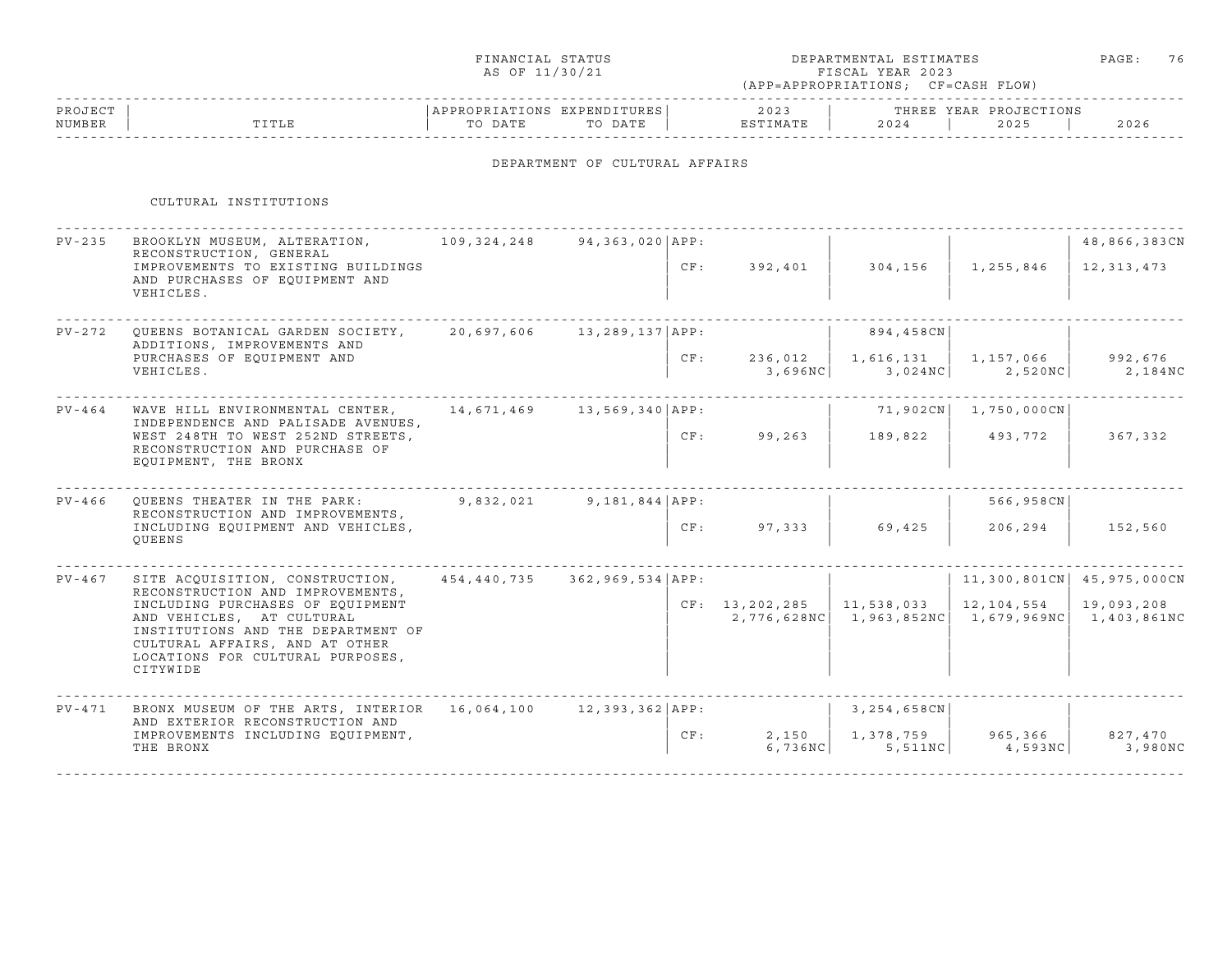FINANCIAL STATUS AS OF 11/30/21

DEPARTMENTAL ESTIMATES FISCAL YEAR 2023 (APP=APPROPRIATIONS; CF=CASH FLOW)

## DEPARTMENT OF CULTURAL AFFAIRS

### CULTURAL INSTITUTIONS

| PROJECT NUMBER | TITLE | APPROPRIATIONS TO DATE | EXPENDITURES TO DATE | | 2023 ESTIMATE | 2024 | 2025 | 2026 |
|---|---|---|---|---|---|---|---|---|
| | | | | | | THREE YEAR PROJECTIONS | | |
| PV-235 | BROOKLYN MUSEUM, ALTERATION, RECONSTRUCTION, GENERAL IMPROVEMENTS TO EXISTING BUILDINGS AND PURCHASES OF EQUIPMENT AND VEHICLES. | 109,324,248 | 94,363,020 | APP: | | | | 48,866,383CN |
| | | | | CF: | 392,401 | 304,156 | 1,255,846 | 12,313,473 |
| PV-272 | QUEENS BOTANICAL GARDEN SOCIETY, ADDITIONS, IMPROVEMENTS AND PURCHASES OF EQUIPMENT AND VEHICLES. | 20,697,606 | 13,289,137 | APP: | | 894,458CN | | |
| | | | | CF: | 236,012<br>3,696NC | 1,616,131<br>3,024NC | 1,157,066<br>2,520NC | 992,676<br>2,184NC |
| PV-464 | WAVE HILL ENVIRONMENTAL CENTER, INDEPENDENCE AND PALISADE AVENUES, WEST 248TH TO WEST 252ND STREETS, RECONSTRUCTION AND PURCHASE OF EQUIPMENT, THE BRONX | 14,671,469 | 13,569,340 | APP: | | 71,902CN | 1,750,000CN | |
| | | | | CF: | 99,263 | 189,822 | 493,772 | 367,332 |
| PV-466 | QUEENS THEATER IN THE PARK: RECONSTRUCTION AND IMPROVEMENTS, INCLUDING EQUIPMENT AND VEHICLES, QUEENS | 9,832,021 | 9,181,844 | APP: | | | 566,958CN | |
| | | | | CF: | 97,333 | 69,425 | 206,294 | 152,560 |
| PV-467 | SITE ACQUISITION, CONSTRUCTION, RECONSTRUCTION AND IMPROVEMENTS, INCLUDING PURCHASES OF EQUIPMENT AND VEHICLES, AT CULTURAL INSTITUTIONS AND THE DEPARTMENT OF CULTURAL AFFAIRS, AND AT OTHER LOCATIONS FOR CULTURAL PURPOSES, CITYWIDE | 454,440,735 | 362,969,534 | APP: | | | 11,300,801CN | 45,975,000CN |
| | | | | CF: | 13,202,285<br>2,776,628NC | 11,538,033<br>1,963,852NC | 12,104,554<br>1,679,969NC | 19,093,208<br>1,403,861NC |
| PV-471 | BRONX MUSEUM OF THE ARTS, INTERIOR AND EXTERIOR RECONSTRUCTION AND IMPROVEMENTS INCLUDING EQUIPMENT, THE BRONX | 16,064,100 | 12,393,362 | APP: | | 3,254,658CN | | |
| | | | | CF: | 2,150<br>6,736NC | 1,378,759<br>5,511NC | 965,366<br>4,593NC | 827,470<br>3,980NC |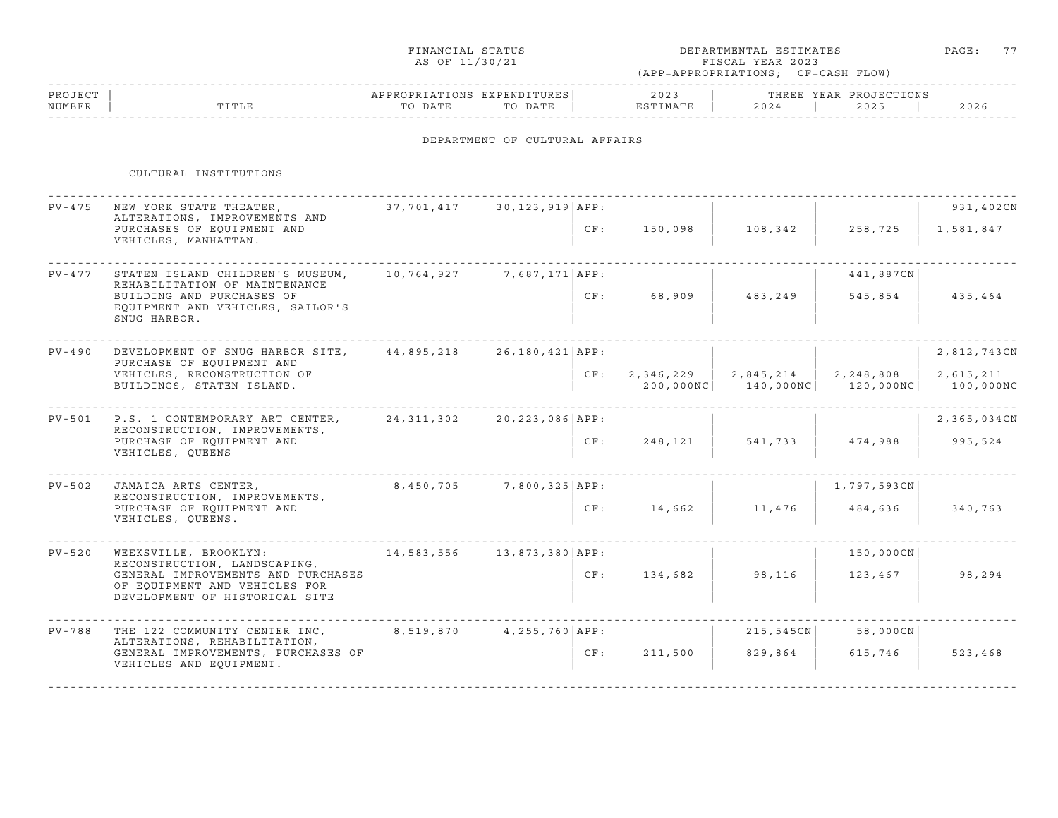FINANCIAL STATUS AS OF 11/30/21

DEPARTMENTAL ESTIMATES FISCAL YEAR 2023 (APP=APPROPRIATIONS; CF=CASH FLOW)

## DEPARTMENT OF CULTURAL AFFAIRS

### CULTURAL INSTITUTIONS

| PROJECT NUMBER | TITLE | APPROPRIATIONS TO DATE | EXPENDITURES TO DATE | | 2023 ESTIMATE | 2024 | 2025 | 2026 |
|---|---|---|---|---|---|---|---|---|
| PV-475 | NEW YORK STATE THEATER, ALTERATIONS, IMPROVEMENTS AND PURCHASES OF EQUIPMENT AND VEHICLES, MANHATTAN. | 37,701,417 | 30,123,919 | APP: | | | | 931,402CN |
| | | | | CF: | 150,098 | 108,342 | 258,725 | 1,581,847 |
| PV-477 | STATEN ISLAND CHILDREN'S MUSEUM, REHABILITATION OF MAINTENANCE BUILDING AND PURCHASES OF EQUIPMENT AND VEHICLES, SAILOR'S SNUG HARBOR. | 10,764,927 | 7,687,171 | APP: | | | 441,887CN | |
| | | | | CF: | 68,909 | 483,249 | 545,854 | 435,464 |
| PV-490 | DEVELOPMENT OF SNUG HARBOR SITE, PURCHASE OF EQUIPMENT AND VEHICLES, RECONSTRUCTION OF BUILDINGS, STATEN ISLAND. | 44,895,218 | 26,180,421 | APP: | | | | 2,812,743CN |
| | | | | CF: | 2,346,229<br>200,000NC | 2,845,214<br>140,000NC | 2,248,808<br>120,000NC | 2,615,211<br>100,000NC |
| PV-501 | P.S. 1 CONTEMPORARY ART CENTER, RECONSTRUCTION, IMPROVEMENTS, PURCHASE OF EQUIPMENT AND VEHICLES, QUEENS | 24,311,302 | 20,223,086 | APP: | | | | 2,365,034CN |
| | | | | CF: | 248,121 | 541,733 | 474,988 | 995,524 |
| PV-502 | JAMAICA ARTS CENTER, RECONSTRUCTION, IMPROVEMENTS, PURCHASE OF EQUIPMENT AND VEHICLES, QUEENS. | 8,450,705 | 7,800,325 | APP: | | | 1,797,593CN | |
| | | | | CF: | 14,662 | 11,476 | 484,636 | 340,763 |
| PV-520 | WEEKSVILLE, BROOKLYN: RECONSTRUCTION, LANDSCAPING, GENERAL IMPROVEMENTS AND PURCHASES OF EQUIPMENT AND VEHICLES FOR DEVELOPMENT OF HISTORICAL SITE | 14,583,556 | 13,873,380 | APP: | | | 150,000CN | |
| | | | | CF: | 134,682 | 98,116 | 123,467 | 98,294 |
| PV-788 | THE 122 COMMUNITY CENTER INC, ALTERATIONS, REHABILITATION, GENERAL IMPROVEMENTS, PURCHASES OF VEHICLES AND EQUIPMENT. | 8,519,870 | 4,255,760 | APP: | | 215,545CN | 58,000CN | |
| | | | | CF: | 211,500 | 829,864 | 615,746 | 523,468 |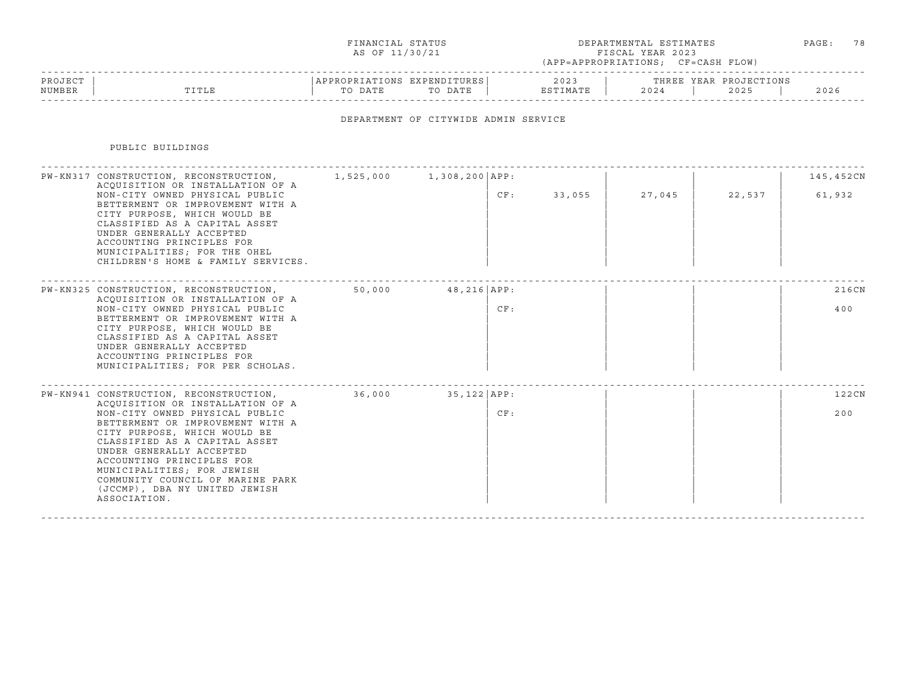FINANCIAL STATUS AS OF 11/30/21

DEPARTMENTAL ESTIMATES FISCAL YEAR 2023 (APP=APPROPRIATIONS; CF=CASH FLOW)

## DEPARTMENT OF CITYWIDE ADMIN SERVICE

### PUBLIC BUILDINGS

| PROJECT NUMBER | TITLE | APPROPRIATIONS TO DATE | EXPENDITURES TO DATE | | 2023 ESTIMATE | THREE YEAR PROJECTIONS 2024 | 2025 | 2026 |
|---|---|---|---|---|---|---|---|---|
| PW-KN317 | CONSTRUCTION, RECONSTRUCTION, ACQUISITION OR INSTALLATION OF A NON-CITY OWNED PHYSICAL PUBLIC BETTERMENT OR IMPROVEMENT WITH A CITY PURPOSE, WHICH WOULD BE CLASSIFIED AS A CAPITAL ASSET UNDER GENERALLY ACCEPTED ACCOUNTING PRINCIPLES FOR MUNICIPALITIES; FOR THE OHEL CHILDREN'S HOME & FAMILY SERVICES. | 1,525,000 | 1,308,200 | APP: | | | | 145,452CN |
| | | | | CF: | 33,055 | 27,045 | 22,537 | 61,932 |
| PW-KN325 | CONSTRUCTION, RECONSTRUCTION, ACQUISITION OR INSTALLATION OF A NON-CITY OWNED PHYSICAL PUBLIC BETTERMENT OR IMPROVEMENT WITH A CITY PURPOSE, WHICH WOULD BE CLASSIFIED AS A CAPITAL ASSET UNDER GENERALLY ACCEPTED ACCOUNTING PRINCIPLES FOR MUNICIPALITIES; FOR PER SCHOLAS. | 50,000 | 48,216 | APP: | | | | 216CN |
| | | | | CF: | | | | 400 |
| PW-KN941 | CONSTRUCTION, RECONSTRUCTION, ACQUISITION OR INSTALLATION OF A NON-CITY OWNED PHYSICAL PUBLIC BETTERMENT OR IMPROVEMENT WITH A CITY PURPOSE, WHICH WOULD BE CLASSIFIED AS A CAPITAL ASSET UNDER GENERALLY ACCEPTED ACCOUNTING PRINCIPLES FOR MUNICIPALITIES; FOR JEWISH COMMUNITY COUNCIL OF MARINE PARK (JCCMP), DBA NY UNITED JEWISH ASSOCIATION. | 36,000 | 35,122 | APP: | | | | 122CN |
| | | | | CF: | | | | 200 |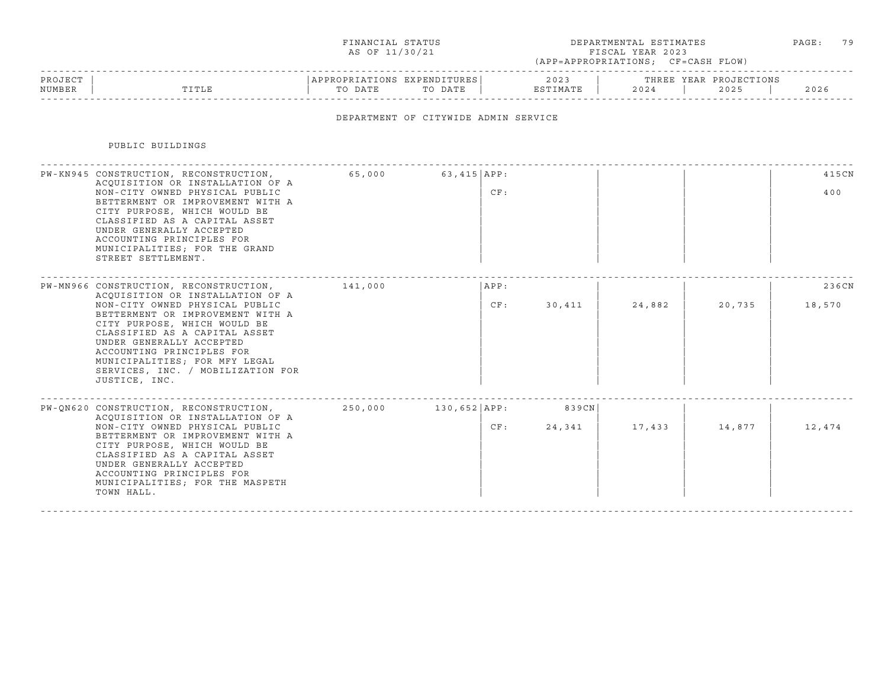FINANCIAL STATUS AS OF 11/30/21

DEPARTMENTAL ESTIMATES FISCAL YEAR 2023 (APP=APPROPRIATIONS; CF=CASH FLOW)

## DEPARTMENT OF CITYWIDE ADMIN SERVICE

### PUBLIC BUILDINGS

| PROJECT NUMBER | TITLE | APPROPRIATIONS TO DATE | EXPENDITURES TO DATE | | 2023 ESTIMATE | THREE YEAR PROJECTIONS 2024 | 2025 | 2026 |
|---|---|---|---|---|---|---|---|---|
| PW-KN945 | CONSTRUCTION, RECONSTRUCTION, ACQUISITION OR INSTALLATION OF A NON-CITY OWNED PHYSICAL PUBLIC BETTERMENT OR IMPROVEMENT WITH A CITY PURPOSE, WHICH WOULD BE CLASSIFIED AS A CAPITAL ASSET UNDER GENERALLY ACCEPTED ACCOUNTING PRINCIPLES FOR MUNICIPALITIES; FOR THE GRAND STREET SETTLEMENT. | 65,000 | 63,415 | APP: | | | | 415CN |
| | | | | CF: | | | | 400 |
| PW-MN966 | CONSTRUCTION, RECONSTRUCTION, ACQUISITION OR INSTALLATION OF A NON-CITY OWNED PHYSICAL PUBLIC BETTERMENT OR IMPROVEMENT WITH A CITY PURPOSE, WHICH WOULD BE CLASSIFIED AS A CAPITAL ASSET UNDER GENERALLY ACCEPTED ACCOUNTING PRINCIPLES FOR MUNICIPALITIES; FOR MFY LEGAL SERVICES, INC. / MOBILIZATION FOR JUSTICE, INC. | 141,000 | | APP: | | | | 236CN |
| | | | | CF: | 30,411 | 24,882 | 20,735 | 18,570 |
| PW-QN620 | CONSTRUCTION, RECONSTRUCTION, ACQUISITION OR INSTALLATION OF A NON-CITY OWNED PHYSICAL PUBLIC BETTERMENT OR IMPROVEMENT WITH A CITY PURPOSE, WHICH WOULD BE CLASSIFIED AS A CAPITAL ASSET UNDER GENERALLY ACCEPTED ACCOUNTING PRINCIPLES FOR MUNICIPALITIES; FOR THE MASPETH TOWN HALL. | 250,000 | 130,652 | APP: | 839CN | | | |
| | | | | CF: | 24,341 | 17,433 | 14,877 | 12,474 |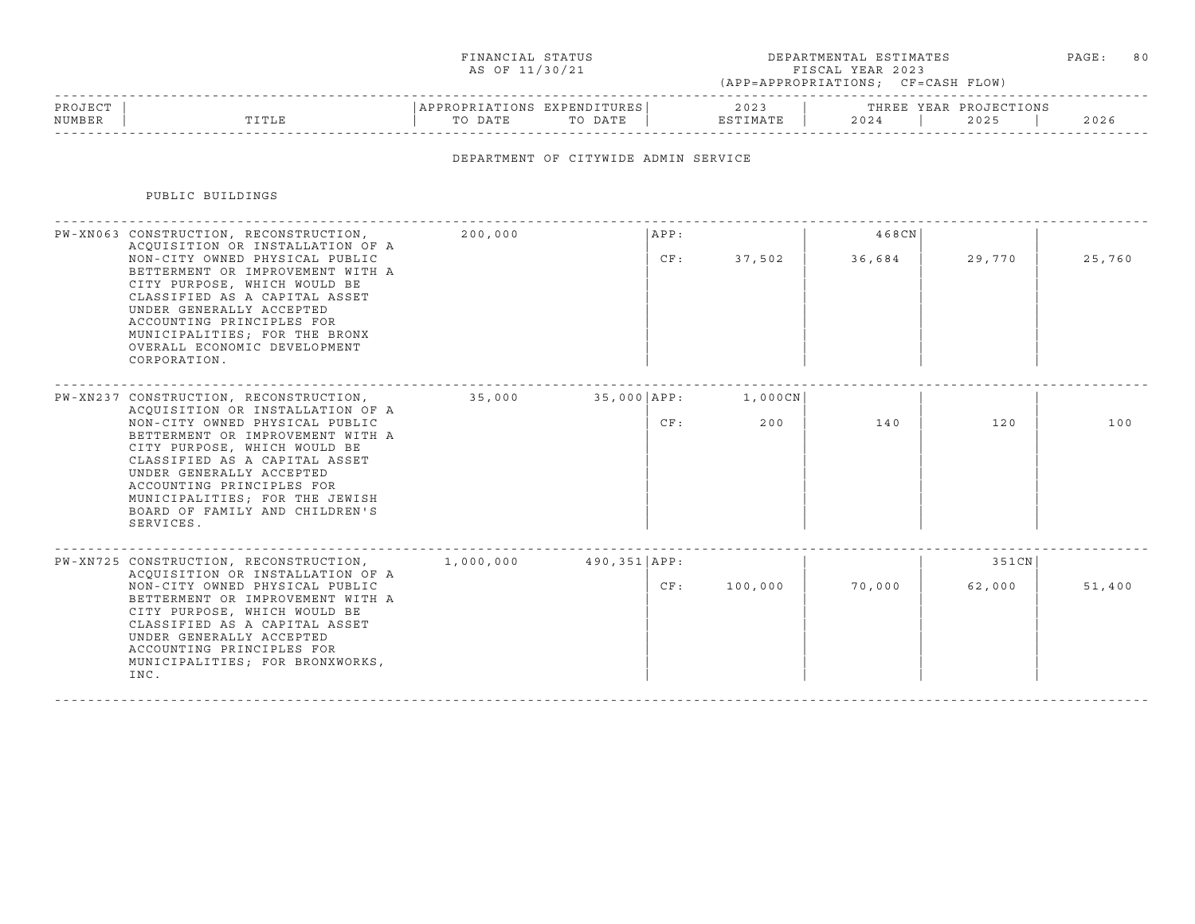FINANCIAL STATUS AS OF 11/30/21

DEPARTMENTAL ESTIMATES FISCAL YEAR 2023 (APP=APPROPRIATIONS; CF=CASH FLOW)

## DEPARTMENT OF CITYWIDE ADMIN SERVICE

### PUBLIC BUILDINGS

| PROJECT NUMBER | TITLE | APPROPRIATIONS TO DATE | EXPENDITURES TO DATE | | 2023 ESTIMATE | 2024 | 2025 | 2026 |
|---|---|---|---|---|---|---|---|---|
| PW-XN063 | CONSTRUCTION, RECONSTRUCTION, ACQUISITION OR INSTALLATION OF A NON-CITY OWNED PHYSICAL PUBLIC BETTERMENT OR IMPROVEMENT WITH A CITY PURPOSE, WHICH WOULD BE CLASSIFIED AS A CAPITAL ASSET UNDER GENERALLY ACCEPTED ACCOUNTING PRINCIPLES FOR MUNICIPALITIES; FOR THE BRONX OVERALL ECONOMIC DEVELOPMENT CORPORATION. | 200,000 | | APP: | | 468CN | | |
| | | | | CF: | 37,502 | 36,684 | 29,770 | 25,760 |
| PW-XN237 | CONSTRUCTION, RECONSTRUCTION, ACQUISITION OR INSTALLATION OF A NON-CITY OWNED PHYSICAL PUBLIC BETTERMENT OR IMPROVEMENT WITH A CITY PURPOSE, WHICH WOULD BE CLASSIFIED AS A CAPITAL ASSET UNDER GENERALLY ACCEPTED ACCOUNTING PRINCIPLES FOR MUNICIPALITIES; FOR THE JEWISH BOARD OF FAMILY AND CHILDREN'S SERVICES. | 35,000 | 35,000 | APP: | 1,000CN | | | |
| | | | | CF: | 200 | 140 | 120 | 100 |
| PW-XN725 | CONSTRUCTION, RECONSTRUCTION, ACQUISITION OR INSTALLATION OF A NON-CITY OWNED PHYSICAL PUBLIC BETTERMENT OR IMPROVEMENT WITH A CITY PURPOSE, WHICH WOULD BE CLASSIFIED AS A CAPITAL ASSET UNDER GENERALLY ACCEPTED ACCOUNTING PRINCIPLES FOR MUNICIPALITIES; FOR BRONXWORKS, INC. | 1,000,000 | 490,351 | APP: | | | 351CN | |
| | | | | CF: | 100,000 | 70,000 | 62,000 | 51,400 |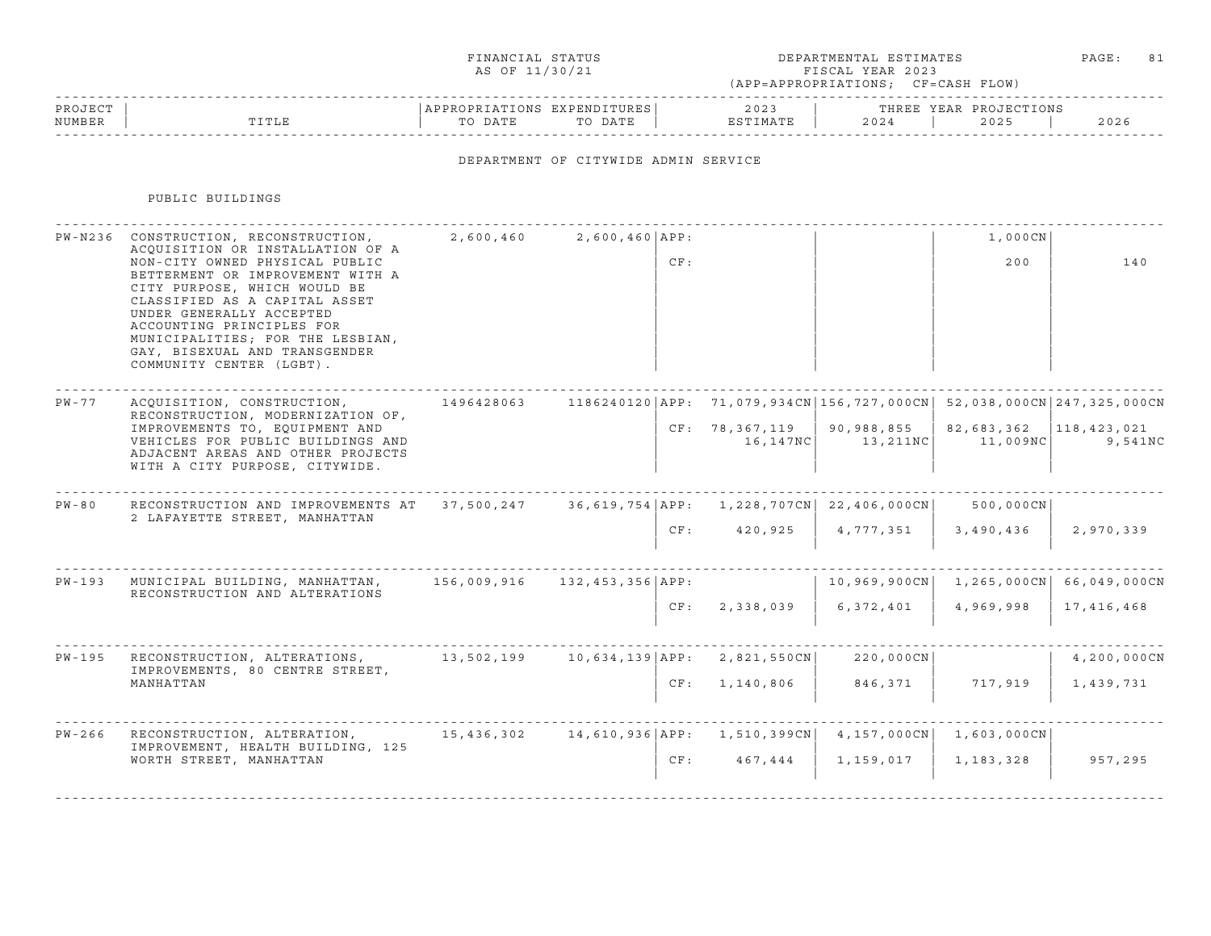FINANCIAL STATUS AS OF 11/30/21

DEPARTMENTAL ESTIMATES FISCAL YEAR 2023 (APP=APPROPRIATIONS; CF=CASH FLOW)

## DEPARTMENT OF CITYWIDE ADMIN SERVICE

### PUBLIC BUILDINGS

| PROJECT NUMBER | TITLE | APPROPRIATIONS TO DATE | EXPENDITURES TO DATE | | 2023 ESTIMATE | 2024 | 2025 | 2026 |
|---|---|---|---|---|---|---|---|---|
| PW-N236 | CONSTRUCTION, RECONSTRUCTION, ACQUISITION OR INSTALLATION OF A NON-CITY OWNED PHYSICAL PUBLIC BETTERMENT OR IMPROVEMENT WITH A CITY PURPOSE, WHICH WOULD BE CLASSIFIED AS A CAPITAL ASSET UNDER GENERALLY ACCEPTED ACCOUNTING PRINCIPLES FOR MUNICIPALITIES; FOR THE LESBIAN, GAY, BISEXUAL AND TRANSGENDER COMMUNITY CENTER (LGBT). | 2,600,460 | 2,600,460 | APP: | | | 1,000CN | |
| | | | | CF: | | | 200 | 140 |
| PW-77 | ACQUISITION, CONSTRUCTION, RECONSTRUCTION, MODERNIZATION OF, IMPROVEMENTS TO, EQUIPMENT AND VEHICLES FOR PUBLIC BUILDINGS AND ADJACENT AREAS AND OTHER PROJECTS WITH A CITY PURPOSE, CITYWIDE. | 1496428063 | 1186240120 | APP: | 71,079,934CN | 156,727,000CN | 52,038,000CN | 247,325,000CN |
| | | | | CF: | 78,367,119 | 90,988,855 | 82,683,362 | 118,423,021 |
| | | | | | 16,147NC | 13,211NC | 11,009NC | 9,541NC |
| PW-80 | RECONSTRUCTION AND IMPROVEMENTS AT 2 LAFAYETTE STREET, MANHATTAN | 37,500,247 | 36,619,754 | APP: | 1,228,707CN | 22,406,000CN | 500,000CN | |
| | | | | CF: | 420,925 | 4,777,351 | 3,490,436 | 2,970,339 |
| PW-193 | MUNICIPAL BUILDING, MANHATTAN, RECONSTRUCTION AND ALTERATIONS | 156,009,916 | 132,453,356 | APP: | | 10,969,900CN | 1,265,000CN | 66,049,000CN |
| | | | | CF: | 2,338,039 | 6,372,401 | 4,969,998 | 17,416,468 |
| PW-195 | RECONSTRUCTION, ALTERATIONS, IMPROVEMENTS, 80 CENTRE STREET, MANHATTAN | 13,502,199 | 10,634,139 | APP: | 2,821,550CN | 220,000CN | | 4,200,000CN |
| | | | | CF: | 1,140,806 | 846,371 | 717,919 | 1,439,731 |
| PW-266 | RECONSTRUCTION, ALTERATION, IMPROVEMENT, HEALTH BUILDING, 125 WORTH STREET, MANHATTAN | 15,436,302 | 14,610,936 | APP: | 1,510,399CN | 4,157,000CN | 1,603,000CN | |
| | | | | CF: | 467,444 | 1,159,017 | 1,183,328 | 957,295 |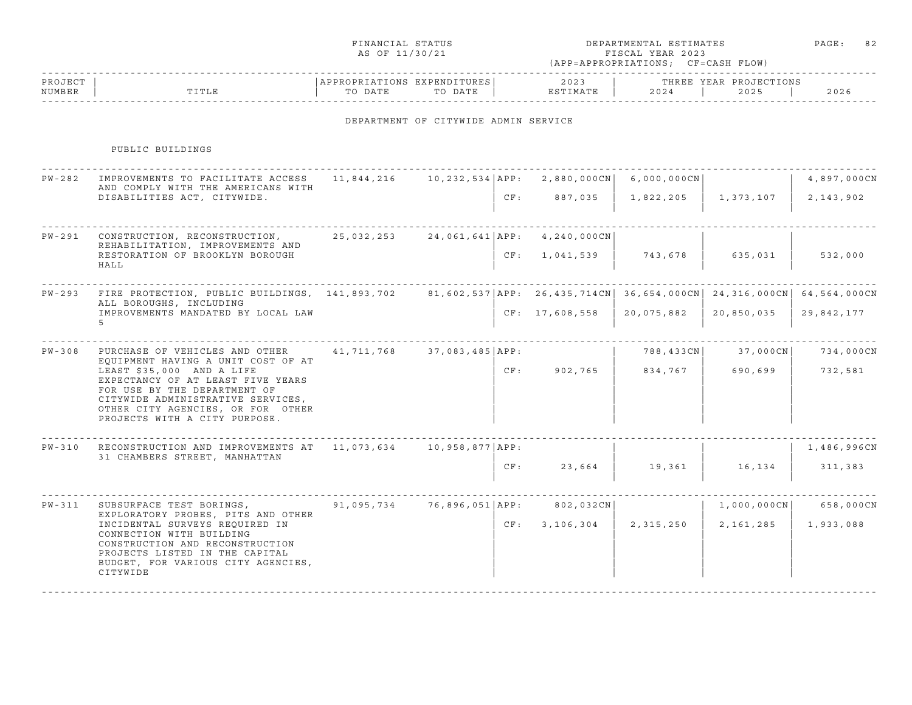FINANCIAL STATUS AS OF 11/30/21 — DEPARTMENTAL ESTIMATES FISCAL YEAR 2023 (APP=APPROPRIATIONS; CF=CASH FLOW)

## DEPARTMENT OF CITYWIDE ADMIN SERVICE

### PUBLIC BUILDINGS

| PROJECT NUMBER | TITLE | APPROPRIATIONS TO DATE | EXPENDITURES TO DATE | | 2023 ESTIMATE | 2024 | 2025 | 2026 |
|---|---|---|---|---|---|---|---|---|
| | | | | | | THREE YEAR PROJECTIONS | | |
| PW-282 | IMPROVEMENTS TO FACILITATE ACCESS AND COMPLY WITH THE AMERICANS WITH DISABILITIES ACT, CITYWIDE. | 11,844,216 | 10,232,534 | APP: | 2,880,000CN | 6,000,000CN | | 4,897,000CN |
| | | | | CF: | 887,035 | 1,822,205 | 1,373,107 | 2,143,902 |
| PW-291 | CONSTRUCTION, RECONSTRUCTION, REHABILITATION, IMPROVEMENTS AND RESTORATION OF BROOKLYN BOROUGH HALL | 25,032,253 | 24,061,641 | APP: | 4,240,000CN | | | |
| | | | | CF: | 1,041,539 | 743,678 | 635,031 | 532,000 |
| PW-293 | FIRE PROTECTION, PUBLIC BUILDINGS, ALL BOROUGHS, INCLUDING IMPROVEMENTS MANDATED BY LOCAL LAW 5 | 141,893,702 | 81,602,537 | APP: | 26,435,714CN | 36,654,000CN | 24,316,000CN | 64,564,000CN |
| | | | | CF: | 17,608,558 | 20,075,882 | 20,850,035 | 29,842,177 |
| PW-308 | PURCHASE OF VEHICLES AND OTHER EQUIPMENT HAVING A UNIT COST OF AT LEAST $35,000 AND A LIFE EXPECTANCY OF AT LEAST FIVE YEARS FOR USE BY THE DEPARTMENT OF CITYWIDE ADMINISTRATIVE SERVICES, OTHER CITY AGENCIES, OR FOR OTHER PROJECTS WITH A CITY PURPOSE. | 41,711,768 | 37,083,485 | APP: | | 788,433CN | 37,000CN | 734,000CN |
| | | | | CF: | 902,765 | 834,767 | 690,699 | 732,581 |
| PW-310 | RECONSTRUCTION AND IMPROVEMENTS AT 31 CHAMBERS STREET, MANHATTAN | 11,073,634 | 10,958,877 | APP: | | | | 1,486,996CN |
| | | | | CF: | 23,664 | 19,361 | 16,134 | 311,383 |
| PW-311 | SUBSURFACE TEST BORINGS, EXPLORATORY PROBES, PITS AND OTHER INCIDENTAL SURVEYS REQUIRED IN CONNECTION WITH BUILDING CONSTRUCTION AND RECONSTRUCTION PROJECTS LISTED IN THE CAPITAL BUDGET, FOR VARIOUS CITY AGENCIES, CITYWIDE | 91,095,734 | 76,896,051 | APP: | 802,032CN | | 1,000,000CN | 658,000CN |
| | | | | CF: | 3,106,304 | 2,315,250 | 2,161,285 | 1,933,088 |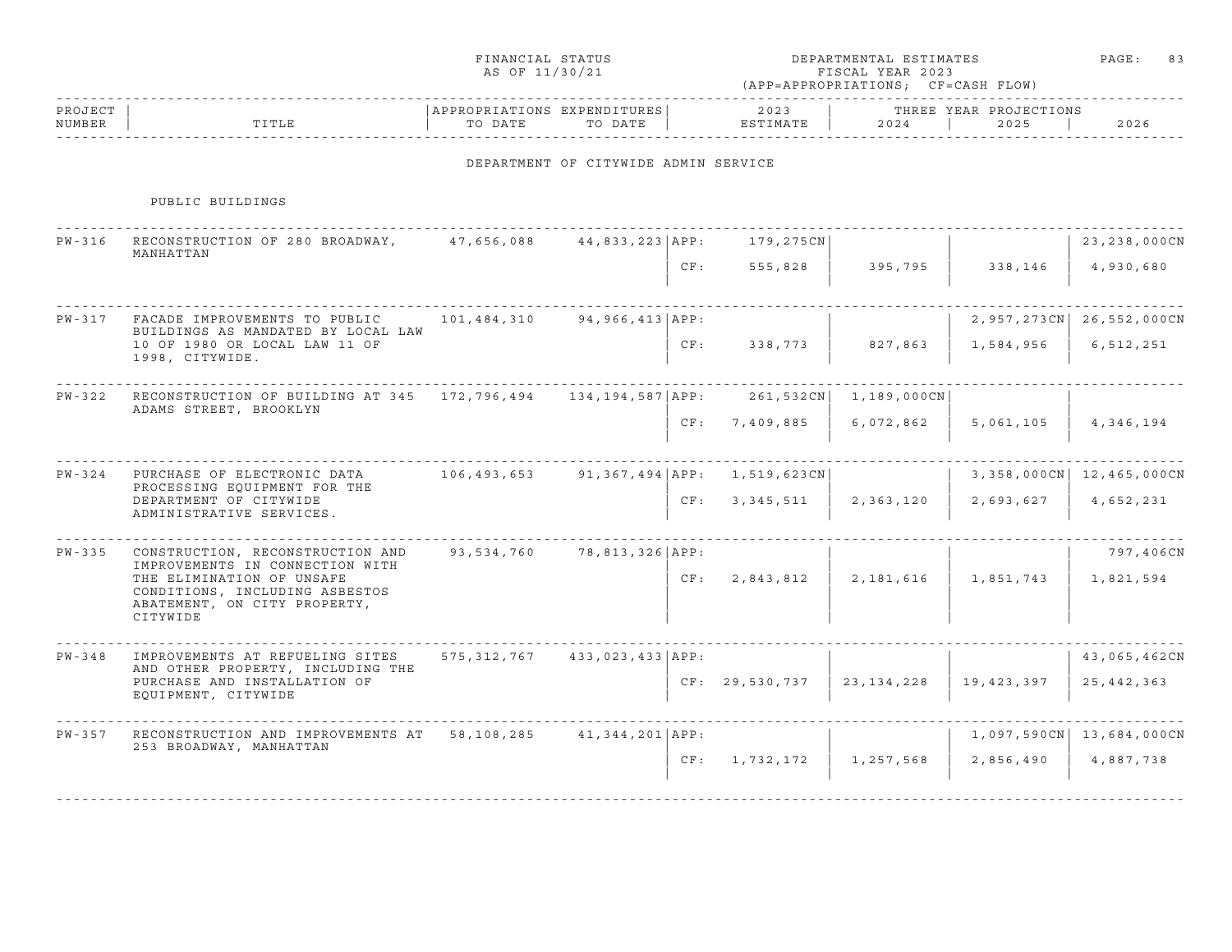FINANCIAL STATUS AS OF 11/30/21

DEPARTMENTAL ESTIMATES FISCAL YEAR 2023 (APP=APPROPRIATIONS; CF=CASH FLOW)

## DEPARTMENT OF CITYWIDE ADMIN SERVICE

### PUBLIC BUILDINGS

| PROJECT NUMBER | TITLE | APPROPRIATIONS TO DATE | EXPENDITURES TO DATE | | 2023 ESTIMATE | 2024 | 2025 | 2026 |
|---|---|---|---|---|---|---|---|---|
| PW-316 | RECONSTRUCTION OF 280 BROADWAY, MANHATTAN | 47,656,088 | 44,833,223 | APP: | 179,275CN | | | 23,238,000CN |
| | | | | CF: | 555,828 | 395,795 | 338,146 | 4,930,680 |
| PW-317 | FACADE IMPROVEMENTS TO PUBLIC BUILDINGS AS MANDATED BY LOCAL LAW 10 OF 1980 OR LOCAL LAW 11 OF 1998, CITYWIDE. | 101,484,310 | 94,966,413 | APP: | | | 2,957,273CN | 26,552,000CN |
| | | | | CF: | 338,773 | 827,863 | 1,584,956 | 6,512,251 |
| PW-322 | RECONSTRUCTION OF BUILDING AT 345 ADAMS STREET, BROOKLYN | 172,796,494 | 134,194,587 | APP: | 261,532CN | 1,189,000CN | | |
| | | | | CF: | 7,409,885 | 6,072,862 | 5,061,105 | 4,346,194 |
| PW-324 | PURCHASE OF ELECTRONIC DATA PROCESSING EQUIPMENT FOR THE DEPARTMENT OF CITYWIDE ADMINISTRATIVE SERVICES. | 106,493,653 | 91,367,494 | APP: | 1,519,623CN | | 3,358,000CN | 12,465,000CN |
| | | | | CF: | 3,345,511 | 2,363,120 | 2,693,627 | 4,652,231 |
| PW-335 | CONSTRUCTION, RECONSTRUCTION AND IMPROVEMENTS IN CONNECTION WITH THE ELIMINATION OF UNSAFE CONDITIONS, INCLUDING ASBESTOS ABATEMENT, ON CITY PROPERTY, CITYWIDE | 93,534,760 | 78,813,326 | APP: | | | | 797,406CN |
| | | | | CF: | 2,843,812 | 2,181,616 | 1,851,743 | 1,821,594 |
| PW-348 | IMPROVEMENTS AT REFUELING SITES AND OTHER PROPERTY, INCLUDING THE PURCHASE AND INSTALLATION OF EQUIPMENT, CITYWIDE | 575,312,767 | 433,023,433 | APP: | | | | 43,065,462CN |
| | | | | CF: | 29,530,737 | 23,134,228 | 19,423,397 | 25,442,363 |
| PW-357 | RECONSTRUCTION AND IMPROVEMENTS AT 253 BROADWAY, MANHATTAN | 58,108,285 | 41,344,201 | APP: | | | 1,097,590CN | 13,684,000CN |
| | | | | CF: | 1,732,172 | 1,257,568 | 2,856,490 | 4,887,738 |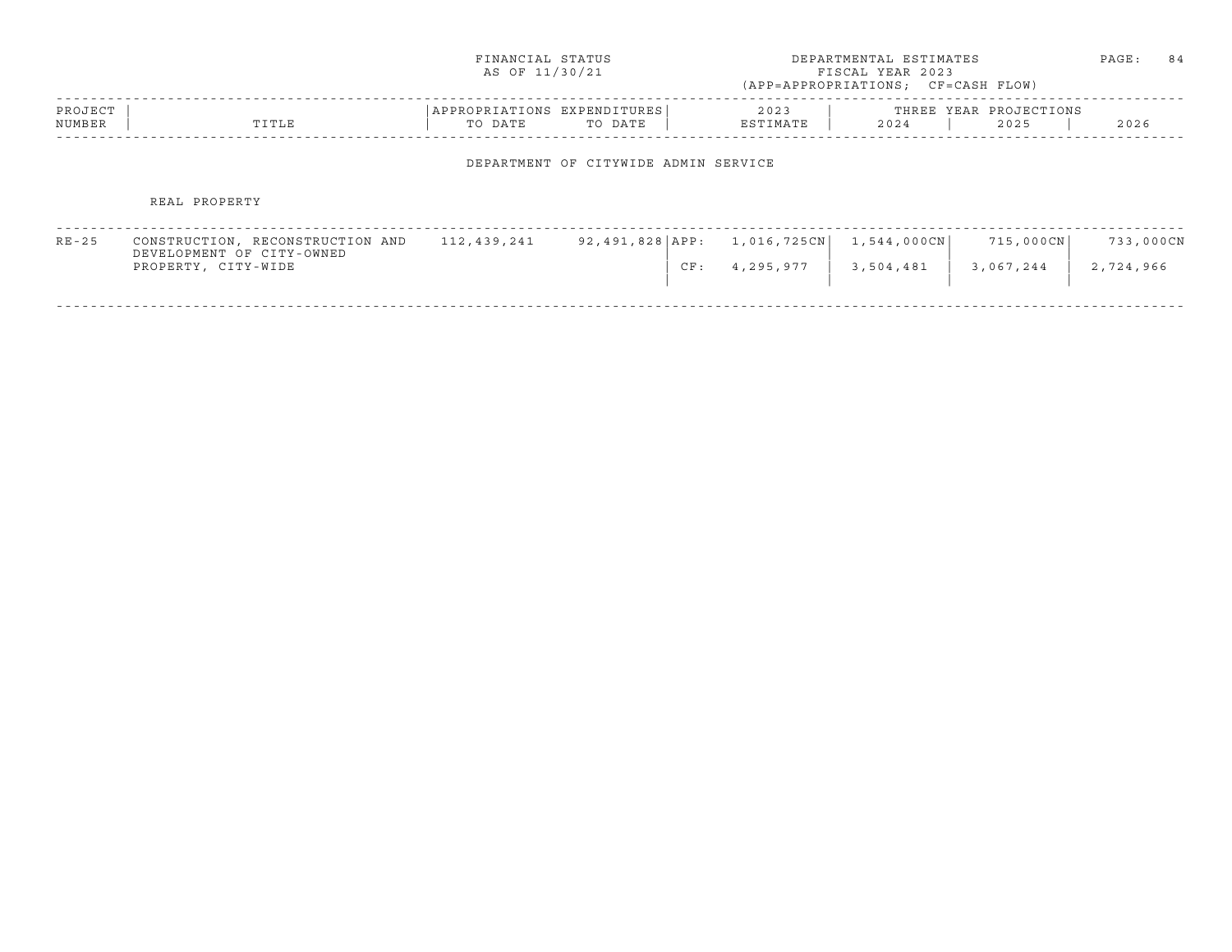FINANCIAL STATUS
AS OF 11/30/21

DEPARTMENTAL ESTIMATES
FISCAL YEAR 2023
(APP=APPROPRIATIONS; CF=CASH FLOW)

## DEPARTMENT OF CITYWIDE ADMIN SERVICE

### REAL PROPERTY

| PROJECT NUMBER | TITLE | APPROPRIATIONS TO DATE | EXPENDITURES TO DATE | | 2023 ESTIMATE | THREE YEAR PROJECTIONS 2024 | 2025 | 2026 |
|---|---|---|---|---|---|---|---|---|
| RE-25 | CONSTRUCTION, RECONSTRUCTION AND DEVELOPMENT OF CITY-OWNED PROPERTY, CITY-WIDE | 112,439,241 | 92,491,828 | APP: | 1,016,725CN | 1,544,000CN | 715,000CN | 733,000CN |
| | | | | CF: | 4,295,977 | 3,504,481 | 3,067,244 | 2,724,966 |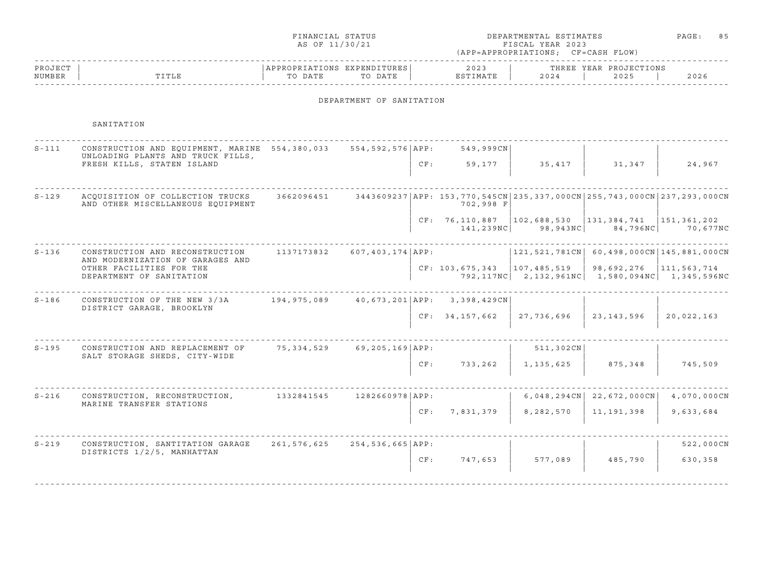FINANCIAL STATUS AS OF 11/30/21

DEPARTMENTAL ESTIMATES FISCAL YEAR 2023 (APP=APPROPRIATIONS; CF=CASH FLOW)

## DEPARTMENT OF SANITATION

### SANITATION

| PROJECT NUMBER | TITLE | APPROPRIATIONS TO DATE | EXPENDITURES TO DATE | | 2023 ESTIMATE | 2024 | 2025 | 2026 |
|---|---|---|---|---|---|---|---|---|
| S-111 | CONSTRUCTION AND EQUIPMENT, MARINE UNLOADING PLANTS AND TRUCK FILLS, FRESH KILLS, STATEN ISLAND | 554,380,033 | 554,592,576 | APP: | 549,999CN | | | |
| | | | | CF: | 59,177 | 35,417 | 31,347 | 24,967 |
| S-129 | ACQUISITION OF COLLECTION TRUCKS AND OTHER MISCELLANEOUS EQUIPMENT | 3662096451 | 3443609237 | APP: | 153,770,545CN<br>702,998 F | 235,337,000CN | 255,743,000CN | 237,293,000CN |
| | | | | CF: | 76,110,887<br>141,239NC | 102,688,530<br>98,943NC | 131,384,741<br>84,796NC | 151,361,202<br>70,677NC |
| S-136 | CONSTRUCTION AND RECONSTRUCTION AND MODERNIZATION OF GARAGES AND OTHER FACILITIES FOR THE DEPARTMENT OF SANITATION | 1137173832 | 607,403,174 | APP: | | 121,521,781CN | 60,498,000CN | 145,881,000CN |
| | | | | CF: | 103,675,343<br>792,117NC | 107,485,519<br>2,132,961NC | 98,692,276<br>1,580,094NC | 111,563,714<br>1,345,596NC |
| S-186 | CONSTRUCTION OF THE NEW 3/3A DISTRICT GARAGE, BROOKLYN | 194,975,089 | 40,673,201 | APP: | 3,398,429CN | | | |
| | | | | CF: | 34,157,662 | 27,736,696 | 23,143,596 | 20,022,163 |
| S-195 | CONSTRUCTION AND REPLACEMENT OF SALT STORAGE SHEDS, CITY-WIDE | 75,334,529 | 69,205,169 | APP: | | 511,302CN | | |
| | | | | CF: | 733,262 | 1,135,625 | 875,348 | 745,509 |
| S-216 | CONSTRUCTION, RECONSTRUCTION, MARINE TRANSFER STATIONS | 1332841545 | 1282660978 | APP: | | 6,048,294CN | 22,672,000CN | 4,070,000CN |
| | | | | CF: | 7,831,379 | 8,282,570 | 11,191,398 | 9,633,684 |
| S-219 | CONSTRUCTION, SANTITATION GARAGE DISTRICTS 1/2/5, MANHATTAN | 261,576,625 | 254,536,665 | APP: | | | | 522,000CN |
| | | | | CF: | 747,653 | 577,089 | 485,790 | 630,358 |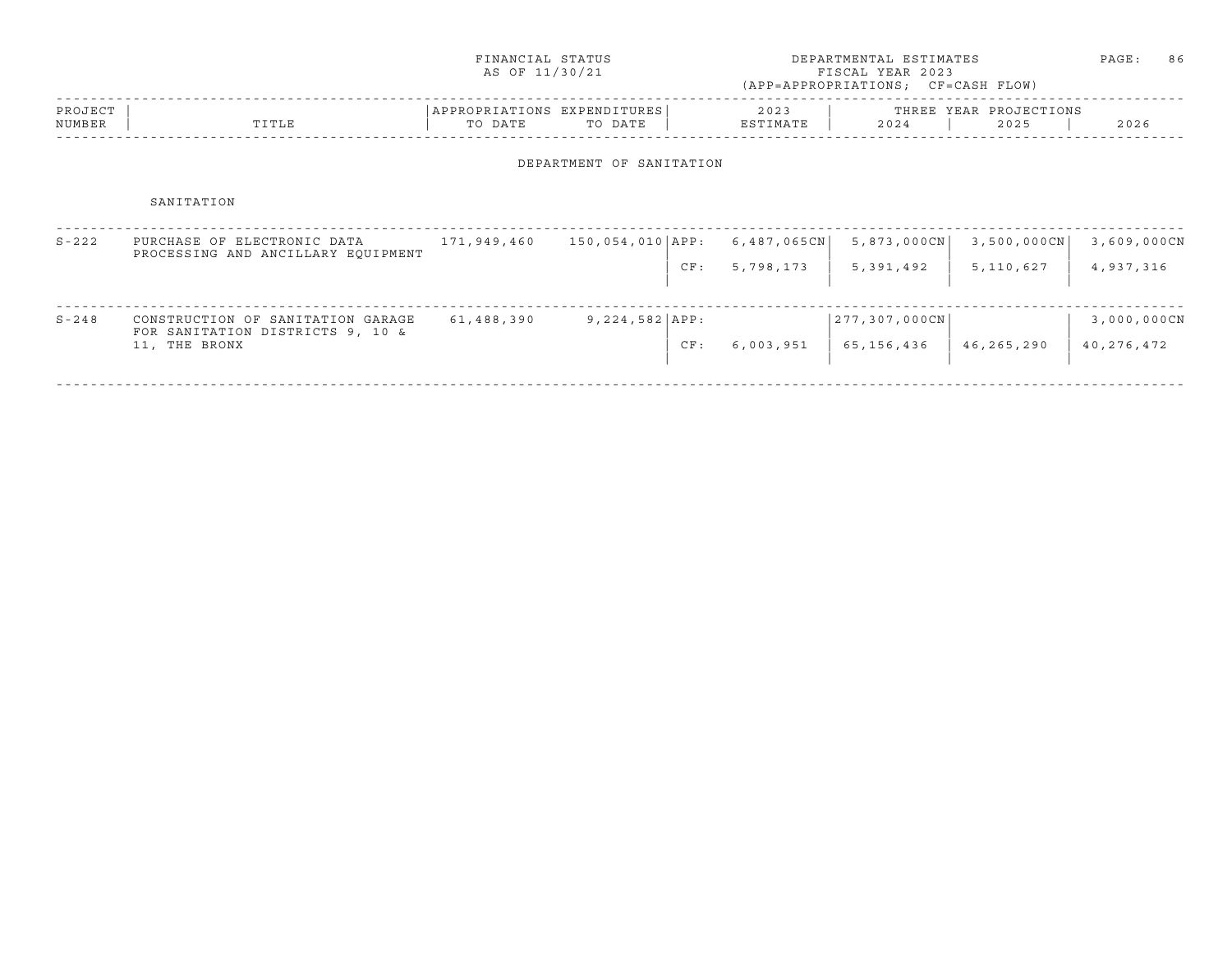FINANCIAL STATUS AS OF 11/30/21

DEPARTMENTAL ESTIMATES FISCAL YEAR 2023 (APP=APPROPRIATIONS; CF=CASH FLOW)

| PROJECT NUMBER | TITLE | APPROPRIATIONS TO DATE | EXPENDITURES TO DATE | | 2023 ESTIMATE | THREE YEAR PROJECTIONS 2024 | 2025 | 2026 |
|---|---|---|---|---|---|---|---|---|

## DEPARTMENT OF SANITATION

### SANITATION

| PROJECT NUMBER | TITLE | APPROPRIATIONS TO DATE | EXPENDITURES TO DATE | | 2023 ESTIMATE | 2024 | 2025 | 2026 |
|---|---|---|---|---|---|---|---|---|
| S-222 | PURCHASE OF ELECTRONIC DATA PROCESSING AND ANCILLARY EQUIPMENT | 171,949,460 | 150,054,010 | APP: | 6,487,065CN | 5,873,000CN | 3,500,000CN | 3,609,000CN |
| | | | | CF: | 5,798,173 | 5,391,492 | 5,110,627 | 4,937,316 |
| S-248 | CONSTRUCTION OF SANITATION GARAGE FOR SANITATION DISTRICTS 9, 10 & 11, THE BRONX | 61,488,390 | 9,224,582 | APP: | | 277,307,000CN | | 3,000,000CN |
| | | | | CF: | 6,003,951 | 65,156,436 | 46,265,290 | 40,276,472 |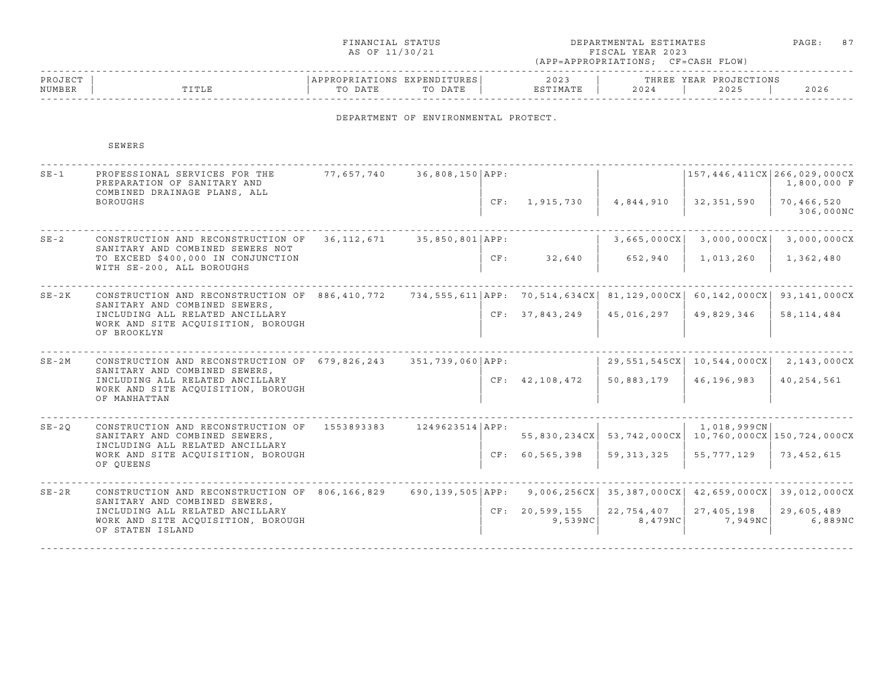FINANCIAL STATUS AS OF 11/30/21

DEPARTMENTAL ESTIMATES FISCAL YEAR 2023 (APP=APPROPRIATIONS; CF=CASH FLOW)

## DEPARTMENT OF ENVIRONMENTAL PROTECT.

### SEWERS

| PROJECT NUMBER | TITLE | APPROPRIATIONS TO DATE | EXPENDITURES TO DATE | | 2023 ESTIMATE | 2024 | 2025 | 2026 |
|---|---|---|---|---|---|---|---|---|
| SE-1 | PROFESSIONAL SERVICES FOR THE PREPARATION OF SANITARY AND COMBINED DRAINAGE PLANS, ALL BOROUGHS | 77,657,740 | 36,808,150 | APP: | | | 157,446,411CX | 266,029,000CX 1,800,000 F |
| | | | | CF: | 1,915,730 | 4,844,910 | 32,351,590 | 70,466,520 306,000NC |
| SE-2 | CONSTRUCTION AND RECONSTRUCTION OF SANITARY AND COMBINED SEWERS NOT TO EXCEED $400,000 IN CONJUNCTION WITH SE-200, ALL BOROUGHS | 36,112,671 | 35,850,801 | APP: | | 3,665,000CX | 3,000,000CX | 3,000,000CX |
| | | | | CF: | 32,640 | 652,940 | 1,013,260 | 1,362,480 |
| SE-2K | CONSTRUCTION AND RECONSTRUCTION OF SANITARY AND COMBINED SEWERS, INCLUDING ALL RELATED ANCILLARY WORK AND SITE ACQUISITION, BOROUGH OF BROOKLYN | 886,410,772 | 734,555,611 | APP: | 70,514,634CX | 81,129,000CX | 60,142,000CX | 93,141,000CX |
| | | | | CF: | 37,843,249 | 45,016,297 | 49,829,346 | 58,114,484 |
| SE-2M | CONSTRUCTION AND RECONSTRUCTION OF SANITARY AND COMBINED SEWERS, INCLUDING ALL RELATED ANCILLARY WORK AND SITE ACQUISITION, BOROUGH OF MANHATTAN | 679,826,243 | 351,739,060 | APP: | | 29,551,545CX | 10,544,000CX | 2,143,000CX |
| | | | | CF: | 42,108,472 | 50,883,179 | 46,196,983 | 40,254,561 |
| SE-2Q | CONSTRUCTION AND RECONSTRUCTION OF SANITARY AND COMBINED SEWERS, INCLUDING ALL RELATED ANCILLARY WORK AND SITE ACQUISITION, BOROUGH OF QUEENS | 1553893383 | 1249623514 | APP: | 55,830,234CX | 53,742,000CX | 1,018,999CN 10,760,000CX | 150,724,000CX |
| | | | | CF: | 60,565,398 | 59,313,325 | 55,777,129 | 73,452,615 |
| SE-2R | CONSTRUCTION AND RECONSTRUCTION OF SANITARY AND COMBINED SEWERS, INCLUDING ALL RELATED ANCILLARY WORK AND SITE ACQUISITION, BOROUGH OF STATEN ISLAND | 806,166,829 | 690,139,505 | APP: | 9,006,256CX | 35,387,000CX | 42,659,000CX | 39,012,000CX |
| | | | | CF: | 20,599,155 9,539NC | 22,754,407 8,479NC | 27,405,198 7,949NC | 29,605,489 6,889NC |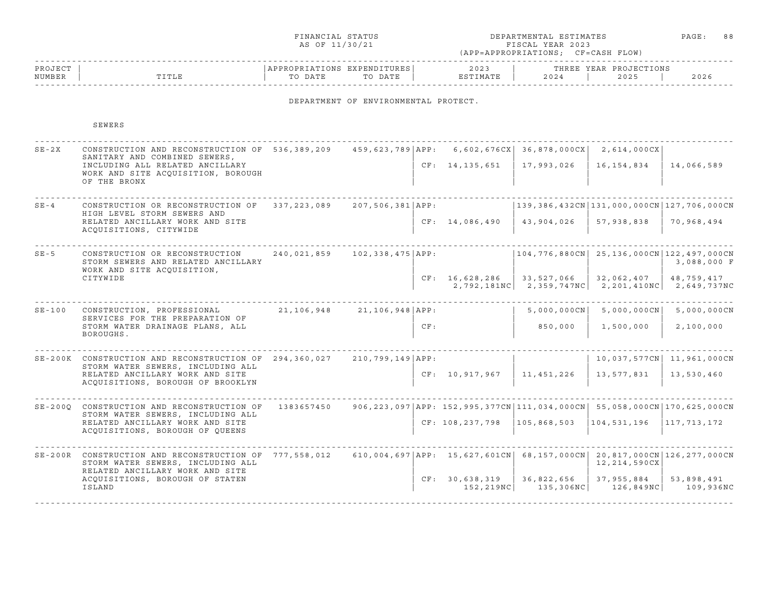FINANCIAL STATUS AS OF 11/30/21

DEPARTMENTAL ESTIMATES FISCAL YEAR 2023 (APP=APPROPRIATIONS; CF=CASH FLOW)

## DEPARTMENT OF ENVIRONMENTAL PROTECT.

### SEWERS

| PROJECT NUMBER | TITLE | APPROPRIATIONS TO DATE | EXPENDITURES TO DATE | | 2023 ESTIMATE | 2024 | 2025 | 2026 |
|---|---|---|---|---|---|---|---|---|
| SE-2X | CONSTRUCTION AND RECONSTRUCTION OF SANITARY AND COMBINED SEWERS, INCLUDING ALL RELATED ANCILLARY WORK AND SITE ACQUISITION, BOROUGH OF THE BRONX | 536,389,209 | 459,623,789 | APP: | 6,602,676CX | 36,878,000CX | 2,614,000CX | |
| | | | | CF: | 14,135,651 | 17,993,026 | 16,154,834 | 14,066,589 |
| SE-4 | CONSTRUCTION OR RECONSTRUCTION OF HIGH LEVEL STORM SEWERS AND RELATED ANCILLARY WORK AND SITE ACQUISITIONS, CITYWIDE | 337,223,089 | 207,506,381 | APP: | | 139,386,432CN | 131,000,000CN | 127,706,000CN |
| | | | | CF: | 14,086,490 | 43,904,026 | 57,938,838 | 70,968,494 |
| SE-5 | CONSTRUCTION OR RECONSTRUCTION STORM SEWERS AND RELATED ANCILLARY WORK AND SITE ACQUISITION, CITYWIDE | 240,021,859 | 102,338,475 | APP: | | 104,776,880CN | 25,136,000CN | 122,497,000CN<br>3,088,000 F |
| | | | | CF: | 16,628,286<br>2,792,181NC | 33,527,066<br>2,359,747NC | 32,062,407<br>2,201,410NC | 48,759,417<br>2,649,737NC |
| SE-100 | CONSTRUCTION, PROFESSIONAL SERVICES FOR THE PREPARATION OF STORM WATER DRAINAGE PLANS, ALL BOROUGHS. | 21,106,948 | 21,106,948 | APP: | | 5,000,000CN | 5,000,000CN | 5,000,000CN |
| | | | | CF: | | 850,000 | 1,500,000 | 2,100,000 |
| SE-200K | CONSTRUCTION AND RECONSTRUCTION OF STORM WATER SEWERS, INCLUDING ALL RELATED ANCILLARY WORK AND SITE ACQUISITIONS, BOROUGH OF BROOKLYN | 294,360,027 | 210,799,149 | APP: | | | 10,037,577CN | 11,961,000CN |
| | | | | CF: | 10,917,967 | 11,451,226 | 13,577,831 | 13,530,460 |
| SE-200Q | CONSTRUCTION AND RECONSTRUCTION OF STORM WATER SEWERS, INCLUDING ALL RELATED ANCILLARY WORK AND SITE ACQUISITIONS, BOROUGH OF QUEENS | 1383657450 | 906,223,097 | APP: | 152,995,377CN | 111,034,000CN | 55,058,000CN | 170,625,000CN |
| | | | | CF: | 108,237,798 | 105,868,503 | 104,531,196 | 117,713,172 |
| SE-200R | CONSTRUCTION AND RECONSTRUCTION OF STORM WATER SEWERS, INCLUDING ALL RELATED ANCILLARY WORK AND SITE ACQUISITIONS, BOROUGH OF STATEN ISLAND | 777,558,012 | 610,004,697 | APP: | 15,627,601CN | 68,157,000CN | 20,817,000CN<br>12,214,590CX | 126,277,000CN |
| | | | | CF: | 30,638,319<br>152,219NC | 36,822,656<br>135,306NC | 37,955,884<br>126,849NC | 53,898,491<br>109,936NC |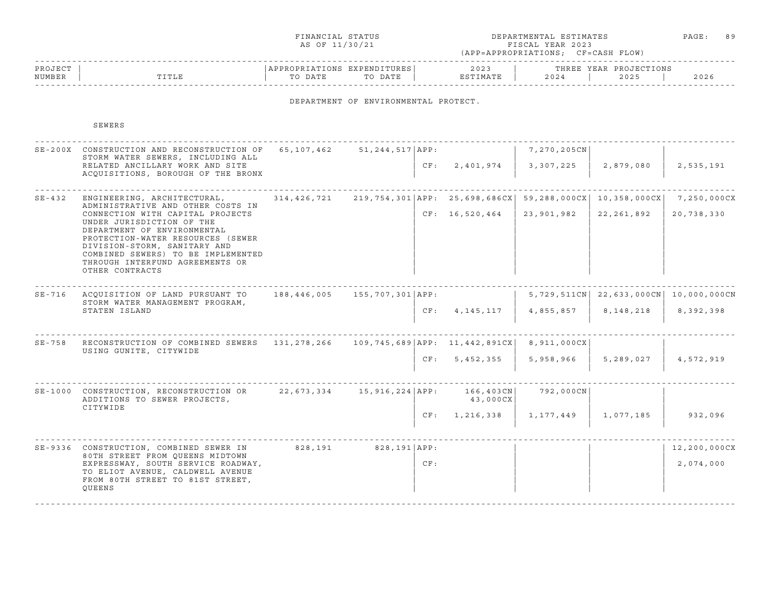FINANCIAL STATUS AS OF 11/30/21

DEPARTMENTAL ESTIMATES FISCAL YEAR 2023 (APP=APPROPRIATIONS; CF=CASH FLOW)

## DEPARTMENT OF ENVIRONMENTAL PROTECT.

### SEWERS

| PROJECT NUMBER | TITLE | APPROPRIATIONS TO DATE | EXPENDITURES TO DATE | | 2023 ESTIMATE | 2024 | 2025 | 2026 |
|---|---|---|---|---|---|---|---|---|
| SE-200X | CONSTRUCTION AND RECONSTRUCTION OF STORM WATER SEWERS, INCLUDING ALL RELATED ANCILLARY WORK AND SITE ACQUISITIONS, BOROUGH OF THE BRONX | 65,107,462 | 51,244,517 | APP: | | 7,270,205CN | | |
| | | | | CF: | 2,401,974 | 3,307,225 | 2,879,080 | 2,535,191 |
| SE-432 | ENGINEERING, ARCHITECTURAL, ADMINISTRATIVE AND OTHER COSTS IN CONNECTION WITH CAPITAL PROJECTS UNDER JURISDICTION OF THE DEPARTMENT OF ENVIRONMENTAL PROTECTION-WATER RESOURCES (SEWER DIVISION-STORM, SANITARY AND COMBINED SEWERS) TO BE IMPLEMENTED THROUGH INTERFUND AGREEMENTS OR OTHER CONTRACTS | 314,426,721 | 219,754,301 | APP: | 25,698,686CX | 59,288,000CX | 10,358,000CX | 7,250,000CX |
| | | | | CF: | 16,520,464 | 23,901,982 | 22,261,892 | 20,738,330 |
| SE-716 | ACQUISITION OF LAND PURSUANT TO STORM WATER MANAGEMENT PROGRAM, STATEN ISLAND | 188,446,005 | 155,707,301 | APP: | | 5,729,511CN | 22,633,000CN | 10,000,000CN |
| | | | | CF: | 4,145,117 | 4,855,857 | 8,148,218 | 8,392,398 |
| SE-758 | RECONSTRUCTION OF COMBINED SEWERS USING GUNITE, CITYWIDE | 131,278,266 | 109,745,689 | APP: | 11,442,891CX | 8,911,000CX | | |
| | | | | CF: | 5,452,355 | 5,958,966 | 5,289,027 | 4,572,919 |
| SE-1000 | CONSTRUCTION, RECONSTRUCTION OR ADDITIONS TO SEWER PROJECTS, CITYWIDE | 22,673,334 | 15,916,224 | APP: | 166,403CN 43,000CX | 792,000CN | | |
| | | | | CF: | 1,216,338 | 1,177,449 | 1,077,185 | 932,096 |
| SE-9336 | CONSTRUCTION, COMBINED SEWER IN 80TH STREET FROM QUEENS MIDTOWN EXPRESSWAY, SOUTH SERVICE ROADWAY, TO ELIOT AVENUE, CALDWELL AVENUE FROM 80TH STREET TO 81ST STREET, QUEENS | 828,191 | 828,191 | APP: | | | | 12,200,000CX |
| | | | | CF: | | | | 2,074,000 |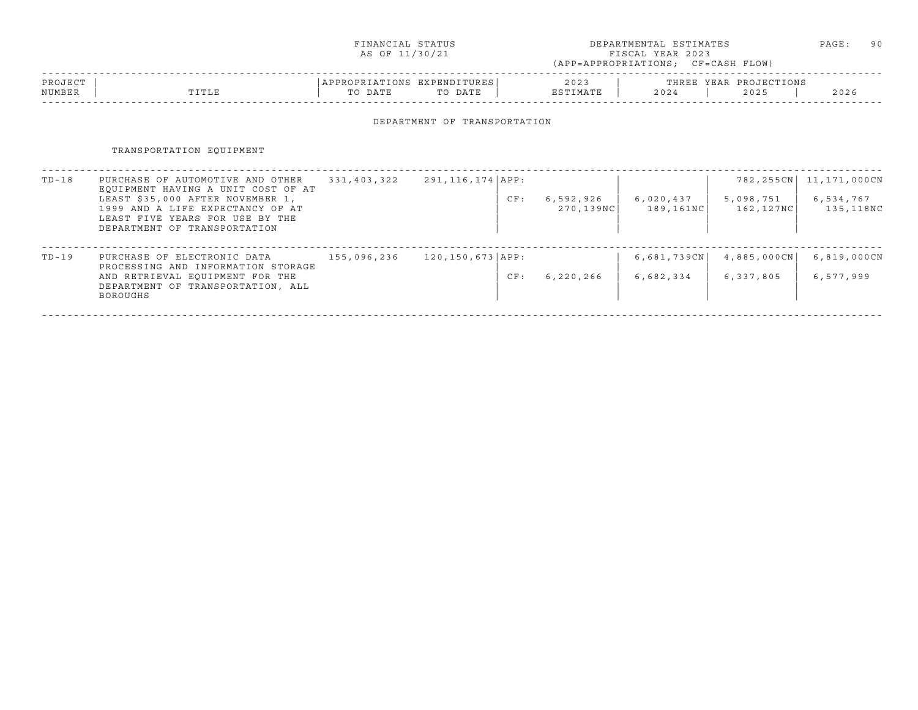FINANCIAL STATUS AS OF 11/30/21

DEPARTMENTAL ESTIMATES FISCAL YEAR 2023 (APP=APPROPRIATIONS; CF=CASH FLOW)

## DEPARTMENT OF TRANSPORTATION

### TRANSPORTATION EQUIPMENT

| PROJECT NUMBER | TITLE | APPROPRIATIONS TO DATE | EXPENDITURES TO DATE | | 2023 ESTIMATE | THREE YEAR PROJECTIONS 2024 | 2025 | 2026 |
|---|---|---|---|---|---|---|---|---|
| TD-18 | PURCHASE OF AUTOMOTIVE AND OTHER EQUIPMENT HAVING A UNIT COST OF AT LEAST $35,000 AFTER NOVEMBER 1, 1999 AND A LIFE EXPECTANCY OF AT LEAST FIVE YEARS FOR USE BY THE DEPARTMENT OF TRANSPORTATION | 331,403,322 | 291,116,174 | APP: | | | 782,255CN | 11,171,000CN |
| | | | | CF: | 6,592,926<br>270,139NC | 6,020,437<br>189,161NC | 5,098,751<br>162,127NC | 6,534,767<br>135,118NC |
| TD-19 | PURCHASE OF ELECTRONIC DATA PROCESSING AND INFORMATION STORAGE AND RETRIEVAL EQUIPMENT FOR THE DEPARTMENT OF TRANSPORTATION, ALL BOROUGHS | 155,096,236 | 120,150,673 | APP: | | 6,681,739CN | 4,885,000CN | 6,819,000CN |
| | | | | CF: | 6,220,266 | 6,682,334 | 6,337,805 | 6,577,999 |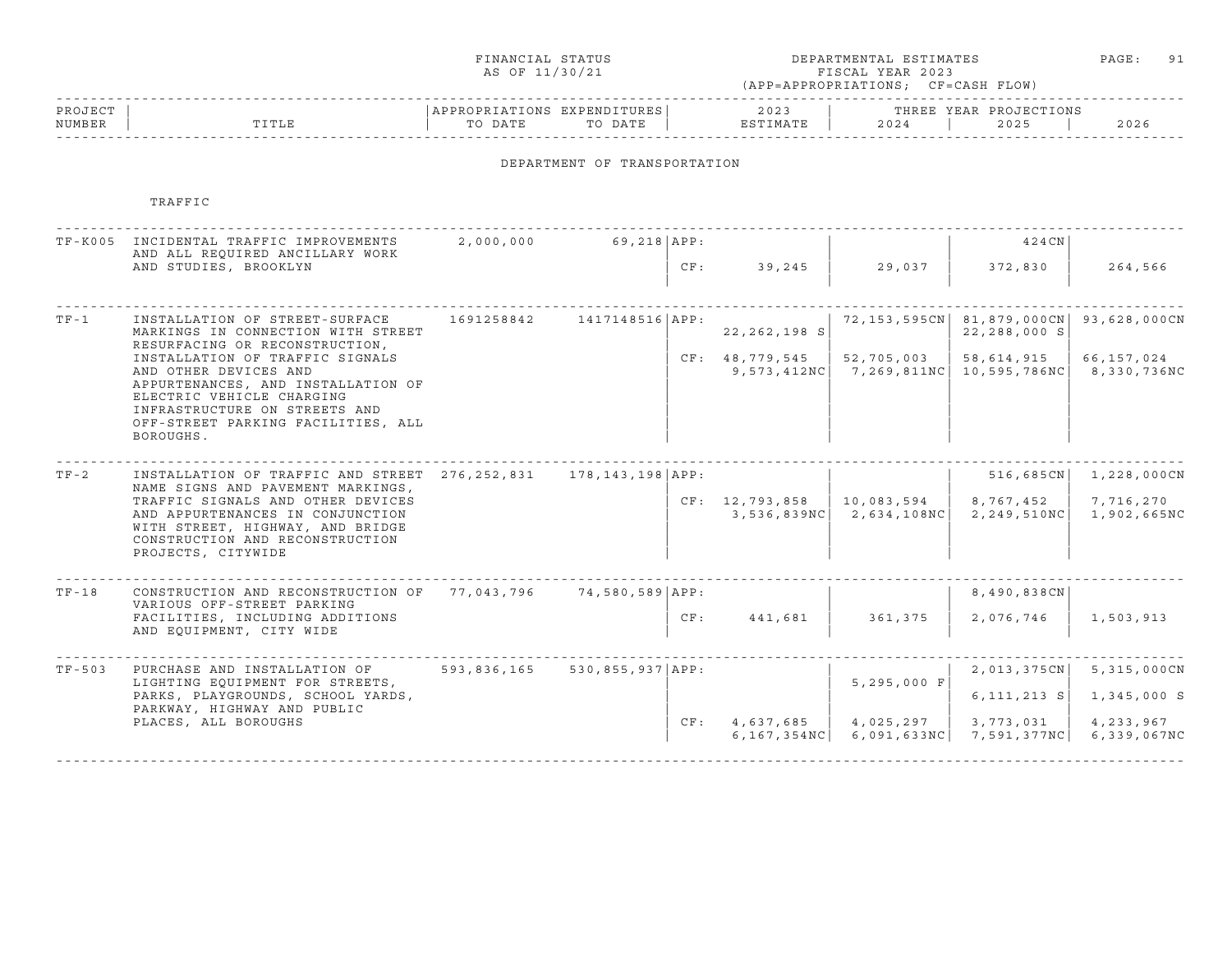FINANCIAL STATUS AS OF 11/30/21

DEPARTMENTAL ESTIMATES FISCAL YEAR 2023 (APP=APPROPRIATIONS; CF=CASH FLOW)

## DEPARTMENT OF TRANSPORTATION

### TRAFFIC

| PROJECT NUMBER | TITLE | APPROPRIATIONS TO DATE | EXPENDITURES TO DATE | | 2023 ESTIMATE | 2024 | 2025 | 2026 |
|---|---|---|---|---|---|---|---|---|
| TF-K005 | INCIDENTAL TRAFFIC IMPROVEMENTS AND ALL REQUIRED ANCILLARY WORK AND STUDIES, BROOKLYN | 2,000,000 | 69,218 | APP: | | | 424CN | |
| | | | | CF: | 39,245 | 29,037 | 372,830 | 264,566 |
| TF-1 | INSTALLATION OF STREET-SURFACE MARKINGS IN CONNECTION WITH STREET RESURFACING OR RECONSTRUCTION, INSTALLATION OF TRAFFIC SIGNALS AND OTHER DEVICES AND APPURTENANCES, AND INSTALLATION OF ELECTRIC VEHICLE CHARGING INFRASTRUCTURE ON STREETS AND OFF-STREET PARKING FACILITIES, ALL BOROUGHS. | 1691258842 | 1417148516 | APP: | 22,262,198 S | 72,153,595CN | 81,879,000CN<br>22,288,000 S | 93,628,000CN |
| | | | | CF: | 48,779,545<br>9,573,412NC | 52,705,003<br>7,269,811NC | 58,614,915<br>10,595,786NC | 66,157,024<br>8,330,736NC |
| TF-2 | INSTALLATION OF TRAFFIC AND STREET NAME SIGNS AND PAVEMENT MARKINGS, TRAFFIC SIGNALS AND OTHER DEVICES AND APPURTENANCES IN CONJUNCTION WITH STREET, HIGHWAY, AND BRIDGE CONSTRUCTION AND RECONSTRUCTION PROJECTS, CITYWIDE | 276,252,831 | 178,143,198 | APP: | | | 516,685CN | 1,228,000CN |
| | | | | CF: | 12,793,858<br>3,536,839NC | 10,083,594<br>2,634,108NC | 8,767,452<br>2,249,510NC | 7,716,270<br>1,902,665NC |
| TF-18 | CONSTRUCTION AND RECONSTRUCTION OF VARIOUS OFF-STREET PARKING FACILITIES, INCLUDING ADDITIONS AND EQUIPMENT, CITY WIDE | 77,043,796 | 74,580,589 | APP: | | | 8,490,838CN | |
| | | | | CF: | 441,681 | 361,375 | 2,076,746 | 1,503,913 |
| TF-503 | PURCHASE AND INSTALLATION OF LIGHTING EQUIPMENT FOR STREETS, PARKS, PLAYGROUNDS, SCHOOL YARDS, PARKWAY, HIGHWAY AND PUBLIC PLACES, ALL BOROUGHS | 593,836,165 | 530,855,937 | APP: | | 5,295,000 F | 2,013,375CN<br>6,111,213 S | 5,315,000CN<br>1,345,000 S |
| | | | | CF: | 4,637,685<br>6,167,354NC | 4,025,297<br>6,091,633NC | 3,773,031<br>7,591,377NC | 4,233,967<br>6,339,067NC |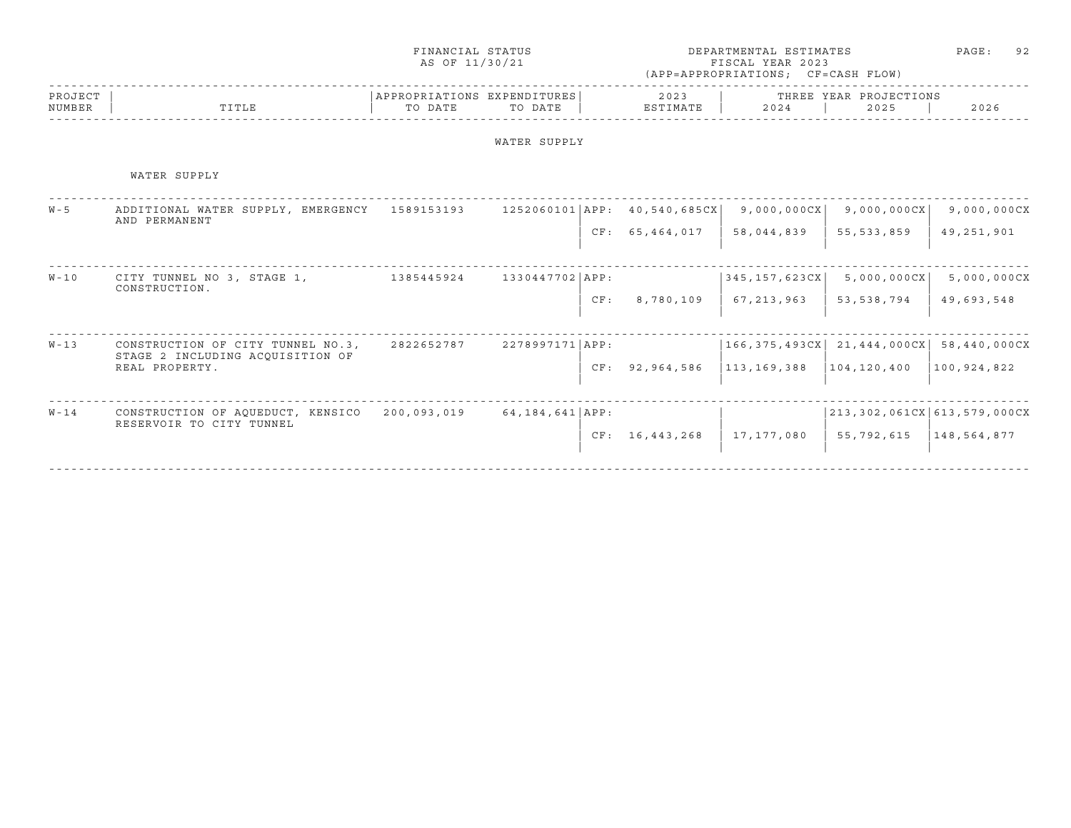FINANCIAL STATUS AS OF 11/30/21

DEPARTMENTAL ESTIMATES FISCAL YEAR 2023 (APP=APPROPRIATIONS; CF=CASH FLOW)

| PROJECT NUMBER | TITLE | APPROPRIATIONS TO DATE | EXPENDITURES TO DATE | | 2023 ESTIMATE | THREE YEAR PROJECTIONS 2024 | 2025 | 2026 |
|---|---|---|---|---|---|---|---|---|

## WATER SUPPLY

### WATER SUPPLY

| PROJECT NUMBER | TITLE | APPROPRIATIONS TO DATE | EXPENDITURES TO DATE | | 2023 ESTIMATE | 2024 | 2025 | 2026 |
|---|---|---|---|---|---|---|---|---|
| W-5 | ADDITIONAL WATER SUPPLY, EMERGENCY AND PERMANENT | 1589153193 | 1252060101 | APP: | 40,540,685CX | 9,000,000CX | 9,000,000CX | 9,000,000CX |
| | | | | CF: | 65,464,017 | 58,044,839 | 55,533,859 | 49,251,901 |
| W-10 | CITY TUNNEL NO 3, STAGE 1, CONSTRUCTION. | 1385445924 | 1330447702 | APP: | | 345,157,623CX | 5,000,000CX | 5,000,000CX |
| | | | | CF: | 8,780,109 | 67,213,963 | 53,538,794 | 49,693,548 |
| W-13 | CONSTRUCTION OF CITY TUNNEL NO.3, STAGE 2 INCLUDING ACQUISITION OF REAL PROPERTY. | 2822652787 | 2278997171 | APP: | | 166,375,493CX | 21,444,000CX | 58,440,000CX |
| | | | | CF: | 92,964,586 | 113,169,388 | 104,120,400 | 100,924,822 |
| W-14 | CONSTRUCTION OF AQUEDUCT, KENSICO RESERVOIR TO CITY TUNNEL | 200,093,019 | 64,184,641 | APP: | | | 213,302,061CX | 613,579,000CX |
| | | | | CF: | 16,443,268 | 17,177,080 | 55,792,615 | 148,564,877 |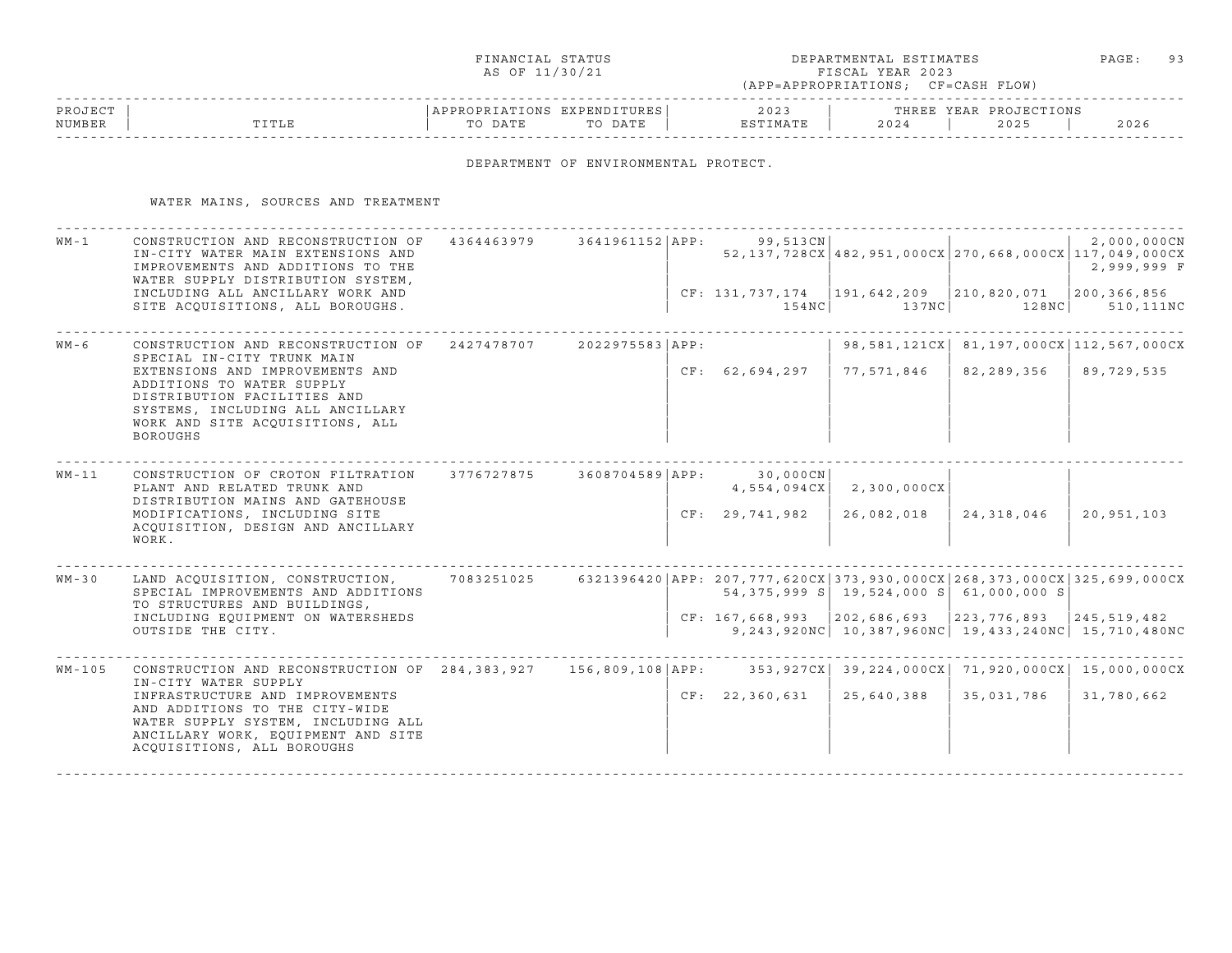FINANCIAL STATUS AS OF 11/30/21

DEPARTMENTAL ESTIMATES FISCAL YEAR 2023 (APP=APPROPRIATIONS; CF=CASH FLOW)

| PROJECT NUMBER | TITLE | APPROPRIATIONS TO DATE | EXPENDITURES TO DATE | | 2023 ESTIMATE | 2024 | 2025 | 2026 |
|---|---|---|---|---|---|---|---|---|
| | | | | | | THREE YEAR PROJECTIONS | | |

## DEPARTMENT OF ENVIRONMENTAL PROTECT.

### WATER MAINS, SOURCES AND TREATMENT

| PROJECT NUMBER | TITLE | APPROPRIATIONS TO DATE | EXPENDITURES TO DATE | | 2023 ESTIMATE | 2024 | 2025 | 2026 |
|---|---|---|---|---|---|---|---|---|
| WM-1 | CONSTRUCTION AND RECONSTRUCTION OF IN-CITY WATER MAIN EXTENSIONS AND IMPROVEMENTS AND ADDITIONS TO THE WATER SUPPLY DISTRIBUTION SYSTEM, INCLUDING ALL ANCILLARY WORK AND SITE ACQUISITIONS, ALL BOROUGHS. | 4364463979 | 3641961152 | APP: | 99,513CN 52,137,728CX | 482,951,000CX | 270,668,000CX | 2,000,000CN 117,049,000CX 2,999,999 F |
| | | | | CF: | 131,737,174 154NC | 191,642,209 137NC | 210,820,071 128NC | 200,366,856 510,111NC |
| WM-6 | CONSTRUCTION AND RECONSTRUCTION OF SPECIAL IN-CITY TRUNK MAIN EXTENSIONS AND IMPROVEMENTS AND ADDITIONS TO WATER SUPPLY DISTRIBUTION FACILITIES AND SYSTEMS, INCLUDING ALL ANCILLARY WORK AND SITE ACQUISITIONS, ALL BOROUGHS | 2427478707 | 2022975583 | APP: | | 98,581,121CX | 81,197,000CX | 112,567,000CX |
| | | | | CF: | 62,694,297 | 77,571,846 | 82,289,356 | 89,729,535 |
| WM-11 | CONSTRUCTION OF CROTON FILTRATION PLANT AND RELATED TRUNK AND DISTRIBUTION MAINS AND GATEHOUSE MODIFICATIONS, INCLUDING SITE ACQUISITION, DESIGN AND ANCILLARY WORK. | 3776727875 | 3608704589 | APP: | 30,000CN 4,554,094CX | 2,300,000CX | | |
| | | | | CF: | 29,741,982 | 26,082,018 | 24,318,046 | 20,951,103 |
| WM-30 | LAND ACQUISITION, CONSTRUCTION, SPECIAL IMPROVEMENTS AND ADDITIONS TO STRUCTURES AND BUILDINGS, INCLUDING EQUIPMENT ON WATERSHEDS OUTSIDE THE CITY. | 7083251025 | 6321396420 | APP: | 207,777,620CX 54,375,999 S | 373,930,000CX 19,524,000 S | 268,373,000CX 61,000,000 S | 325,699,000CX |
| | | | | CF: | 167,668,993 9,243,920NC | 202,686,693 10,387,960NC | 223,776,893 19,433,240NC | 245,519,482 15,710,480NC |
| WM-105 | CONSTRUCTION AND RECONSTRUCTION OF IN-CITY WATER SUPPLY INFRASTRUCTURE AND IMPROVEMENTS AND ADDITIONS TO THE CITY-WIDE WATER SUPPLY SYSTEM, INCLUDING ALL ANCILLARY WORK, EQUIPMENT AND SITE ACQUISITIONS, ALL BOROUGHS | 284,383,927 | 156,809,108 | APP: | 353,927CX | 39,224,000CX | 71,920,000CX | 15,000,000CX |
| | | | | CF: | 22,360,631 | 25,640,388 | 35,031,786 | 31,780,662 |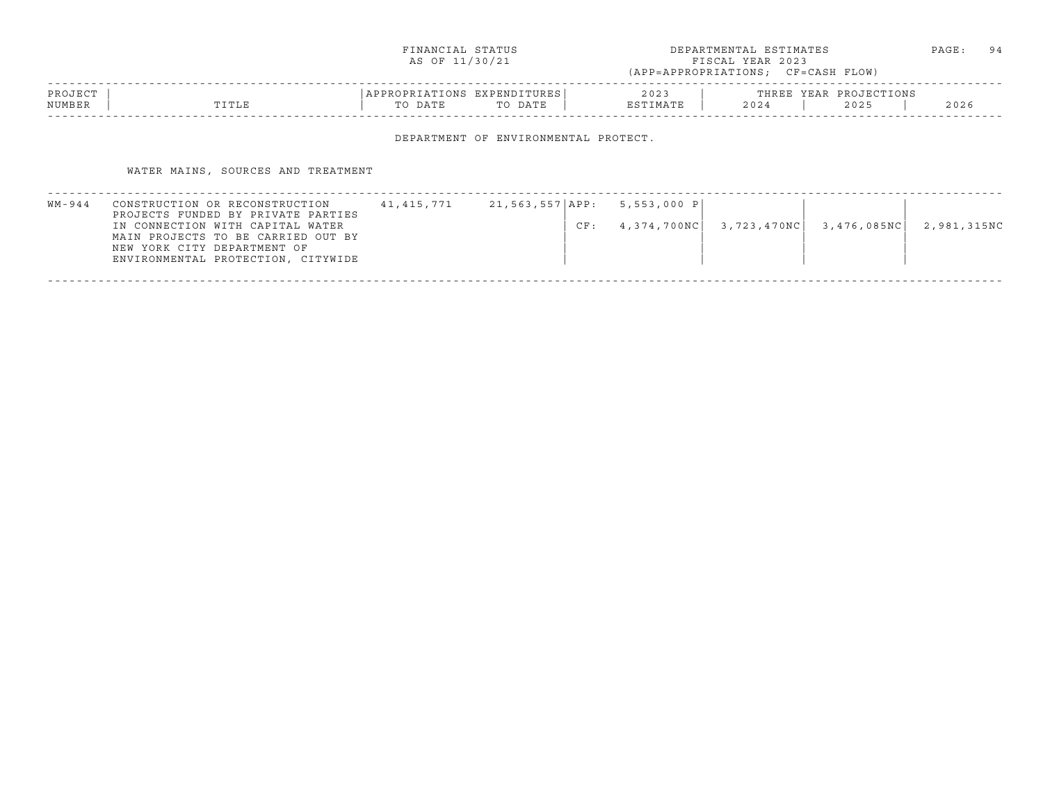FINANCIAL STATUS AS OF 11/30/21

DEPARTMENTAL ESTIMATES FISCAL YEAR 2023 (APP=APPROPRIATIONS; CF=CASH FLOW)

## DEPARTMENT OF ENVIRONMENTAL PROTECT.

### WATER MAINS, SOURCES AND TREATMENT

| PROJECT NUMBER | TITLE | APPROPRIATIONS TO DATE | EXPENDITURES TO DATE | | 2023 ESTIMATE | THREE YEAR PROJECTIONS 2024 | 2025 | 2026 |
|---|---|---|---|---|---|---|---|---|
| WM-944 | CONSTRUCTION OR RECONSTRUCTION PROJECTS FUNDED BY PRIVATE PARTIES IN CONNECTION WITH CAPITAL WATER MAIN PROJECTS TO BE CARRIED OUT BY NEW YORK CITY DEPARTMENT OF ENVIRONMENTAL PROTECTION, CITYWIDE | 41,415,771 | 21,563,557 | APP: | 5,553,000 P | | | |
| | | | | CF: | 4,374,700NC | 3,723,470NC | 3,476,085NC | 2,981,315NC |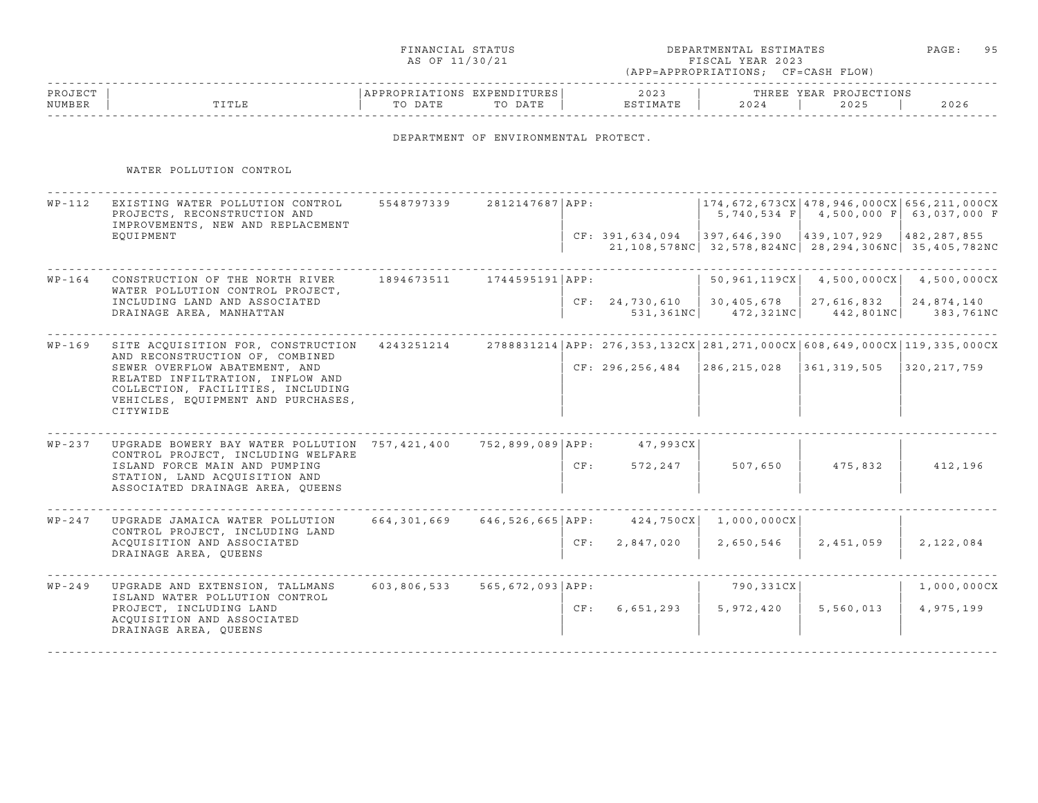FINANCIAL STATUS AS OF 11/30/21

DEPARTMENTAL ESTIMATES FISCAL YEAR 2023 (APP=APPROPRIATIONS; CF=CASH FLOW)

## DEPARTMENT OF ENVIRONMENTAL PROTECT.

### WATER POLLUTION CONTROL

| PROJECT NUMBER | TITLE | APPROPRIATIONS TO DATE | EXPENDITURES TO DATE | | 2023 ESTIMATE | THREE YEAR PROJECTIONS 2024 | 2025 | 2026 |
|---|---|---|---|---|---|---|---|---|
| WP-112 | EXISTING WATER POLLUTION CONTROL PROJECTS, RECONSTRUCTION AND IMPROVEMENTS, NEW AND REPLACEMENT EQUIPMENT | 5548797339 | 2812147687 | APP: | | 174,672,673CX 5,740,534 F | 478,946,000CX 4,500,000 F | 656,211,000CX 63,037,000 F |
| | | | | CF: | 391,634,094 21,108,578NC | 397,646,390 32,578,824NC | 439,107,929 28,294,306NC | 482,287,855 35,405,782NC |
| WP-164 | CONSTRUCTION OF THE NORTH RIVER WATER POLLUTION CONTROL PROJECT, INCLUDING LAND AND ASSOCIATED DRAINAGE AREA, MANHATTAN | 1894673511 | 1744595191 | APP: | | 50,961,119CX | 4,500,000CX | 4,500,000CX |
| | | | | CF: | 24,730,610 531,361NC | 30,405,678 472,321NC | 27,616,832 442,801NC | 24,874,140 383,761NC |
| WP-169 | SITE ACQUISITION FOR, CONSTRUCTION AND RECONSTRUCTION OF, COMBINED SEWER OVERFLOW ABATEMENT, AND RELATED INFILTRATION, INFLOW AND COLLECTION, FACILITIES, INCLUDING VEHICLES, EQUIPMENT AND PURCHASES, CITYWIDE | 4243251214 | 2788831214 | APP: | 276,353,132CX | 281,271,000CX | 608,649,000CX | 119,335,000CX |
| | | | | CF: | 296,256,484 | 286,215,028 | 361,319,505 | 320,217,759 |
| WP-237 | UPGRADE BOWERY BAY WATER POLLUTION CONTROL PROJECT, INCLUDING WELFARE ISLAND FORCE MAIN AND PUMPING STATION, LAND ACQUISITION AND ASSOCIATED DRAINAGE AREA, QUEENS | 757,421,400 | 752,899,089 | APP: | 47,993CX | | | |
| | | | | CF: | 572,247 | 507,650 | 475,832 | 412,196 |
| WP-247 | UPGRADE JAMAICA WATER POLLUTION CONTROL PROJECT, INCLUDING LAND ACQUISITION AND ASSOCIATED DRAINAGE AREA, QUEENS | 664,301,669 | 646,526,665 | APP: | 424,750CX | 1,000,000CX | | |
| | | | | CF: | 2,847,020 | 2,650,546 | 2,451,059 | 2,122,084 |
| WP-249 | UPGRADE AND EXTENSION, TALLMANS ISLAND WATER POLLUTION CONTROL PROJECT, INCLUDING LAND ACQUISITION AND ASSOCIATED DRAINAGE AREA, QUEENS | 603,806,533 | 565,672,093 | APP: | | 790,331CX | | 1,000,000CX |
| | | | | CF: | 6,651,293 | 5,972,420 | 5,560,013 | 4,975,199 |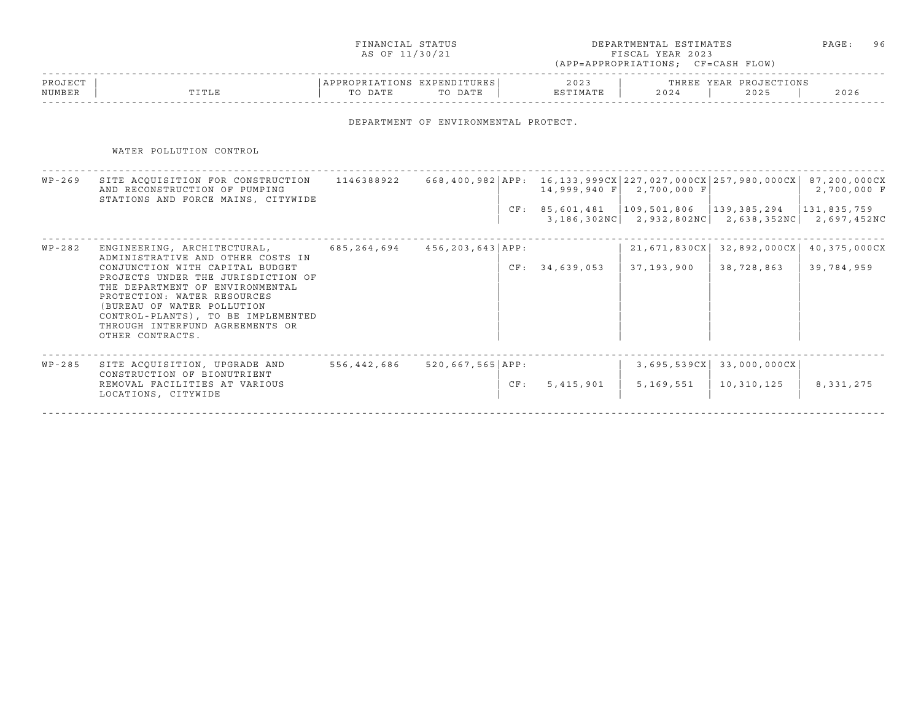FINANCIAL STATUS AS OF 11/30/21

DEPARTMENTAL ESTIMATES FISCAL YEAR 2023 (APP=APPROPRIATIONS; CF=CASH FLOW)

| PROJECT NUMBER | TITLE | APPROPRIATIONS TO DATE | EXPENDITURES TO DATE | | 2023 ESTIMATE | THREE YEAR PROJECTIONS 2024 | 2025 | 2026 |
|---|---|---|---|---|---|---|---|---|

## DEPARTMENT OF ENVIRONMENTAL PROTECT.

### WATER POLLUTION CONTROL

| PROJECT NUMBER | TITLE | APPROPRIATIONS TO DATE | EXPENDITURES TO DATE | | 2023 ESTIMATE | 2024 | 2025 | 2026 |
|---|---|---|---|---|---|---|---|---|
| WP-269 | SITE ACQUISITION FOR CONSTRUCTION AND RECONSTRUCTION OF PUMPING STATIONS AND FORCE MAINS, CITYWIDE | 1146388922 | 668,400,982 | APP: | 16,133,999CX | 227,027,000CX | 257,980,000CX | 87,200,000CX |
| | | | | | 14,999,940 F | 2,700,000 F | | 2,700,000 F |
| | | | | CF: | 85,601,481 | 109,501,806 | 139,385,294 | 131,835,759 |
| | | | | | 3,186,302NC | 2,932,802NC | 2,638,352NC | 2,697,452NC |
| WP-282 | ENGINEERING, ARCHITECTURAL, ADMINISTRATIVE AND OTHER COSTS IN CONJUNCTION WITH CAPITAL BUDGET PROJECTS UNDER THE JURISDICTION OF THE DEPARTMENT OF ENVIRONMENTAL PROTECTION: WATER RESOURCES (BUREAU OF WATER POLLUTION CONTROL-PLANTS), TO BE IMPLEMENTED THROUGH INTERFUND AGREEMENTS OR OTHER CONTRACTS. | 685,264,694 | 456,203,643 | APP: | | 21,671,830CX | 32,892,000CX | 40,375,000CX |
| | | | | CF: | 34,639,053 | 37,193,900 | 38,728,863 | 39,784,959 |
| WP-285 | SITE ACQUISITION, UPGRADE AND CONSTRUCTION OF BIONUTRIENT REMOVAL FACILITIES AT VARIOUS LOCATIONS, CITYWIDE | 556,442,686 | 520,667,565 | APP: | | 3,695,539CX | 33,000,000CX | |
| | | | | CF: | 5,415,901 | 5,169,551 | 10,310,125 | 8,331,275 |